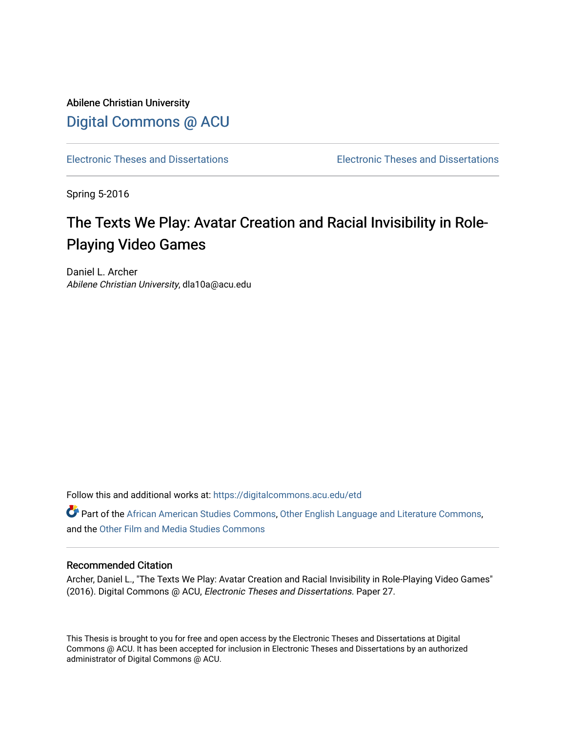Abilene Christian University

Digital Commons @ ACU

Electronic Theses and Dissertations | Electronic Theses and Dissertations

Spring 5-2016

# The Texts We Play: Avatar Creation and Racial Invisibility in Role-Playing Video Games

Daniel L. Archer
*Abilene Christian University*, dla10a@acu.edu

Follow this and additional works at: https://digitalcommons.acu.edu/etd

Part of the African American Studies Commons, Other English Language and Literature Commons, and the Other Film and Media Studies Commons

## Recommended Citation

Archer, Daniel L., "The Texts We Play: Avatar Creation and Racial Invisibility in Role-Playing Video Games" (2016). Digital Commons @ ACU, *Electronic Theses and Dissertations.* Paper 27.

This Thesis is brought to you for free and open access by the Electronic Theses and Dissertations at Digital Commons @ ACU. It has been accepted for inclusion in Electronic Theses and Dissertations by an authorized administrator of Digital Commons @ ACU.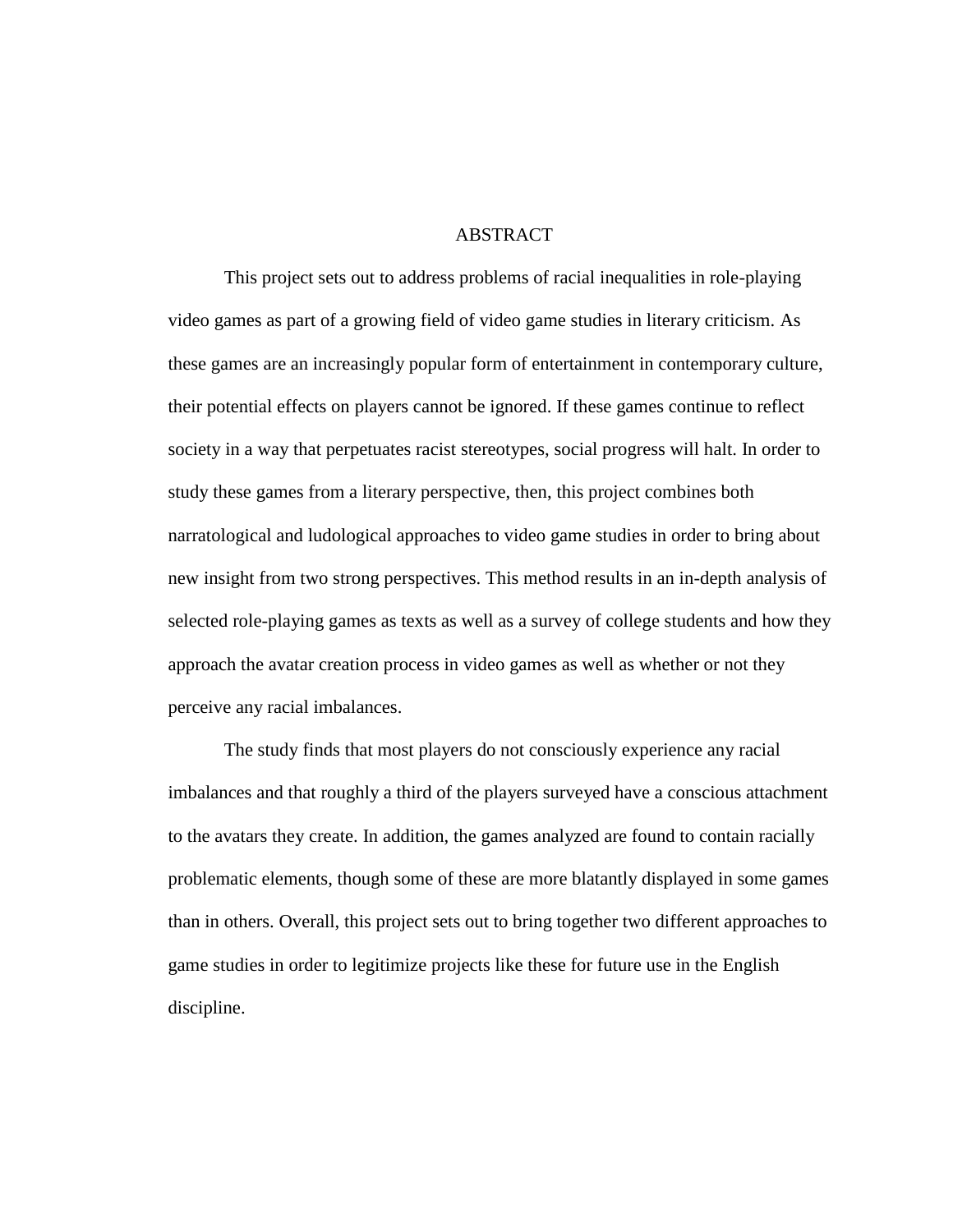# ABSTRACT

This project sets out to address problems of racial inequalities in role-playing video games as part of a growing field of video game studies in literary criticism. As these games are an increasingly popular form of entertainment in contemporary culture, their potential effects on players cannot be ignored. If these games continue to reflect society in a way that perpetuates racist stereotypes, social progress will halt. In order to study these games from a literary perspective, then, this project combines both narratological and ludological approaches to video game studies in order to bring about new insight from two strong perspectives. This method results in an in-depth analysis of selected role-playing games as texts as well as a survey of college students and how they approach the avatar creation process in video games as well as whether or not they perceive any racial imbalances.

The study finds that most players do not consciously experience any racial imbalances and that roughly a third of the players surveyed have a conscious attachment to the avatars they create. In addition, the games analyzed are found to contain racially problematic elements, though some of these are more blatantly displayed in some games than in others. Overall, this project sets out to bring together two different approaches to game studies in order to legitimize projects like these for future use in the English discipline.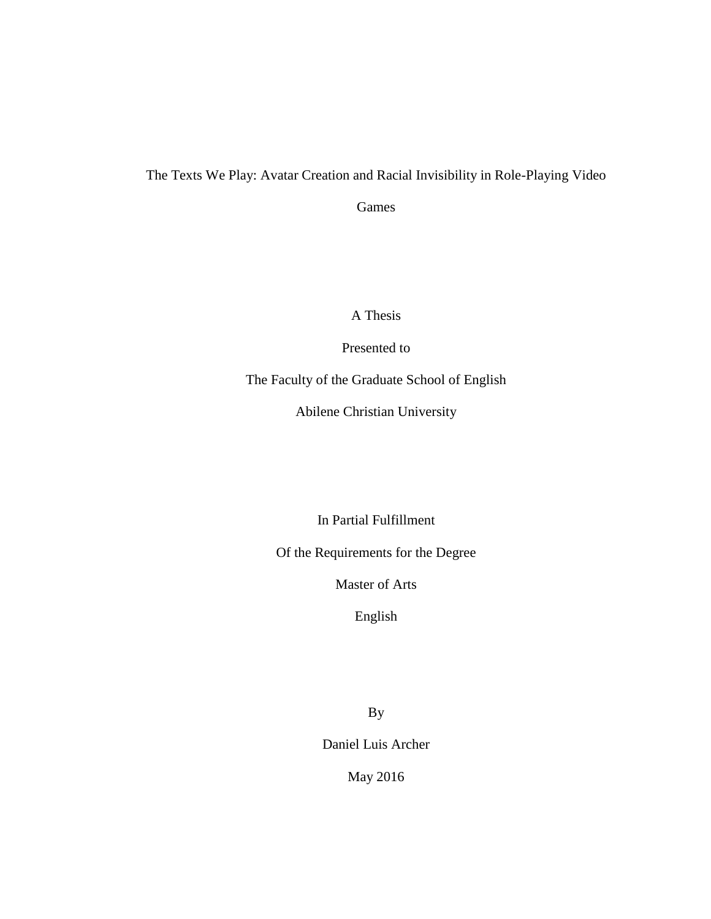# The Texts We Play: Avatar Creation and Racial Invisibility in Role-Playing Video Games

A Thesis

Presented to

The Faculty of the Graduate School of English

Abilene Christian University

In Partial Fulfillment

Of the Requirements for the Degree

Master of Arts

English

By

Daniel Luis Archer

May 2016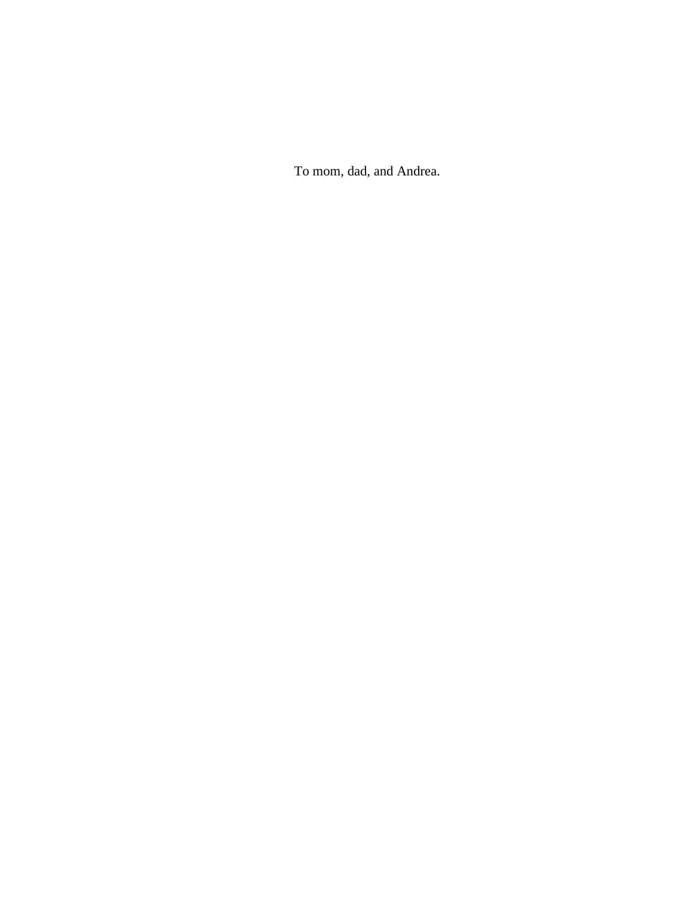To mom, dad, and Andrea.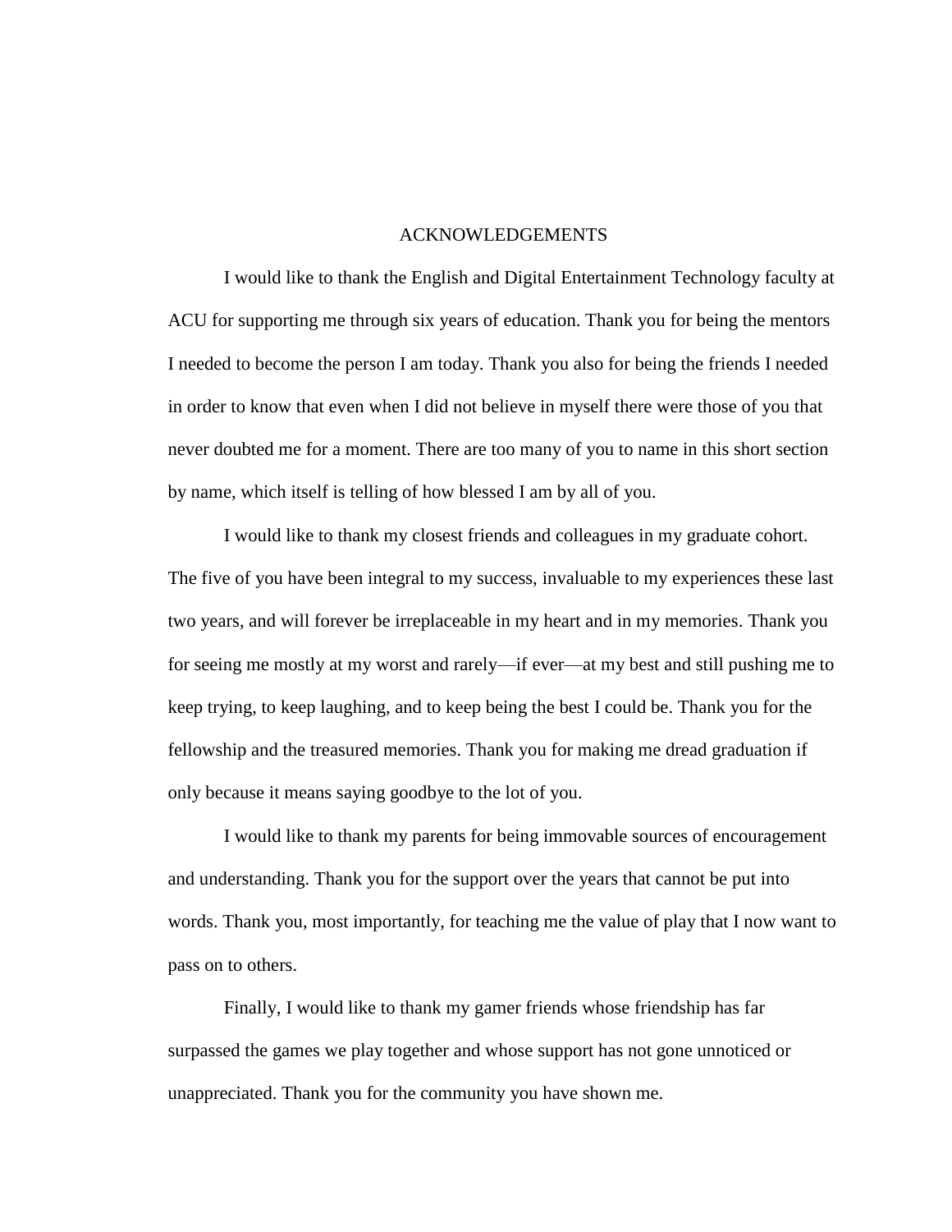# ACKNOWLEDGEMENTS

I would like to thank the English and Digital Entertainment Technology faculty at ACU for supporting me through six years of education. Thank you for being the mentors I needed to become the person I am today. Thank you also for being the friends I needed in order to know that even when I did not believe in myself there were those of you that never doubted me for a moment. There are too many of you to name in this short section by name, which itself is telling of how blessed I am by all of you.

I would like to thank my closest friends and colleagues in my graduate cohort. The five of you have been integral to my success, invaluable to my experiences these last two years, and will forever be irreplaceable in my heart and in my memories. Thank you for seeing me mostly at my worst and rarely—if ever—at my best and still pushing me to keep trying, to keep laughing, and to keep being the best I could be. Thank you for the fellowship and the treasured memories. Thank you for making me dread graduation if only because it means saying goodbye to the lot of you.

I would like to thank my parents for being immovable sources of encouragement and understanding. Thank you for the support over the years that cannot be put into words. Thank you, most importantly, for teaching me the value of play that I now want to pass on to others.

Finally, I would like to thank my gamer friends whose friendship has far surpassed the games we play together and whose support has not gone unnoticed or unappreciated. Thank you for the community you have shown me.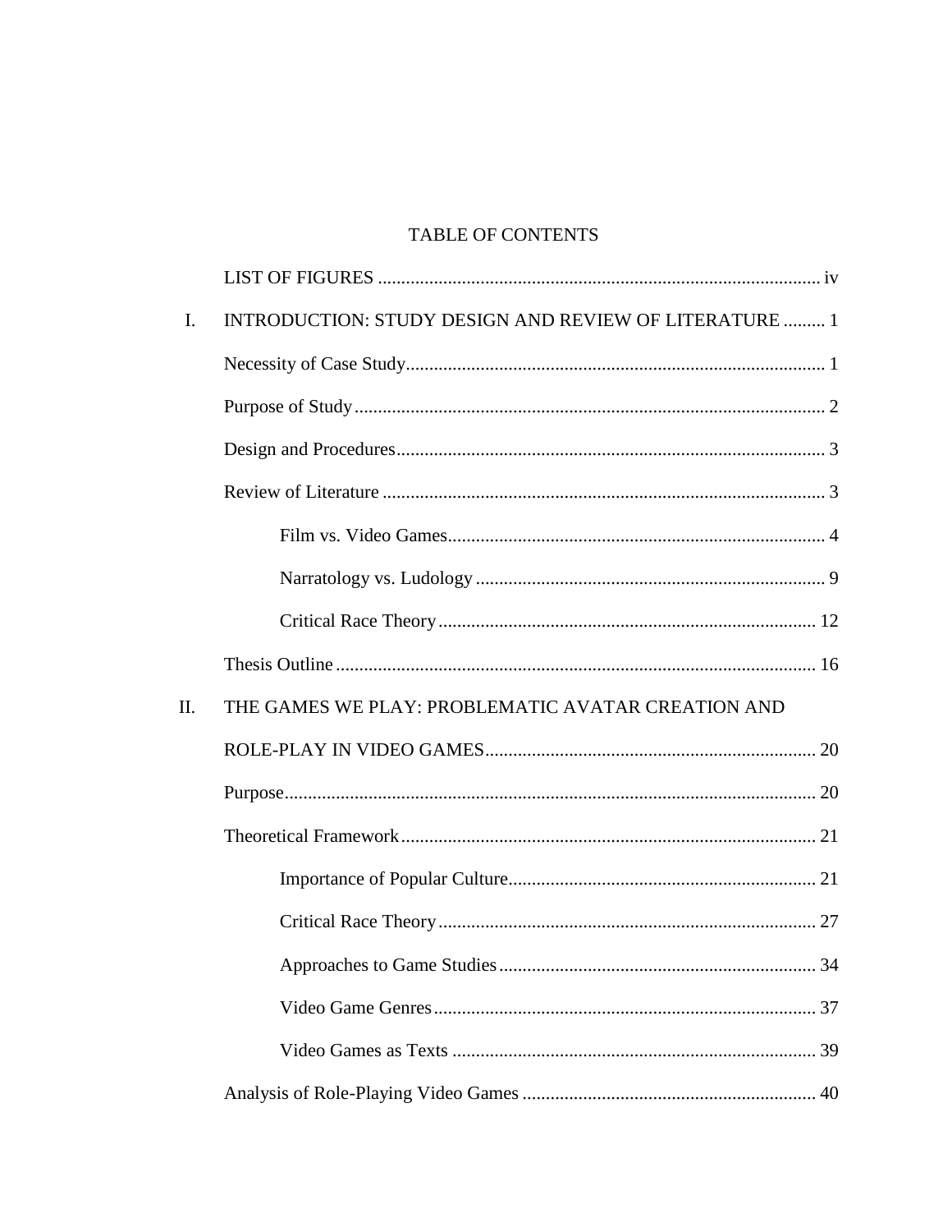# TABLE OF CONTENTS

LIST OF FIGURES ............................................................................................. iv

I. INTRODUCTION: STUDY DESIGN AND REVIEW OF LITERATURE ......... 1

Necessity of Case Study......................................................................................... 1

Purpose of Study .................................................................................................... 2

Design and Procedures........................................................................................... 3

Review of Literature .............................................................................................. 3

Film vs. Video Games................................................................................. 4

Narratology vs. Ludology ........................................................................... 9

Critical Race Theory ................................................................................. 12

Thesis Outline ...................................................................................................... 16

II. THE GAMES WE PLAY: PROBLEMATIC AVATAR CREATION AND ROLE-PLAY IN VIDEO GAMES...................................................................... 20

Purpose................................................................................................................. 20

Theoretical Framework........................................................................................ 21

Importance of Popular Culture.................................................................. 21

Critical Race Theory ................................................................................. 27

Approaches to Game Studies.................................................................... 34

Video Game Genres.................................................................................. 37

Video Games as Texts .............................................................................. 39

Analysis of Role-Playing Video Games .............................................................. 40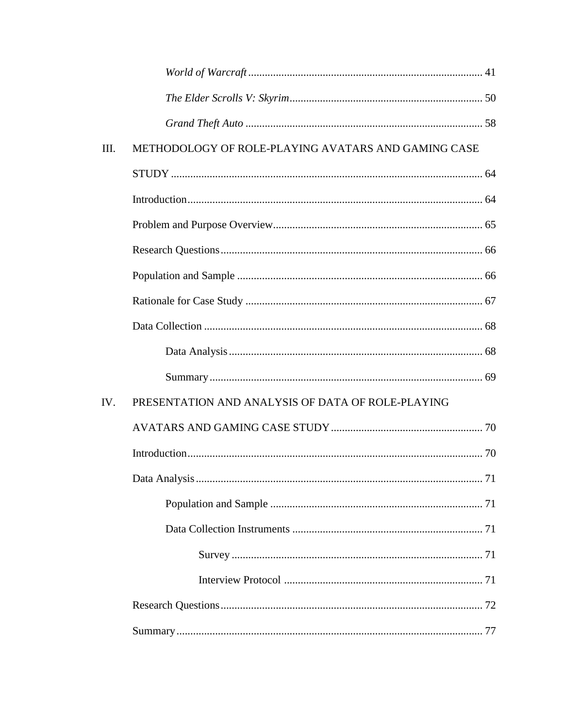*World of Warcraft* .................................................................................... 41

*The Elder Scrolls V: Skyrim* ..................................................................... 50

*Grand Theft Auto* ..................................................................................... 58

III. METHODOLOGY OF ROLE-PLAYING AVATARS AND GAMING CASE STUDY ................................................................................................................ 64

Introduction .......................................................................................................... 64

Problem and Purpose Overview ........................................................................... 65

Research Questions .............................................................................................. 66

Population and Sample ......................................................................................... 66

Rationale for Case Study ...................................................................................... 67

Data Collection .................................................................................................... 68

Data Analysis ........................................................................................... 68

Summary .................................................................................................. 69

IV. PRESENTATION AND ANALYSIS OF DATA OF ROLE-PLAYING AVATARS AND GAMING CASE STUDY ...................................................... 70

Introduction .......................................................................................................... 70

Data Analysis ....................................................................................................... 71

Population and Sample ............................................................................ 71

Data Collection Instruments .................................................................... 71

Survey .......................................................................................... 71

Interview Protocol ........................................................................ 71

Research Questions .............................................................................................. 72

Summary .............................................................................................................. 77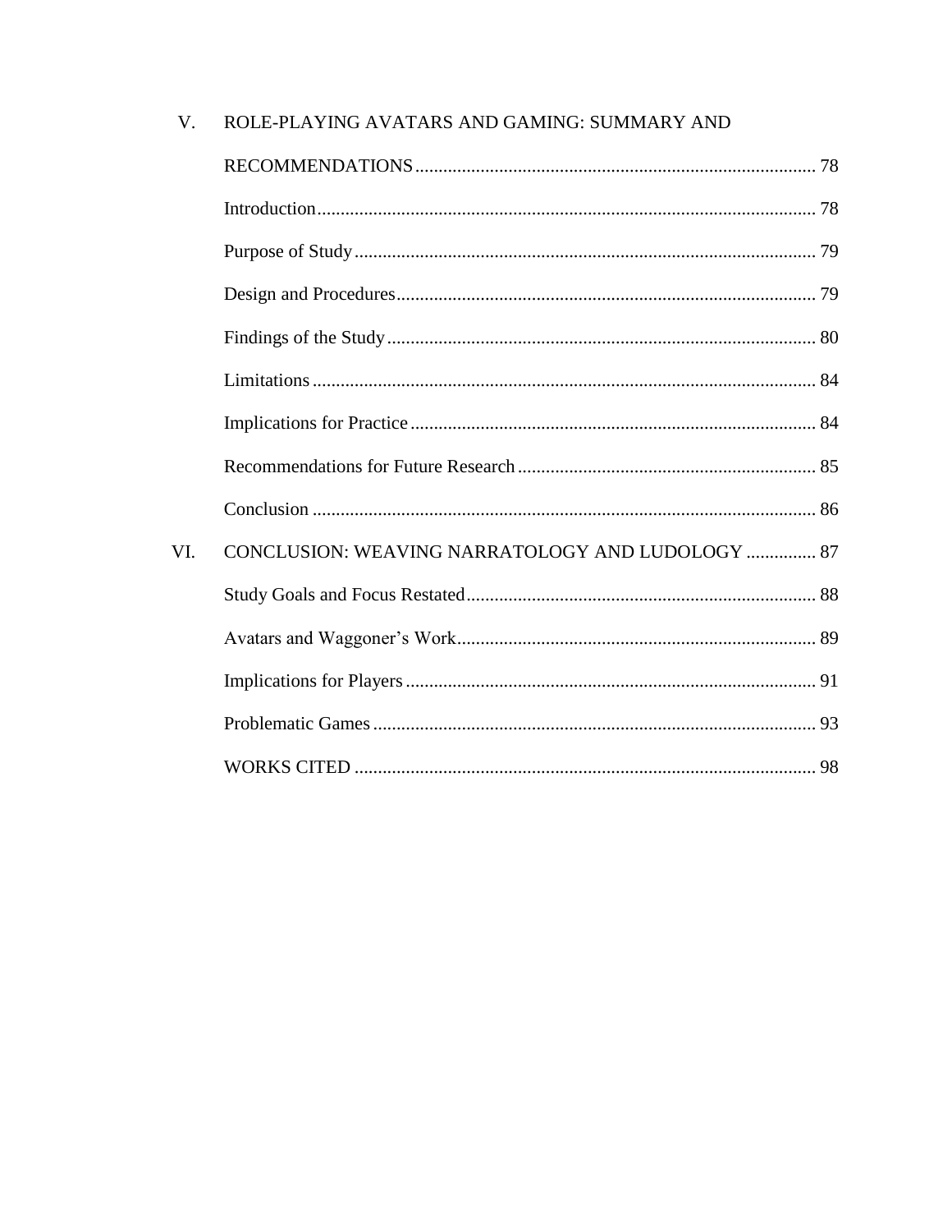V. ROLE-PLAYING AVATARS AND GAMING: SUMMARY AND RECOMMENDATIONS ..................... 78

- Introduction ..................... 78
- Purpose of Study ..................... 79
- Design and Procedures ..................... 79
- Findings of the Study ..................... 80
- Limitations ..................... 84
- Implications for Practice ..................... 84
- Recommendations for Future Research ..................... 85
- Conclusion ..................... 86

VI. CONCLUSION: WEAVING NARRATOLOGY AND LUDOLOGY ..................... 87

- Study Goals and Focus Restated ..................... 88
- Avatars and Waggoner's Work ..................... 89
- Implications for Players ..................... 91
- Problematic Games ..................... 93
- WORKS CITED ..................... 98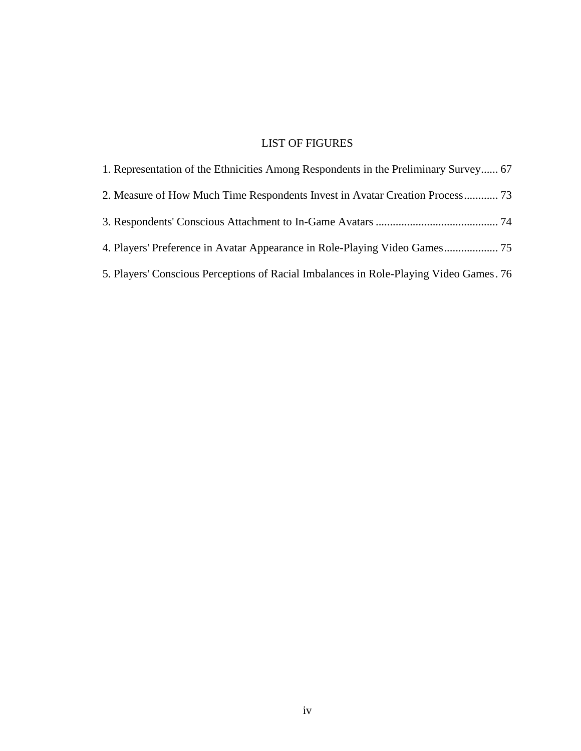# LIST OF FIGURES

1. Representation of the Ethnicities Among Respondents in the Preliminary Survey...... 67
2. Measure of How Much Time Respondents Invest in Avatar Creation Process............ 73
3. Respondents' Conscious Attachment to In-Game Avatars ........................................... 74
4. Players' Preference in Avatar Appearance in Role-Playing Video Games................... 75
5. Players' Conscious Perceptions of Racial Imbalances in Role-Playing Video Games. 76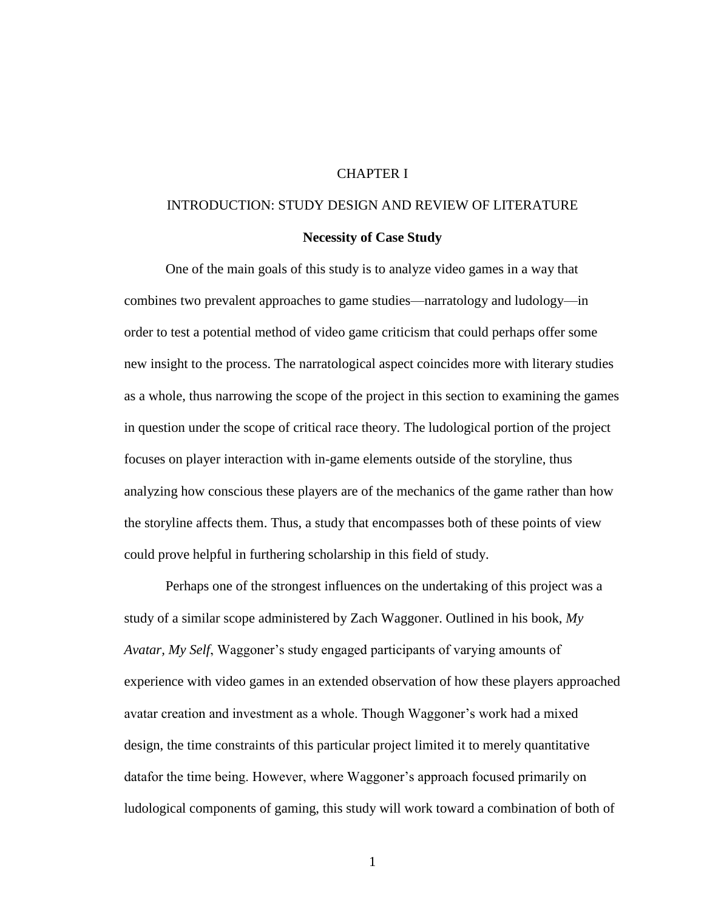# CHAPTER I

# INTRODUCTION: STUDY DESIGN AND REVIEW OF LITERATURE

## Necessity of Case Study

One of the main goals of this study is to analyze video games in a way that combines two prevalent approaches to game studies—narratology and ludology—in order to test a potential method of video game criticism that could perhaps offer some new insight to the process. The narratological aspect coincides more with literary studies as a whole, thus narrowing the scope of the project in this section to examining the games in question under the scope of critical race theory. The ludological portion of the project focuses on player interaction with in-game elements outside of the storyline, thus analyzing how conscious these players are of the mechanics of the game rather than how the storyline affects them. Thus, a study that encompasses both of these points of view could prove helpful in furthering scholarship in this field of study.

Perhaps one of the strongest influences on the undertaking of this project was a study of a similar scope administered by Zach Waggoner. Outlined in his book, *My Avatar, My Self*, Waggoner's study engaged participants of varying amounts of experience with video games in an extended observation of how these players approached avatar creation and investment as a whole. Though Waggoner's work had a mixed design, the time constraints of this particular project limited it to merely quantitative datafor the time being. However, where Waggoner's approach focused primarily on ludological components of gaming, this study will work toward a combination of both of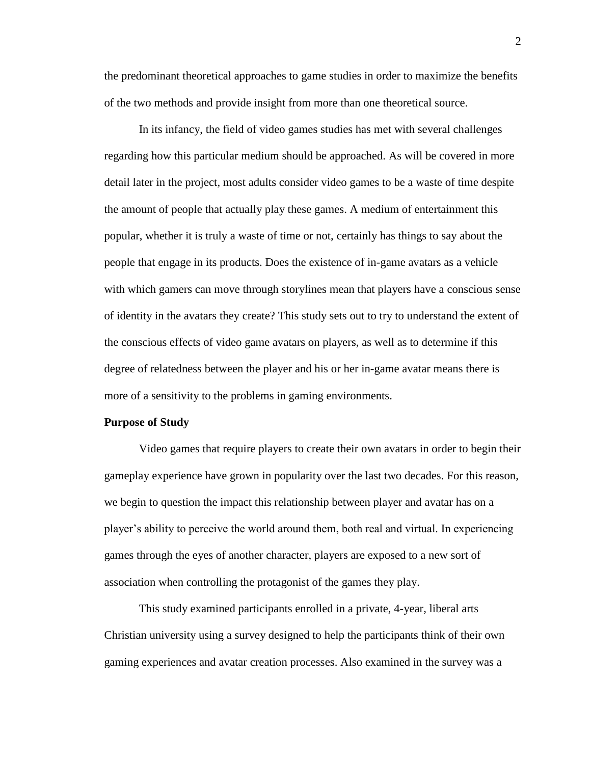the predominant theoretical approaches to game studies in order to maximize the benefits of the two methods and provide insight from more than one theoretical source.

In its infancy, the field of video games studies has met with several challenges regarding how this particular medium should be approached. As will be covered in more detail later in the project, most adults consider video games to be a waste of time despite the amount of people that actually play these games. A medium of entertainment this popular, whether it is truly a waste of time or not, certainly has things to say about the people that engage in its products. Does the existence of in-game avatars as a vehicle with which gamers can move through storylines mean that players have a conscious sense of identity in the avatars they create? This study sets out to try to understand the extent of the conscious effects of video game avatars on players, as well as to determine if this degree of relatedness between the player and his or her in-game avatar means there is more of a sensitivity to the problems in gaming environments.

**Purpose of Study**

Video games that require players to create their own avatars in order to begin their gameplay experience have grown in popularity over the last two decades. For this reason, we begin to question the impact this relationship between player and avatar has on a player's ability to perceive the world around them, both real and virtual. In experiencing games through the eyes of another character, players are exposed to a new sort of association when controlling the protagonist of the games they play.

This study examined participants enrolled in a private, 4-year, liberal arts Christian university using a survey designed to help the participants think of their own gaming experiences and avatar creation processes. Also examined in the survey was a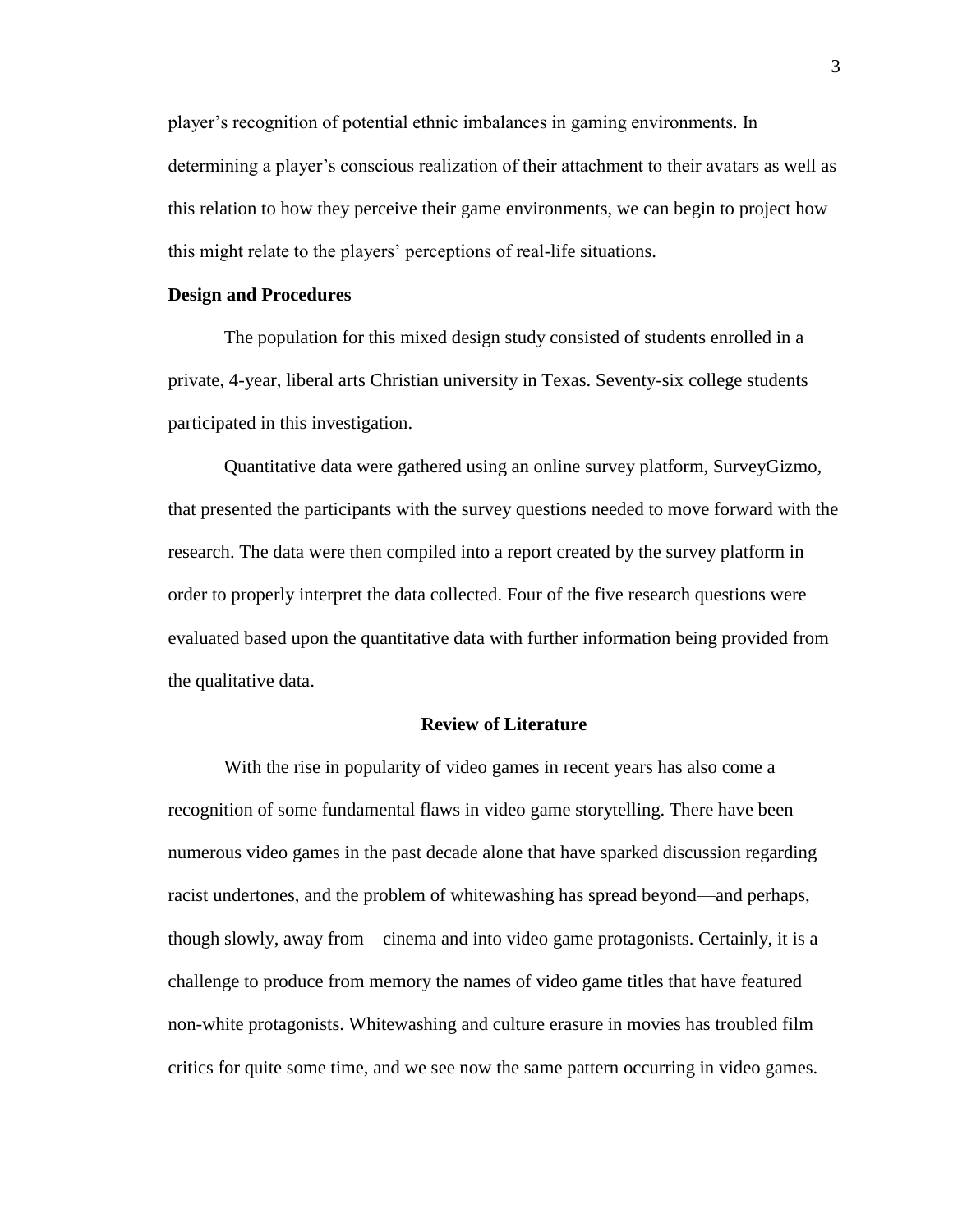player's recognition of potential ethnic imbalances in gaming environments. In determining a player's conscious realization of their attachment to their avatars as well as this relation to how they perceive their game environments, we can begin to project how this might relate to the players' perceptions of real-life situations.

**Design and Procedures**

The population for this mixed design study consisted of students enrolled in a private, 4-year, liberal arts Christian university in Texas. Seventy-six college students participated in this investigation.

Quantitative data were gathered using an online survey platform, SurveyGizmo, that presented the participants with the survey questions needed to move forward with the research. The data were then compiled into a report created by the survey platform in order to properly interpret the data collected. Four of the five research questions were evaluated based upon the quantitative data with further information being provided from the qualitative data.

## Review of Literature

With the rise in popularity of video games in recent years has also come a recognition of some fundamental flaws in video game storytelling. There have been numerous video games in the past decade alone that have sparked discussion regarding racist undertones, and the problem of whitewashing has spread beyond—and perhaps, though slowly, away from—cinema and into video game protagonists. Certainly, it is a challenge to produce from memory the names of video game titles that have featured non-white protagonists. Whitewashing and culture erasure in movies has troubled film critics for quite some time, and we see now the same pattern occurring in video games.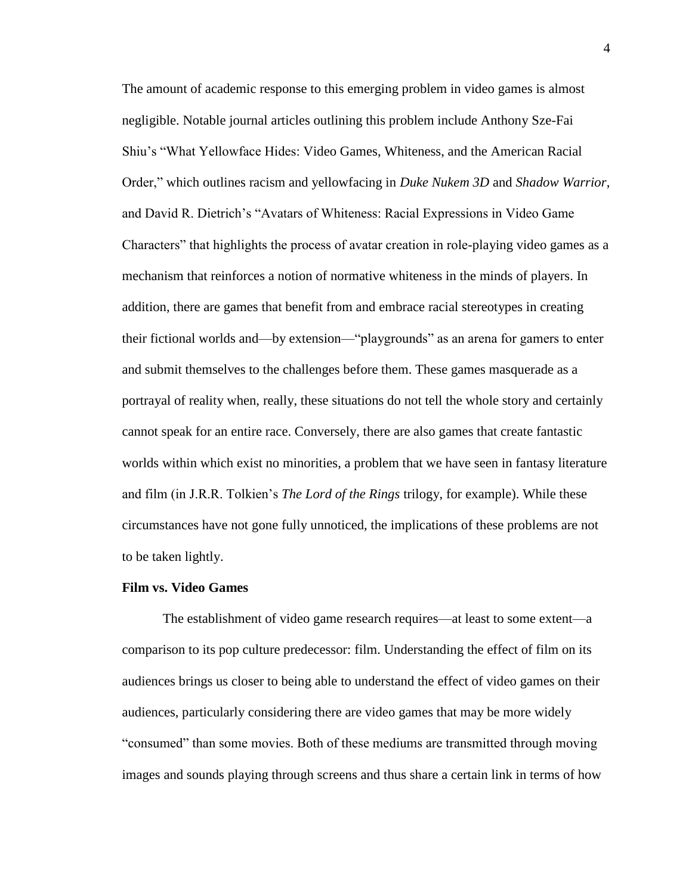The amount of academic response to this emerging problem in video games is almost negligible. Notable journal articles outlining this problem include Anthony Sze-Fai Shiu's "What Yellowface Hides: Video Games, Whiteness, and the American Racial Order," which outlines racism and yellowfacing in *Duke Nukem 3D* and *Shadow Warrior*, and David R. Dietrich's "Avatars of Whiteness: Racial Expressions in Video Game Characters" that highlights the process of avatar creation in role-playing video games as a mechanism that reinforces a notion of normative whiteness in the minds of players. In addition, there are games that benefit from and embrace racial stereotypes in creating their fictional worlds and—by extension—"playgrounds" as an arena for gamers to enter and submit themselves to the challenges before them. These games masquerade as a portrayal of reality when, really, these situations do not tell the whole story and certainly cannot speak for an entire race. Conversely, there are also games that create fantastic worlds within which exist no minorities, a problem that we have seen in fantasy literature and film (in J.R.R. Tolkien's *The Lord of the Rings* trilogy, for example). While these circumstances have not gone fully unnoticed, the implications of these problems are not to be taken lightly.

**Film vs. Video Games**

The establishment of video game research requires—at least to some extent—a comparison to its pop culture predecessor: film. Understanding the effect of film on its audiences brings us closer to being able to understand the effect of video games on their audiences, particularly considering there are video games that may be more widely "consumed" than some movies. Both of these mediums are transmitted through moving images and sounds playing through screens and thus share a certain link in terms of how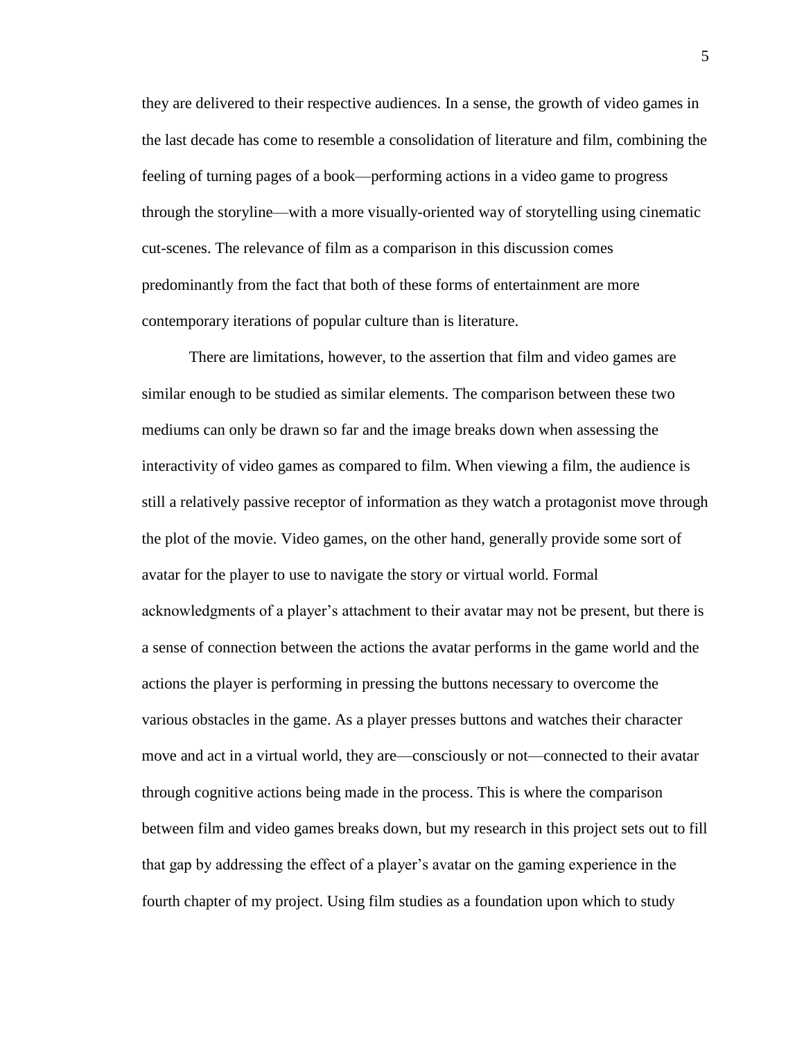they are delivered to their respective audiences. In a sense, the growth of video games in the last decade has come to resemble a consolidation of literature and film, combining the feeling of turning pages of a book—performing actions in a video game to progress through the storyline—with a more visually-oriented way of storytelling using cinematic cut-scenes. The relevance of film as a comparison in this discussion comes predominantly from the fact that both of these forms of entertainment are more contemporary iterations of popular culture than is literature.

There are limitations, however, to the assertion that film and video games are similar enough to be studied as similar elements. The comparison between these two mediums can only be drawn so far and the image breaks down when assessing the interactivity of video games as compared to film. When viewing a film, the audience is still a relatively passive receptor of information as they watch a protagonist move through the plot of the movie. Video games, on the other hand, generally provide some sort of avatar for the player to use to navigate the story or virtual world. Formal acknowledgments of a player's attachment to their avatar may not be present, but there is a sense of connection between the actions the avatar performs in the game world and the actions the player is performing in pressing the buttons necessary to overcome the various obstacles in the game. As a player presses buttons and watches their character move and act in a virtual world, they are—consciously or not—connected to their avatar through cognitive actions being made in the process. This is where the comparison between film and video games breaks down, but my research in this project sets out to fill that gap by addressing the effect of a player's avatar on the gaming experience in the fourth chapter of my project. Using film studies as a foundation upon which to study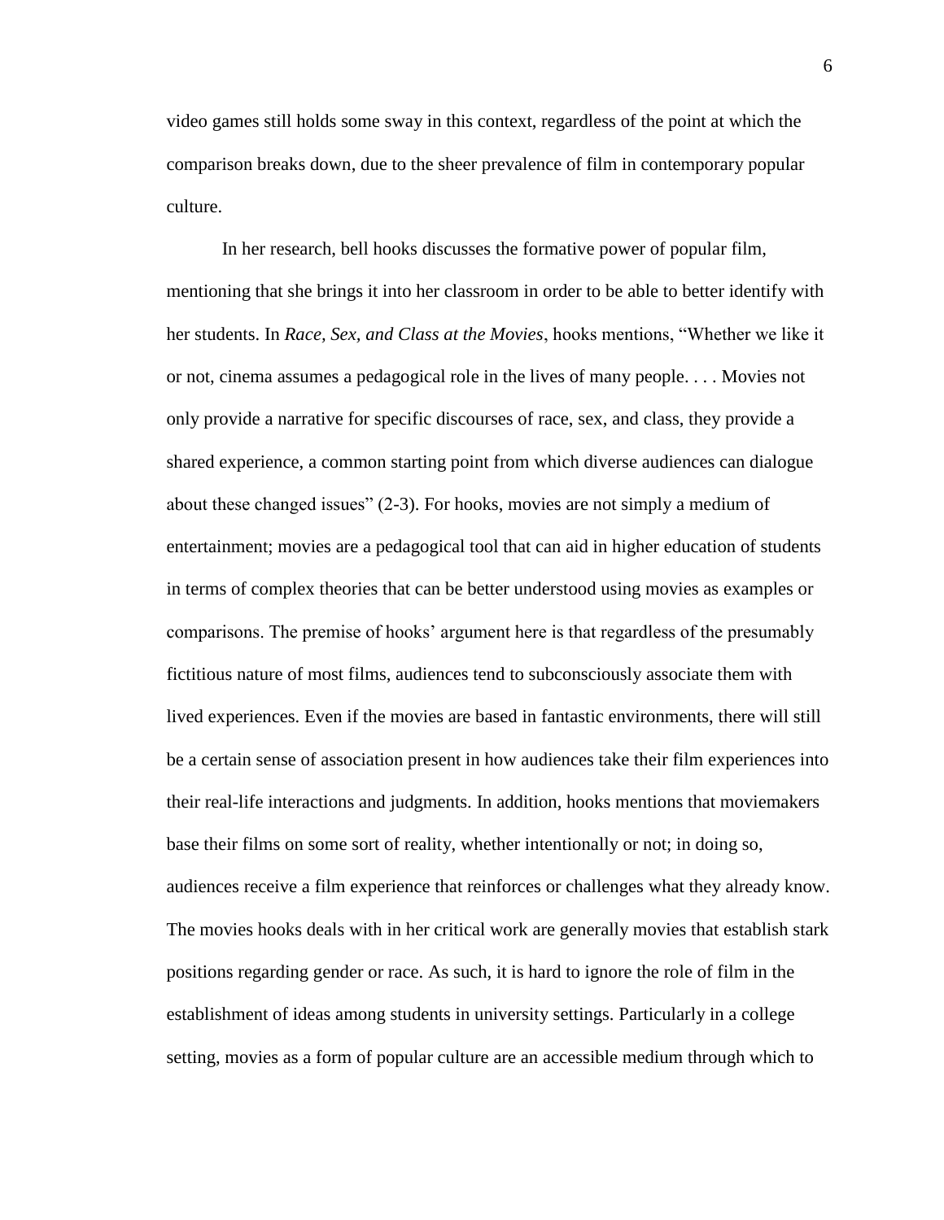video games still holds some sway in this context, regardless of the point at which the comparison breaks down, due to the sheer prevalence of film in contemporary popular culture.

In her research, bell hooks discusses the formative power of popular film, mentioning that she brings it into her classroom in order to be able to better identify with her students. In *Race, Sex, and Class at the Movies*, hooks mentions, "Whether we like it or not, cinema assumes a pedagogical role in the lives of many people. . . . Movies not only provide a narrative for specific discourses of race, sex, and class, they provide a shared experience, a common starting point from which diverse audiences can dialogue about these changed issues" (2-3). For hooks, movies are not simply a medium of entertainment; movies are a pedagogical tool that can aid in higher education of students in terms of complex theories that can be better understood using movies as examples or comparisons. The premise of hooks' argument here is that regardless of the presumably fictitious nature of most films, audiences tend to subconsciously associate them with lived experiences. Even if the movies are based in fantastic environments, there will still be a certain sense of association present in how audiences take their film experiences into their real-life interactions and judgments. In addition, hooks mentions that moviemakers base their films on some sort of reality, whether intentionally or not; in doing so, audiences receive a film experience that reinforces or challenges what they already know. The movies hooks deals with in her critical work are generally movies that establish stark positions regarding gender or race. As such, it is hard to ignore the role of film in the establishment of ideas among students in university settings. Particularly in a college setting, movies as a form of popular culture are an accessible medium through which to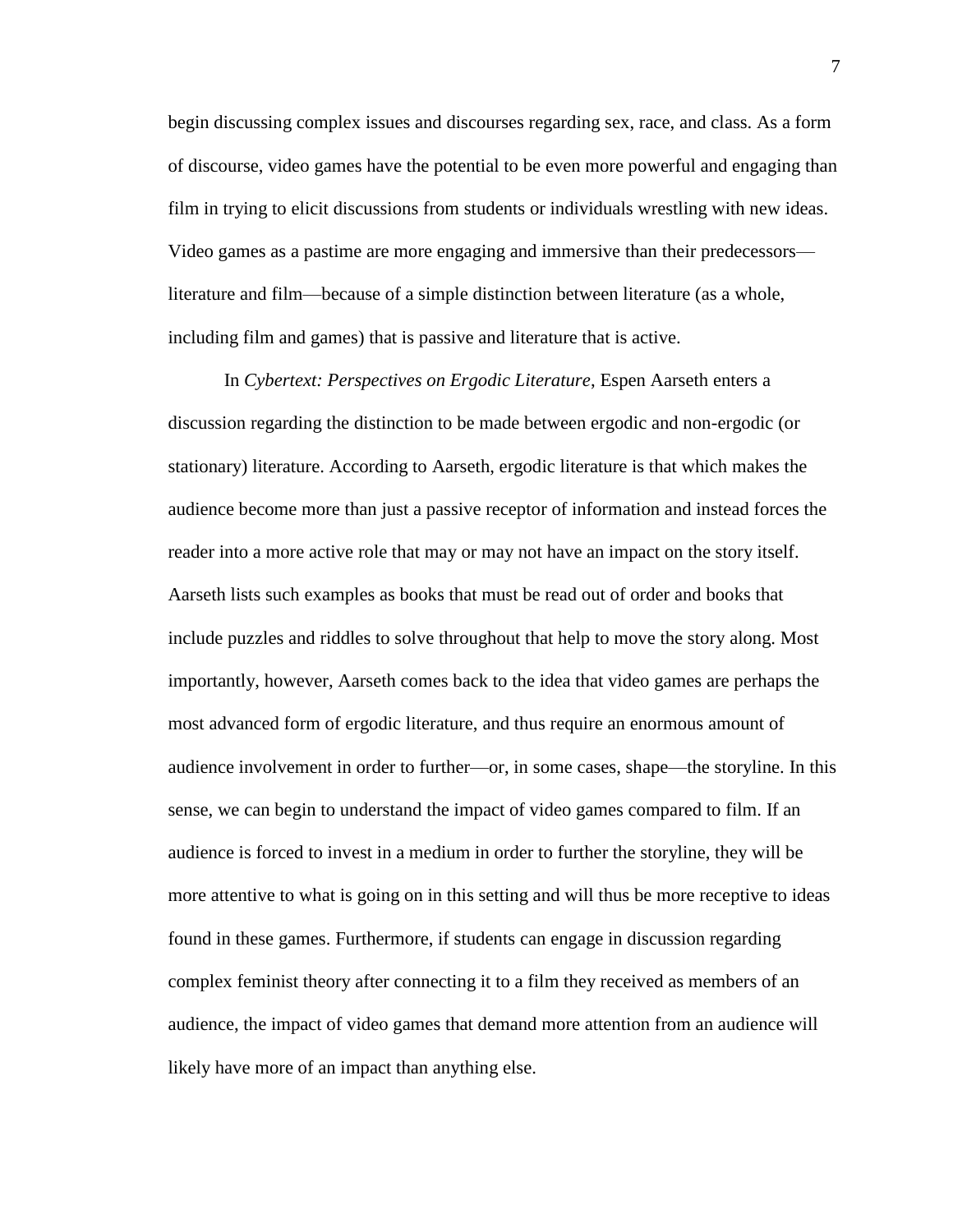begin discussing complex issues and discourses regarding sex, race, and class. As a form of discourse, video games have the potential to be even more powerful and engaging than film in trying to elicit discussions from students or individuals wrestling with new ideas. Video games as a pastime are more engaging and immersive than their predecessors—literature and film—because of a simple distinction between literature (as a whole, including film and games) that is passive and literature that is active.

In *Cybertext: Perspectives on Ergodic Literature*, Espen Aarseth enters a discussion regarding the distinction to be made between ergodic and non-ergodic (or stationary) literature. According to Aarseth, ergodic literature is that which makes the audience become more than just a passive receptor of information and instead forces the reader into a more active role that may or may not have an impact on the story itself. Aarseth lists such examples as books that must be read out of order and books that include puzzles and riddles to solve throughout that help to move the story along. Most importantly, however, Aarseth comes back to the idea that video games are perhaps the most advanced form of ergodic literature, and thus require an enormous amount of audience involvement in order to further—or, in some cases, shape—the storyline. In this sense, we can begin to understand the impact of video games compared to film. If an audience is forced to invest in a medium in order to further the storyline, they will be more attentive to what is going on in this setting and will thus be more receptive to ideas found in these games. Furthermore, if students can engage in discussion regarding complex feminist theory after connecting it to a film they received as members of an audience, the impact of video games that demand more attention from an audience will likely have more of an impact than anything else.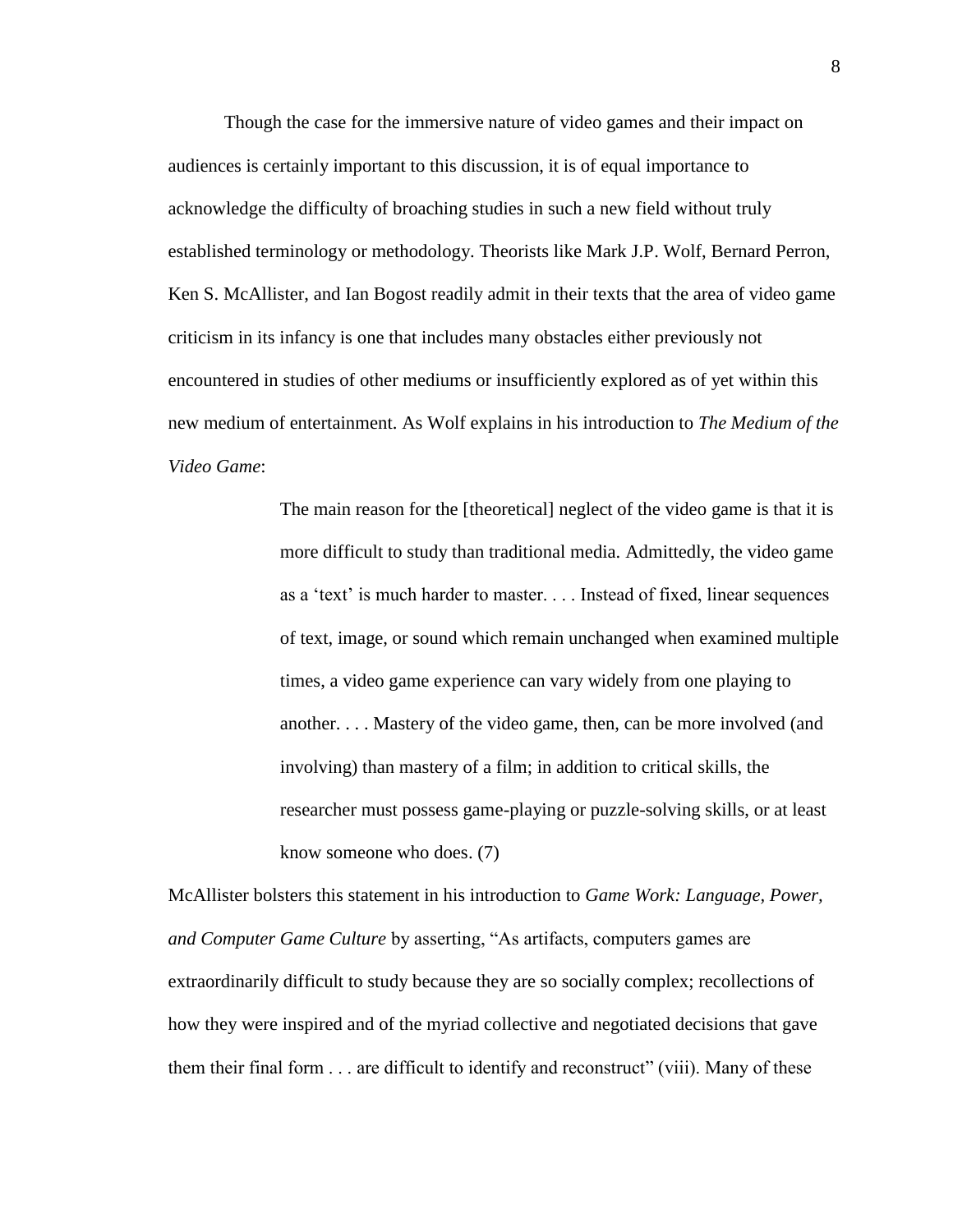Though the case for the immersive nature of video games and their impact on audiences is certainly important to this discussion, it is of equal importance to acknowledge the difficulty of broaching studies in such a new field without truly established terminology or methodology. Theorists like Mark J.P. Wolf, Bernard Perron, Ken S. McAllister, and Ian Bogost readily admit in their texts that the area of video game criticism in its infancy is one that includes many obstacles either previously not encountered in studies of other mediums or insufficiently explored as of yet within this new medium of entertainment. As Wolf explains in his introduction to *The Medium of the Video Game*:

> The main reason for the [theoretical] neglect of the video game is that it is more difficult to study than traditional media. Admittedly, the video game as a 'text' is much harder to master. . . . Instead of fixed, linear sequences of text, image, or sound which remain unchanged when examined multiple times, a video game experience can vary widely from one playing to another. . . . Mastery of the video game, then, can be more involved (and involving) than mastery of a film; in addition to critical skills, the researcher must possess game-playing or puzzle-solving skills, or at least know someone who does. (7)

McAllister bolsters this statement in his introduction to *Game Work: Language, Power, and Computer Game Culture* by asserting, "As artifacts, computers games are extraordinarily difficult to study because they are so socially complex; recollections of how they were inspired and of the myriad collective and negotiated decisions that gave them their final form . . . are difficult to identify and reconstruct" (viii). Many of these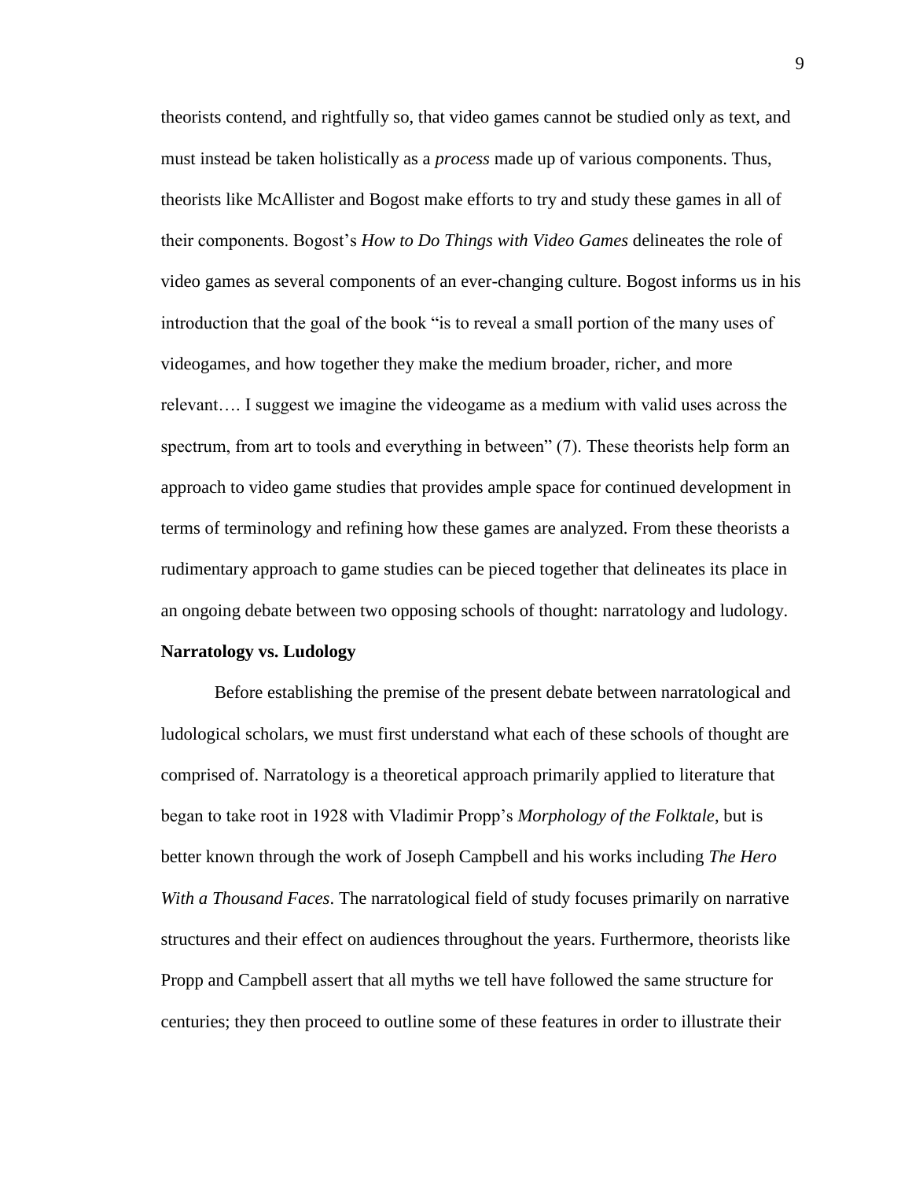theorists contend, and rightfully so, that video games cannot be studied only as text, and must instead be taken holistically as a *process* made up of various components. Thus, theorists like McAllister and Bogost make efforts to try and study these games in all of their components. Bogost's *How to Do Things with Video Games* delineates the role of video games as several components of an ever-changing culture. Bogost informs us in his introduction that the goal of the book "is to reveal a small portion of the many uses of videogames, and how together they make the medium broader, richer, and more relevant…. I suggest we imagine the videogame as a medium with valid uses across the spectrum, from art to tools and everything in between" (7). These theorists help form an approach to video game studies that provides ample space for continued development in terms of terminology and refining how these games are analyzed. From these theorists a rudimentary approach to game studies can be pieced together that delineates its place in an ongoing debate between two opposing schools of thought: narratology and ludology.

**Narratology vs. Ludology**

Before establishing the premise of the present debate between narratological and ludological scholars, we must first understand what each of these schools of thought are comprised of. Narratology is a theoretical approach primarily applied to literature that began to take root in 1928 with Vladimir Propp's *Morphology of the Folktale*, but is better known through the work of Joseph Campbell and his works including *The Hero With a Thousand Faces*. The narratological field of study focuses primarily on narrative structures and their effect on audiences throughout the years. Furthermore, theorists like Propp and Campbell assert that all myths we tell have followed the same structure for centuries; they then proceed to outline some of these features in order to illustrate their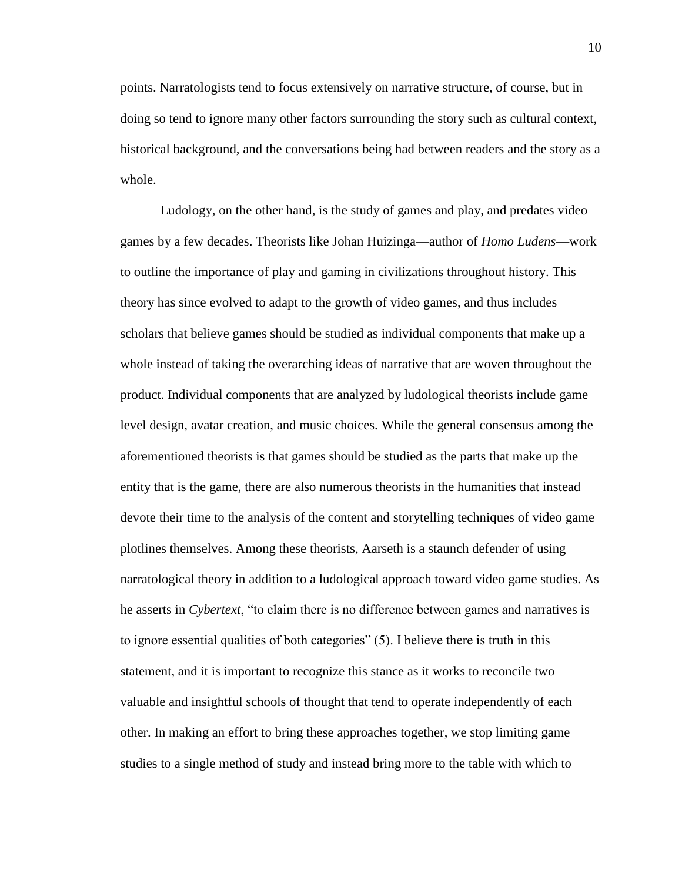points. Narratologists tend to focus extensively on narrative structure, of course, but in doing so tend to ignore many other factors surrounding the story such as cultural context, historical background, and the conversations being had between readers and the story as a whole.

Ludology, on the other hand, is the study of games and play, and predates video games by a few decades. Theorists like Johan Huizinga—author of *Homo Ludens*—work to outline the importance of play and gaming in civilizations throughout history. This theory has since evolved to adapt to the growth of video games, and thus includes scholars that believe games should be studied as individual components that make up a whole instead of taking the overarching ideas of narrative that are woven throughout the product. Individual components that are analyzed by ludological theorists include game level design, avatar creation, and music choices. While the general consensus among the aforementioned theorists is that games should be studied as the parts that make up the entity that is the game, there are also numerous theorists in the humanities that instead devote their time to the analysis of the content and storytelling techniques of video game plotlines themselves. Among these theorists, Aarseth is a staunch defender of using narratological theory in addition to a ludological approach toward video game studies. As he asserts in *Cybertext*, "to claim there is no difference between games and narratives is to ignore essential qualities of both categories" (5). I believe there is truth in this statement, and it is important to recognize this stance as it works to reconcile two valuable and insightful schools of thought that tend to operate independently of each other. In making an effort to bring these approaches together, we stop limiting game studies to a single method of study and instead bring more to the table with which to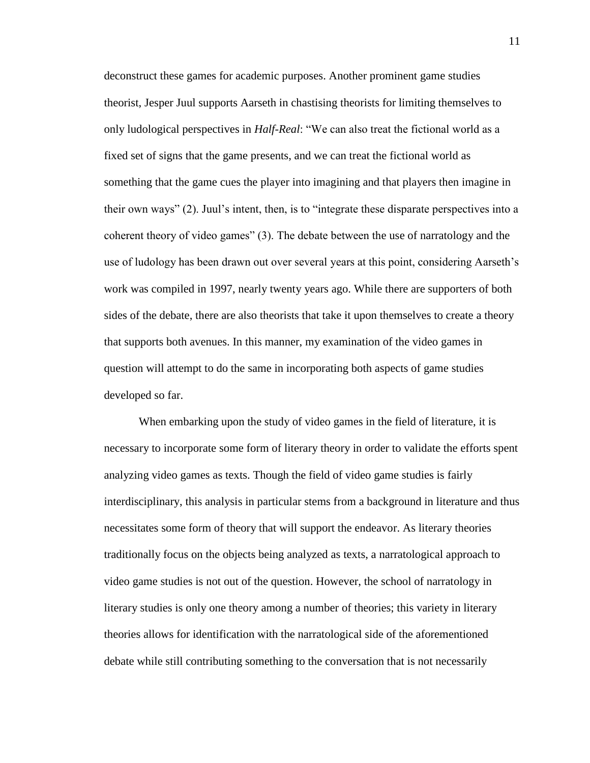deconstruct these games for academic purposes. Another prominent game studies theorist, Jesper Juul supports Aarseth in chastising theorists for limiting themselves to only ludological perspectives in *Half-Real*: "We can also treat the fictional world as a fixed set of signs that the game presents, and we can treat the fictional world as something that the game cues the player into imagining and that players then imagine in their own ways" (2). Juul's intent, then, is to "integrate these disparate perspectives into a coherent theory of video games" (3). The debate between the use of narratology and the use of ludology has been drawn out over several years at this point, considering Aarseth's work was compiled in 1997, nearly twenty years ago. While there are supporters of both sides of the debate, there are also theorists that take it upon themselves to create a theory that supports both avenues. In this manner, my examination of the video games in question will attempt to do the same in incorporating both aspects of game studies developed so far.

When embarking upon the study of video games in the field of literature, it is necessary to incorporate some form of literary theory in order to validate the efforts spent analyzing video games as texts. Though the field of video game studies is fairly interdisciplinary, this analysis in particular stems from a background in literature and thus necessitates some form of theory that will support the endeavor. As literary theories traditionally focus on the objects being analyzed as texts, a narratological approach to video game studies is not out of the question. However, the school of narratology in literary studies is only one theory among a number of theories; this variety in literary theories allows for identification with the narratological side of the aforementioned debate while still contributing something to the conversation that is not necessarily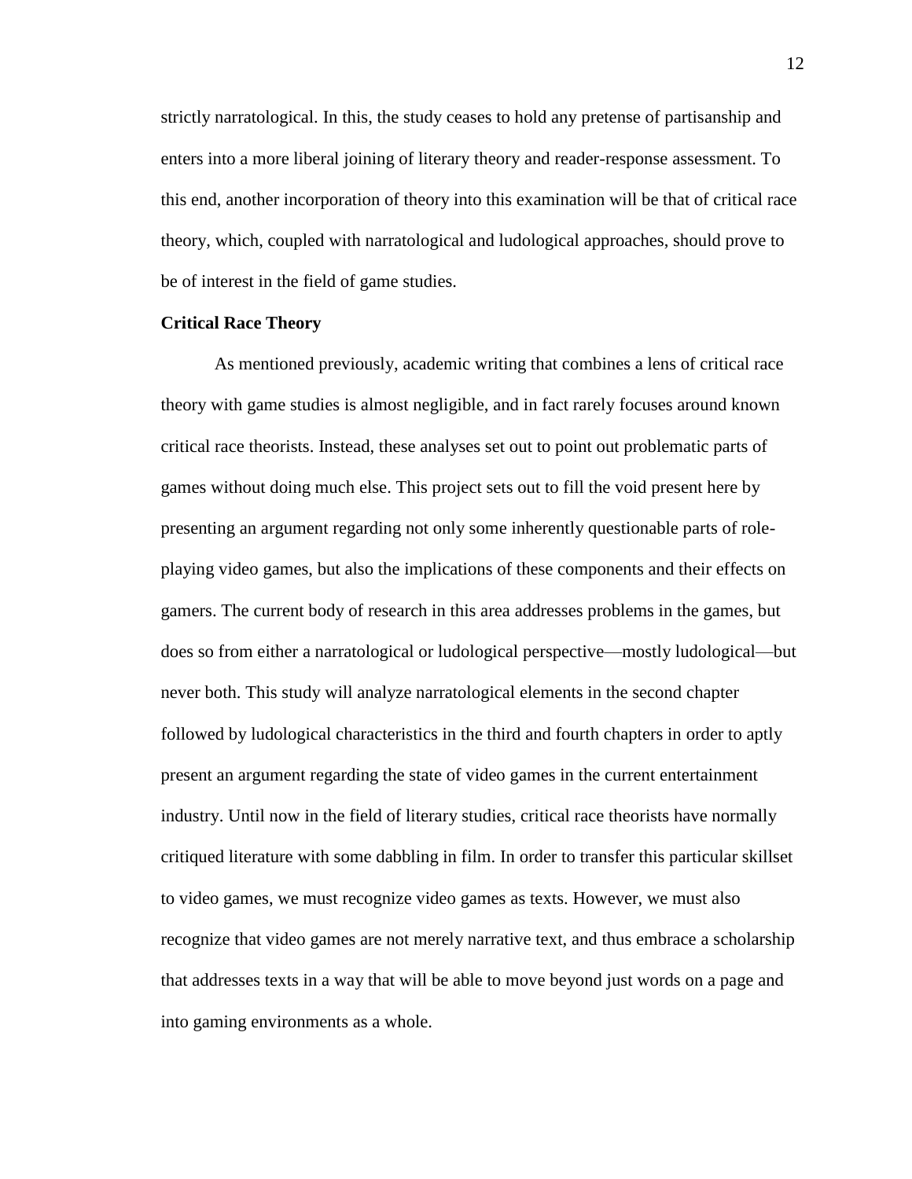strictly narratological. In this, the study ceases to hold any pretense of partisanship and enters into a more liberal joining of literary theory and reader-response assessment. To this end, another incorporation of theory into this examination will be that of critical race theory, which, coupled with narratological and ludological approaches, should prove to be of interest in the field of game studies.

**Critical Race Theory**

As mentioned previously, academic writing that combines a lens of critical race theory with game studies is almost negligible, and in fact rarely focuses around known critical race theorists. Instead, these analyses set out to point out problematic parts of games without doing much else. This project sets out to fill the void present here by presenting an argument regarding not only some inherently questionable parts of role-playing video games, but also the implications of these components and their effects on gamers. The current body of research in this area addresses problems in the games, but does so from either a narratological or ludological perspective—mostly ludological—but never both. This study will analyze narratological elements in the second chapter followed by ludological characteristics in the third and fourth chapters in order to aptly present an argument regarding the state of video games in the current entertainment industry. Until now in the field of literary studies, critical race theorists have normally critiqued literature with some dabbling in film. In order to transfer this particular skillset to video games, we must recognize video games as texts. However, we must also recognize that video games are not merely narrative text, and thus embrace a scholarship that addresses texts in a way that will be able to move beyond just words on a page and into gaming environments as a whole.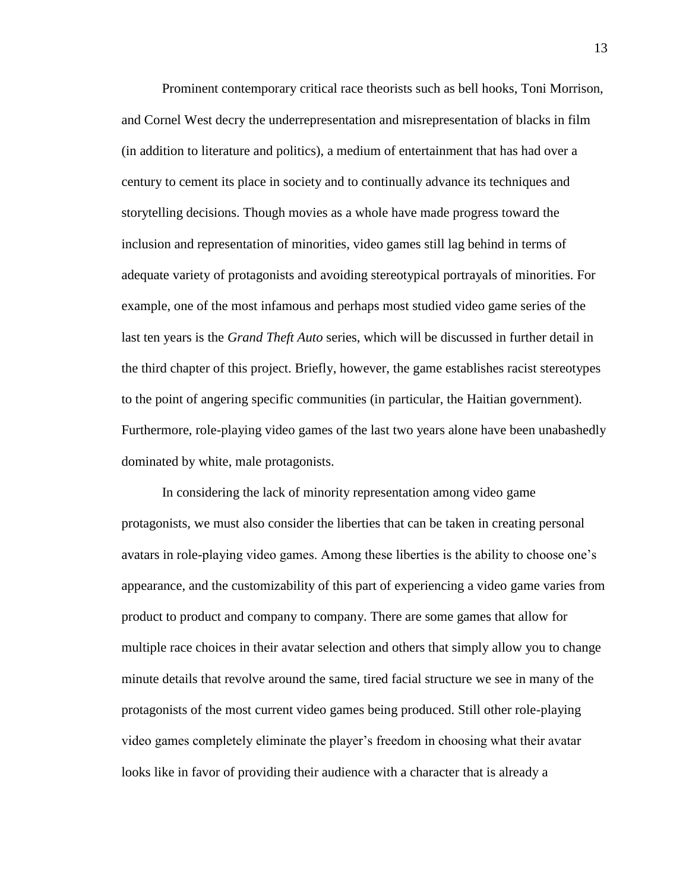Prominent contemporary critical race theorists such as bell hooks, Toni Morrison, and Cornel West decry the underrepresentation and misrepresentation of blacks in film (in addition to literature and politics), a medium of entertainment that has had over a century to cement its place in society and to continually advance its techniques and storytelling decisions. Though movies as a whole have made progress toward the inclusion and representation of minorities, video games still lag behind in terms of adequate variety of protagonists and avoiding stereotypical portrayals of minorities. For example, one of the most infamous and perhaps most studied video game series of the last ten years is the *Grand Theft Auto* series, which will be discussed in further detail in the third chapter of this project. Briefly, however, the game establishes racist stereotypes to the point of angering specific communities (in particular, the Haitian government). Furthermore, role-playing video games of the last two years alone have been unabashedly dominated by white, male protagonists.

In considering the lack of minority representation among video game protagonists, we must also consider the liberties that can be taken in creating personal avatars in role-playing video games. Among these liberties is the ability to choose one's appearance, and the customizability of this part of experiencing a video game varies from product to product and company to company. There are some games that allow for multiple race choices in their avatar selection and others that simply allow you to change minute details that revolve around the same, tired facial structure we see in many of the protagonists of the most current video games being produced. Still other role-playing video games completely eliminate the player's freedom in choosing what their avatar looks like in favor of providing their audience with a character that is already a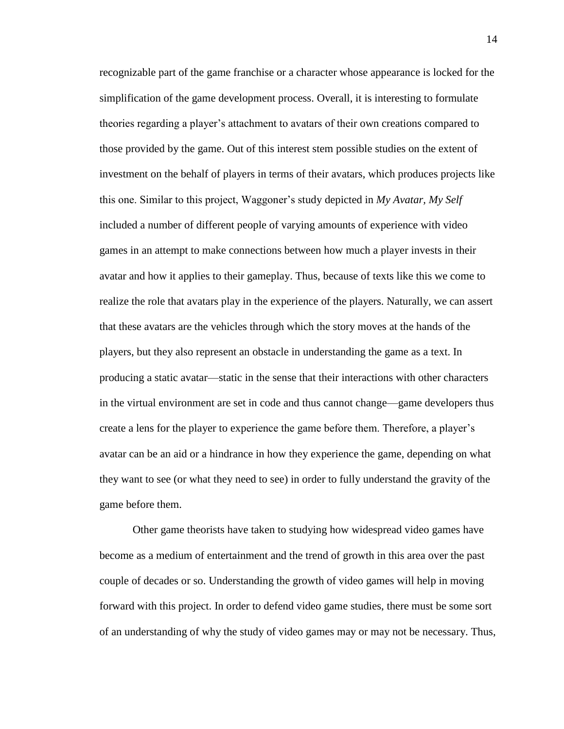recognizable part of the game franchise or a character whose appearance is locked for the simplification of the game development process. Overall, it is interesting to formulate theories regarding a player's attachment to avatars of their own creations compared to those provided by the game. Out of this interest stem possible studies on the extent of investment on the behalf of players in terms of their avatars, which produces projects like this one. Similar to this project, Waggoner's study depicted in *My Avatar, My Self* included a number of different people of varying amounts of experience with video games in an attempt to make connections between how much a player invests in their avatar and how it applies to their gameplay. Thus, because of texts like this we come to realize the role that avatars play in the experience of the players. Naturally, we can assert that these avatars are the vehicles through which the story moves at the hands of the players, but they also represent an obstacle in understanding the game as a text. In producing a static avatar—static in the sense that their interactions with other characters in the virtual environment are set in code and thus cannot change—game developers thus create a lens for the player to experience the game before them. Therefore, a player's avatar can be an aid or a hindrance in how they experience the game, depending on what they want to see (or what they need to see) in order to fully understand the gravity of the game before them.

Other game theorists have taken to studying how widespread video games have become as a medium of entertainment and the trend of growth in this area over the past couple of decades or so. Understanding the growth of video games will help in moving forward with this project. In order to defend video game studies, there must be some sort of an understanding of why the study of video games may or may not be necessary. Thus,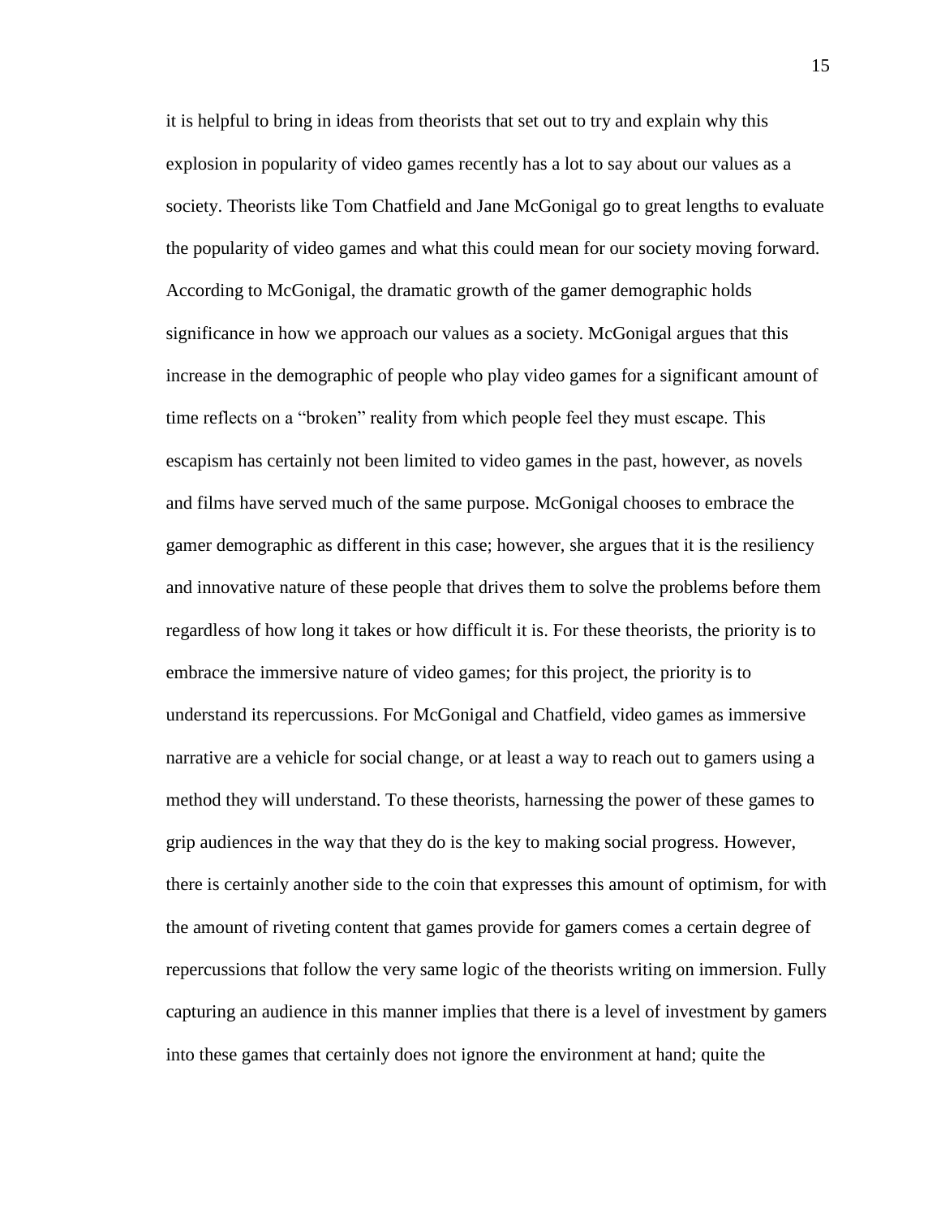it is helpful to bring in ideas from theorists that set out to try and explain why this explosion in popularity of video games recently has a lot to say about our values as a society. Theorists like Tom Chatfield and Jane McGonigal go to great lengths to evaluate the popularity of video games and what this could mean for our society moving forward. According to McGonigal, the dramatic growth of the gamer demographic holds significance in how we approach our values as a society. McGonigal argues that this increase in the demographic of people who play video games for a significant amount of time reflects on a "broken" reality from which people feel they must escape. This escapism has certainly not been limited to video games in the past, however, as novels and films have served much of the same purpose. McGonigal chooses to embrace the gamer demographic as different in this case; however, she argues that it is the resiliency and innovative nature of these people that drives them to solve the problems before them regardless of how long it takes or how difficult it is. For these theorists, the priority is to embrace the immersive nature of video games; for this project, the priority is to understand its repercussions. For McGonigal and Chatfield, video games as immersive narrative are a vehicle for social change, or at least a way to reach out to gamers using a method they will understand. To these theorists, harnessing the power of these games to grip audiences in the way that they do is the key to making social progress. However, there is certainly another side to the coin that expresses this amount of optimism, for with the amount of riveting content that games provide for gamers comes a certain degree of repercussions that follow the very same logic of the theorists writing on immersion. Fully capturing an audience in this manner implies that there is a level of investment by gamers into these games that certainly does not ignore the environment at hand; quite the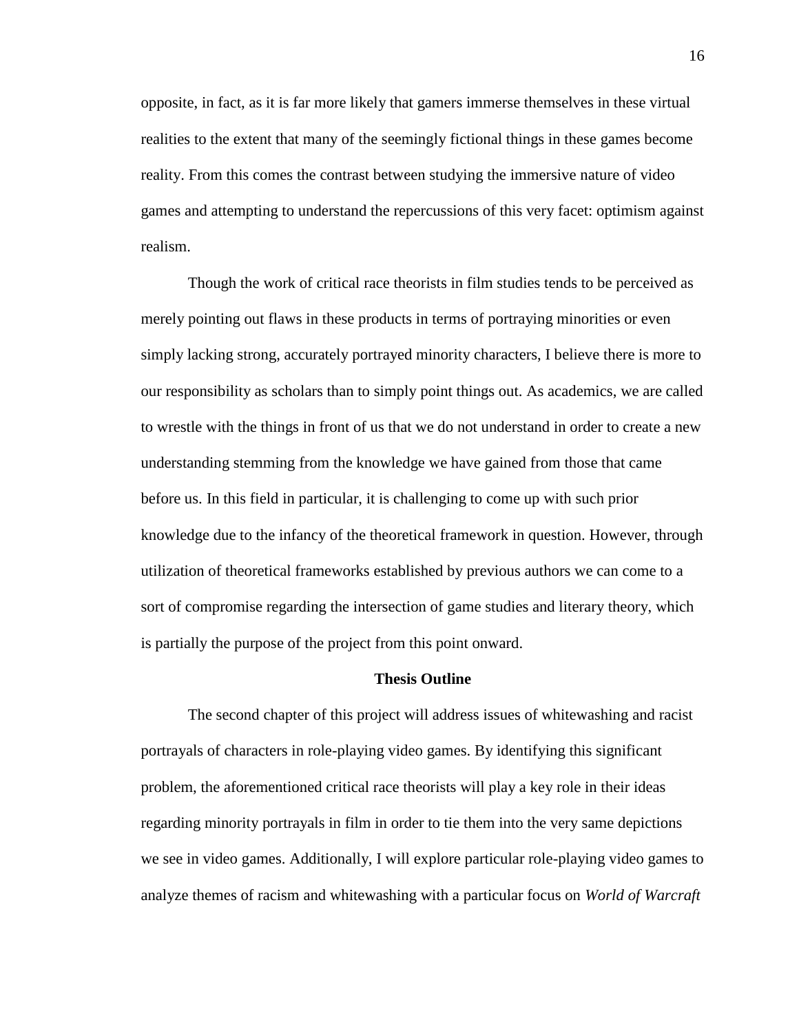opposite, in fact, as it is far more likely that gamers immerse themselves in these virtual realities to the extent that many of the seemingly fictional things in these games become reality. From this comes the contrast between studying the immersive nature of video games and attempting to understand the repercussions of this very facet: optimism against realism.

Though the work of critical race theorists in film studies tends to be perceived as merely pointing out flaws in these products in terms of portraying minorities or even simply lacking strong, accurately portrayed minority characters, I believe there is more to our responsibility as scholars than to simply point things out. As academics, we are called to wrestle with the things in front of us that we do not understand in order to create a new understanding stemming from the knowledge we have gained from those that came before us. In this field in particular, it is challenging to come up with such prior knowledge due to the infancy of the theoretical framework in question. However, through utilization of theoretical frameworks established by previous authors we can come to a sort of compromise regarding the intersection of game studies and literary theory, which is partially the purpose of the project from this point onward.

## Thesis Outline

The second chapter of this project will address issues of whitewashing and racist portrayals of characters in role-playing video games. By identifying this significant problem, the aforementioned critical race theorists will play a key role in their ideas regarding minority portrayals in film in order to tie them into the very same depictions we see in video games. Additionally, I will explore particular role-playing video games to analyze themes of racism and whitewashing with a particular focus on *World of Warcraft*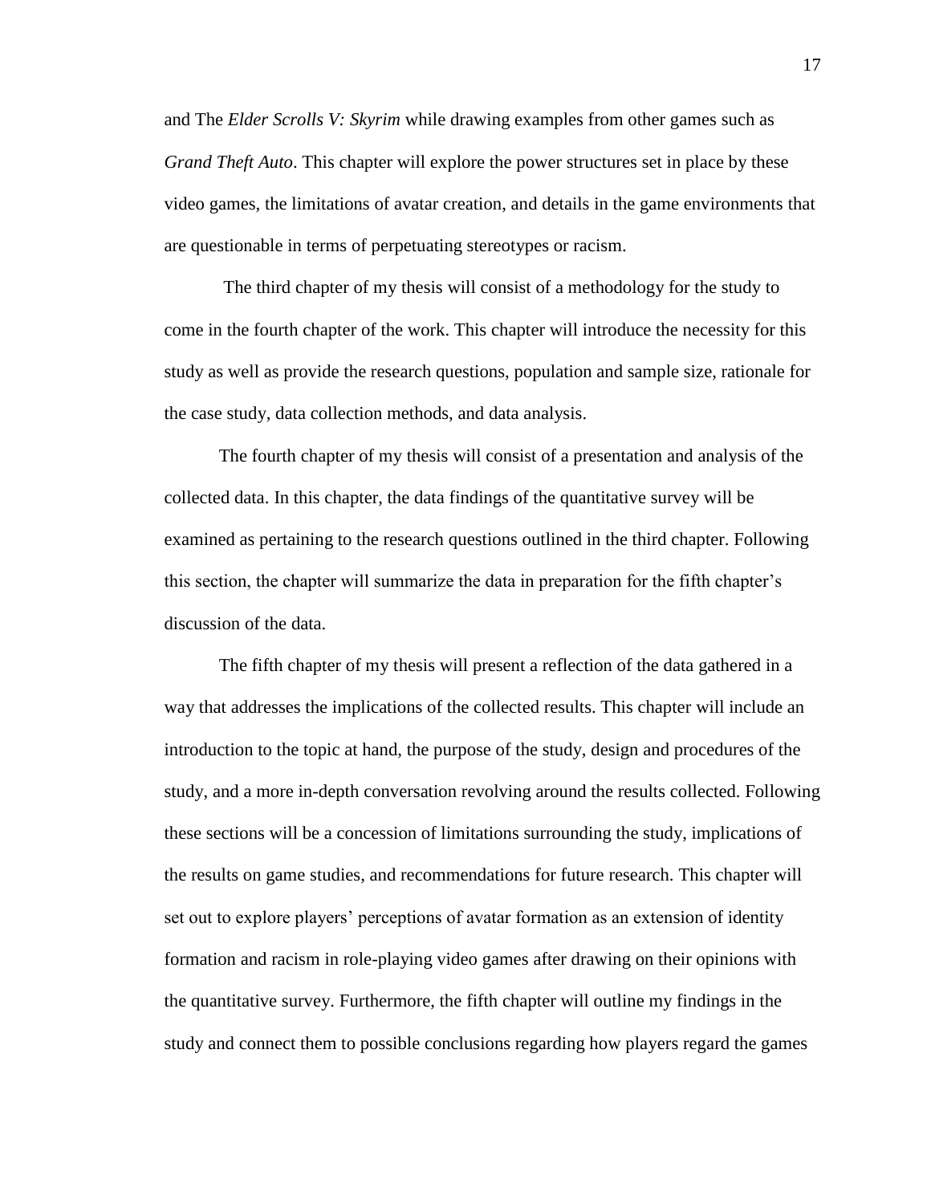and The *Elder Scrolls V: Skyrim* while drawing examples from other games such as *Grand Theft Auto*. This chapter will explore the power structures set in place by these video games, the limitations of avatar creation, and details in the game environments that are questionable in terms of perpetuating stereotypes or racism.

The third chapter of my thesis will consist of a methodology for the study to come in the fourth chapter of the work. This chapter will introduce the necessity for this study as well as provide the research questions, population and sample size, rationale for the case study, data collection methods, and data analysis.

The fourth chapter of my thesis will consist of a presentation and analysis of the collected data. In this chapter, the data findings of the quantitative survey will be examined as pertaining to the research questions outlined in the third chapter. Following this section, the chapter will summarize the data in preparation for the fifth chapter's discussion of the data.

The fifth chapter of my thesis will present a reflection of the data gathered in a way that addresses the implications of the collected results. This chapter will include an introduction to the topic at hand, the purpose of the study, design and procedures of the study, and a more in-depth conversation revolving around the results collected. Following these sections will be a concession of limitations surrounding the study, implications of the results on game studies, and recommendations for future research. This chapter will set out to explore players' perceptions of avatar formation as an extension of identity formation and racism in role-playing video games after drawing on their opinions with the quantitative survey. Furthermore, the fifth chapter will outline my findings in the study and connect them to possible conclusions regarding how players regard the games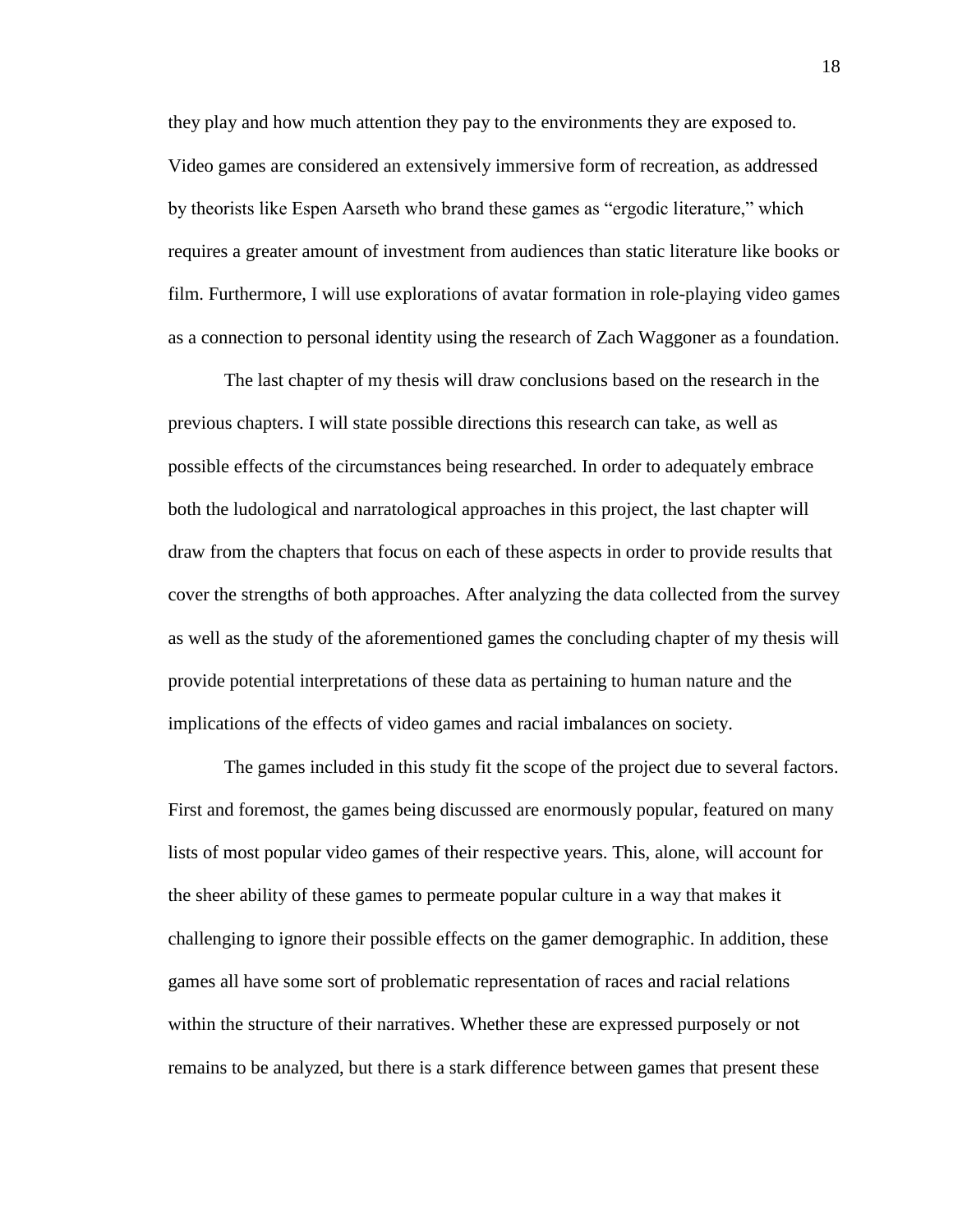they play and how much attention they pay to the environments they are exposed to. Video games are considered an extensively immersive form of recreation, as addressed by theorists like Espen Aarseth who brand these games as "ergodic literature," which requires a greater amount of investment from audiences than static literature like books or film. Furthermore, I will use explorations of avatar formation in role-playing video games as a connection to personal identity using the research of Zach Waggoner as a foundation.

The last chapter of my thesis will draw conclusions based on the research in the previous chapters. I will state possible directions this research can take, as well as possible effects of the circumstances being researched. In order to adequately embrace both the ludological and narratological approaches in this project, the last chapter will draw from the chapters that focus on each of these aspects in order to provide results that cover the strengths of both approaches. After analyzing the data collected from the survey as well as the study of the aforementioned games the concluding chapter of my thesis will provide potential interpretations of these data as pertaining to human nature and the implications of the effects of video games and racial imbalances on society.

The games included in this study fit the scope of the project due to several factors. First and foremost, the games being discussed are enormously popular, featured on many lists of most popular video games of their respective years. This, alone, will account for the sheer ability of these games to permeate popular culture in a way that makes it challenging to ignore their possible effects on the gamer demographic. In addition, these games all have some sort of problematic representation of races and racial relations within the structure of their narratives. Whether these are expressed purposely or not remains to be analyzed, but there is a stark difference between games that present these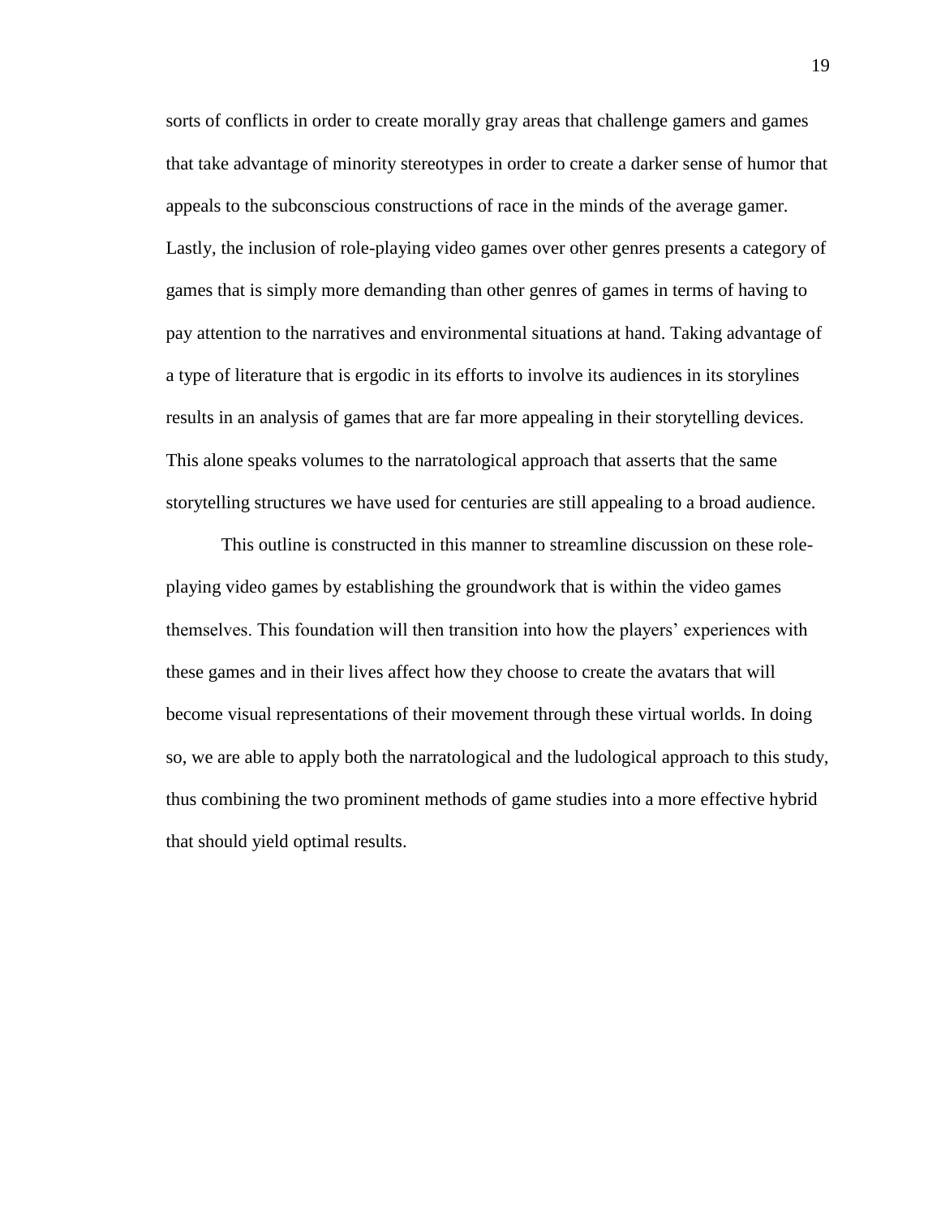sorts of conflicts in order to create morally gray areas that challenge gamers and games that take advantage of minority stereotypes in order to create a darker sense of humor that appeals to the subconscious constructions of race in the minds of the average gamer. Lastly, the inclusion of role-playing video games over other genres presents a category of games that is simply more demanding than other genres of games in terms of having to pay attention to the narratives and environmental situations at hand. Taking advantage of a type of literature that is ergodic in its efforts to involve its audiences in its storylines results in an analysis of games that are far more appealing in their storytelling devices. This alone speaks volumes to the narratological approach that asserts that the same storytelling structures we have used for centuries are still appealing to a broad audience.

This outline is constructed in this manner to streamline discussion on these role-playing video games by establishing the groundwork that is within the video games themselves. This foundation will then transition into how the players' experiences with these games and in their lives affect how they choose to create the avatars that will become visual representations of their movement through these virtual worlds. In doing so, we are able to apply both the narratological and the ludological approach to this study, thus combining the two prominent methods of game studies into a more effective hybrid that should yield optimal results.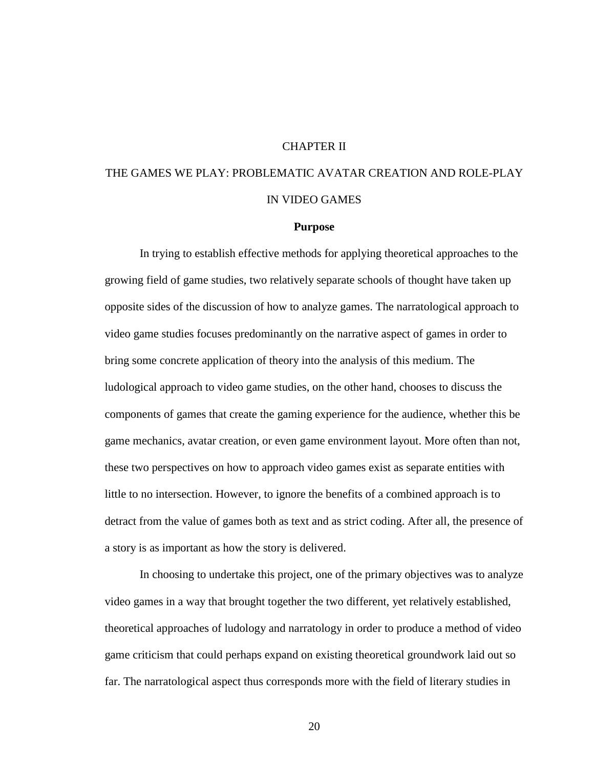# CHAPTER II

# THE GAMES WE PLAY: PROBLEMATIC AVATAR CREATION AND ROLE-PLAY IN VIDEO GAMES

## Purpose

In trying to establish effective methods for applying theoretical approaches to the growing field of game studies, two relatively separate schools of thought have taken up opposite sides of the discussion of how to analyze games. The narratological approach to video game studies focuses predominantly on the narrative aspect of games in order to bring some concrete application of theory into the analysis of this medium. The ludological approach to video game studies, on the other hand, chooses to discuss the components of games that create the gaming experience for the audience, whether this be game mechanics, avatar creation, or even game environment layout. More often than not, these two perspectives on how to approach video games exist as separate entities with little to no intersection. However, to ignore the benefits of a combined approach is to detract from the value of games both as text and as strict coding. After all, the presence of a story is as important as how the story is delivered.

In choosing to undertake this project, one of the primary objectives was to analyze video games in a way that brought together the two different, yet relatively established, theoretical approaches of ludology and narratology in order to produce a method of video game criticism that could perhaps expand on existing theoretical groundwork laid out so far. The narratological aspect thus corresponds more with the field of literary studies in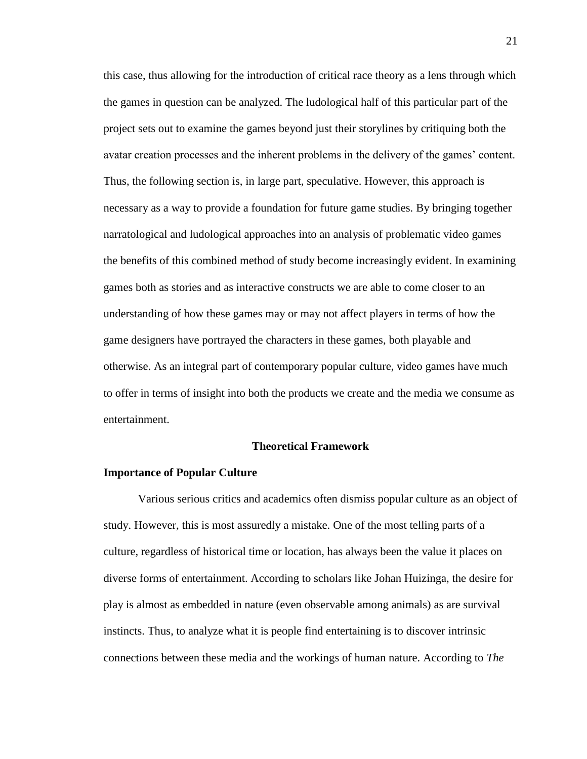this case, thus allowing for the introduction of critical race theory as a lens through which the games in question can be analyzed. The ludological half of this particular part of the project sets out to examine the games beyond just their storylines by critiquing both the avatar creation processes and the inherent problems in the delivery of the games' content. Thus, the following section is, in large part, speculative. However, this approach is necessary as a way to provide a foundation for future game studies. By bringing together narratological and ludological approaches into an analysis of problematic video games the benefits of this combined method of study become increasingly evident. In examining games both as stories and as interactive constructs we are able to come closer to an understanding of how these games may or may not affect players in terms of how the game designers have portrayed the characters in these games, both playable and otherwise. As an integral part of contemporary popular culture, video games have much to offer in terms of insight into both the products we create and the media we consume as entertainment.

## Theoretical Framework

### Importance of Popular Culture

Various serious critics and academics often dismiss popular culture as an object of study. However, this is most assuredly a mistake. One of the most telling parts of a culture, regardless of historical time or location, has always been the value it places on diverse forms of entertainment. According to scholars like Johan Huizinga, the desire for play is almost as embedded in nature (even observable among animals) as are survival instincts. Thus, to analyze what it is people find entertaining is to discover intrinsic connections between these media and the workings of human nature. According to *The*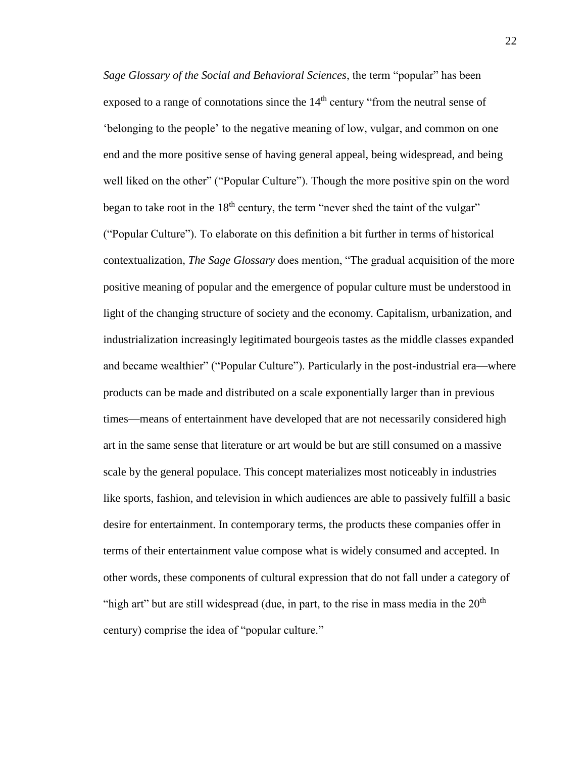*Sage Glossary of the Social and Behavioral Sciences*, the term "popular" has been exposed to a range of connotations since the 14th century "from the neutral sense of 'belonging to the people' to the negative meaning of low, vulgar, and common on one end and the more positive sense of having general appeal, being widespread, and being well liked on the other" ("Popular Culture"). Though the more positive spin on the word began to take root in the 18th century, the term "never shed the taint of the vulgar" ("Popular Culture"). To elaborate on this definition a bit further in terms of historical contextualization, *The Sage Glossary* does mention, "The gradual acquisition of the more positive meaning of popular and the emergence of popular culture must be understood in light of the changing structure of society and the economy. Capitalism, urbanization, and industrialization increasingly legitimated bourgeois tastes as the middle classes expanded and became wealthier" ("Popular Culture"). Particularly in the post-industrial era—where products can be made and distributed on a scale exponentially larger than in previous times—means of entertainment have developed that are not necessarily considered high art in the same sense that literature or art would be but are still consumed on a massive scale by the general populace. This concept materializes most noticeably in industries like sports, fashion, and television in which audiences are able to passively fulfill a basic desire for entertainment. In contemporary terms, the products these companies offer in terms of their entertainment value compose what is widely consumed and accepted. In other words, these components of cultural expression that do not fall under a category of "high art" but are still widespread (due, in part, to the rise in mass media in the 20th century) comprise the idea of "popular culture."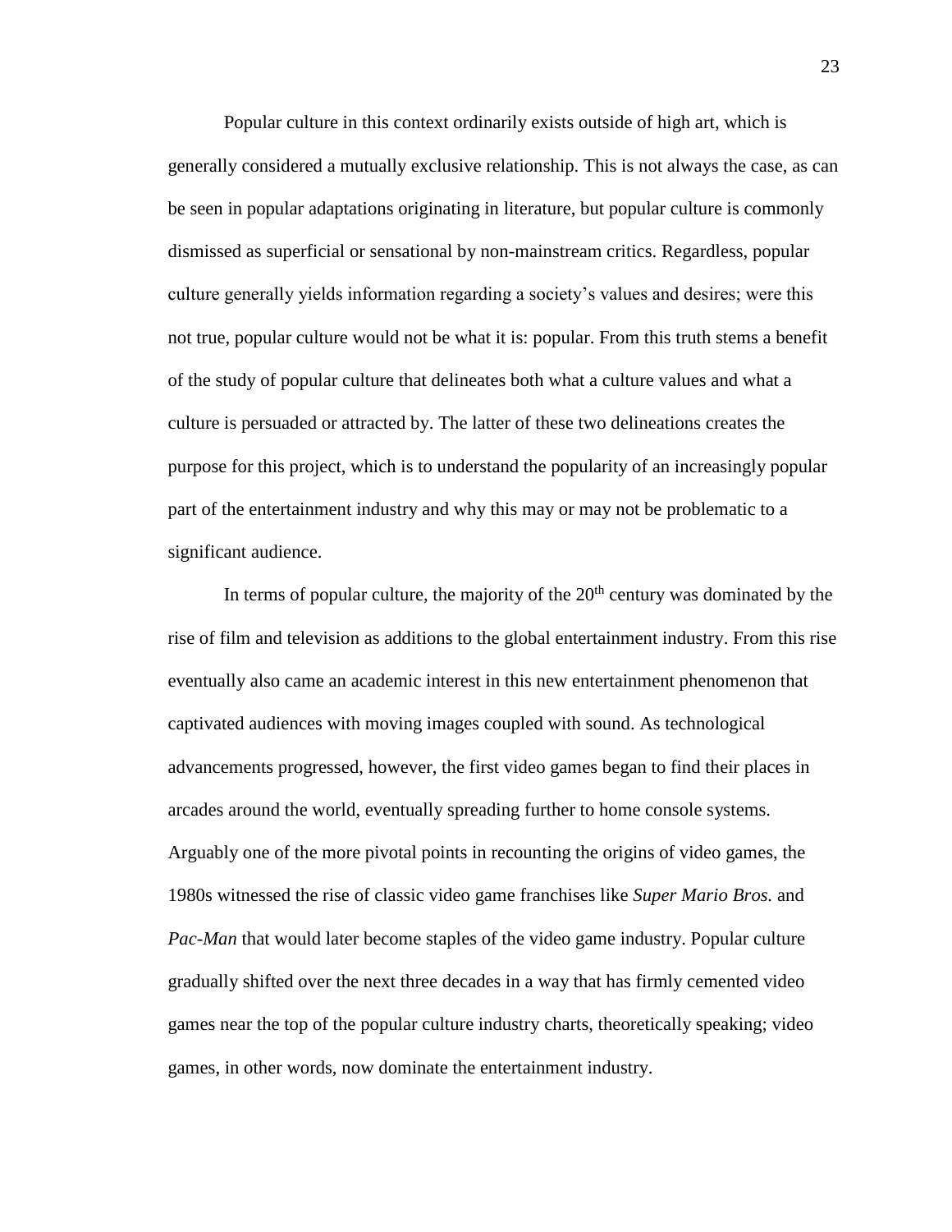Popular culture in this context ordinarily exists outside of high art, which is generally considered a mutually exclusive relationship. This is not always the case, as can be seen in popular adaptations originating in literature, but popular culture is commonly dismissed as superficial or sensational by non-mainstream critics. Regardless, popular culture generally yields information regarding a society's values and desires; were this not true, popular culture would not be what it is: popular. From this truth stems a benefit of the study of popular culture that delineates both what a culture values and what a culture is persuaded or attracted by. The latter of these two delineations creates the purpose for this project, which is to understand the popularity of an increasingly popular part of the entertainment industry and why this may or may not be problematic to a significant audience.

In terms of popular culture, the majority of the 20th century was dominated by the rise of film and television as additions to the global entertainment industry. From this rise eventually also came an academic interest in this new entertainment phenomenon that captivated audiences with moving images coupled with sound. As technological advancements progressed, however, the first video games began to find their places in arcades around the world, eventually spreading further to home console systems. Arguably one of the more pivotal points in recounting the origins of video games, the 1980s witnessed the rise of classic video game franchises like *Super Mario Bros.* and *Pac-Man* that would later become staples of the video game industry. Popular culture gradually shifted over the next three decades in a way that has firmly cemented video games near the top of the popular culture industry charts, theoretically speaking; video games, in other words, now dominate the entertainment industry.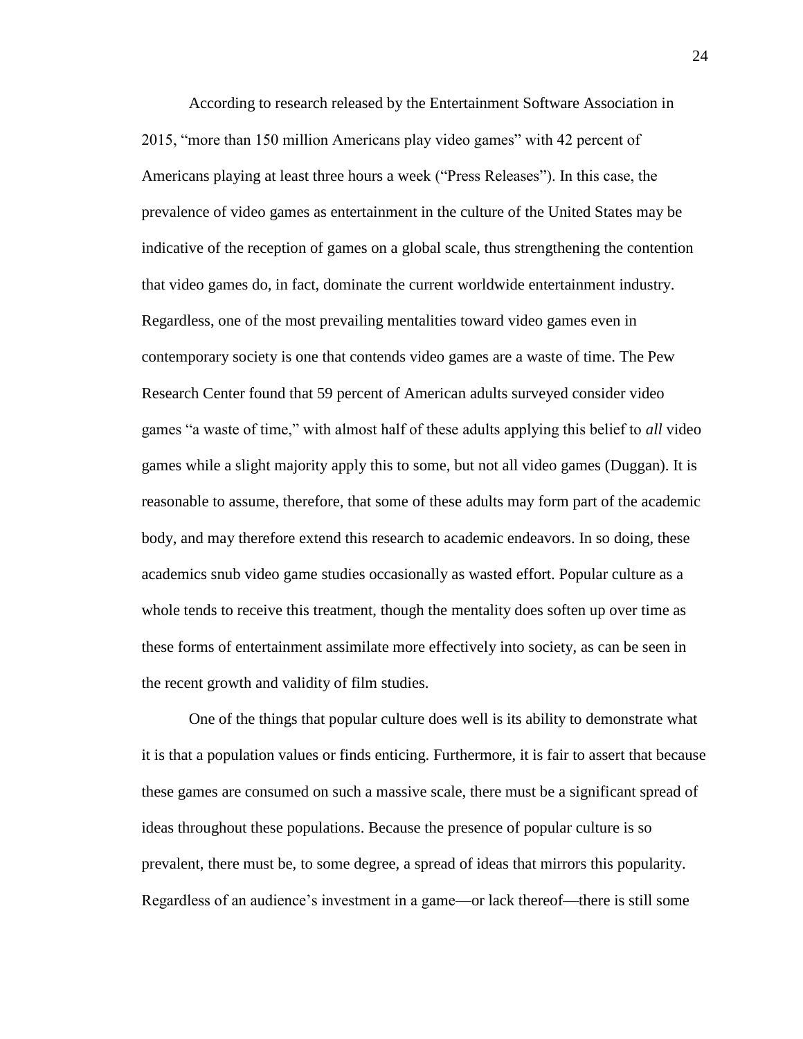According to research released by the Entertainment Software Association in 2015, "more than 150 million Americans play video games" with 42 percent of Americans playing at least three hours a week ("Press Releases"). In this case, the prevalence of video games as entertainment in the culture of the United States may be indicative of the reception of games on a global scale, thus strengthening the contention that video games do, in fact, dominate the current worldwide entertainment industry. Regardless, one of the most prevailing mentalities toward video games even in contemporary society is one that contends video games are a waste of time. The Pew Research Center found that 59 percent of American adults surveyed consider video games "a waste of time," with almost half of these adults applying this belief to *all* video games while a slight majority apply this to some, but not all video games (Duggan). It is reasonable to assume, therefore, that some of these adults may form part of the academic body, and may therefore extend this research to academic endeavors. In so doing, these academics snub video game studies occasionally as wasted effort. Popular culture as a whole tends to receive this treatment, though the mentality does soften up over time as these forms of entertainment assimilate more effectively into society, as can be seen in the recent growth and validity of film studies.

One of the things that popular culture does well is its ability to demonstrate what it is that a population values or finds enticing. Furthermore, it is fair to assert that because these games are consumed on such a massive scale, there must be a significant spread of ideas throughout these populations. Because the presence of popular culture is so prevalent, there must be, to some degree, a spread of ideas that mirrors this popularity. Regardless of an audience's investment in a game—or lack thereof—there is still some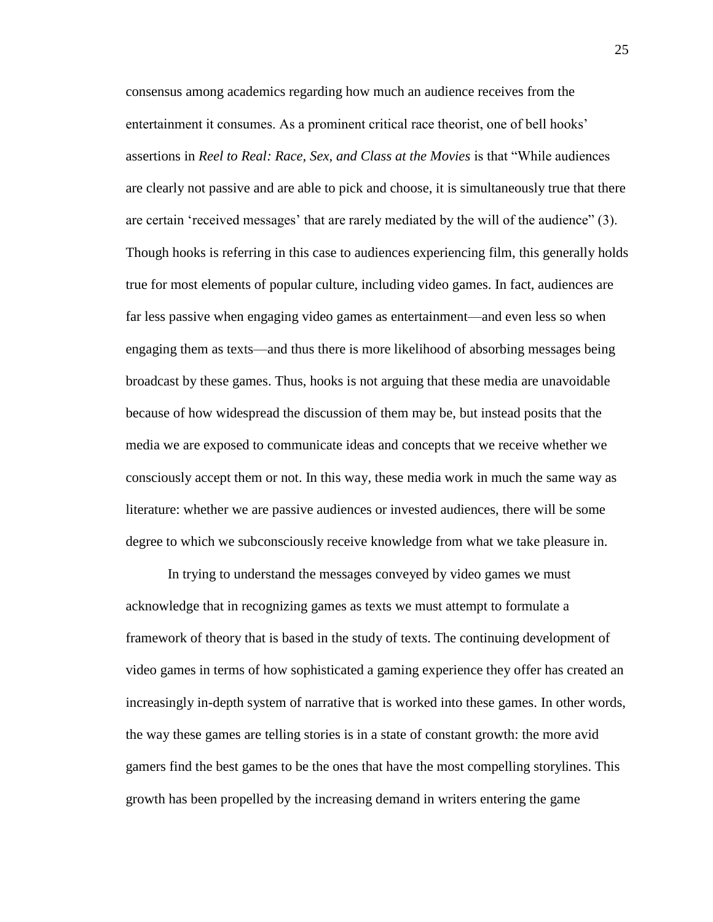consensus among academics regarding how much an audience receives from the entertainment it consumes. As a prominent critical race theorist, one of bell hooks' assertions in *Reel to Real: Race, Sex, and Class at the Movies* is that "While audiences are clearly not passive and are able to pick and choose, it is simultaneously true that there are certain 'received messages' that are rarely mediated by the will of the audience" (3). Though hooks is referring in this case to audiences experiencing film, this generally holds true for most elements of popular culture, including video games. In fact, audiences are far less passive when engaging video games as entertainment—and even less so when engaging them as texts—and thus there is more likelihood of absorbing messages being broadcast by these games. Thus, hooks is not arguing that these media are unavoidable because of how widespread the discussion of them may be, but instead posits that the media we are exposed to communicate ideas and concepts that we receive whether we consciously accept them or not. In this way, these media work in much the same way as literature: whether we are passive audiences or invested audiences, there will be some degree to which we subconsciously receive knowledge from what we take pleasure in.

In trying to understand the messages conveyed by video games we must acknowledge that in recognizing games as texts we must attempt to formulate a framework of theory that is based in the study of texts. The continuing development of video games in terms of how sophisticated a gaming experience they offer has created an increasingly in-depth system of narrative that is worked into these games. In other words, the way these games are telling stories is in a state of constant growth: the more avid gamers find the best games to be the ones that have the most compelling storylines. This growth has been propelled by the increasing demand in writers entering the game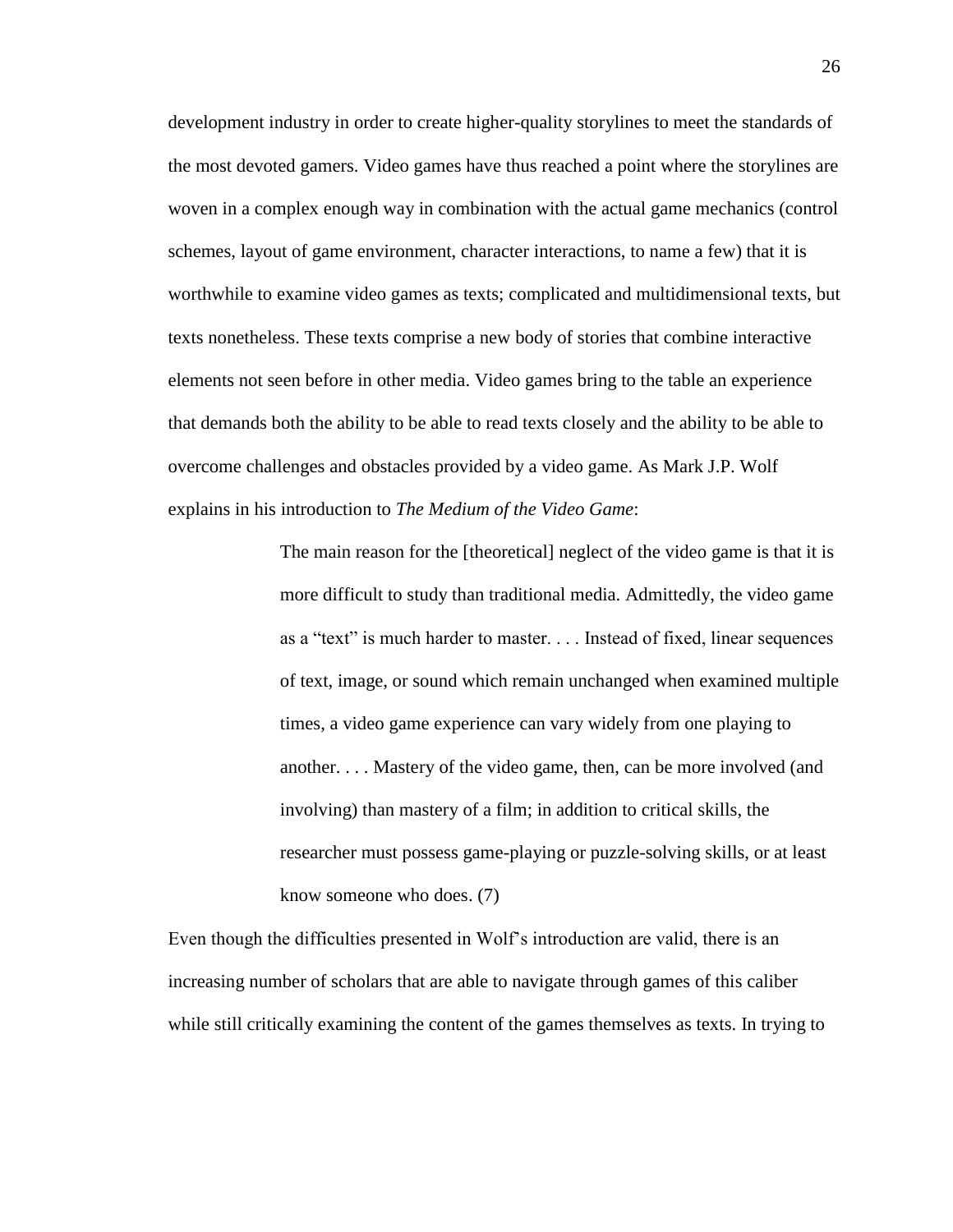development industry in order to create higher-quality storylines to meet the standards of the most devoted gamers. Video games have thus reached a point where the storylines are woven in a complex enough way in combination with the actual game mechanics (control schemes, layout of game environment, character interactions, to name a few) that it is worthwhile to examine video games as texts; complicated and multidimensional texts, but texts nonetheless. These texts comprise a new body of stories that combine interactive elements not seen before in other media. Video games bring to the table an experience that demands both the ability to be able to read texts closely and the ability to be able to overcome challenges and obstacles provided by a video game. As Mark J.P. Wolf explains in his introduction to *The Medium of the Video Game*:

> The main reason for the [theoretical] neglect of the video game is that it is more difficult to study than traditional media. Admittedly, the video game as a "text" is much harder to master. . . . Instead of fixed, linear sequences of text, image, or sound which remain unchanged when examined multiple times, a video game experience can vary widely from one playing to another. . . . Mastery of the video game, then, can be more involved (and involving) than mastery of a film; in addition to critical skills, the researcher must possess game-playing or puzzle-solving skills, or at least know someone who does. (7)

Even though the difficulties presented in Wolf's introduction are valid, there is an increasing number of scholars that are able to navigate through games of this caliber while still critically examining the content of the games themselves as texts. In trying to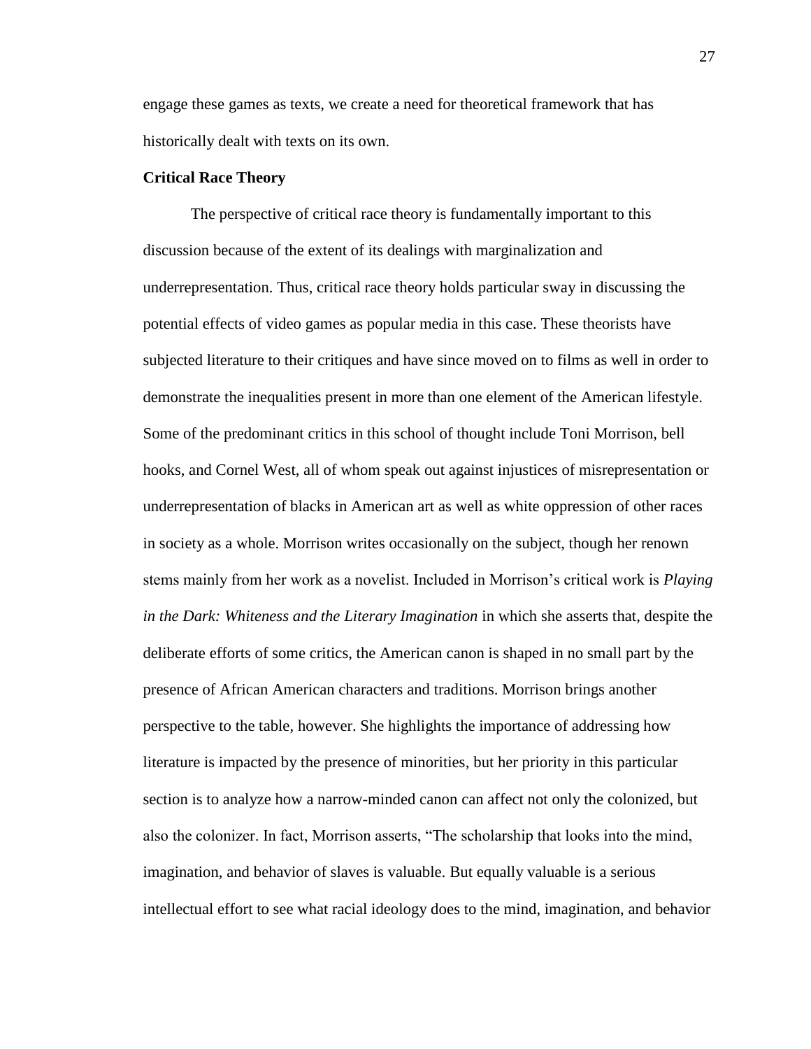engage these games as texts, we create a need for theoretical framework that has historically dealt with texts on its own.

**Critical Race Theory**

The perspective of critical race theory is fundamentally important to this discussion because of the extent of its dealings with marginalization and underrepresentation. Thus, critical race theory holds particular sway in discussing the potential effects of video games as popular media in this case. These theorists have subjected literature to their critiques and have since moved on to films as well in order to demonstrate the inequalities present in more than one element of the American lifestyle. Some of the predominant critics in this school of thought include Toni Morrison, bell hooks, and Cornel West, all of whom speak out against injustices of misrepresentation or underrepresentation of blacks in American art as well as white oppression of other races in society as a whole. Morrison writes occasionally on the subject, though her renown stems mainly from her work as a novelist. Included in Morrison's critical work is *Playing in the Dark: Whiteness and the Literary Imagination* in which she asserts that, despite the deliberate efforts of some critics, the American canon is shaped in no small part by the presence of African American characters and traditions. Morrison brings another perspective to the table, however. She highlights the importance of addressing how literature is impacted by the presence of minorities, but her priority in this particular section is to analyze how a narrow-minded canon can affect not only the colonized, but also the colonizer. In fact, Morrison asserts, "The scholarship that looks into the mind, imagination, and behavior of slaves is valuable. But equally valuable is a serious intellectual effort to see what racial ideology does to the mind, imagination, and behavior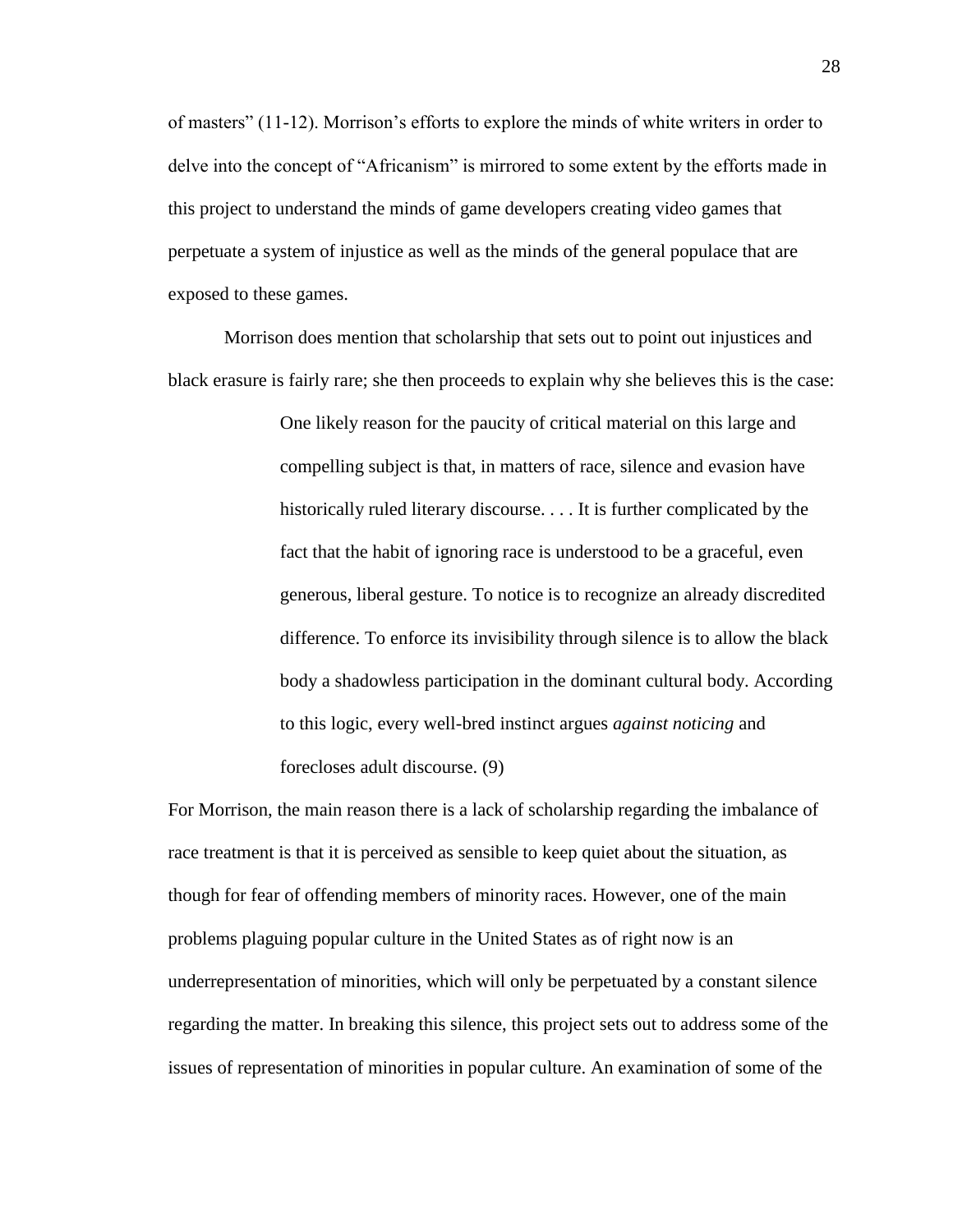of masters" (11-12). Morrison's efforts to explore the minds of white writers in order to delve into the concept of "Africanism" is mirrored to some extent by the efforts made in this project to understand the minds of game developers creating video games that perpetuate a system of injustice as well as the minds of the general populace that are exposed to these games.

Morrison does mention that scholarship that sets out to point out injustices and black erasure is fairly rare; she then proceeds to explain why she believes this is the case:

> One likely reason for the paucity of critical material on this large and compelling subject is that, in matters of race, silence and evasion have historically ruled literary discourse. . . . It is further complicated by the fact that the habit of ignoring race is understood to be a graceful, even generous, liberal gesture. To notice is to recognize an already discredited difference. To enforce its invisibility through silence is to allow the black body a shadowless participation in the dominant cultural body. According to this logic, every well-bred instinct argues *against noticing* and forecloses adult discourse. (9)

For Morrison, the main reason there is a lack of scholarship regarding the imbalance of race treatment is that it is perceived as sensible to keep quiet about the situation, as though for fear of offending members of minority races. However, one of the main problems plaguing popular culture in the United States as of right now is an underrepresentation of minorities, which will only be perpetuated by a constant silence regarding the matter. In breaking this silence, this project sets out to address some of the issues of representation of minorities in popular culture. An examination of some of the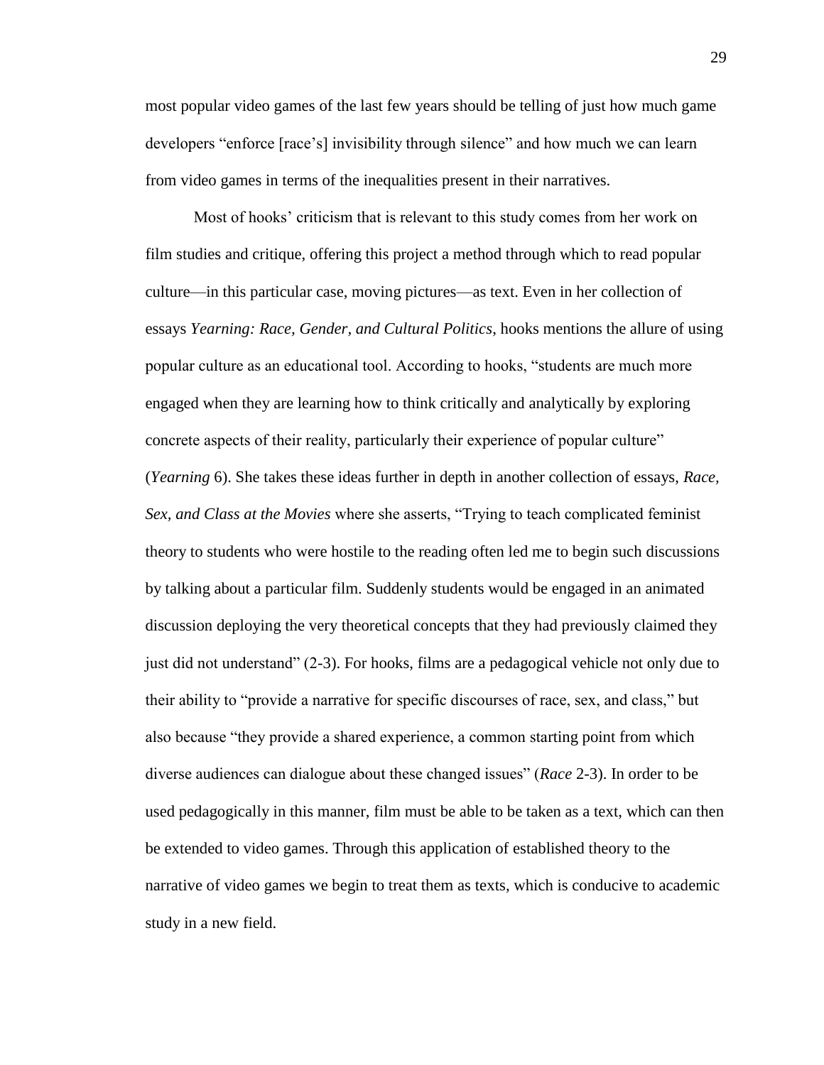most popular video games of the last few years should be telling of just how much game developers "enforce [race's] invisibility through silence" and how much we can learn from video games in terms of the inequalities present in their narratives.

Most of hooks' criticism that is relevant to this study comes from her work on film studies and critique, offering this project a method through which to read popular culture—in this particular case, moving pictures—as text. Even in her collection of essays *Yearning: Race, Gender, and Cultural Politics*, hooks mentions the allure of using popular culture as an educational tool. According to hooks, "students are much more engaged when they are learning how to think critically and analytically by exploring concrete aspects of their reality, particularly their experience of popular culture" (*Yearning* 6). She takes these ideas further in depth in another collection of essays, *Race, Sex, and Class at the Movies* where she asserts, "Trying to teach complicated feminist theory to students who were hostile to the reading often led me to begin such discussions by talking about a particular film. Suddenly students would be engaged in an animated discussion deploying the very theoretical concepts that they had previously claimed they just did not understand" (2-3). For hooks, films are a pedagogical vehicle not only due to their ability to "provide a narrative for specific discourses of race, sex, and class," but also because "they provide a shared experience, a common starting point from which diverse audiences can dialogue about these changed issues" (*Race* 2-3). In order to be used pedagogically in this manner, film must be able to be taken as a text, which can then be extended to video games. Through this application of established theory to the narrative of video games we begin to treat them as texts, which is conducive to academic study in a new field.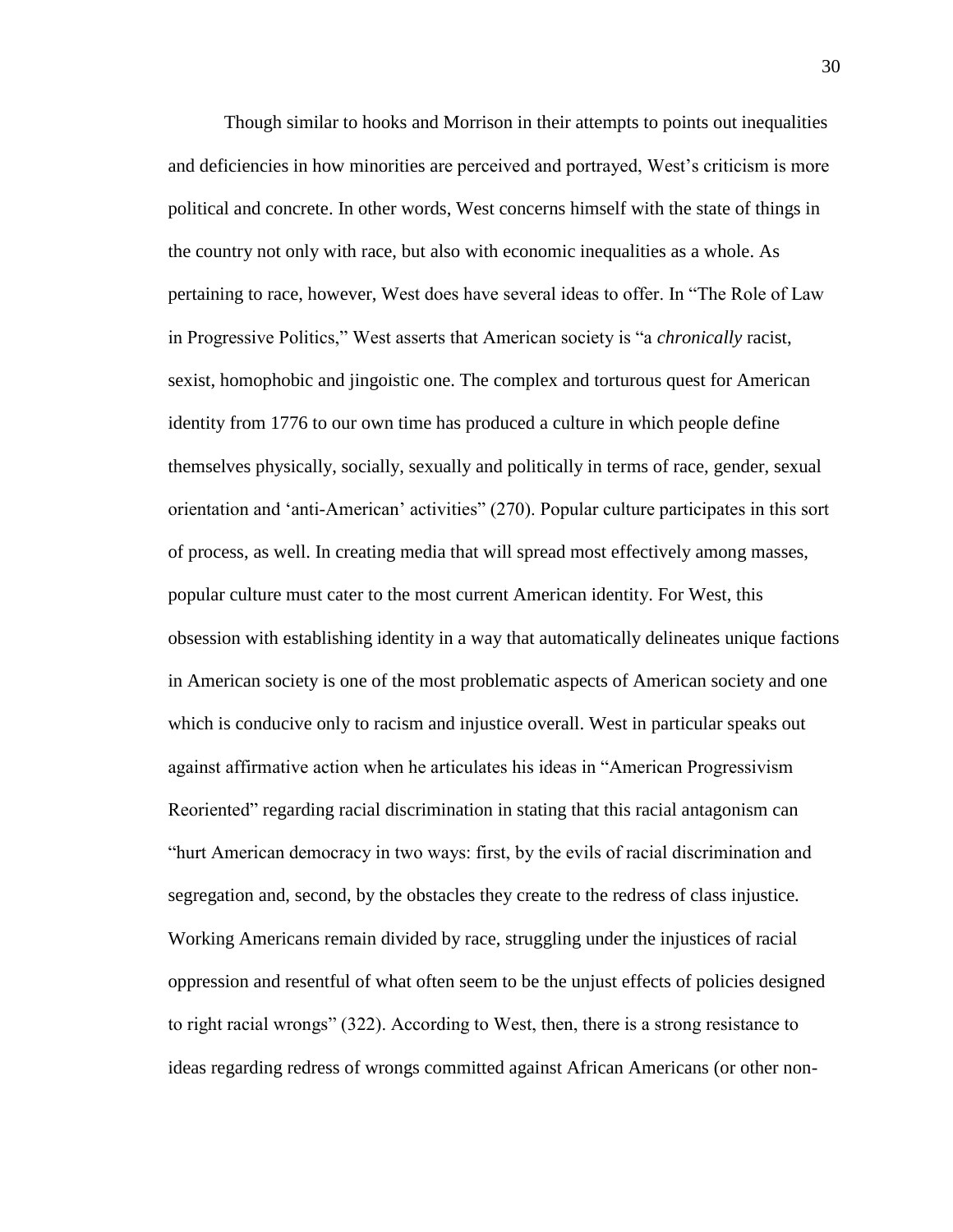Though similar to hooks and Morrison in their attempts to points out inequalities and deficiencies in how minorities are perceived and portrayed, West's criticism is more political and concrete. In other words, West concerns himself with the state of things in the country not only with race, but also with economic inequalities as a whole. As pertaining to race, however, West does have several ideas to offer. In "The Role of Law in Progressive Politics," West asserts that American society is "a *chronically* racist, sexist, homophobic and jingoistic one. The complex and torturous quest for American identity from 1776 to our own time has produced a culture in which people define themselves physically, socially, sexually and politically in terms of race, gender, sexual orientation and 'anti-American' activities" (270). Popular culture participates in this sort of process, as well. In creating media that will spread most effectively among masses, popular culture must cater to the most current American identity. For West, this obsession with establishing identity in a way that automatically delineates unique factions in American society is one of the most problematic aspects of American society and one which is conducive only to racism and injustice overall. West in particular speaks out against affirmative action when he articulates his ideas in "American Progressivism Reoriented" regarding racial discrimination in stating that this racial antagonism can "hurt American democracy in two ways: first, by the evils of racial discrimination and segregation and, second, by the obstacles they create to the redress of class injustice. Working Americans remain divided by race, struggling under the injustices of racial oppression and resentful of what often seem to be the unjust effects of policies designed to right racial wrongs" (322). According to West, then, there is a strong resistance to ideas regarding redress of wrongs committed against African Americans (or other non-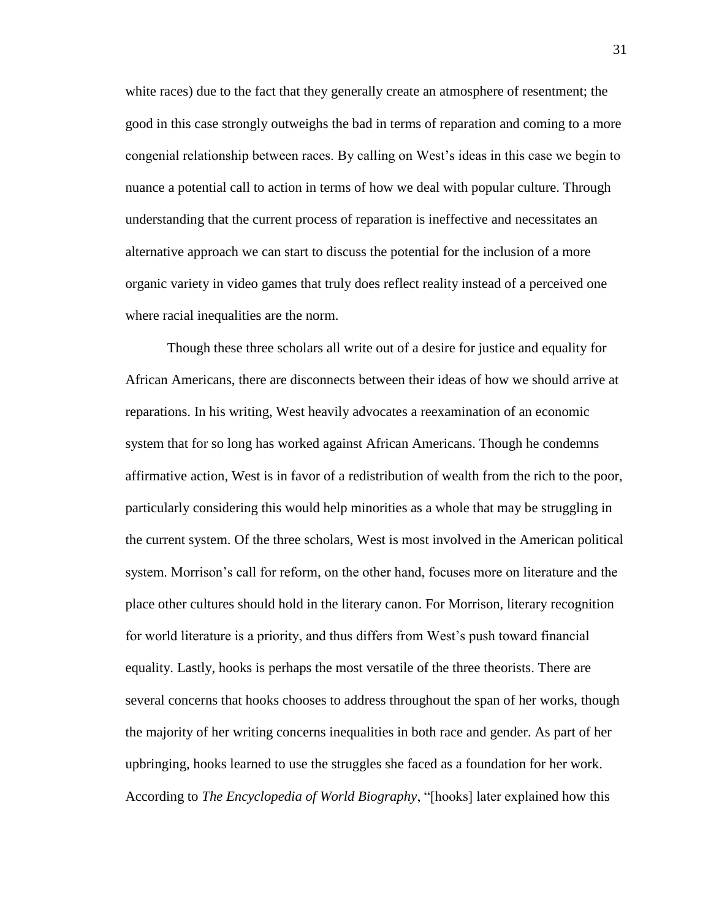white races) due to the fact that they generally create an atmosphere of resentment; the good in this case strongly outweighs the bad in terms of reparation and coming to a more congenial relationship between races. By calling on West's ideas in this case we begin to nuance a potential call to action in terms of how we deal with popular culture. Through understanding that the current process of reparation is ineffective and necessitates an alternative approach we can start to discuss the potential for the inclusion of a more organic variety in video games that truly does reflect reality instead of a perceived one where racial inequalities are the norm.

Though these three scholars all write out of a desire for justice and equality for African Americans, there are disconnects between their ideas of how we should arrive at reparations. In his writing, West heavily advocates a reexamination of an economic system that for so long has worked against African Americans. Though he condemns affirmative action, West is in favor of a redistribution of wealth from the rich to the poor, particularly considering this would help minorities as a whole that may be struggling in the current system. Of the three scholars, West is most involved in the American political system. Morrison's call for reform, on the other hand, focuses more on literature and the place other cultures should hold in the literary canon. For Morrison, literary recognition for world literature is a priority, and thus differs from West's push toward financial equality. Lastly, hooks is perhaps the most versatile of the three theorists. There are several concerns that hooks chooses to address throughout the span of her works, though the majority of her writing concerns inequalities in both race and gender. As part of her upbringing, hooks learned to use the struggles she faced as a foundation for her work. According to *The Encyclopedia of World Biography*, "[hooks] later explained how this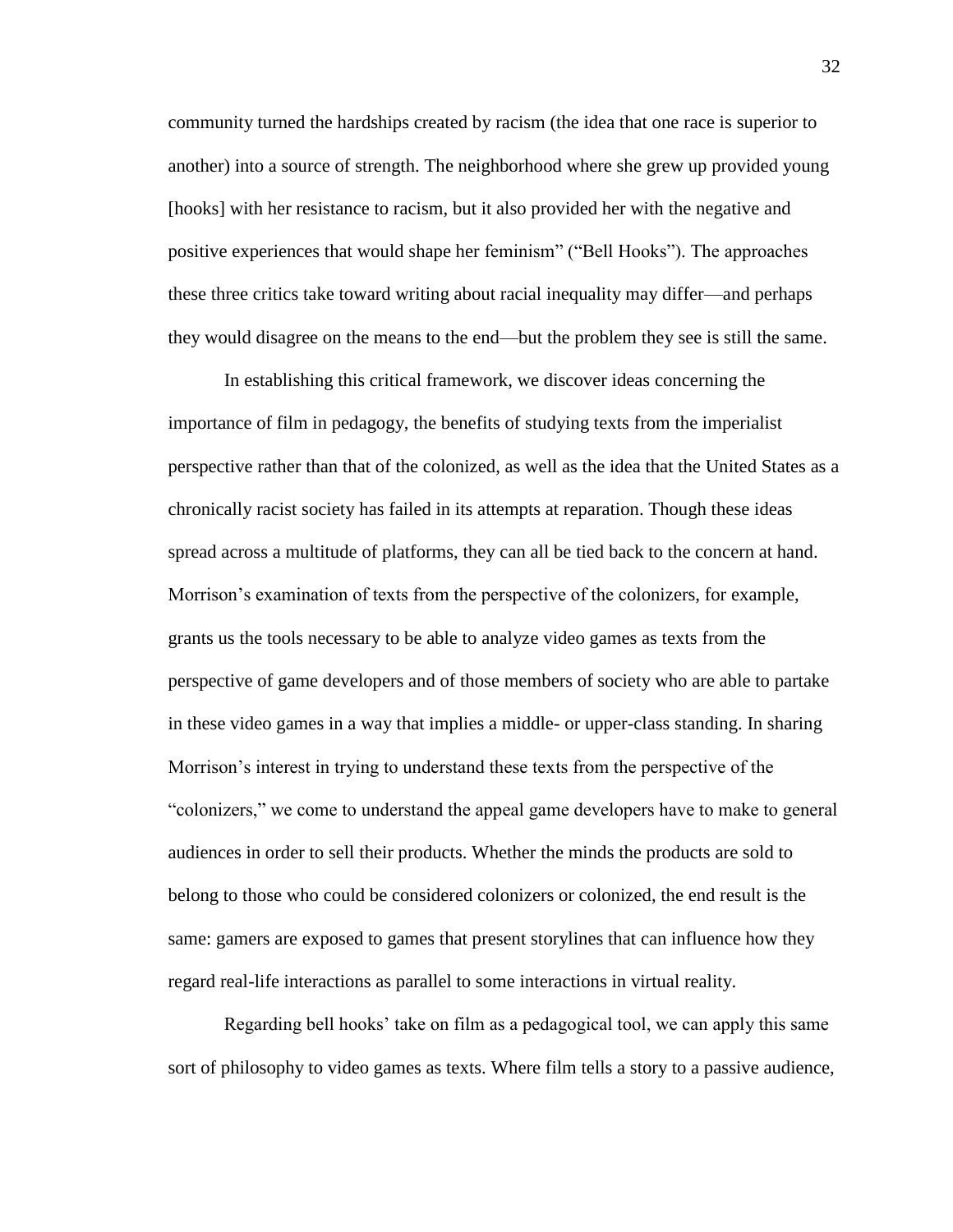community turned the hardships created by racism (the idea that one race is superior to another) into a source of strength. The neighborhood where she grew up provided young [hooks] with her resistance to racism, but it also provided her with the negative and positive experiences that would shape her feminism" ("Bell Hooks"). The approaches these three critics take toward writing about racial inequality may differ—and perhaps they would disagree on the means to the end—but the problem they see is still the same.

In establishing this critical framework, we discover ideas concerning the importance of film in pedagogy, the benefits of studying texts from the imperialist perspective rather than that of the colonized, as well as the idea that the United States as a chronically racist society has failed in its attempts at reparation. Though these ideas spread across a multitude of platforms, they can all be tied back to the concern at hand. Morrison's examination of texts from the perspective of the colonizers, for example, grants us the tools necessary to be able to analyze video games as texts from the perspective of game developers and of those members of society who are able to partake in these video games in a way that implies a middle- or upper-class standing. In sharing Morrison's interest in trying to understand these texts from the perspective of the "colonizers," we come to understand the appeal game developers have to make to general audiences in order to sell their products. Whether the minds the products are sold to belong to those who could be considered colonizers or colonized, the end result is the same: gamers are exposed to games that present storylines that can influence how they regard real-life interactions as parallel to some interactions in virtual reality.

Regarding bell hooks' take on film as a pedagogical tool, we can apply this same sort of philosophy to video games as texts. Where film tells a story to a passive audience,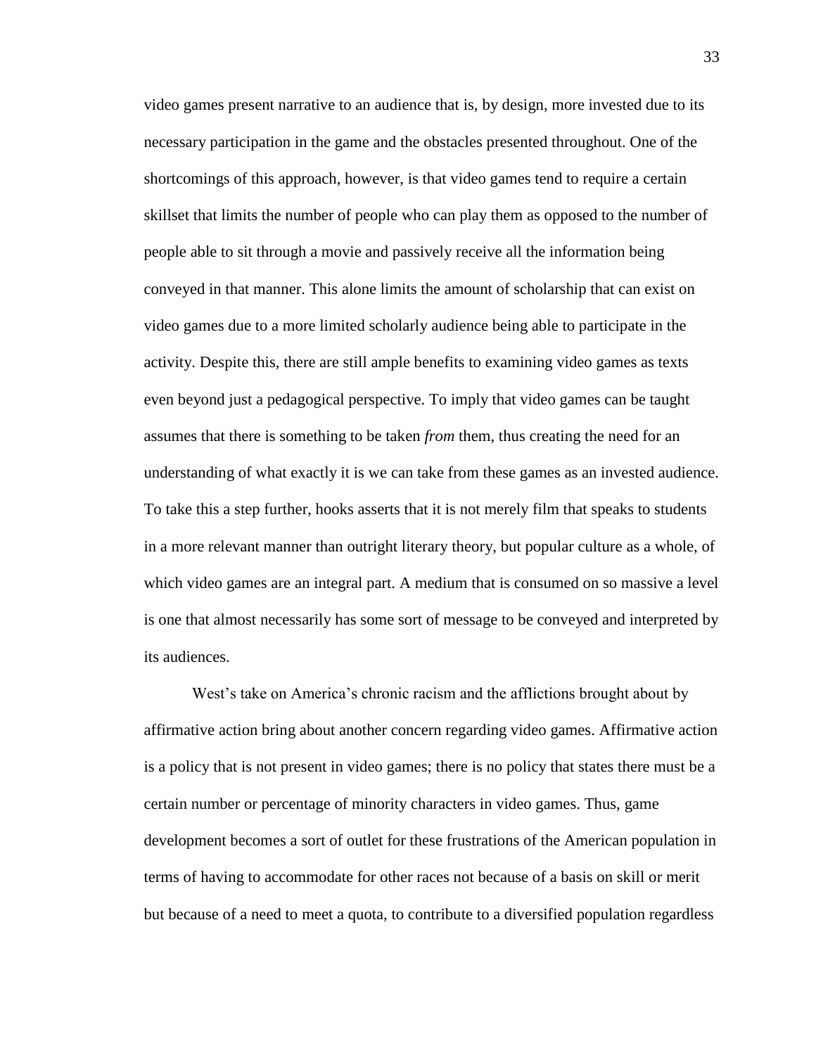video games present narrative to an audience that is, by design, more invested due to its necessary participation in the game and the obstacles presented throughout. One of the shortcomings of this approach, however, is that video games tend to require a certain skillset that limits the number of people who can play them as opposed to the number of people able to sit through a movie and passively receive all the information being conveyed in that manner. This alone limits the amount of scholarship that can exist on video games due to a more limited scholarly audience being able to participate in the activity. Despite this, there are still ample benefits to examining video games as texts even beyond just a pedagogical perspective. To imply that video games can be taught assumes that there is something to be taken *from* them, thus creating the need for an understanding of what exactly it is we can take from these games as an invested audience. To take this a step further, hooks asserts that it is not merely film that speaks to students in a more relevant manner than outright literary theory, but popular culture as a whole, of which video games are an integral part. A medium that is consumed on so massive a level is one that almost necessarily has some sort of message to be conveyed and interpreted by its audiences.

West's take on America's chronic racism and the afflictions brought about by affirmative action bring about another concern regarding video games. Affirmative action is a policy that is not present in video games; there is no policy that states there must be a certain number or percentage of minority characters in video games. Thus, game development becomes a sort of outlet for these frustrations of the American population in terms of having to accommodate for other races not because of a basis on skill or merit but because of a need to meet a quota, to contribute to a diversified population regardless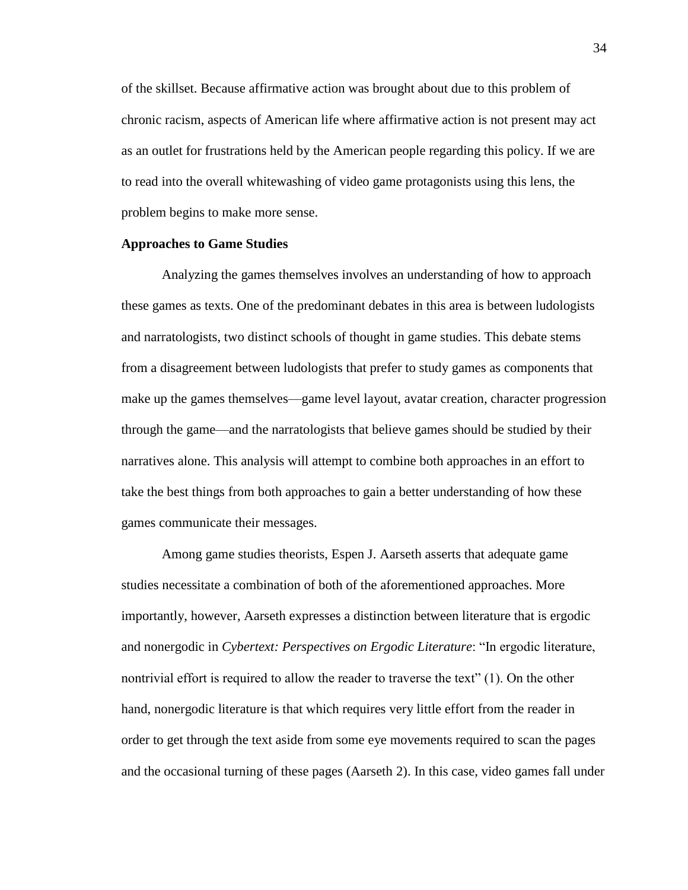of the skillset. Because affirmative action was brought about due to this problem of chronic racism, aspects of American life where affirmative action is not present may act as an outlet for frustrations held by the American people regarding this policy. If we are to read into the overall whitewashing of video game protagonists using this lens, the problem begins to make more sense.

**Approaches to Game Studies**

Analyzing the games themselves involves an understanding of how to approach these games as texts. One of the predominant debates in this area is between ludologists and narratologists, two distinct schools of thought in game studies. This debate stems from a disagreement between ludologists that prefer to study games as components that make up the games themselves—game level layout, avatar creation, character progression through the game—and the narratologists that believe games should be studied by their narratives alone. This analysis will attempt to combine both approaches in an effort to take the best things from both approaches to gain a better understanding of how these games communicate their messages.

Among game studies theorists, Espen J. Aarseth asserts that adequate game studies necessitate a combination of both of the aforementioned approaches. More importantly, however, Aarseth expresses a distinction between literature that is ergodic and nonergodic in *Cybertext: Perspectives on Ergodic Literature*: "In ergodic literature, nontrivial effort is required to allow the reader to traverse the text" (1). On the other hand, nonergodic literature is that which requires very little effort from the reader in order to get through the text aside from some eye movements required to scan the pages and the occasional turning of these pages (Aarseth 2). In this case, video games fall under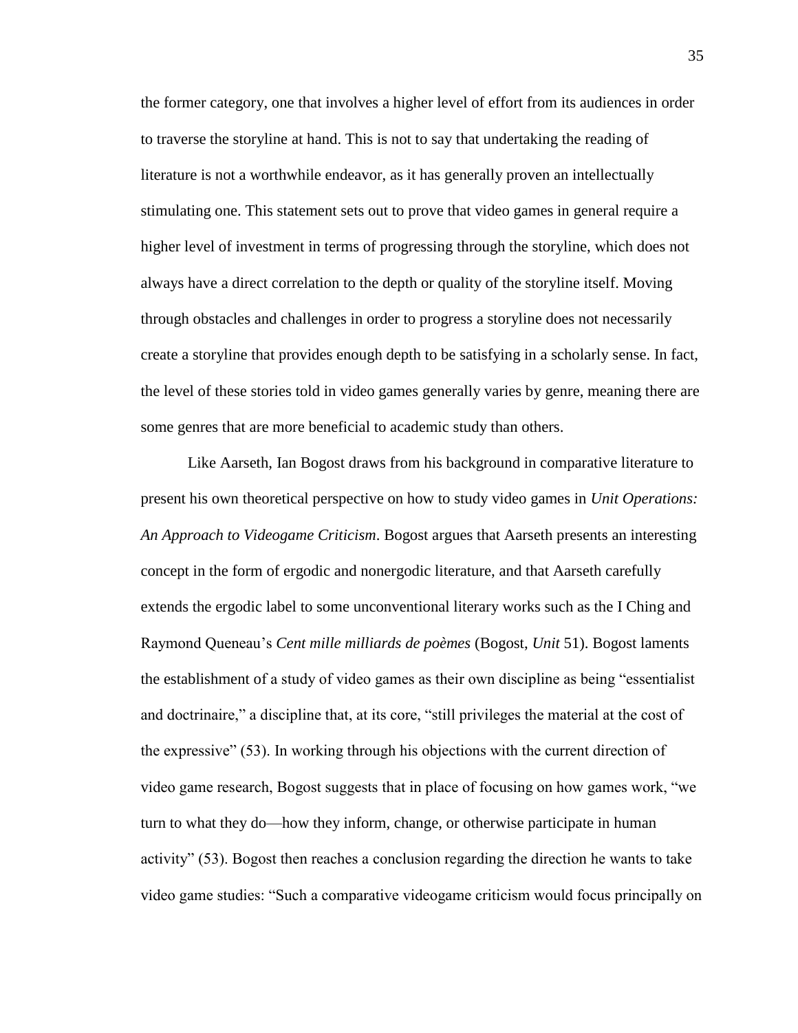the former category, one that involves a higher level of effort from its audiences in order to traverse the storyline at hand. This is not to say that undertaking the reading of literature is not a worthwhile endeavor, as it has generally proven an intellectually stimulating one. This statement sets out to prove that video games in general require a higher level of investment in terms of progressing through the storyline, which does not always have a direct correlation to the depth or quality of the storyline itself. Moving through obstacles and challenges in order to progress a storyline does not necessarily create a storyline that provides enough depth to be satisfying in a scholarly sense. In fact, the level of these stories told in video games generally varies by genre, meaning there are some genres that are more beneficial to academic study than others.

Like Aarseth, Ian Bogost draws from his background in comparative literature to present his own theoretical perspective on how to study video games in *Unit Operations: An Approach to Videogame Criticism*. Bogost argues that Aarseth presents an interesting concept in the form of ergodic and nonergodic literature, and that Aarseth carefully extends the ergodic label to some unconventional literary works such as the I Ching and Raymond Queneau's *Cent mille milliards de poèmes* (Bogost, *Unit* 51). Bogost laments the establishment of a study of video games as their own discipline as being "essentialist and doctrinaire," a discipline that, at its core, "still privileges the material at the cost of the expressive" (53). In working through his objections with the current direction of video game research, Bogost suggests that in place of focusing on how games work, "we turn to what they do—how they inform, change, or otherwise participate in human activity" (53). Bogost then reaches a conclusion regarding the direction he wants to take video game studies: "Such a comparative videogame criticism would focus principally on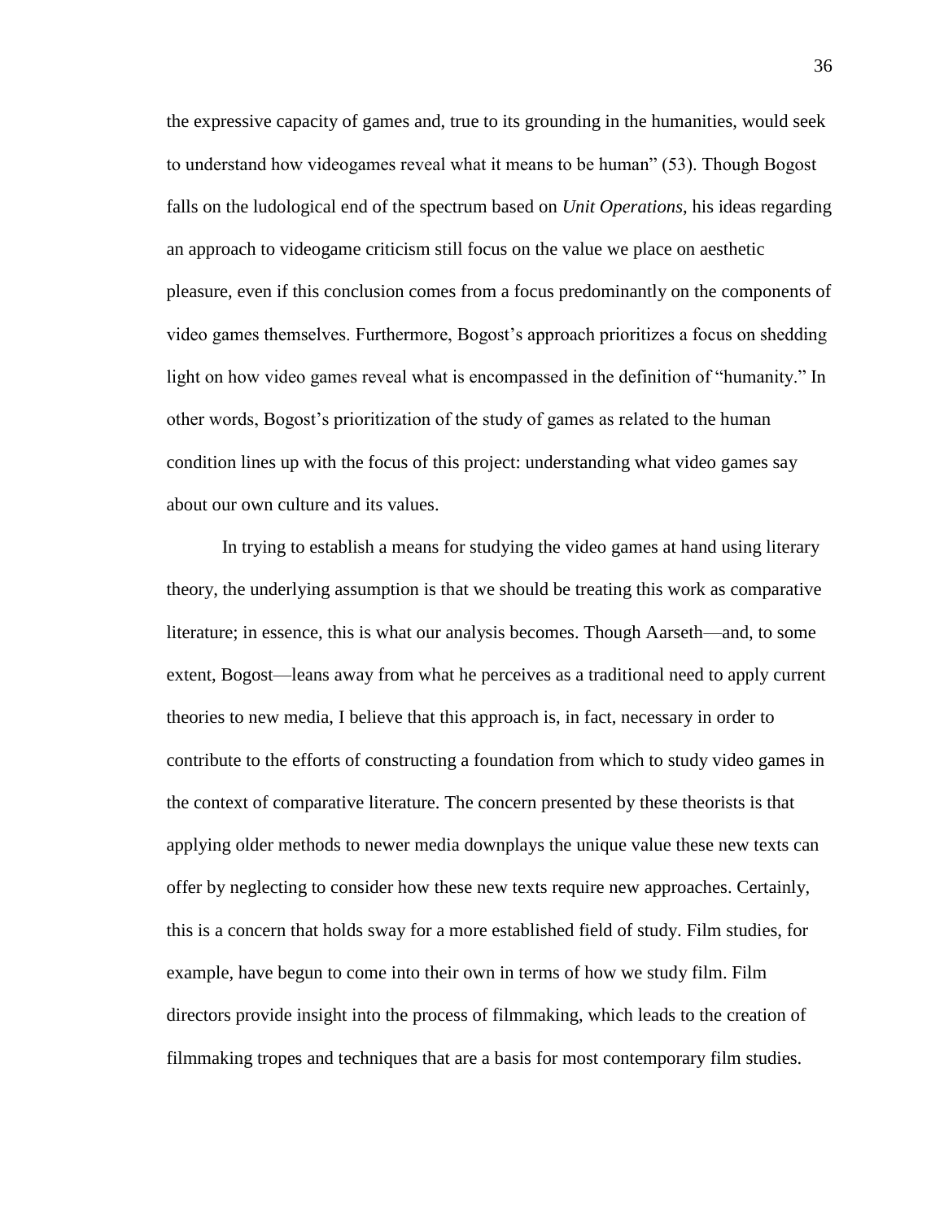the expressive capacity of games and, true to its grounding in the humanities, would seek to understand how videogames reveal what it means to be human" (53). Though Bogost falls on the ludological end of the spectrum based on *Unit Operations*, his ideas regarding an approach to videogame criticism still focus on the value we place on aesthetic pleasure, even if this conclusion comes from a focus predominantly on the components of video games themselves. Furthermore, Bogost's approach prioritizes a focus on shedding light on how video games reveal what is encompassed in the definition of "humanity." In other words, Bogost's prioritization of the study of games as related to the human condition lines up with the focus of this project: understanding what video games say about our own culture and its values.

In trying to establish a means for studying the video games at hand using literary theory, the underlying assumption is that we should be treating this work as comparative literature; in essence, this is what our analysis becomes. Though Aarseth—and, to some extent, Bogost—leans away from what he perceives as a traditional need to apply current theories to new media, I believe that this approach is, in fact, necessary in order to contribute to the efforts of constructing a foundation from which to study video games in the context of comparative literature. The concern presented by these theorists is that applying older methods to newer media downplays the unique value these new texts can offer by neglecting to consider how these new texts require new approaches. Certainly, this is a concern that holds sway for a more established field of study. Film studies, for example, have begun to come into their own in terms of how we study film. Film directors provide insight into the process of filmmaking, which leads to the creation of filmmaking tropes and techniques that are a basis for most contemporary film studies.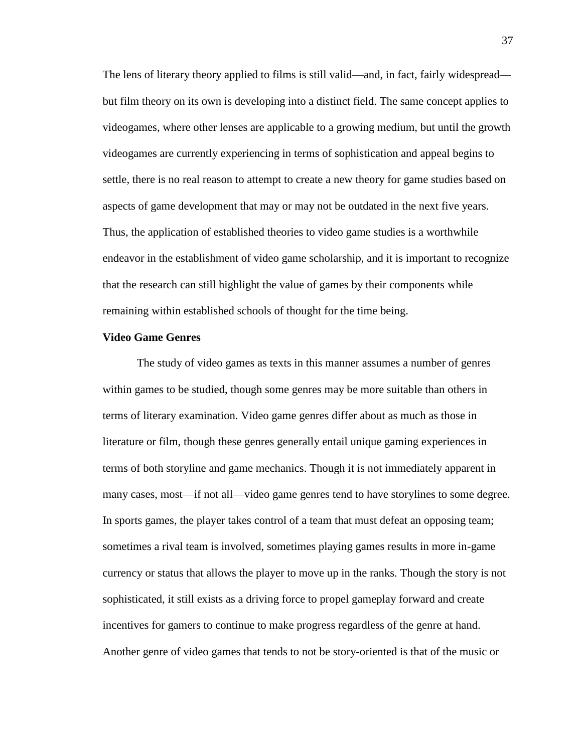The lens of literary theory applied to films is still valid—and, in fact, fairly widespread—but film theory on its own is developing into a distinct field. The same concept applies to videogames, where other lenses are applicable to a growing medium, but until the growth videogames are currently experiencing in terms of sophistication and appeal begins to settle, there is no real reason to attempt to create a new theory for game studies based on aspects of game development that may or may not be outdated in the next five years. Thus, the application of established theories to video game studies is a worthwhile endeavor in the establishment of video game scholarship, and it is important to recognize that the research can still highlight the value of games by their components while remaining within established schools of thought for the time being.

**Video Game Genres**

The study of video games as texts in this manner assumes a number of genres within games to be studied, though some genres may be more suitable than others in terms of literary examination. Video game genres differ about as much as those in literature or film, though these genres generally entail unique gaming experiences in terms of both storyline and game mechanics. Though it is not immediately apparent in many cases, most—if not all—video game genres tend to have storylines to some degree. In sports games, the player takes control of a team that must defeat an opposing team; sometimes a rival team is involved, sometimes playing games results in more in-game currency or status that allows the player to move up in the ranks. Though the story is not sophisticated, it still exists as a driving force to propel gameplay forward and create incentives for gamers to continue to make progress regardless of the genre at hand. Another genre of video games that tends to not be story-oriented is that of the music or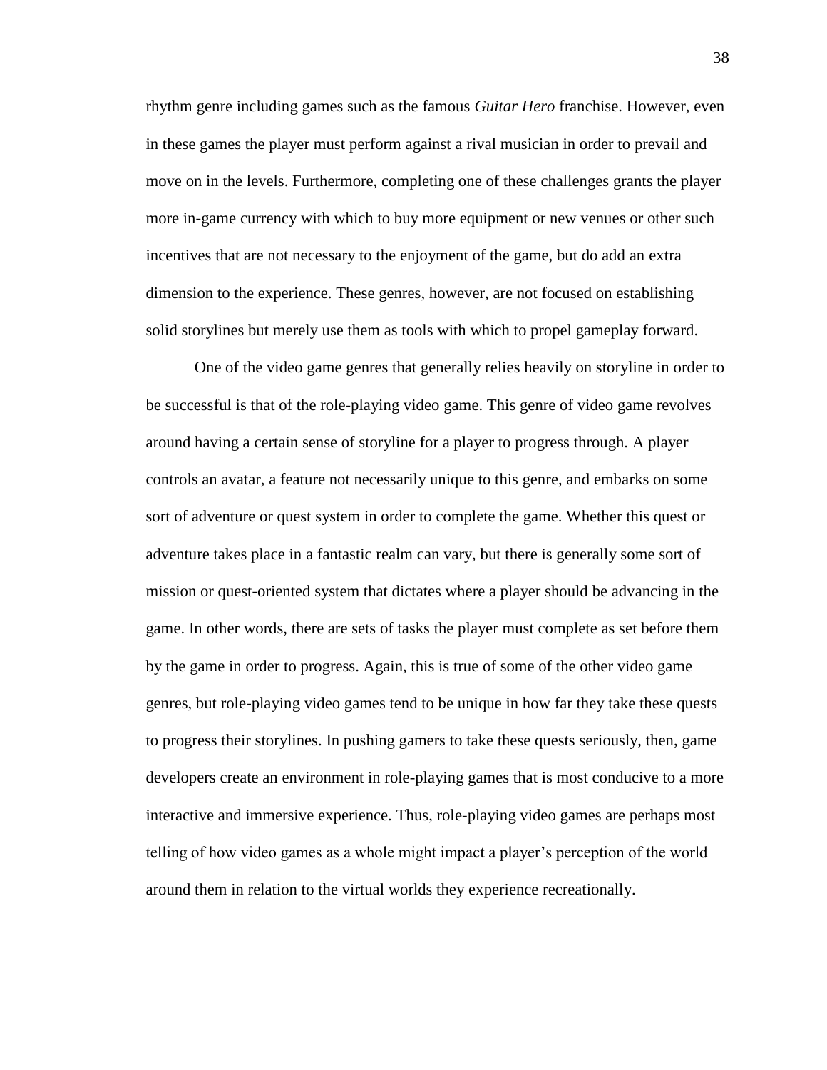rhythm genre including games such as the famous *Guitar Hero* franchise. However, even in these games the player must perform against a rival musician in order to prevail and move on in the levels. Furthermore, completing one of these challenges grants the player more in-game currency with which to buy more equipment or new venues or other such incentives that are not necessary to the enjoyment of the game, but do add an extra dimension to the experience. These genres, however, are not focused on establishing solid storylines but merely use them as tools with which to propel gameplay forward.

One of the video game genres that generally relies heavily on storyline in order to be successful is that of the role-playing video game. This genre of video game revolves around having a certain sense of storyline for a player to progress through. A player controls an avatar, a feature not necessarily unique to this genre, and embarks on some sort of adventure or quest system in order to complete the game. Whether this quest or adventure takes place in a fantastic realm can vary, but there is generally some sort of mission or quest-oriented system that dictates where a player should be advancing in the game. In other words, there are sets of tasks the player must complete as set before them by the game in order to progress. Again, this is true of some of the other video game genres, but role-playing video games tend to be unique in how far they take these quests to progress their storylines. In pushing gamers to take these quests seriously, then, game developers create an environment in role-playing games that is most conducive to a more interactive and immersive experience. Thus, role-playing video games are perhaps most telling of how video games as a whole might impact a player's perception of the world around them in relation to the virtual worlds they experience recreationally.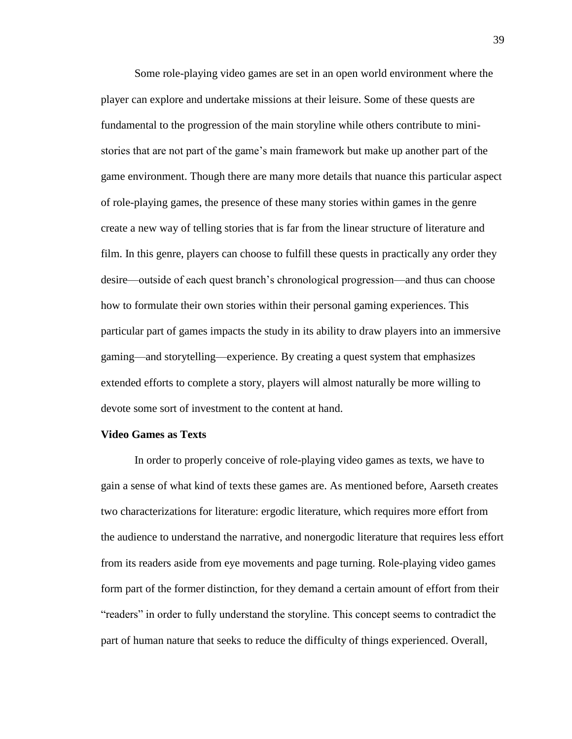Some role-playing video games are set in an open world environment where the player can explore and undertake missions at their leisure. Some of these quests are fundamental to the progression of the main storyline while others contribute to mini-stories that are not part of the game's main framework but make up another part of the game environment. Though there are many more details that nuance this particular aspect of role-playing games, the presence of these many stories within games in the genre create a new way of telling stories that is far from the linear structure of literature and film. In this genre, players can choose to fulfill these quests in practically any order they desire—outside of each quest branch's chronological progression—and thus can choose how to formulate their own stories within their personal gaming experiences. This particular part of games impacts the study in its ability to draw players into an immersive gaming—and storytelling—experience. By creating a quest system that emphasizes extended efforts to complete a story, players will almost naturally be more willing to devote some sort of investment to the content at hand.

**Video Games as Texts**

In order to properly conceive of role-playing video games as texts, we have to gain a sense of what kind of texts these games are. As mentioned before, Aarseth creates two characterizations for literature: ergodic literature, which requires more effort from the audience to understand the narrative, and nonergodic literature that requires less effort from its readers aside from eye movements and page turning. Role-playing video games form part of the former distinction, for they demand a certain amount of effort from their "readers" in order to fully understand the storyline. This concept seems to contradict the part of human nature that seeks to reduce the difficulty of things experienced. Overall,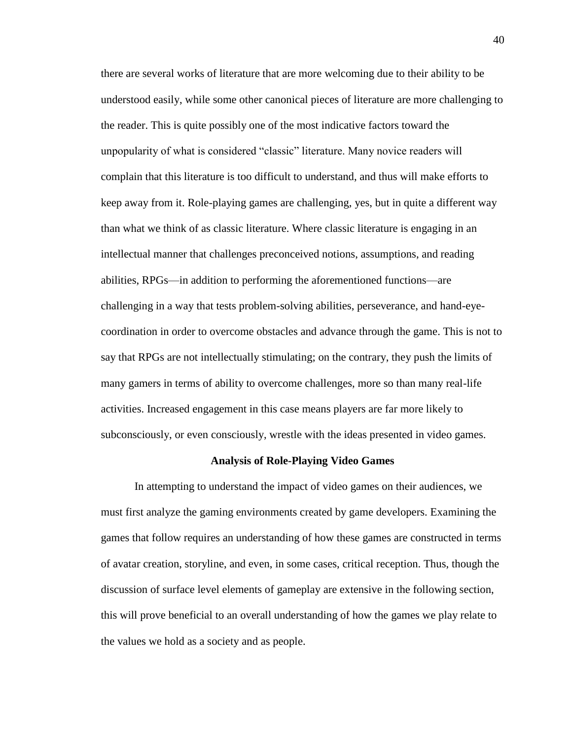there are several works of literature that are more welcoming due to their ability to be understood easily, while some other canonical pieces of literature are more challenging to the reader. This is quite possibly one of the most indicative factors toward the unpopularity of what is considered "classic" literature. Many novice readers will complain that this literature is too difficult to understand, and thus will make efforts to keep away from it. Role-playing games are challenging, yes, but in quite a different way than what we think of as classic literature. Where classic literature is engaging in an intellectual manner that challenges preconceived notions, assumptions, and reading abilities, RPGs—in addition to performing the aforementioned functions—are challenging in a way that tests problem-solving abilities, perseverance, and hand-eye-coordination in order to overcome obstacles and advance through the game. This is not to say that RPGs are not intellectually stimulating; on the contrary, they push the limits of many gamers in terms of ability to overcome challenges, more so than many real-life activities. Increased engagement in this case means players are far more likely to subconsciously, or even consciously, wrestle with the ideas presented in video games.

## Analysis of Role-Playing Video Games

In attempting to understand the impact of video games on their audiences, we must first analyze the gaming environments created by game developers. Examining the games that follow requires an understanding of how these games are constructed in terms of avatar creation, storyline, and even, in some cases, critical reception. Thus, though the discussion of surface level elements of gameplay are extensive in the following section, this will prove beneficial to an overall understanding of how the games we play relate to the values we hold as a society and as people.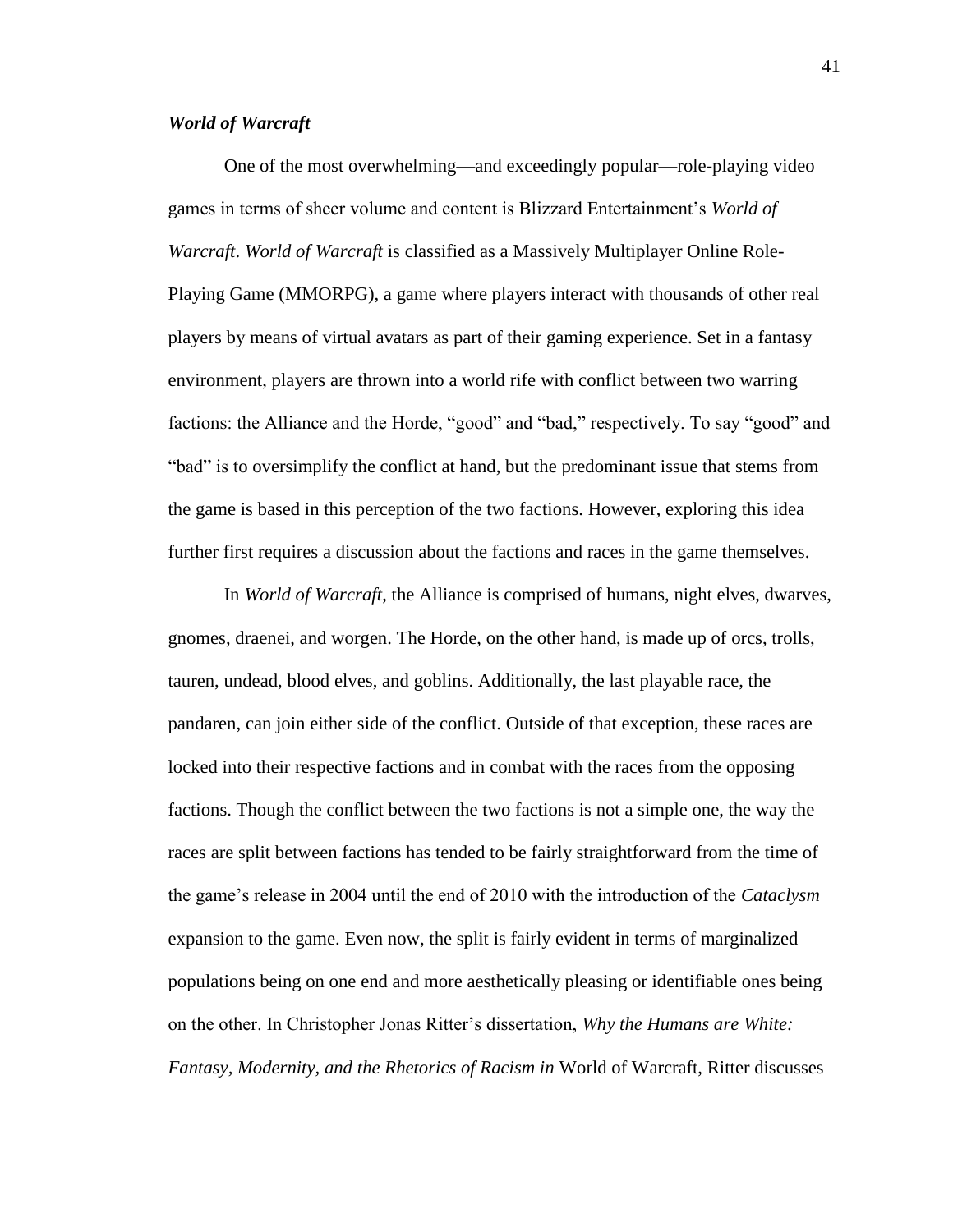### *World of Warcraft*

One of the most overwhelming—and exceedingly popular—role-playing video games in terms of sheer volume and content is Blizzard Entertainment's *World of Warcraft*. *World of Warcraft* is classified as a Massively Multiplayer Online Role-Playing Game (MMORPG), a game where players interact with thousands of other real players by means of virtual avatars as part of their gaming experience. Set in a fantasy environment, players are thrown into a world rife with conflict between two warring factions: the Alliance and the Horde, "good" and "bad," respectively. To say "good" and "bad" is to oversimplify the conflict at hand, but the predominant issue that stems from the game is based in this perception of the two factions. However, exploring this idea further first requires a discussion about the factions and races in the game themselves.

In *World of Warcraft*, the Alliance is comprised of humans, night elves, dwarves, gnomes, draenei, and worgen. The Horde, on the other hand, is made up of orcs, trolls, tauren, undead, blood elves, and goblins. Additionally, the last playable race, the pandaren, can join either side of the conflict. Outside of that exception, these races are locked into their respective factions and in combat with the races from the opposing factions. Though the conflict between the two factions is not a simple one, the way the races are split between factions has tended to be fairly straightforward from the time of the game's release in 2004 until the end of 2010 with the introduction of the *Cataclysm* expansion to the game. Even now, the split is fairly evident in terms of marginalized populations being on one end and more aesthetically pleasing or identifiable ones being on the other. In Christopher Jonas Ritter's dissertation, *Why the Humans are White: Fantasy, Modernity, and the Rhetorics of Racism in* World of Warcraft, Ritter discusses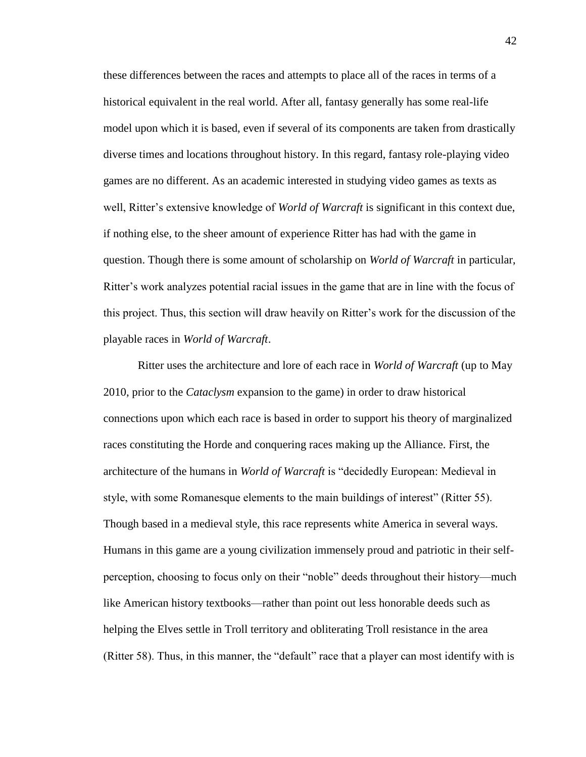these differences between the races and attempts to place all of the races in terms of a historical equivalent in the real world. After all, fantasy generally has some real-life model upon which it is based, even if several of its components are taken from drastically diverse times and locations throughout history. In this regard, fantasy role-playing video games are no different. As an academic interested in studying video games as texts as well, Ritter's extensive knowledge of *World of Warcraft* is significant in this context due, if nothing else, to the sheer amount of experience Ritter has had with the game in question. Though there is some amount of scholarship on *World of Warcraft* in particular, Ritter's work analyzes potential racial issues in the game that are in line with the focus of this project. Thus, this section will draw heavily on Ritter's work for the discussion of the playable races in *World of Warcraft*.

Ritter uses the architecture and lore of each race in *World of Warcraft* (up to May 2010, prior to the *Cataclysm* expansion to the game) in order to draw historical connections upon which each race is based in order to support his theory of marginalized races constituting the Horde and conquering races making up the Alliance. First, the architecture of the humans in *World of Warcraft* is "decidedly European: Medieval in style, with some Romanesque elements to the main buildings of interest" (Ritter 55). Though based in a medieval style, this race represents white America in several ways. Humans in this game are a young civilization immensely proud and patriotic in their self-perception, choosing to focus only on their "noble" deeds throughout their history—much like American history textbooks—rather than point out less honorable deeds such as helping the Elves settle in Troll territory and obliterating Troll resistance in the area (Ritter 58). Thus, in this manner, the "default" race that a player can most identify with is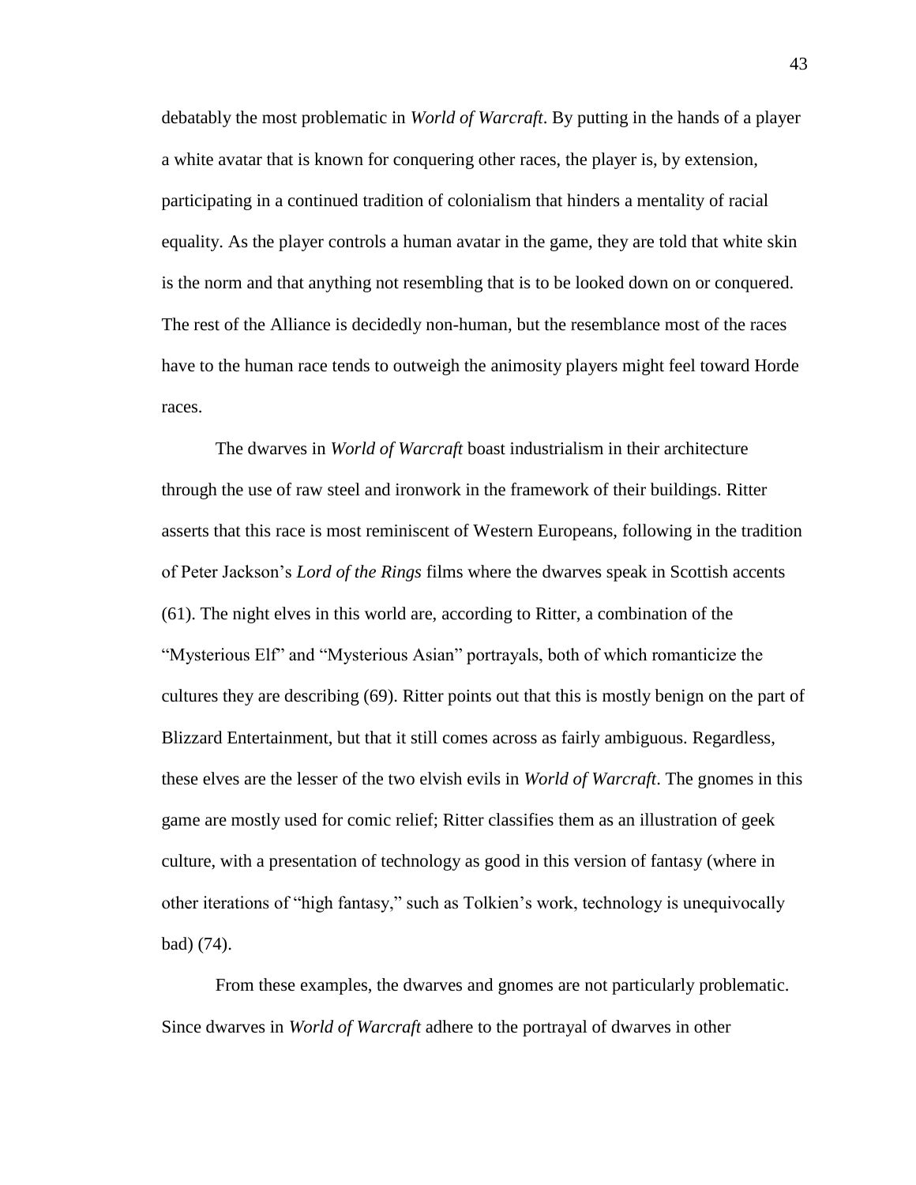debatably the most problematic in *World of Warcraft*. By putting in the hands of a player a white avatar that is known for conquering other races, the player is, by extension, participating in a continued tradition of colonialism that hinders a mentality of racial equality. As the player controls a human avatar in the game, they are told that white skin is the norm and that anything not resembling that is to be looked down on or conquered. The rest of the Alliance is decidedly non-human, but the resemblance most of the races have to the human race tends to outweigh the animosity players might feel toward Horde races.

The dwarves in *World of Warcraft* boast industrialism in their architecture through the use of raw steel and ironwork in the framework of their buildings. Ritter asserts that this race is most reminiscent of Western Europeans, following in the tradition of Peter Jackson's *Lord of the Rings* films where the dwarves speak in Scottish accents (61). The night elves in this world are, according to Ritter, a combination of the "Mysterious Elf" and "Mysterious Asian" portrayals, both of which romanticize the cultures they are describing (69). Ritter points out that this is mostly benign on the part of Blizzard Entertainment, but that it still comes across as fairly ambiguous. Regardless, these elves are the lesser of the two elvish evils in *World of Warcraft*. The gnomes in this game are mostly used for comic relief; Ritter classifies them as an illustration of geek culture, with a presentation of technology as good in this version of fantasy (where in other iterations of "high fantasy," such as Tolkien's work, technology is unequivocally bad) (74).

From these examples, the dwarves and gnomes are not particularly problematic. Since dwarves in *World of Warcraft* adhere to the portrayal of dwarves in other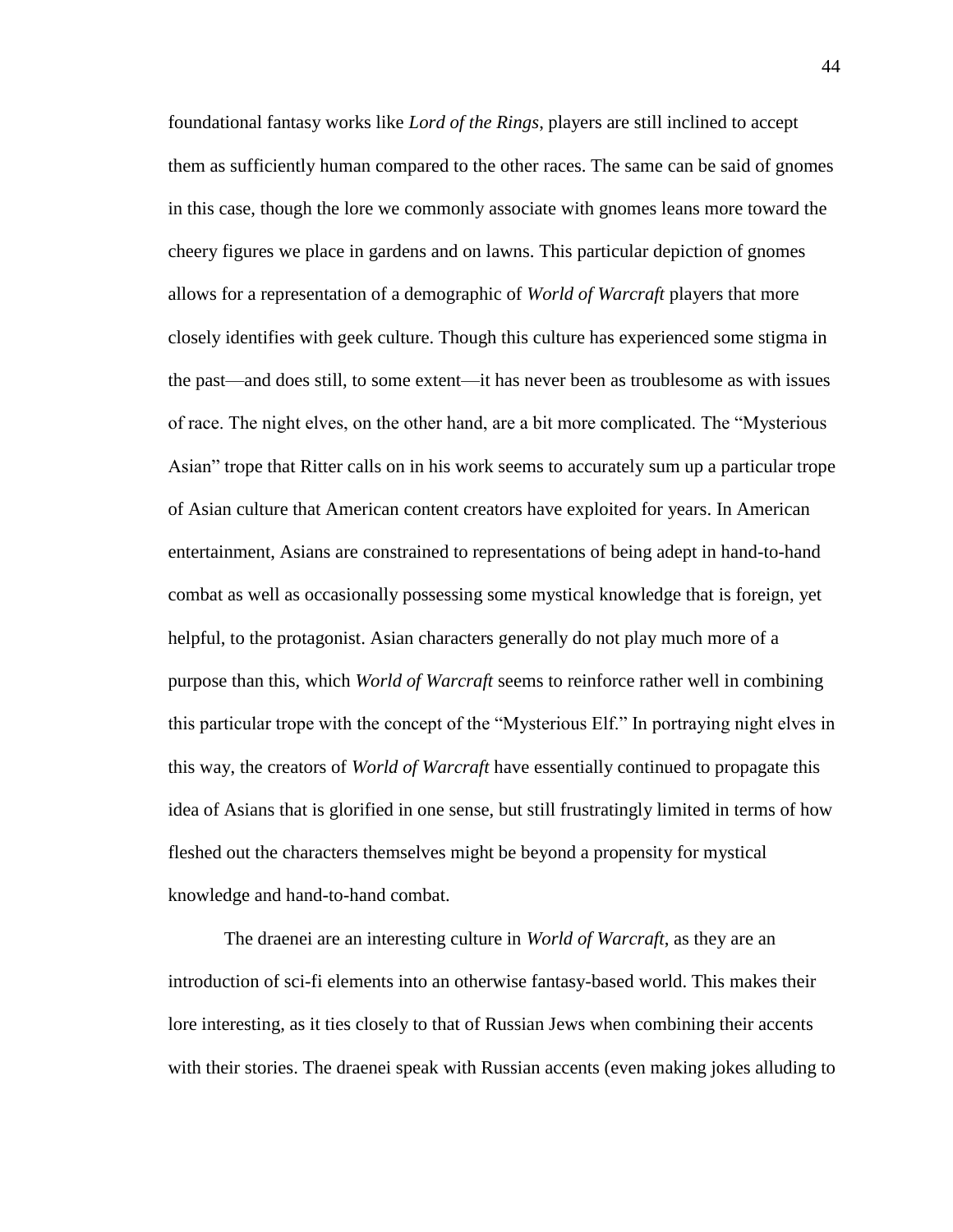foundational fantasy works like *Lord of the Rings*, players are still inclined to accept them as sufficiently human compared to the other races. The same can be said of gnomes in this case, though the lore we commonly associate with gnomes leans more toward the cheery figures we place in gardens and on lawns. This particular depiction of gnomes allows for a representation of a demographic of *World of Warcraft* players that more closely identifies with geek culture. Though this culture has experienced some stigma in the past—and does still, to some extent—it has never been as troublesome as with issues of race. The night elves, on the other hand, are a bit more complicated. The "Mysterious Asian" trope that Ritter calls on in his work seems to accurately sum up a particular trope of Asian culture that American content creators have exploited for years. In American entertainment, Asians are constrained to representations of being adept in hand-to-hand combat as well as occasionally possessing some mystical knowledge that is foreign, yet helpful, to the protagonist. Asian characters generally do not play much more of a purpose than this, which *World of Warcraft* seems to reinforce rather well in combining this particular trope with the concept of the "Mysterious Elf." In portraying night elves in this way, the creators of *World of Warcraft* have essentially continued to propagate this idea of Asians that is glorified in one sense, but still frustratingly limited in terms of how fleshed out the characters themselves might be beyond a propensity for mystical knowledge and hand-to-hand combat.

The draenei are an interesting culture in *World of Warcraft*, as they are an introduction of sci-fi elements into an otherwise fantasy-based world. This makes their lore interesting, as it ties closely to that of Russian Jews when combining their accents with their stories. The draenei speak with Russian accents (even making jokes alluding to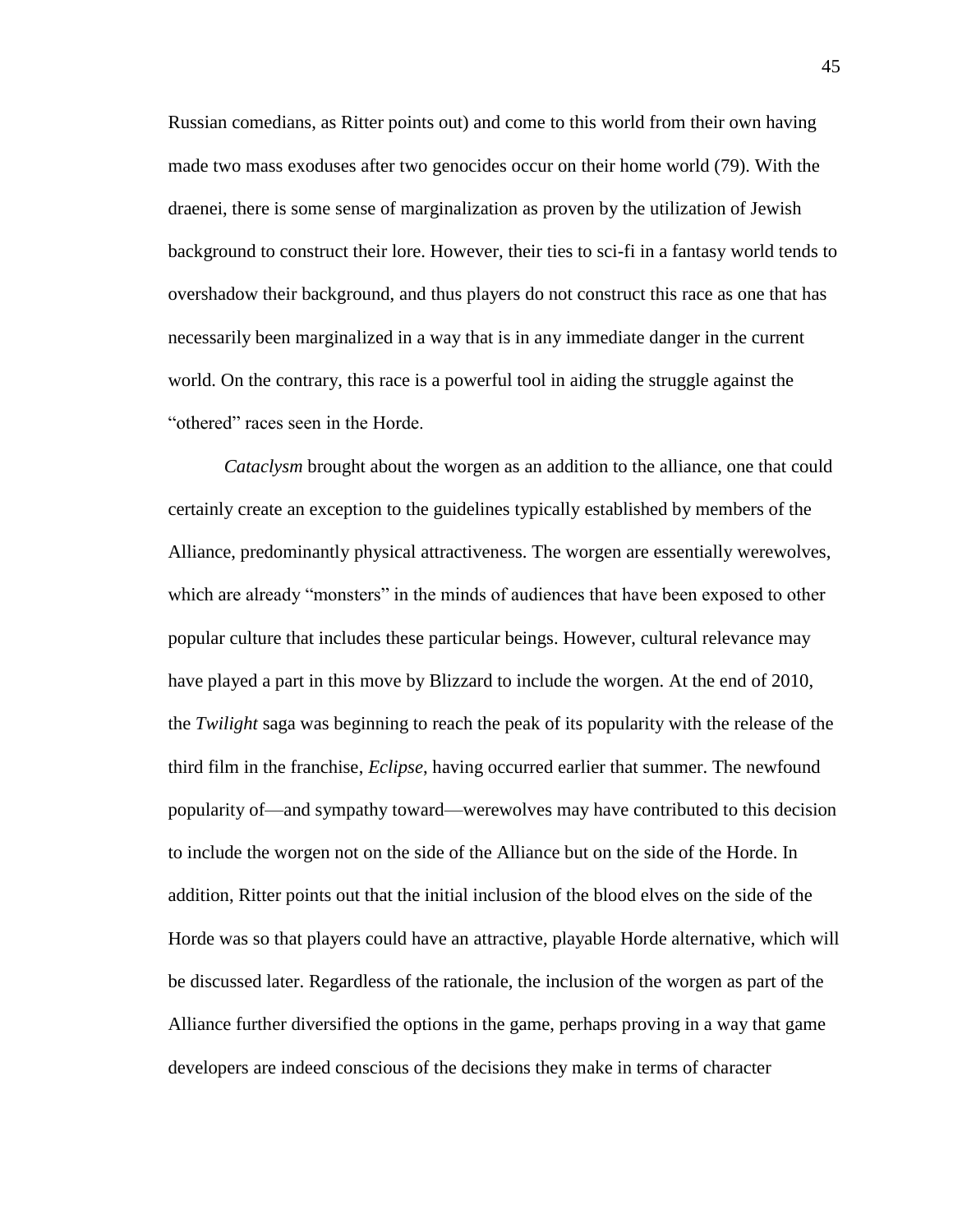Russian comedians, as Ritter points out) and come to this world from their own having made two mass exoduses after two genocides occur on their home world (79). With the draenei, there is some sense of marginalization as proven by the utilization of Jewish background to construct their lore. However, their ties to sci-fi in a fantasy world tends to overshadow their background, and thus players do not construct this race as one that has necessarily been marginalized in a way that is in any immediate danger in the current world. On the contrary, this race is a powerful tool in aiding the struggle against the "othered" races seen in the Horde.

*Cataclysm* brought about the worgen as an addition to the alliance, one that could certainly create an exception to the guidelines typically established by members of the Alliance, predominantly physical attractiveness. The worgen are essentially werewolves, which are already "monsters" in the minds of audiences that have been exposed to other popular culture that includes these particular beings. However, cultural relevance may have played a part in this move by Blizzard to include the worgen. At the end of 2010, the *Twilight* saga was beginning to reach the peak of its popularity with the release of the third film in the franchise, *Eclipse*, having occurred earlier that summer. The newfound popularity of—and sympathy toward—werewolves may have contributed to this decision to include the worgen not on the side of the Alliance but on the side of the Horde. In addition, Ritter points out that the initial inclusion of the blood elves on the side of the Horde was so that players could have an attractive, playable Horde alternative, which will be discussed later. Regardless of the rationale, the inclusion of the worgen as part of the Alliance further diversified the options in the game, perhaps proving in a way that game developers are indeed conscious of the decisions they make in terms of character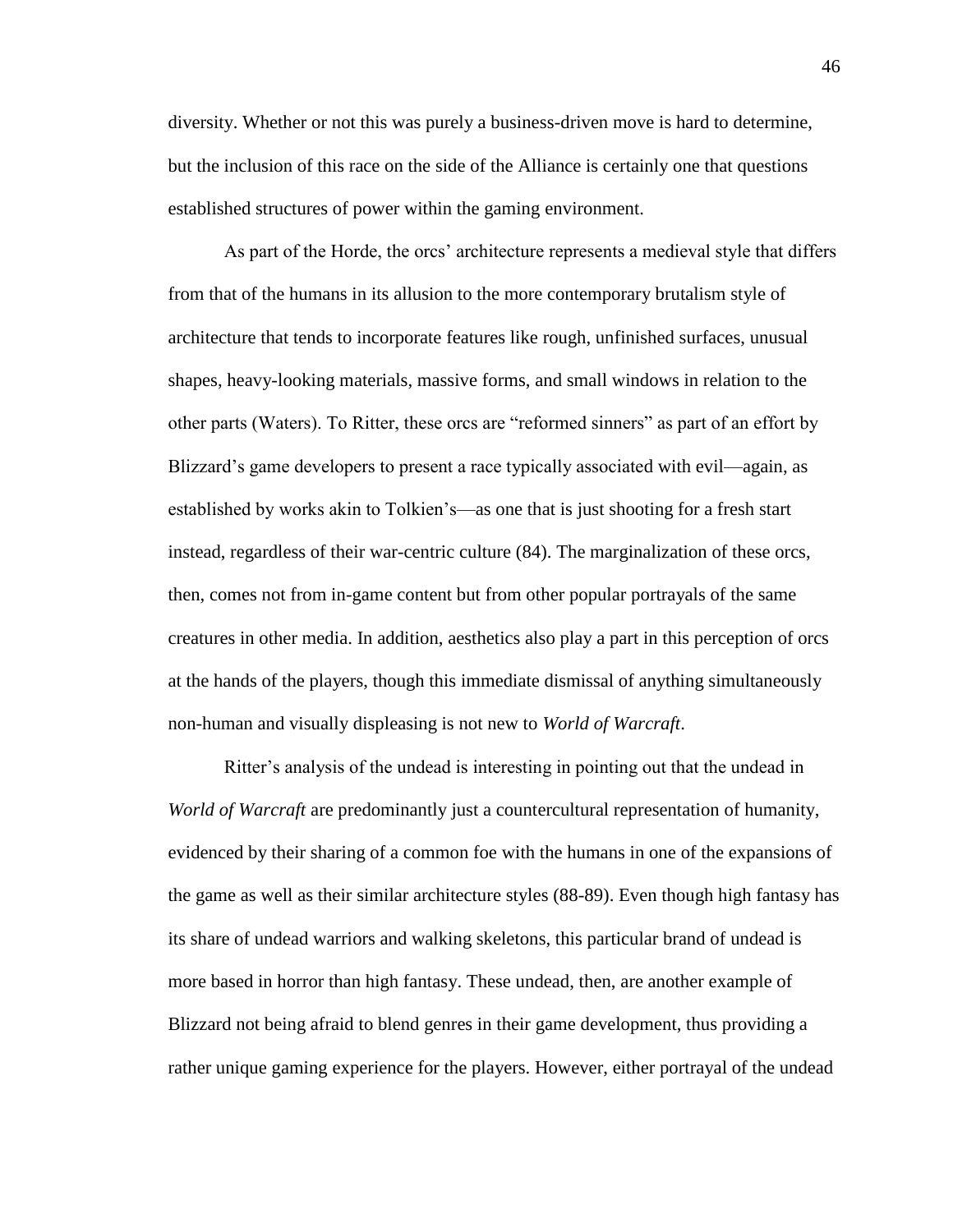diversity. Whether or not this was purely a business-driven move is hard to determine, but the inclusion of this race on the side of the Alliance is certainly one that questions established structures of power within the gaming environment.

As part of the Horde, the orcs' architecture represents a medieval style that differs from that of the humans in its allusion to the more contemporary brutalism style of architecture that tends to incorporate features like rough, unfinished surfaces, unusual shapes, heavy-looking materials, massive forms, and small windows in relation to the other parts (Waters). To Ritter, these orcs are "reformed sinners" as part of an effort by Blizzard's game developers to present a race typically associated with evil—again, as established by works akin to Tolkien's—as one that is just shooting for a fresh start instead, regardless of their war-centric culture (84). The marginalization of these orcs, then, comes not from in-game content but from other popular portrayals of the same creatures in other media. In addition, aesthetics also play a part in this perception of orcs at the hands of the players, though this immediate dismissal of anything simultaneously non-human and visually displeasing is not new to *World of Warcraft*.

Ritter's analysis of the undead is interesting in pointing out that the undead in *World of Warcraft* are predominantly just a countercultural representation of humanity, evidenced by their sharing of a common foe with the humans in one of the expansions of the game as well as their similar architecture styles (88-89). Even though high fantasy has its share of undead warriors and walking skeletons, this particular brand of undead is more based in horror than high fantasy. These undead, then, are another example of Blizzard not being afraid to blend genres in their game development, thus providing a rather unique gaming experience for the players. However, either portrayal of the undead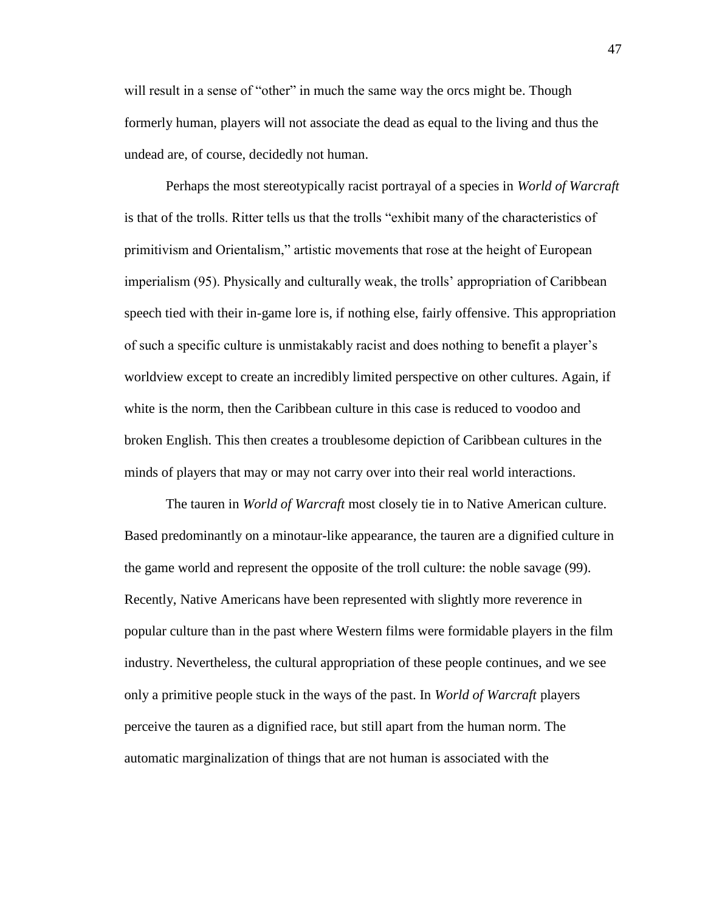will result in a sense of "other" in much the same way the orcs might be. Though formerly human, players will not associate the dead as equal to the living and thus the undead are, of course, decidedly not human.

Perhaps the most stereotypically racist portrayal of a species in *World of Warcraft* is that of the trolls. Ritter tells us that the trolls "exhibit many of the characteristics of primitivism and Orientalism," artistic movements that rose at the height of European imperialism (95). Physically and culturally weak, the trolls' appropriation of Caribbean speech tied with their in-game lore is, if nothing else, fairly offensive. This appropriation of such a specific culture is unmistakably racist and does nothing to benefit a player's worldview except to create an incredibly limited perspective on other cultures. Again, if white is the norm, then the Caribbean culture in this case is reduced to voodoo and broken English. This then creates a troublesome depiction of Caribbean cultures in the minds of players that may or may not carry over into their real world interactions.

The tauren in *World of Warcraft* most closely tie in to Native American culture. Based predominantly on a minotaur-like appearance, the tauren are a dignified culture in the game world and represent the opposite of the troll culture: the noble savage (99). Recently, Native Americans have been represented with slightly more reverence in popular culture than in the past where Western films were formidable players in the film industry. Nevertheless, the cultural appropriation of these people continues, and we see only a primitive people stuck in the ways of the past. In *World of Warcraft* players perceive the tauren as a dignified race, but still apart from the human norm. The automatic marginalization of things that are not human is associated with the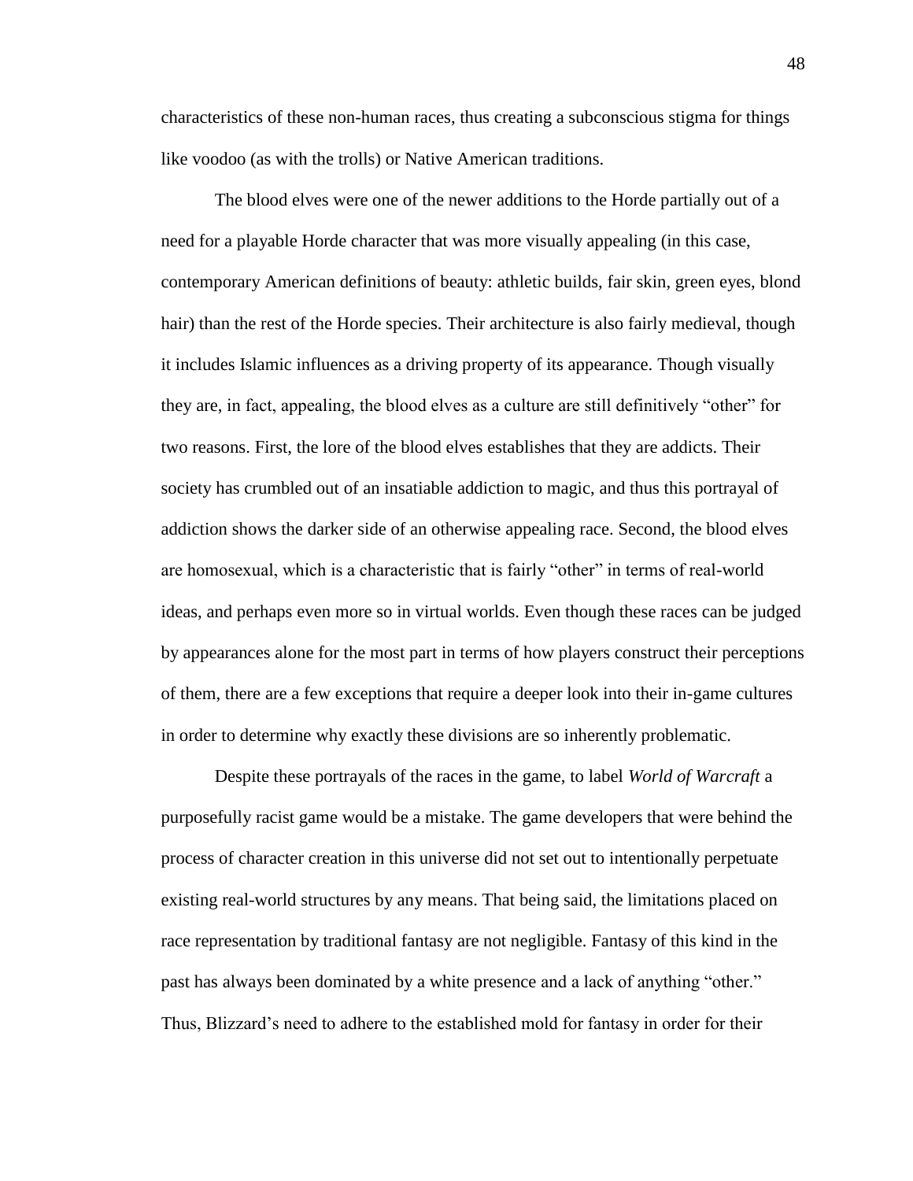characteristics of these non-human races, thus creating a subconscious stigma for things like voodoo (as with the trolls) or Native American traditions.

The blood elves were one of the newer additions to the Horde partially out of a need for a playable Horde character that was more visually appealing (in this case, contemporary American definitions of beauty: athletic builds, fair skin, green eyes, blond hair) than the rest of the Horde species. Their architecture is also fairly medieval, though it includes Islamic influences as a driving property of its appearance. Though visually they are, in fact, appealing, the blood elves as a culture are still definitively "other" for two reasons. First, the lore of the blood elves establishes that they are addicts. Their society has crumbled out of an insatiable addiction to magic, and thus this portrayal of addiction shows the darker side of an otherwise appealing race. Second, the blood elves are homosexual, which is a characteristic that is fairly "other" in terms of real-world ideas, and perhaps even more so in virtual worlds. Even though these races can be judged by appearances alone for the most part in terms of how players construct their perceptions of them, there are a few exceptions that require a deeper look into their in-game cultures in order to determine why exactly these divisions are so inherently problematic.

Despite these portrayals of the races in the game, to label *World of Warcraft* a purposefully racist game would be a mistake. The game developers that were behind the process of character creation in this universe did not set out to intentionally perpetuate existing real-world structures by any means. That being said, the limitations placed on race representation by traditional fantasy are not negligible. Fantasy of this kind in the past has always been dominated by a white presence and a lack of anything "other." Thus, Blizzard's need to adhere to the established mold for fantasy in order for their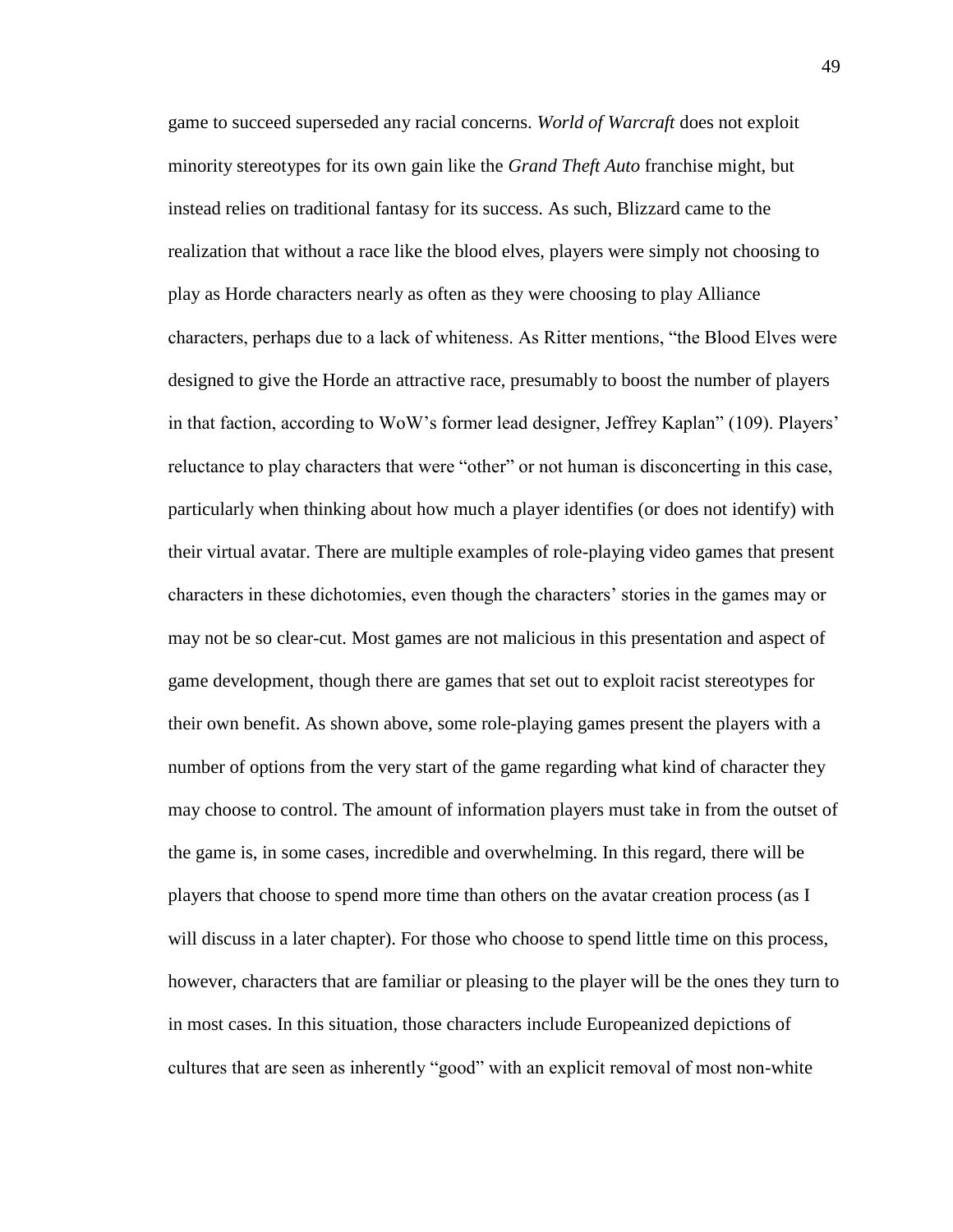game to succeed superseded any racial concerns. *World of Warcraft* does not exploit minority stereotypes for its own gain like the *Grand Theft Auto* franchise might, but instead relies on traditional fantasy for its success. As such, Blizzard came to the realization that without a race like the blood elves, players were simply not choosing to play as Horde characters nearly as often as they were choosing to play Alliance characters, perhaps due to a lack of whiteness. As Ritter mentions, "the Blood Elves were designed to give the Horde an attractive race, presumably to boost the number of players in that faction, according to WoW's former lead designer, Jeffrey Kaplan" (109). Players' reluctance to play characters that were "other" or not human is disconcerting in this case, particularly when thinking about how much a player identifies (or does not identify) with their virtual avatar. There are multiple examples of role-playing video games that present characters in these dichotomies, even though the characters' stories in the games may or may not be so clear-cut. Most games are not malicious in this presentation and aspect of game development, though there are games that set out to exploit racist stereotypes for their own benefit. As shown above, some role-playing games present the players with a number of options from the very start of the game regarding what kind of character they may choose to control. The amount of information players must take in from the outset of the game is, in some cases, incredible and overwhelming. In this regard, there will be players that choose to spend more time than others on the avatar creation process (as I will discuss in a later chapter). For those who choose to spend little time on this process, however, characters that are familiar or pleasing to the player will be the ones they turn to in most cases. In this situation, those characters include Europeanized depictions of cultures that are seen as inherently "good" with an explicit removal of most non-white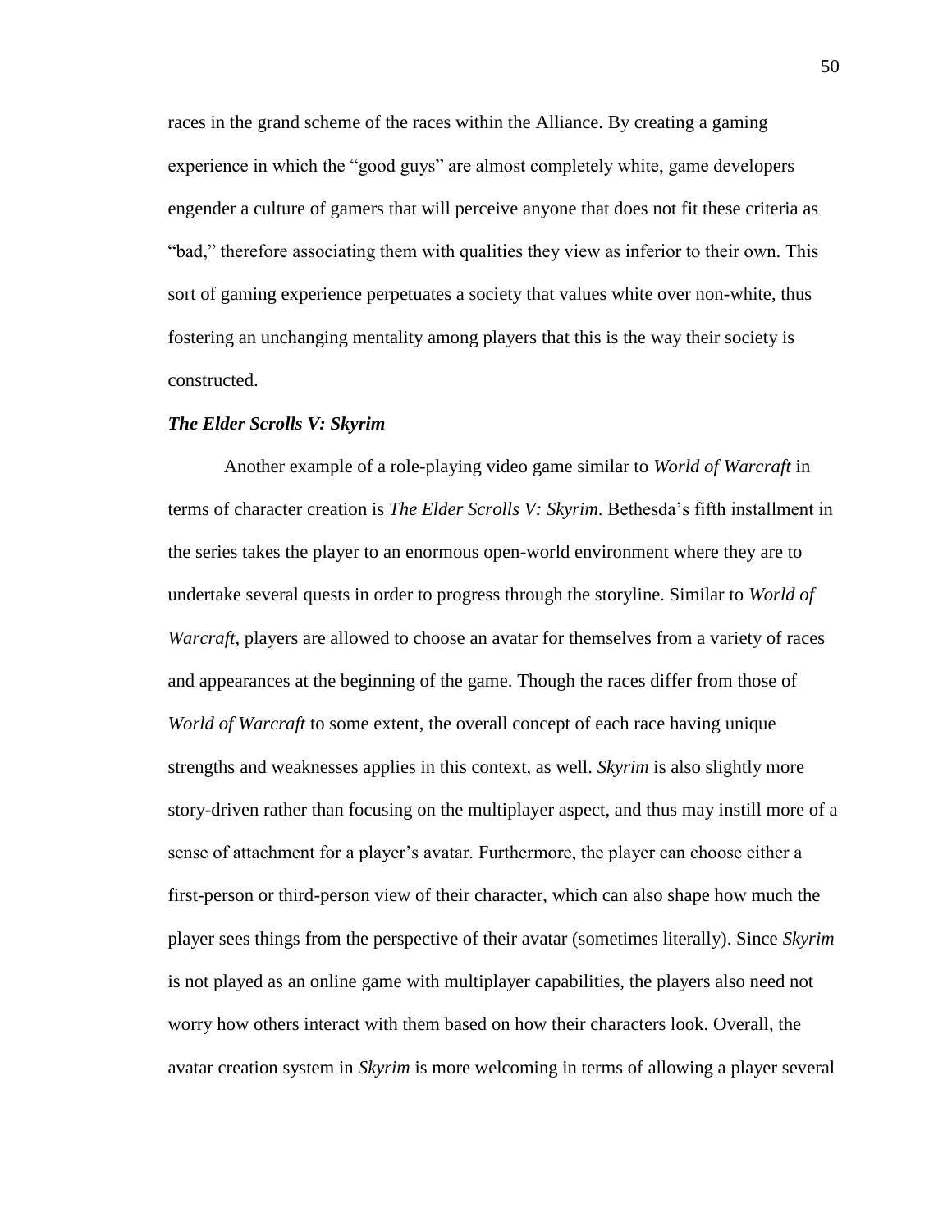races in the grand scheme of the races within the Alliance. By creating a gaming experience in which the "good guys" are almost completely white, game developers engender a culture of gamers that will perceive anyone that does not fit these criteria as "bad," therefore associating them with qualities they view as inferior to their own. This sort of gaming experience perpetuates a society that values white over non-white, thus fostering an unchanging mentality among players that this is the way their society is constructed.

### *The Elder Scrolls V: Skyrim*

Another example of a role-playing video game similar to *World of Warcraft* in terms of character creation is *The Elder Scrolls V: Skyrim*. Bethesda's fifth installment in the series takes the player to an enormous open-world environment where they are to undertake several quests in order to progress through the storyline. Similar to *World of Warcraft*, players are allowed to choose an avatar for themselves from a variety of races and appearances at the beginning of the game. Though the races differ from those of *World of Warcraft* to some extent, the overall concept of each race having unique strengths and weaknesses applies in this context, as well. *Skyrim* is also slightly more story-driven rather than focusing on the multiplayer aspect, and thus may instill more of a sense of attachment for a player's avatar. Furthermore, the player can choose either a first-person or third-person view of their character, which can also shape how much the player sees things from the perspective of their avatar (sometimes literally). Since *Skyrim* is not played as an online game with multiplayer capabilities, the players also need not worry how others interact with them based on how their characters look. Overall, the avatar creation system in *Skyrim* is more welcoming in terms of allowing a player several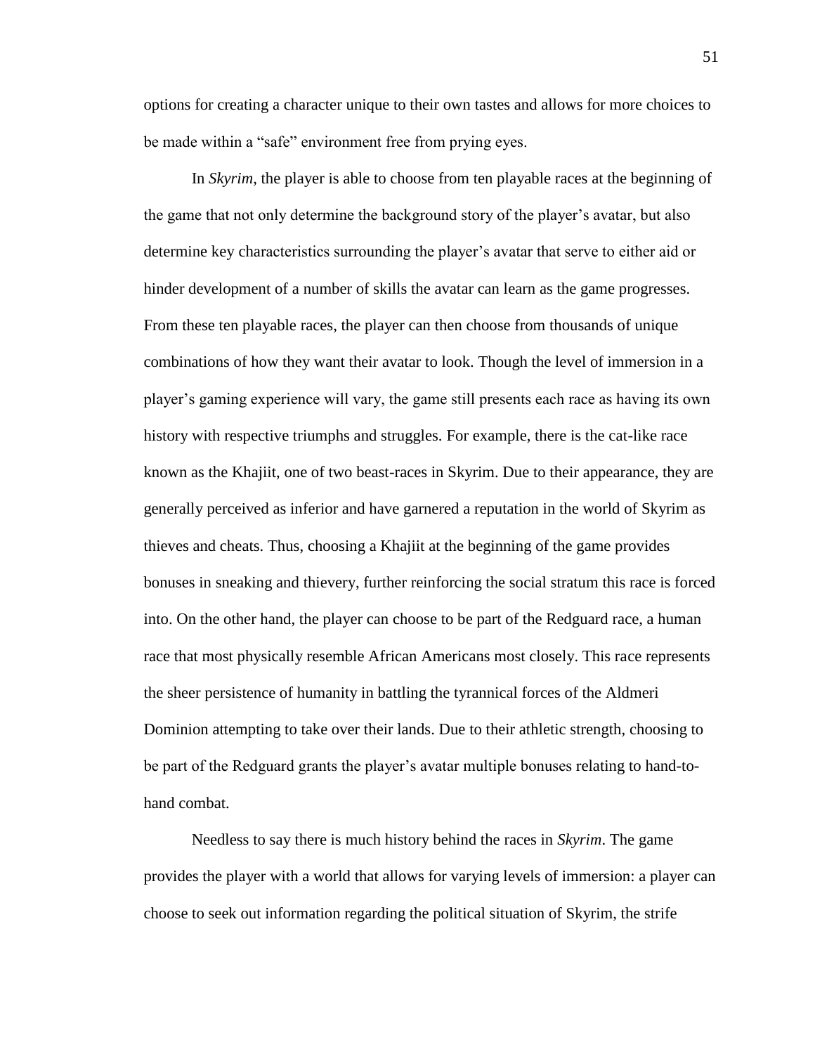options for creating a character unique to their own tastes and allows for more choices to be made within a "safe" environment free from prying eyes.

In *Skyrim*, the player is able to choose from ten playable races at the beginning of the game that not only determine the background story of the player's avatar, but also determine key characteristics surrounding the player's avatar that serve to either aid or hinder development of a number of skills the avatar can learn as the game progresses. From these ten playable races, the player can then choose from thousands of unique combinations of how they want their avatar to look. Though the level of immersion in a player's gaming experience will vary, the game still presents each race as having its own history with respective triumphs and struggles. For example, there is the cat-like race known as the Khajiit, one of two beast-races in Skyrim. Due to their appearance, they are generally perceived as inferior and have garnered a reputation in the world of Skyrim as thieves and cheats. Thus, choosing a Khajiit at the beginning of the game provides bonuses in sneaking and thievery, further reinforcing the social stratum this race is forced into. On the other hand, the player can choose to be part of the Redguard race, a human race that most physically resemble African Americans most closely. This race represents the sheer persistence of humanity in battling the tyrannical forces of the Aldmeri Dominion attempting to take over their lands. Due to their athletic strength, choosing to be part of the Redguard grants the player's avatar multiple bonuses relating to hand-to-hand combat.

Needless to say there is much history behind the races in *Skyrim*. The game provides the player with a world that allows for varying levels of immersion: a player can choose to seek out information regarding the political situation of Skyrim, the strife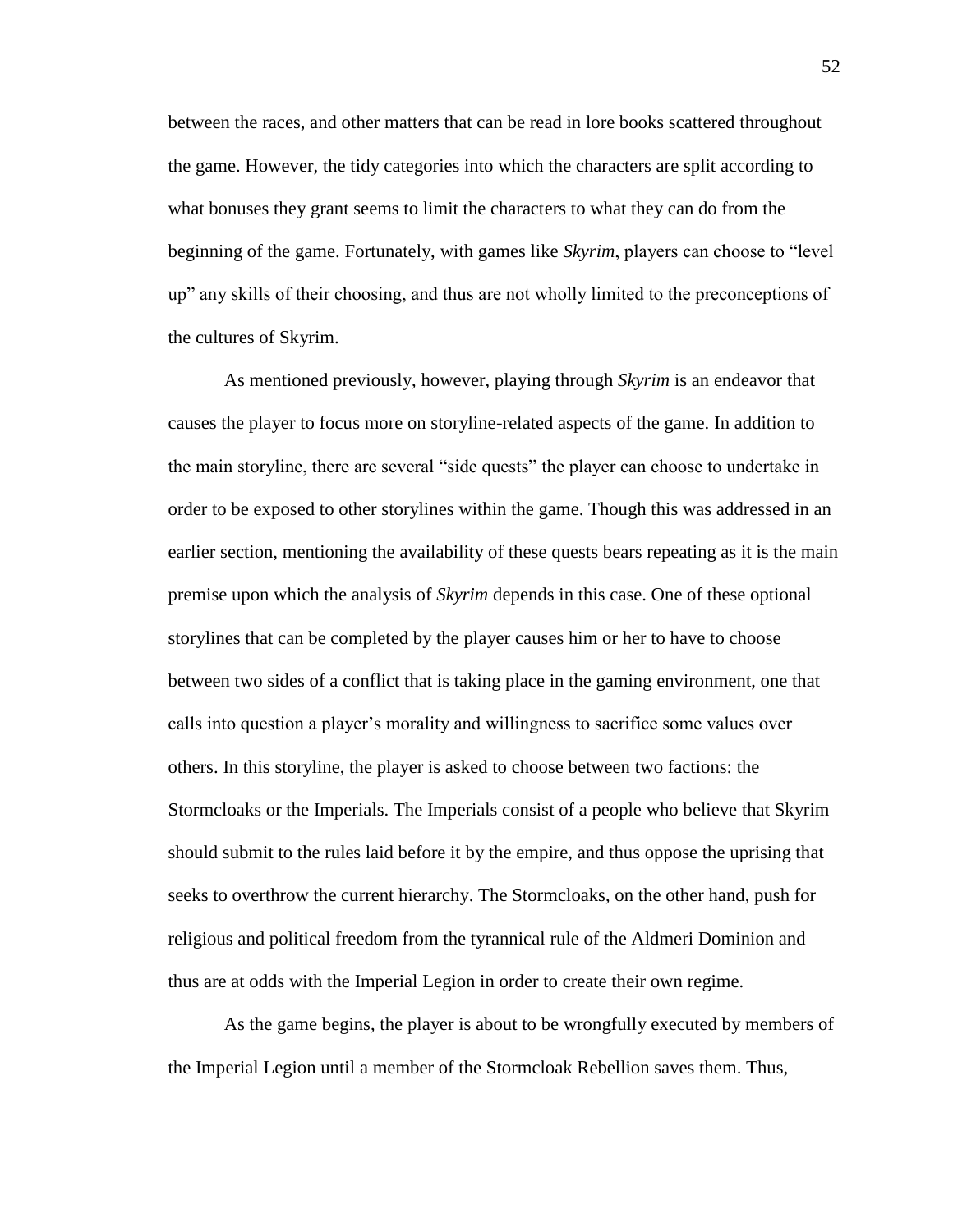between the races, and other matters that can be read in lore books scattered throughout the game. However, the tidy categories into which the characters are split according to what bonuses they grant seems to limit the characters to what they can do from the beginning of the game. Fortunately, with games like *Skyrim*, players can choose to "level up" any skills of their choosing, and thus are not wholly limited to the preconceptions of the cultures of Skyrim.

As mentioned previously, however, playing through *Skyrim* is an endeavor that causes the player to focus more on storyline-related aspects of the game. In addition to the main storyline, there are several "side quests" the player can choose to undertake in order to be exposed to other storylines within the game. Though this was addressed in an earlier section, mentioning the availability of these quests bears repeating as it is the main premise upon which the analysis of *Skyrim* depends in this case. One of these optional storylines that can be completed by the player causes him or her to have to choose between two sides of a conflict that is taking place in the gaming environment, one that calls into question a player's morality and willingness to sacrifice some values over others. In this storyline, the player is asked to choose between two factions: the Stormcloaks or the Imperials. The Imperials consist of a people who believe that Skyrim should submit to the rules laid before it by the empire, and thus oppose the uprising that seeks to overthrow the current hierarchy. The Stormcloaks, on the other hand, push for religious and political freedom from the tyrannical rule of the Aldmeri Dominion and thus are at odds with the Imperial Legion in order to create their own regime.

As the game begins, the player is about to be wrongfully executed by members of the Imperial Legion until a member of the Stormcloak Rebellion saves them. Thus,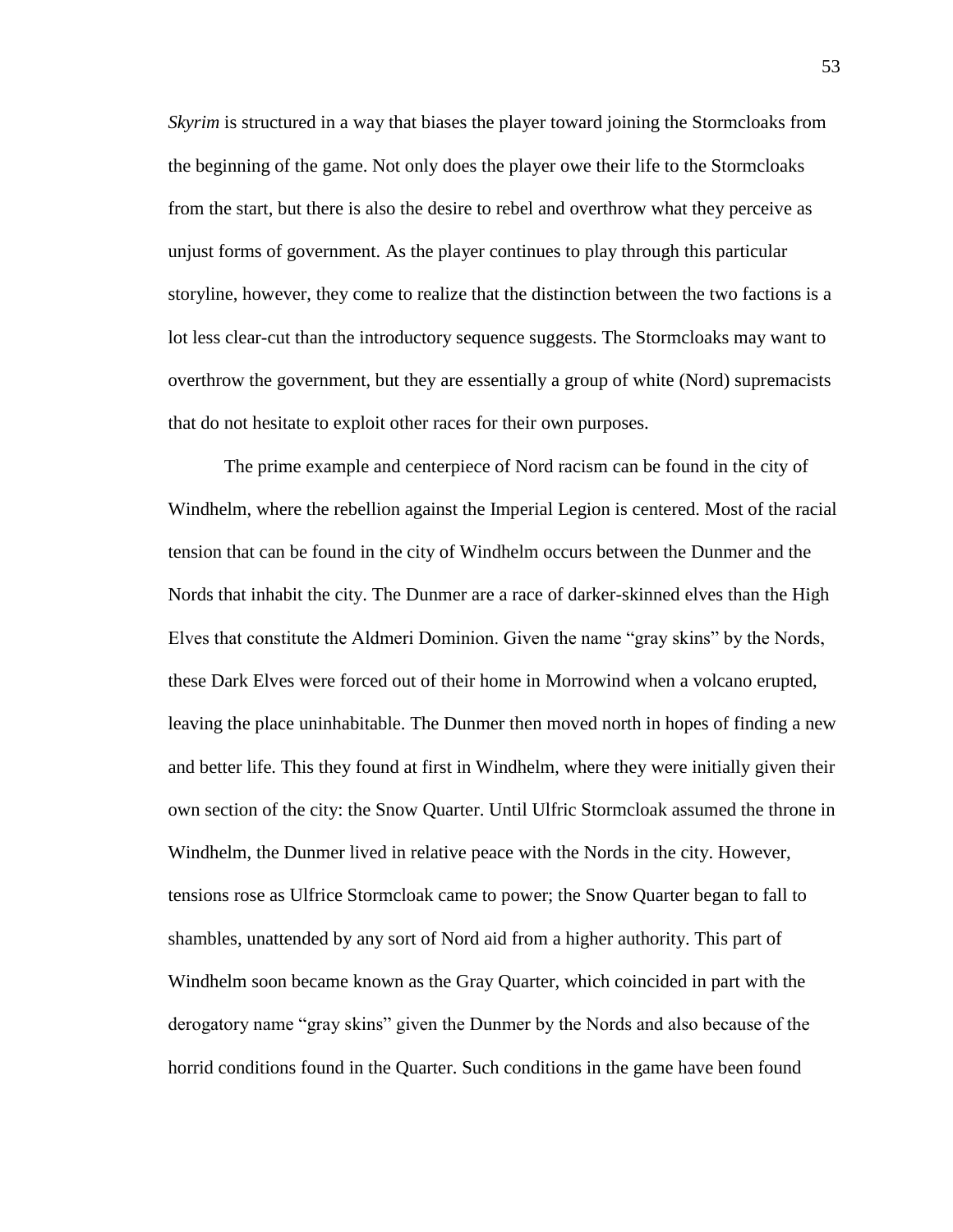*Skyrim* is structured in a way that biases the player toward joining the Stormcloaks from the beginning of the game. Not only does the player owe their life to the Stormcloaks from the start, but there is also the desire to rebel and overthrow what they perceive as unjust forms of government. As the player continues to play through this particular storyline, however, they come to realize that the distinction between the two factions is a lot less clear-cut than the introductory sequence suggests. The Stormcloaks may want to overthrow the government, but they are essentially a group of white (Nord) supremacists that do not hesitate to exploit other races for their own purposes.

The prime example and centerpiece of Nord racism can be found in the city of Windhelm, where the rebellion against the Imperial Legion is centered. Most of the racial tension that can be found in the city of Windhelm occurs between the Dunmer and the Nords that inhabit the city. The Dunmer are a race of darker-skinned elves than the High Elves that constitute the Aldmeri Dominion. Given the name "gray skins" by the Nords, these Dark Elves were forced out of their home in Morrowind when a volcano erupted, leaving the place uninhabitable. The Dunmer then moved north in hopes of finding a new and better life. This they found at first in Windhelm, where they were initially given their own section of the city: the Snow Quarter. Until Ulfric Stormcloak assumed the throne in Windhelm, the Dunmer lived in relative peace with the Nords in the city. However, tensions rose as Ulfrice Stormcloak came to power; the Snow Quarter began to fall to shambles, unattended by any sort of Nord aid from a higher authority. This part of Windhelm soon became known as the Gray Quarter, which coincided in part with the derogatory name "gray skins" given the Dunmer by the Nords and also because of the horrid conditions found in the Quarter. Such conditions in the game have been found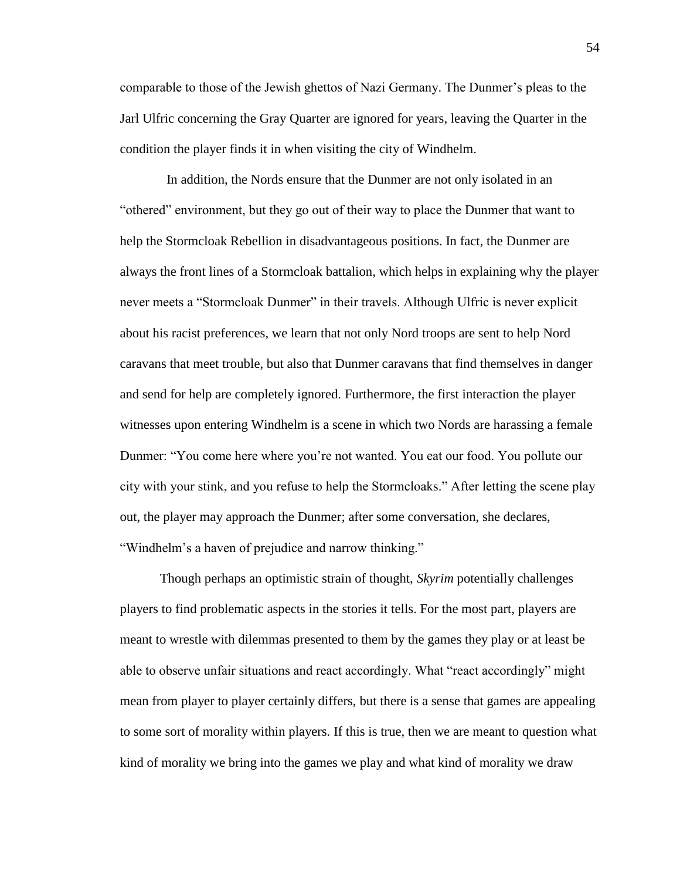comparable to those of the Jewish ghettos of Nazi Germany. The Dunmer's pleas to the Jarl Ulfric concerning the Gray Quarter are ignored for years, leaving the Quarter in the condition the player finds it in when visiting the city of Windhelm.

In addition, the Nords ensure that the Dunmer are not only isolated in an "othered" environment, but they go out of their way to place the Dunmer that want to help the Stormcloak Rebellion in disadvantageous positions. In fact, the Dunmer are always the front lines of a Stormcloak battalion, which helps in explaining why the player never meets a "Stormcloak Dunmer" in their travels. Although Ulfric is never explicit about his racist preferences, we learn that not only Nord troops are sent to help Nord caravans that meet trouble, but also that Dunmer caravans that find themselves in danger and send for help are completely ignored. Furthermore, the first interaction the player witnesses upon entering Windhelm is a scene in which two Nords are harassing a female Dunmer: "You come here where you're not wanted. You eat our food. You pollute our city with your stink, and you refuse to help the Stormcloaks." After letting the scene play out, the player may approach the Dunmer; after some conversation, she declares, "Windhelm's a haven of prejudice and narrow thinking."

Though perhaps an optimistic strain of thought, *Skyrim* potentially challenges players to find problematic aspects in the stories it tells. For the most part, players are meant to wrestle with dilemmas presented to them by the games they play or at least be able to observe unfair situations and react accordingly. What "react accordingly" might mean from player to player certainly differs, but there is a sense that games are appealing to some sort of morality within players. If this is true, then we are meant to question what kind of morality we bring into the games we play and what kind of morality we draw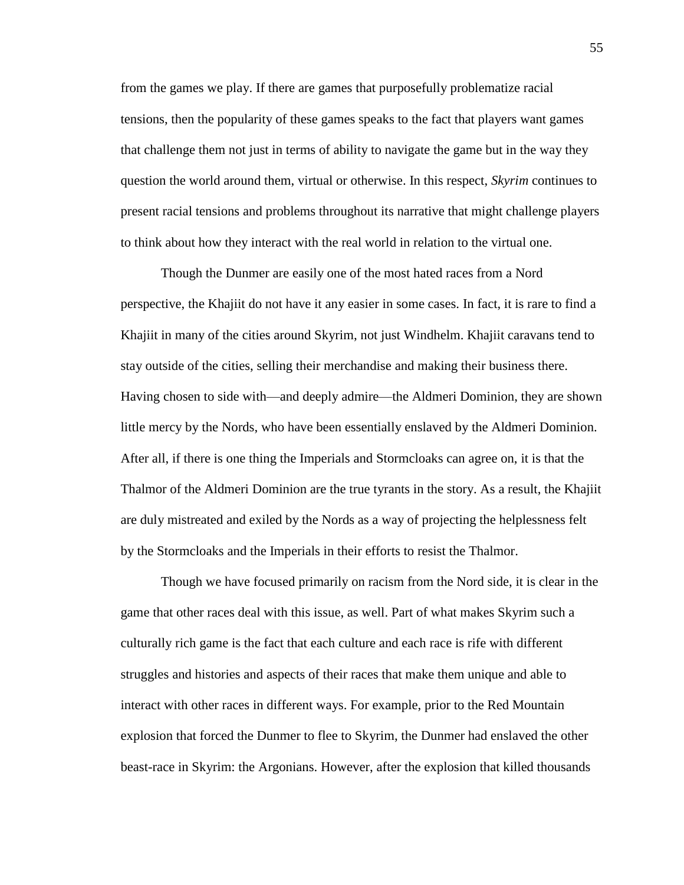from the games we play. If there are games that purposefully problematize racial tensions, then the popularity of these games speaks to the fact that players want games that challenge them not just in terms of ability to navigate the game but in the way they question the world around them, virtual or otherwise. In this respect, *Skyrim* continues to present racial tensions and problems throughout its narrative that might challenge players to think about how they interact with the real world in relation to the virtual one.

Though the Dunmer are easily one of the most hated races from a Nord perspective, the Khajiit do not have it any easier in some cases. In fact, it is rare to find a Khajiit in many of the cities around Skyrim, not just Windhelm. Khajiit caravans tend to stay outside of the cities, selling their merchandise and making their business there. Having chosen to side with—and deeply admire—the Aldmeri Dominion, they are shown little mercy by the Nords, who have been essentially enslaved by the Aldmeri Dominion. After all, if there is one thing the Imperials and Stormcloaks can agree on, it is that the Thalmor of the Aldmeri Dominion are the true tyrants in the story. As a result, the Khajiit are duly mistreated and exiled by the Nords as a way of projecting the helplessness felt by the Stormcloaks and the Imperials in their efforts to resist the Thalmor.

Though we have focused primarily on racism from the Nord side, it is clear in the game that other races deal with this issue, as well. Part of what makes Skyrim such a culturally rich game is the fact that each culture and each race is rife with different struggles and histories and aspects of their races that make them unique and able to interact with other races in different ways. For example, prior to the Red Mountain explosion that forced the Dunmer to flee to Skyrim, the Dunmer had enslaved the other beast-race in Skyrim: the Argonians. However, after the explosion that killed thousands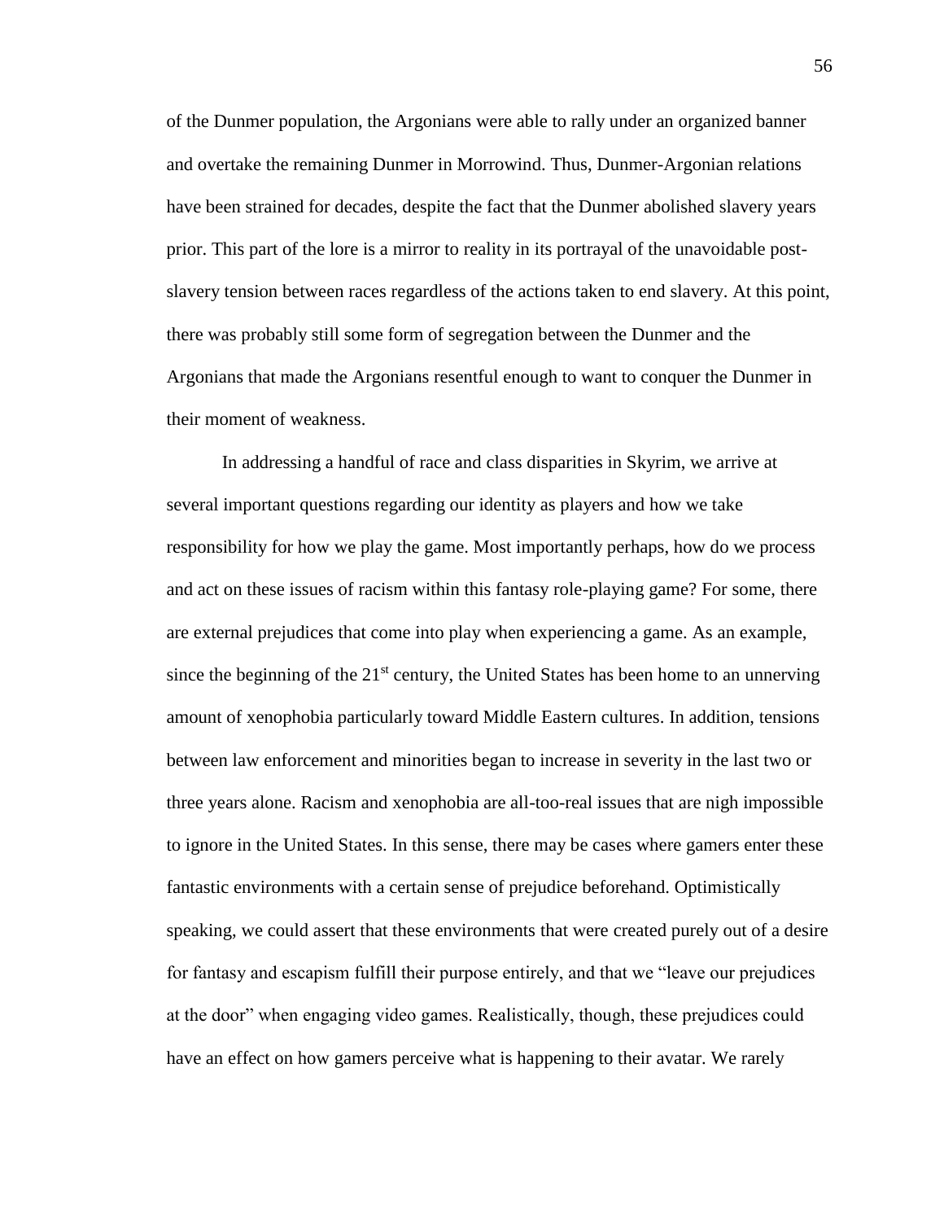of the Dunmer population, the Argonians were able to rally under an organized banner and overtake the remaining Dunmer in Morrowind. Thus, Dunmer-Argonian relations have been strained for decades, despite the fact that the Dunmer abolished slavery years prior. This part of the lore is a mirror to reality in its portrayal of the unavoidable post-slavery tension between races regardless of the actions taken to end slavery. At this point, there was probably still some form of segregation between the Dunmer and the Argonians that made the Argonians resentful enough to want to conquer the Dunmer in their moment of weakness.

In addressing a handful of race and class disparities in Skyrim, we arrive at several important questions regarding our identity as players and how we take responsibility for how we play the game. Most importantly perhaps, how do we process and act on these issues of racism within this fantasy role-playing game? For some, there are external prejudices that come into play when experiencing a game. As an example, since the beginning of the 21st century, the United States has been home to an unnerving amount of xenophobia particularly toward Middle Eastern cultures. In addition, tensions between law enforcement and minorities began to increase in severity in the last two or three years alone. Racism and xenophobia are all-too-real issues that are nigh impossible to ignore in the United States. In this sense, there may be cases where gamers enter these fantastic environments with a certain sense of prejudice beforehand. Optimistically speaking, we could assert that these environments that were created purely out of a desire for fantasy and escapism fulfill their purpose entirely, and that we "leave our prejudices at the door" when engaging video games. Realistically, though, these prejudices could have an effect on how gamers perceive what is happening to their avatar. We rarely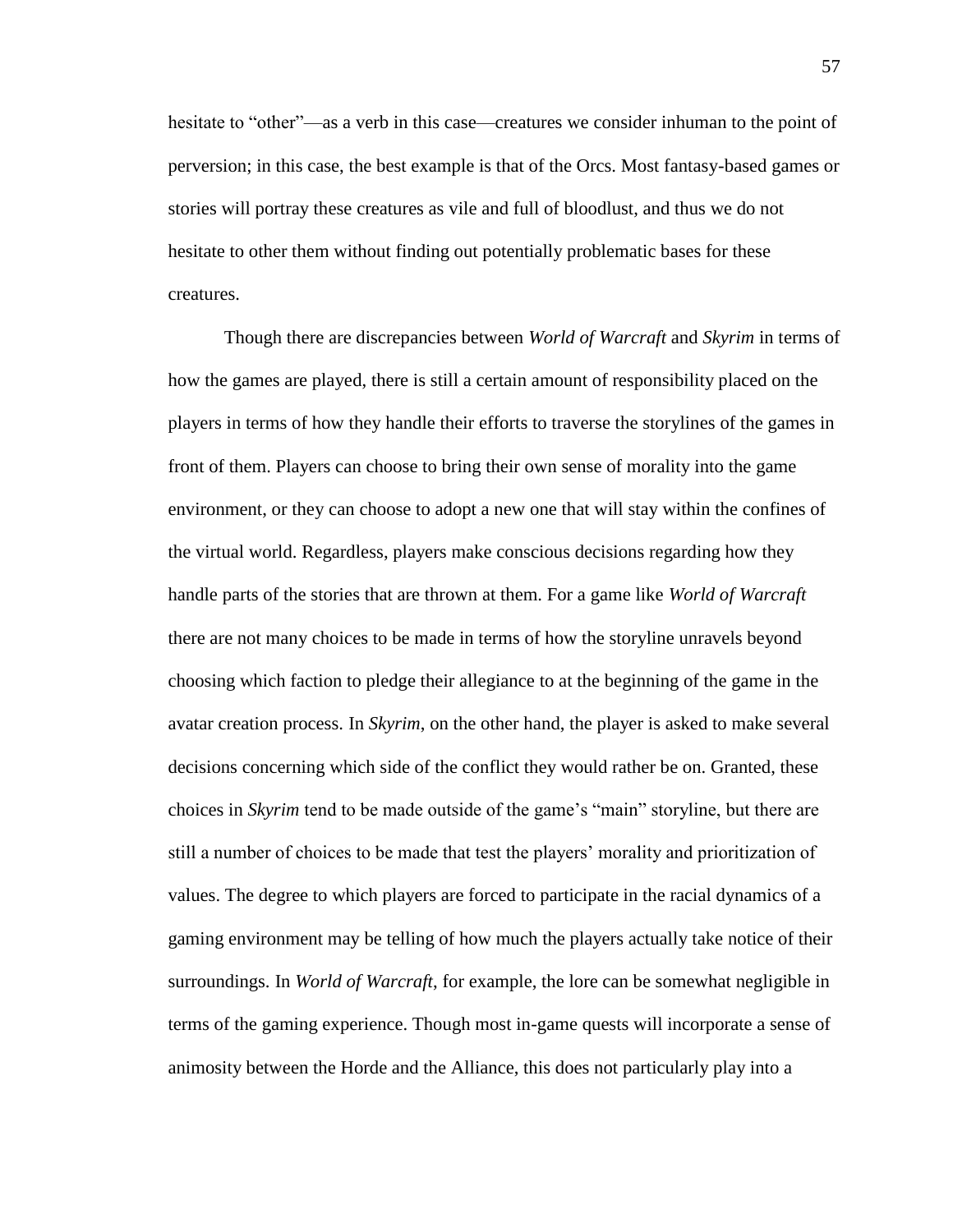hesitate to "other"—as a verb in this case—creatures we consider inhuman to the point of perversion; in this case, the best example is that of the Orcs. Most fantasy-based games or stories will portray these creatures as vile and full of bloodlust, and thus we do not hesitate to other them without finding out potentially problematic bases for these creatures.

Though there are discrepancies between *World of Warcraft* and *Skyrim* in terms of how the games are played, there is still a certain amount of responsibility placed on the players in terms of how they handle their efforts to traverse the storylines of the games in front of them. Players can choose to bring their own sense of morality into the game environment, or they can choose to adopt a new one that will stay within the confines of the virtual world. Regardless, players make conscious decisions regarding how they handle parts of the stories that are thrown at them. For a game like *World of Warcraft* there are not many choices to be made in terms of how the storyline unravels beyond choosing which faction to pledge their allegiance to at the beginning of the game in the avatar creation process. In *Skyrim*, on the other hand, the player is asked to make several decisions concerning which side of the conflict they would rather be on. Granted, these choices in *Skyrim* tend to be made outside of the game's "main" storyline, but there are still a number of choices to be made that test the players' morality and prioritization of values. The degree to which players are forced to participate in the racial dynamics of a gaming environment may be telling of how much the players actually take notice of their surroundings. In *World of Warcraft*, for example, the lore can be somewhat negligible in terms of the gaming experience. Though most in-game quests will incorporate a sense of animosity between the Horde and the Alliance, this does not particularly play into a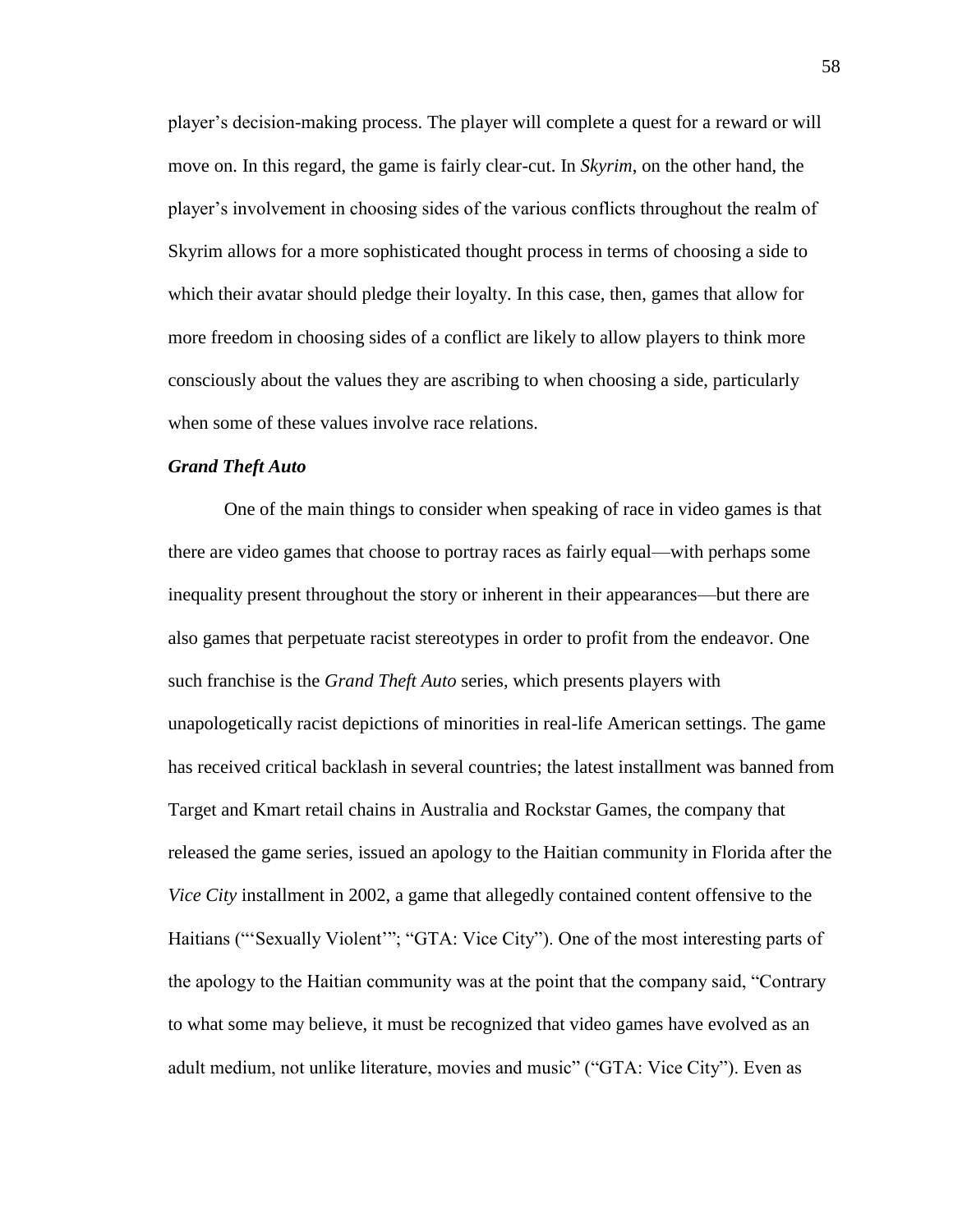player's decision-making process. The player will complete a quest for a reward or will move on. In this regard, the game is fairly clear-cut. In *Skyrim*, on the other hand, the player's involvement in choosing sides of the various conflicts throughout the realm of Skyrim allows for a more sophisticated thought process in terms of choosing a side to which their avatar should pledge their loyalty. In this case, then, games that allow for more freedom in choosing sides of a conflict are likely to allow players to think more consciously about the values they are ascribing to when choosing a side, particularly when some of these values involve race relations.

### *Grand Theft Auto*

One of the main things to consider when speaking of race in video games is that there are video games that choose to portray races as fairly equal—with perhaps some inequality present throughout the story or inherent in their appearances—but there are also games that perpetuate racist stereotypes in order to profit from the endeavor. One such franchise is the *Grand Theft Auto* series, which presents players with unapologetically racist depictions of minorities in real-life American settings. The game has received critical backlash in several countries; the latest installment was banned from Target and Kmart retail chains in Australia and Rockstar Games, the company that released the game series, issued an apology to the Haitian community in Florida after the *Vice City* installment in 2002, a game that allegedly contained content offensive to the Haitians ("'Sexually Violent'"; "GTA: Vice City"). One of the most interesting parts of the apology to the Haitian community was at the point that the company said, "Contrary to what some may believe, it must be recognized that video games have evolved as an adult medium, not unlike literature, movies and music" ("GTA: Vice City"). Even as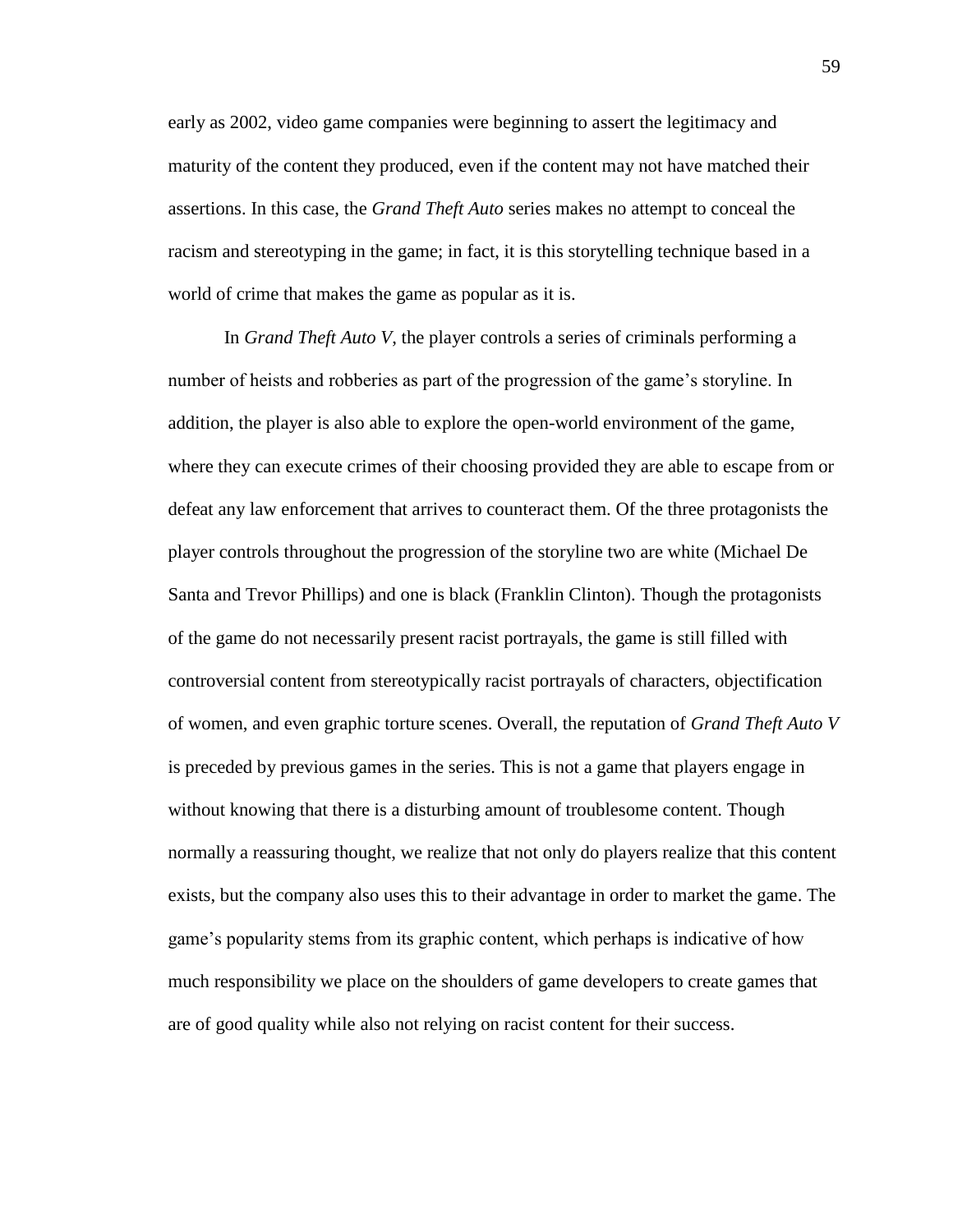early as 2002, video game companies were beginning to assert the legitimacy and maturity of the content they produced, even if the content may not have matched their assertions. In this case, the *Grand Theft Auto* series makes no attempt to conceal the racism and stereotyping in the game; in fact, it is this storytelling technique based in a world of crime that makes the game as popular as it is.

In *Grand Theft Auto V*, the player controls a series of criminals performing a number of heists and robberies as part of the progression of the game's storyline. In addition, the player is also able to explore the open-world environment of the game, where they can execute crimes of their choosing provided they are able to escape from or defeat any law enforcement that arrives to counteract them. Of the three protagonists the player controls throughout the progression of the storyline two are white (Michael De Santa and Trevor Phillips) and one is black (Franklin Clinton). Though the protagonists of the game do not necessarily present racist portrayals, the game is still filled with controversial content from stereotypically racist portrayals of characters, objectification of women, and even graphic torture scenes. Overall, the reputation of *Grand Theft Auto V* is preceded by previous games in the series. This is not a game that players engage in without knowing that there is a disturbing amount of troublesome content. Though normally a reassuring thought, we realize that not only do players realize that this content exists, but the company also uses this to their advantage in order to market the game. The game's popularity stems from its graphic content, which perhaps is indicative of how much responsibility we place on the shoulders of game developers to create games that are of good quality while also not relying on racist content for their success.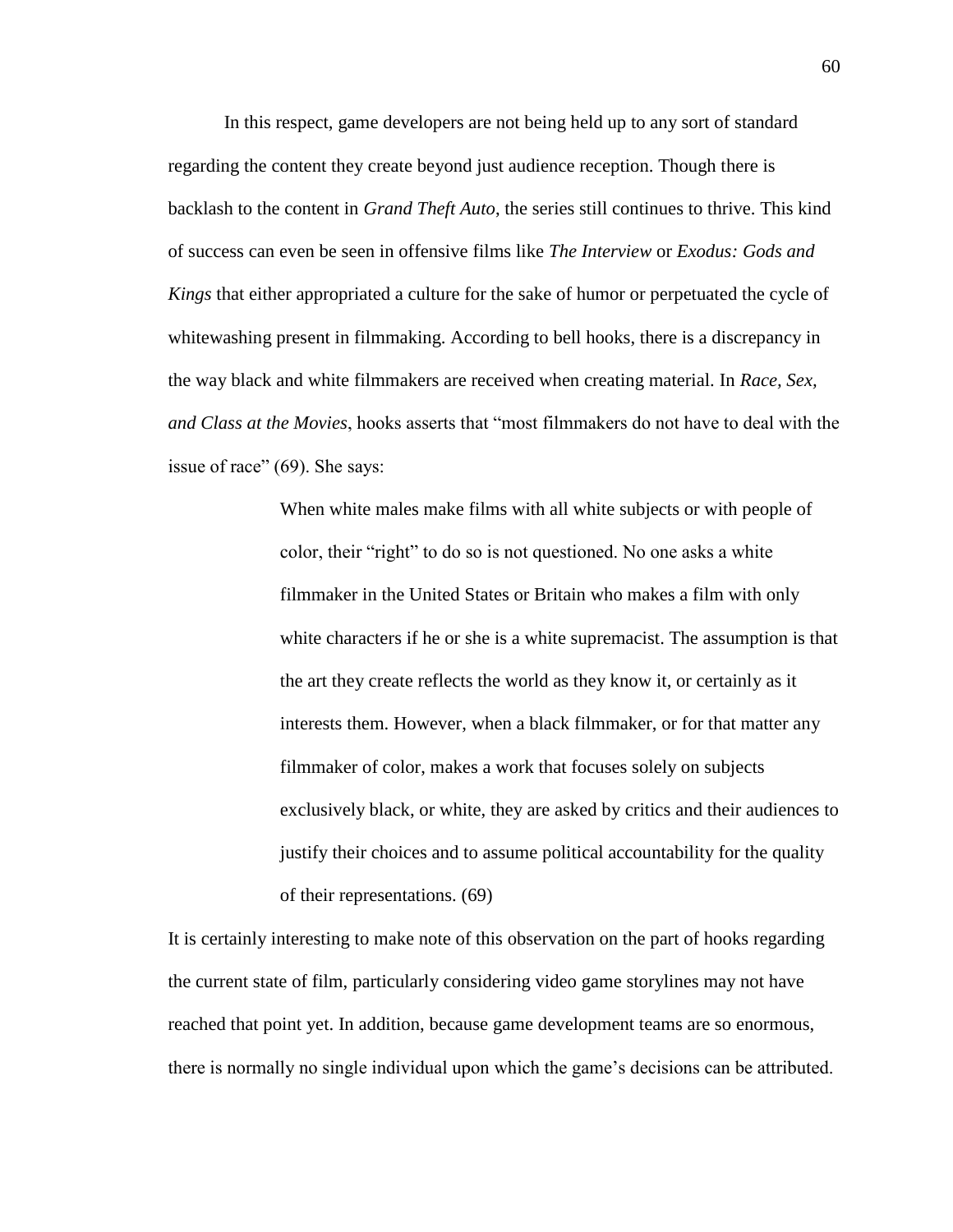In this respect, game developers are not being held up to any sort of standard regarding the content they create beyond just audience reception. Though there is backlash to the content in *Grand Theft Auto*, the series still continues to thrive. This kind of success can even be seen in offensive films like *The Interview* or *Exodus: Gods and Kings* that either appropriated a culture for the sake of humor or perpetuated the cycle of whitewashing present in filmmaking. According to bell hooks, there is a discrepancy in the way black and white filmmakers are received when creating material. In *Race, Sex, and Class at the Movies*, hooks asserts that "most filmmakers do not have to deal with the issue of race" (69). She says:

> When white males make films with all white subjects or with people of color, their "right" to do so is not questioned. No one asks a white filmmaker in the United States or Britain who makes a film with only white characters if he or she is a white supremacist. The assumption is that the art they create reflects the world as they know it, or certainly as it interests them. However, when a black filmmaker, or for that matter any filmmaker of color, makes a work that focuses solely on subjects exclusively black, or white, they are asked by critics and their audiences to justify their choices and to assume political accountability for the quality of their representations. (69)

It is certainly interesting to make note of this observation on the part of hooks regarding the current state of film, particularly considering video game storylines may not have reached that point yet. In addition, because game development teams are so enormous, there is normally no single individual upon which the game's decisions can be attributed.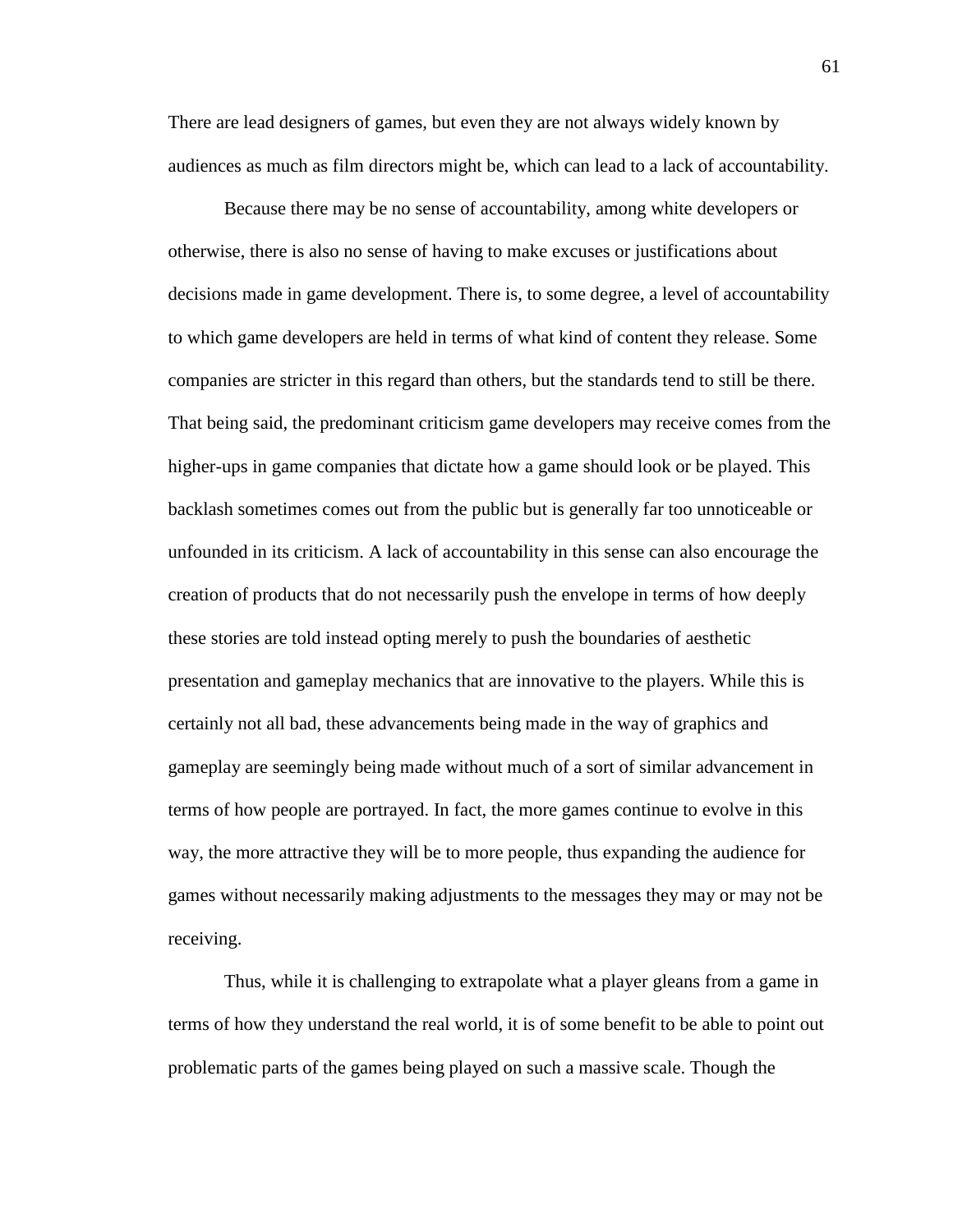There are lead designers of games, but even they are not always widely known by audiences as much as film directors might be, which can lead to a lack of accountability.

Because there may be no sense of accountability, among white developers or otherwise, there is also no sense of having to make excuses or justifications about decisions made in game development. There is, to some degree, a level of accountability to which game developers are held in terms of what kind of content they release. Some companies are stricter in this regard than others, but the standards tend to still be there. That being said, the predominant criticism game developers may receive comes from the higher-ups in game companies that dictate how a game should look or be played. This backlash sometimes comes out from the public but is generally far too unnoticeable or unfounded in its criticism. A lack of accountability in this sense can also encourage the creation of products that do not necessarily push the envelope in terms of how deeply these stories are told instead opting merely to push the boundaries of aesthetic presentation and gameplay mechanics that are innovative to the players. While this is certainly not all bad, these advancements being made in the way of graphics and gameplay are seemingly being made without much of a sort of similar advancement in terms of how people are portrayed. In fact, the more games continue to evolve in this way, the more attractive they will be to more people, thus expanding the audience for games without necessarily making adjustments to the messages they may or may not be receiving.

Thus, while it is challenging to extrapolate what a player gleans from a game in terms of how they understand the real world, it is of some benefit to be able to point out problematic parts of the games being played on such a massive scale. Though the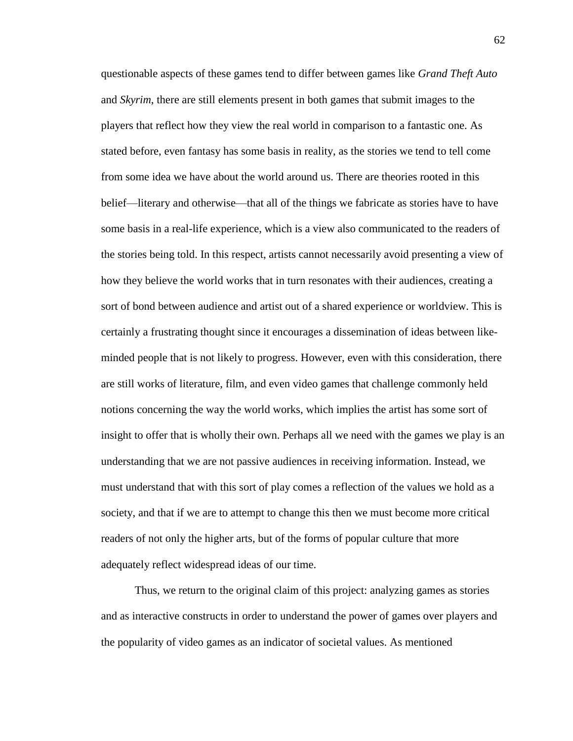questionable aspects of these games tend to differ between games like *Grand Theft Auto* and *Skyrim*, there are still elements present in both games that submit images to the players that reflect how they view the real world in comparison to a fantastic one. As stated before, even fantasy has some basis in reality, as the stories we tend to tell come from some idea we have about the world around us. There are theories rooted in this belief—literary and otherwise—that all of the things we fabricate as stories have to have some basis in a real-life experience, which is a view also communicated to the readers of the stories being told. In this respect, artists cannot necessarily avoid presenting a view of how they believe the world works that in turn resonates with their audiences, creating a sort of bond between audience and artist out of a shared experience or worldview. This is certainly a frustrating thought since it encourages a dissemination of ideas between like-minded people that is not likely to progress. However, even with this consideration, there are still works of literature, film, and even video games that challenge commonly held notions concerning the way the world works, which implies the artist has some sort of insight to offer that is wholly their own. Perhaps all we need with the games we play is an understanding that we are not passive audiences in receiving information. Instead, we must understand that with this sort of play comes a reflection of the values we hold as a society, and that if we are to attempt to change this then we must become more critical readers of not only the higher arts, but of the forms of popular culture that more adequately reflect widespread ideas of our time.

Thus, we return to the original claim of this project: analyzing games as stories and as interactive constructs in order to understand the power of games over players and the popularity of video games as an indicator of societal values. As mentioned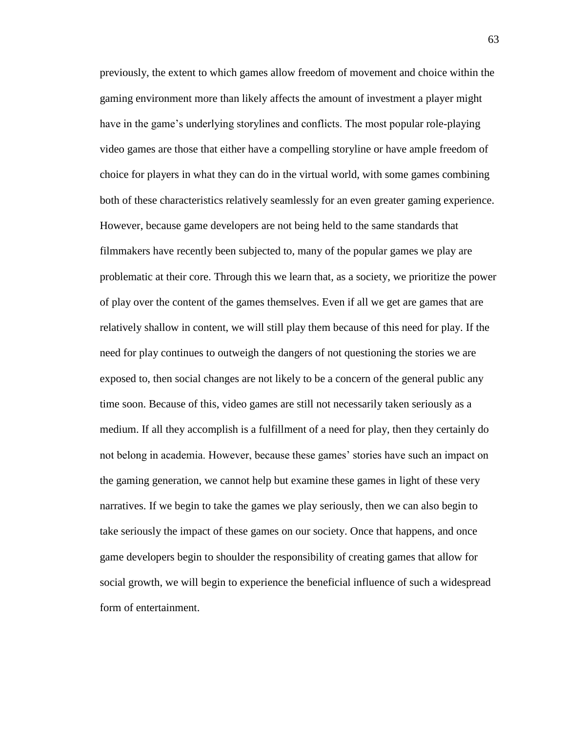previously, the extent to which games allow freedom of movement and choice within the gaming environment more than likely affects the amount of investment a player might have in the game's underlying storylines and conflicts. The most popular role-playing video games are those that either have a compelling storyline or have ample freedom of choice for players in what they can do in the virtual world, with some games combining both of these characteristics relatively seamlessly for an even greater gaming experience. However, because game developers are not being held to the same standards that filmmakers have recently been subjected to, many of the popular games we play are problematic at their core. Through this we learn that, as a society, we prioritize the power of play over the content of the games themselves. Even if all we get are games that are relatively shallow in content, we will still play them because of this need for play. If the need for play continues to outweigh the dangers of not questioning the stories we are exposed to, then social changes are not likely to be a concern of the general public any time soon. Because of this, video games are still not necessarily taken seriously as a medium. If all they accomplish is a fulfillment of a need for play, then they certainly do not belong in academia. However, because these games' stories have such an impact on the gaming generation, we cannot help but examine these games in light of these very narratives. If we begin to take the games we play seriously, then we can also begin to take seriously the impact of these games on our society. Once that happens, and once game developers begin to shoulder the responsibility of creating games that allow for social growth, we will begin to experience the beneficial influence of such a widespread form of entertainment.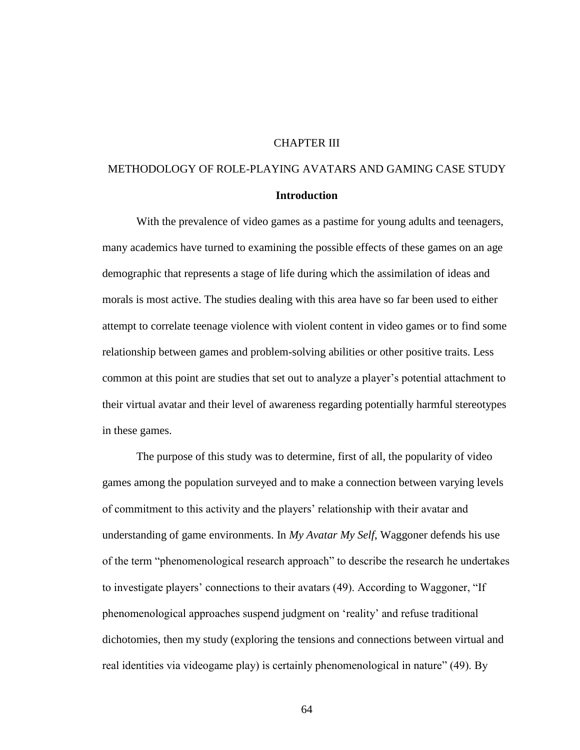# CHAPTER III

# METHODOLOGY OF ROLE-PLAYING AVATARS AND GAMING CASE STUDY

## Introduction

With the prevalence of video games as a pastime for young adults and teenagers, many academics have turned to examining the possible effects of these games on an age demographic that represents a stage of life during which the assimilation of ideas and morals is most active. The studies dealing with this area have so far been used to either attempt to correlate teenage violence with violent content in video games or to find some relationship between games and problem-solving abilities or other positive traits. Less common at this point are studies that set out to analyze a player's potential attachment to their virtual avatar and their level of awareness regarding potentially harmful stereotypes in these games.

The purpose of this study was to determine, first of all, the popularity of video games among the population surveyed and to make a connection between varying levels of commitment to this activity and the players' relationship with their avatar and understanding of game environments. In *My Avatar My Self*, Waggoner defends his use of the term "phenomenological research approach" to describe the research he undertakes to investigate players' connections to their avatars (49). According to Waggoner, "If phenomenological approaches suspend judgment on 'reality' and refuse traditional dichotomies, then my study (exploring the tensions and connections between virtual and real identities via videogame play) is certainly phenomenological in nature" (49). By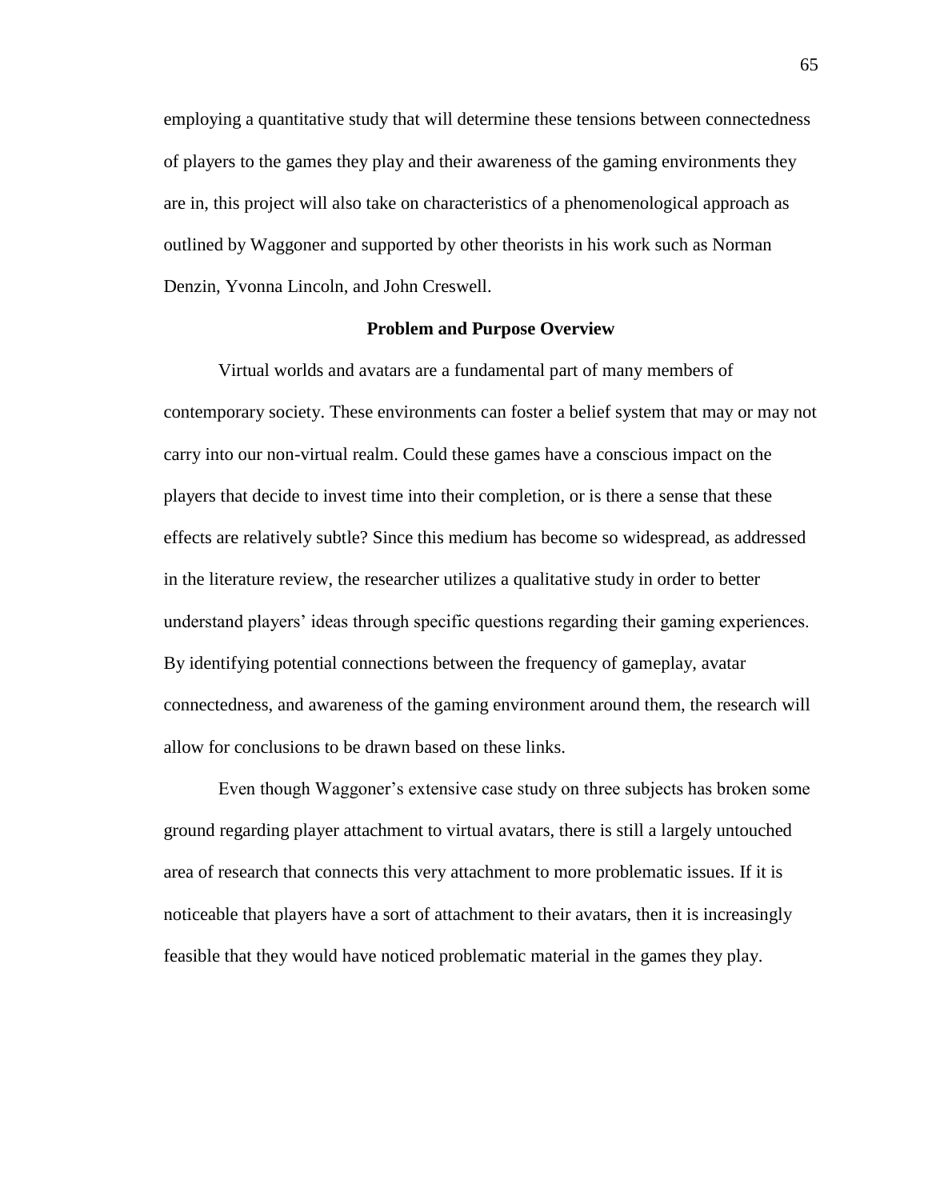employing a quantitative study that will determine these tensions between connectedness of players to the games they play and their awareness of the gaming environments they are in, this project will also take on characteristics of a phenomenological approach as outlined by Waggoner and supported by other theorists in his work such as Norman Denzin, Yvonna Lincoln, and John Creswell.

## Problem and Purpose Overview

Virtual worlds and avatars are a fundamental part of many members of contemporary society. These environments can foster a belief system that may or may not carry into our non-virtual realm. Could these games have a conscious impact on the players that decide to invest time into their completion, or is there a sense that these effects are relatively subtle? Since this medium has become so widespread, as addressed in the literature review, the researcher utilizes a qualitative study in order to better understand players' ideas through specific questions regarding their gaming experiences. By identifying potential connections between the frequency of gameplay, avatar connectedness, and awareness of the gaming environment around them, the research will allow for conclusions to be drawn based on these links.

Even though Waggoner's extensive case study on three subjects has broken some ground regarding player attachment to virtual avatars, there is still a largely untouched area of research that connects this very attachment to more problematic issues. If it is noticeable that players have a sort of attachment to their avatars, then it is increasingly feasible that they would have noticed problematic material in the games they play.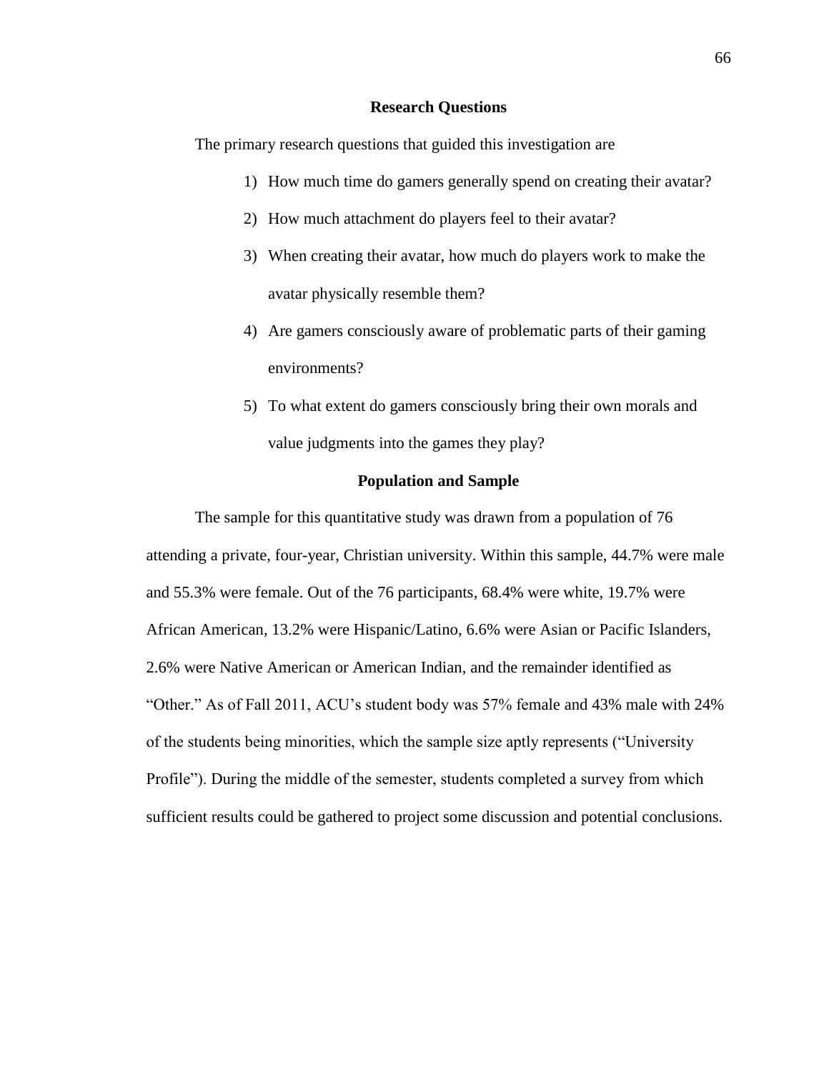## Research Questions

The primary research questions that guided this investigation are

1) How much time do gamers generally spend on creating their avatar?
2) How much attachment do players feel to their avatar?
3) When creating their avatar, how much do players work to make the avatar physically resemble them?
4) Are gamers consciously aware of problematic parts of their gaming environments?
5) To what extent do gamers consciously bring their own morals and value judgments into the games they play?

## Population and Sample

The sample for this quantitative study was drawn from a population of 76 attending a private, four-year, Christian university. Within this sample, 44.7% were male and 55.3% were female. Out of the 76 participants, 68.4% were white, 19.7% were African American, 13.2% were Hispanic/Latino, 6.6% were Asian or Pacific Islanders, 2.6% were Native American or American Indian, and the remainder identified as "Other." As of Fall 2011, ACU's student body was 57% female and 43% male with 24% of the students being minorities, which the sample size aptly represents ("University Profile"). During the middle of the semester, students completed a survey from which sufficient results could be gathered to project some discussion and potential conclusions.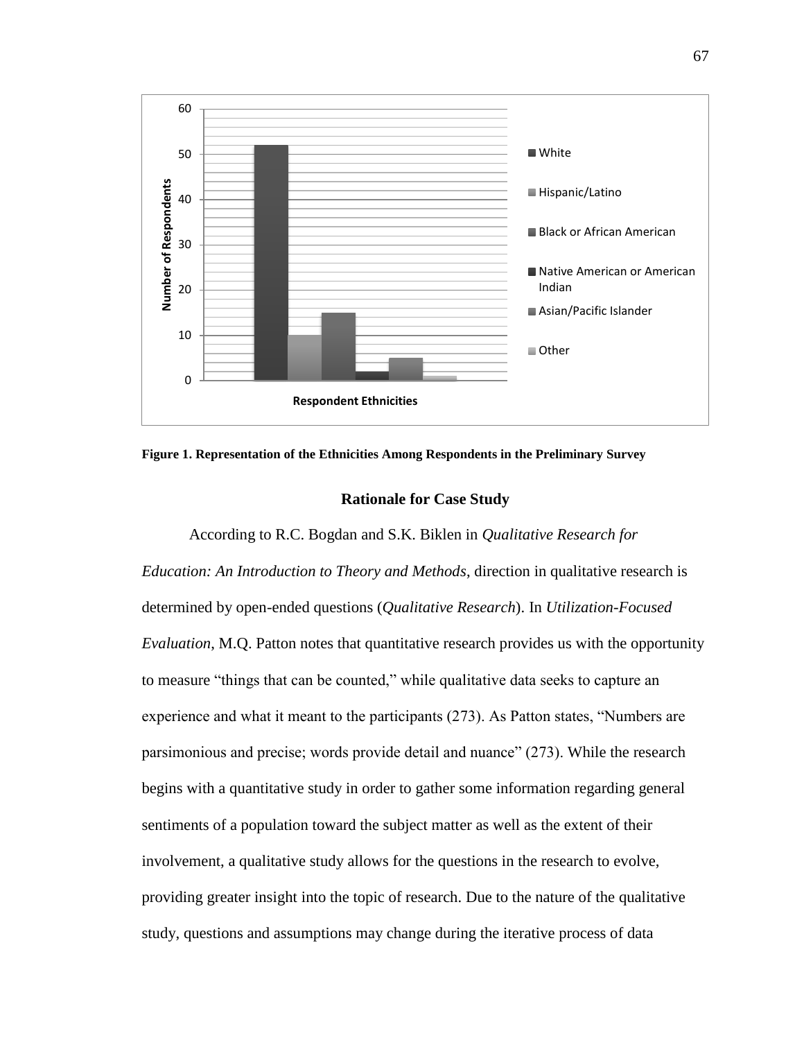**Figure 1. Representation of the Ethnicities Among Respondents in the Preliminary Survey**

## Rationale for Case Study

According to R.C. Bogdan and S.K. Biklen in *Qualitative Research for Education: An Introduction to Theory and Methods*, direction in qualitative research is determined by open-ended questions (*Qualitative Research*). In *Utilization-Focused Evaluation*, M.Q. Patton notes that quantitative research provides us with the opportunity to measure "things that can be counted," while qualitative data seeks to capture an experience and what it meant to the participants (273). As Patton states, "Numbers are parsimonious and precise; words provide detail and nuance" (273). While the research begins with a quantitative study in order to gather some information regarding general sentiments of a population toward the subject matter as well as the extent of their involvement, a qualitative study allows for the questions in the research to evolve, providing greater insight into the topic of research. Due to the nature of the qualitative study, questions and assumptions may change during the iterative process of data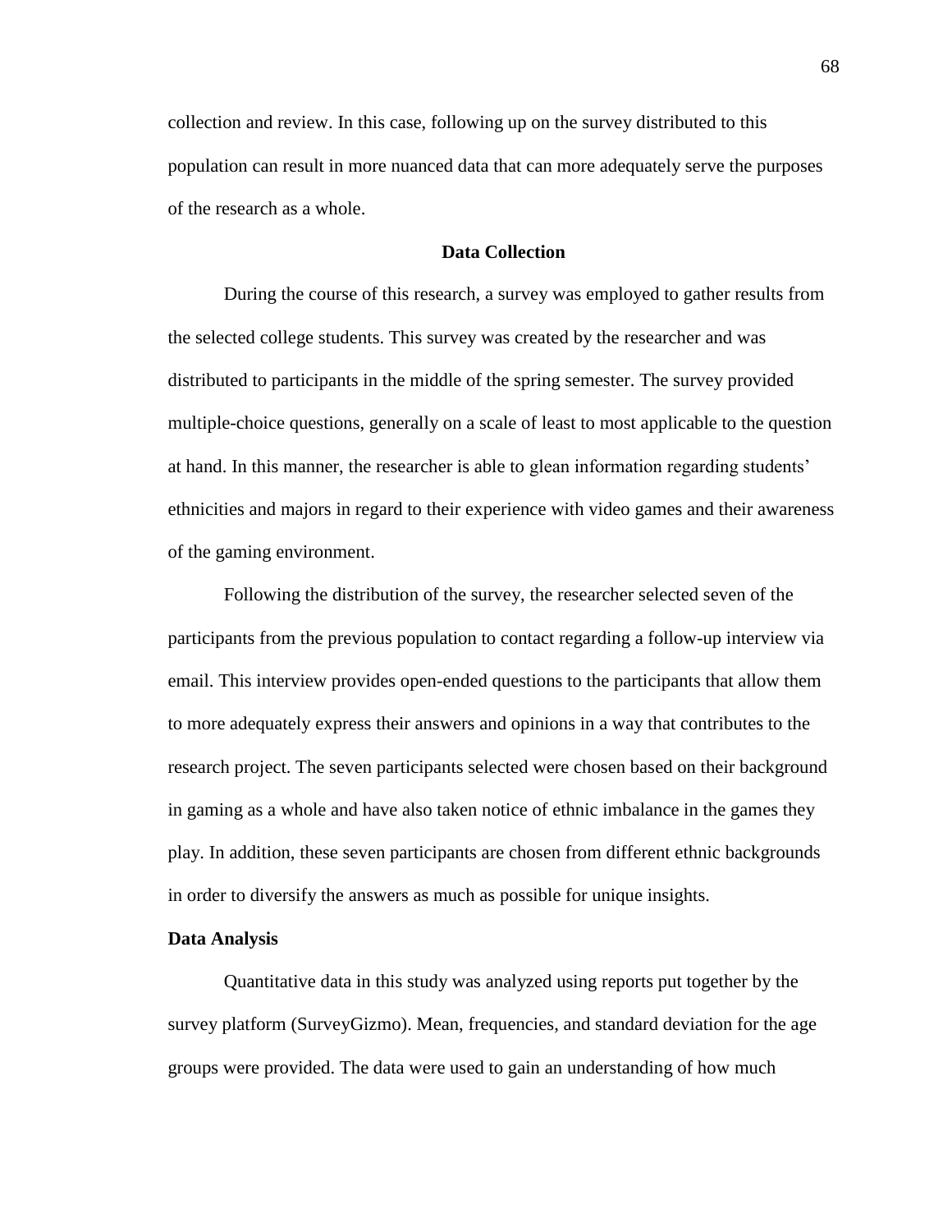collection and review. In this case, following up on the survey distributed to this population can result in more nuanced data that can more adequately serve the purposes of the research as a whole.

## Data Collection

During the course of this research, a survey was employed to gather results from the selected college students. This survey was created by the researcher and was distributed to participants in the middle of the spring semester. The survey provided multiple-choice questions, generally on a scale of least to most applicable to the question at hand. In this manner, the researcher is able to glean information regarding students' ethnicities and majors in regard to their experience with video games and their awareness of the gaming environment.

Following the distribution of the survey, the researcher selected seven of the participants from the previous population to contact regarding a follow-up interview via email. This interview provides open-ended questions to the participants that allow them to more adequately express their answers and opinions in a way that contributes to the research project. The seven participants selected were chosen based on their background in gaming as a whole and have also taken notice of ethnic imbalance in the games they play. In addition, these seven participants are chosen from different ethnic backgrounds in order to diversify the answers as much as possible for unique insights.

### Data Analysis

Quantitative data in this study was analyzed using reports put together by the survey platform (SurveyGizmo). Mean, frequencies, and standard deviation for the age groups were provided. The data were used to gain an understanding of how much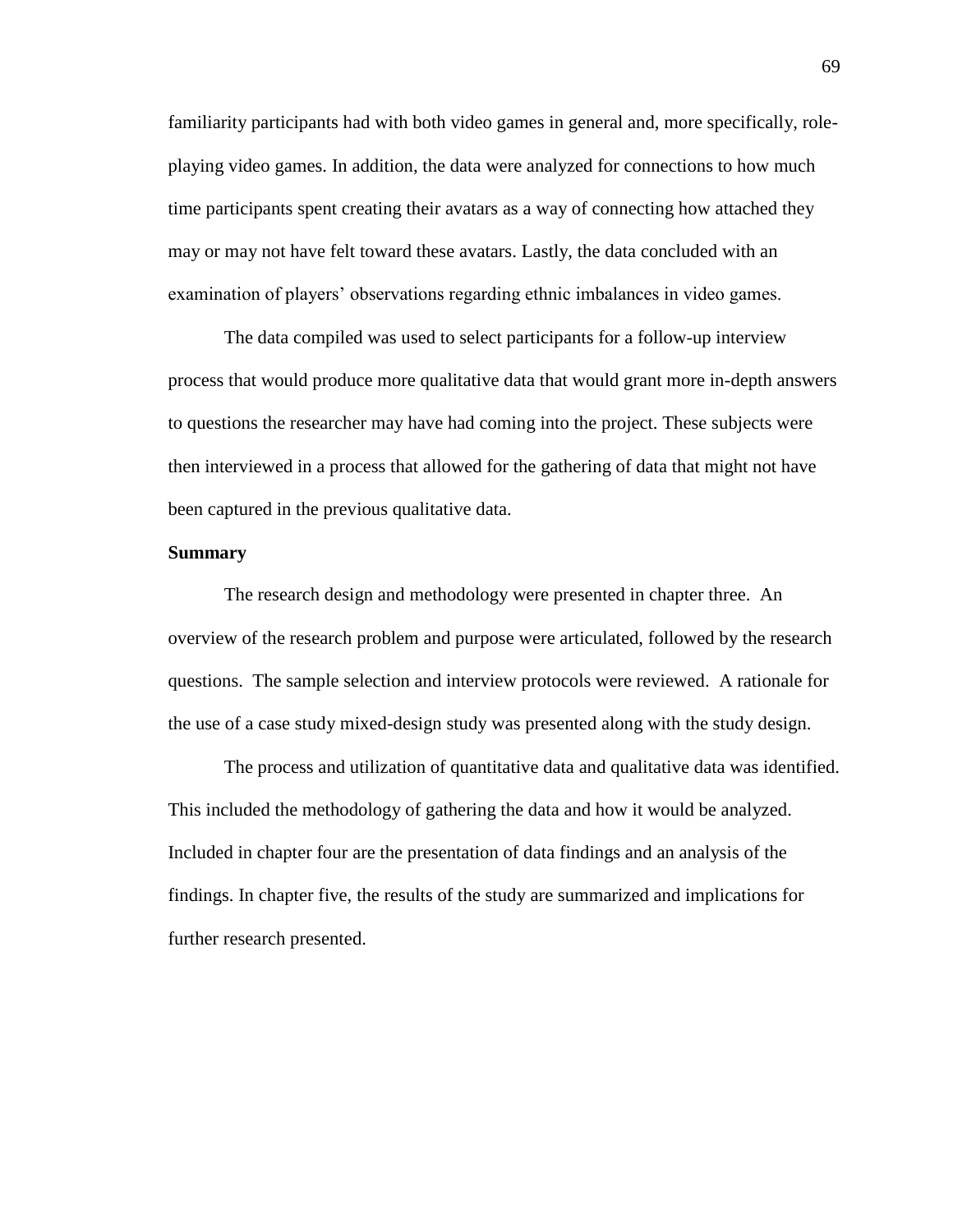familiarity participants had with both video games in general and, more specifically, role-playing video games. In addition, the data were analyzed for connections to how much time participants spent creating their avatars as a way of connecting how attached they may or may not have felt toward these avatars. Lastly, the data concluded with an examination of players' observations regarding ethnic imbalances in video games.

The data compiled was used to select participants for a follow-up interview process that would produce more qualitative data that would grant more in-depth answers to questions the researcher may have had coming into the project. These subjects were then interviewed in a process that allowed for the gathering of data that might not have been captured in the previous qualitative data.

**Summary**

The research design and methodology were presented in chapter three. An overview of the research problem and purpose were articulated, followed by the research questions. The sample selection and interview protocols were reviewed. A rationale for the use of a case study mixed-design study was presented along with the study design.

The process and utilization of quantitative data and qualitative data was identified. This included the methodology of gathering the data and how it would be analyzed. Included in chapter four are the presentation of data findings and an analysis of the findings. In chapter five, the results of the study are summarized and implications for further research presented.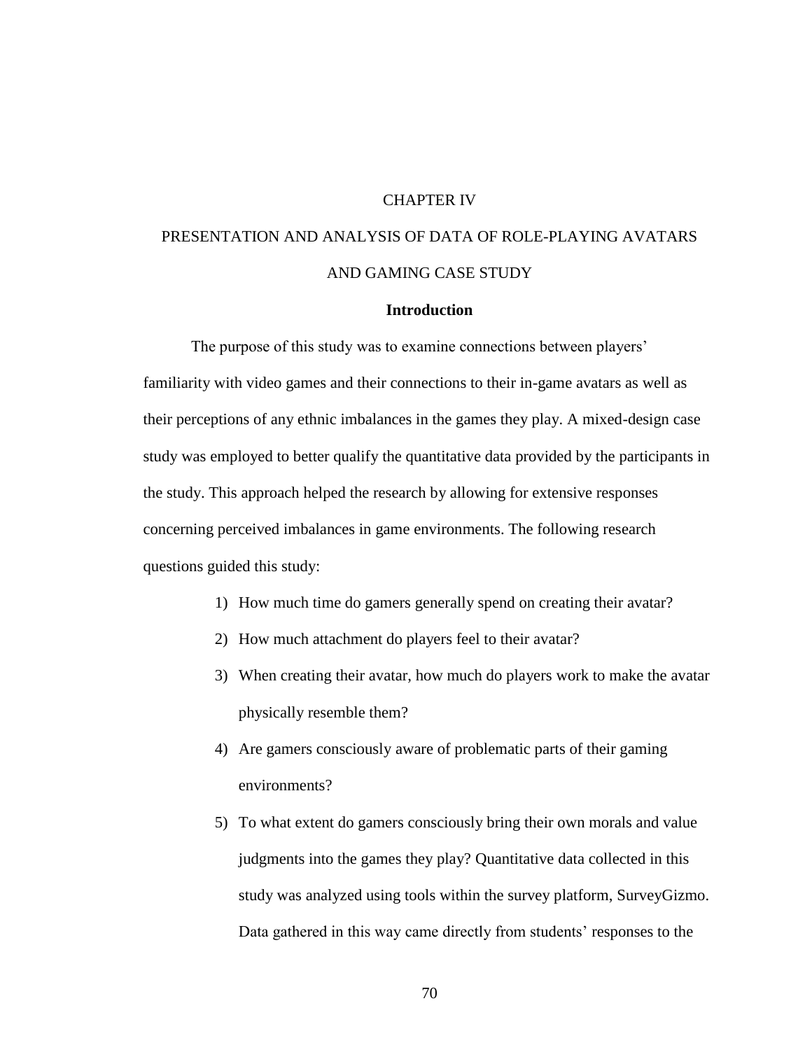# CHAPTER IV

# PRESENTATION AND ANALYSIS OF DATA OF ROLE-PLAYING AVATARS AND GAMING CASE STUDY

## Introduction

The purpose of this study was to examine connections between players' familiarity with video games and their connections to their in-game avatars as well as their perceptions of any ethnic imbalances in the games they play. A mixed-design case study was employed to better qualify the quantitative data provided by the participants in the study. This approach helped the research by allowing for extensive responses concerning perceived imbalances in game environments. The following research questions guided this study:

1) How much time do gamers generally spend on creating their avatar?
2) How much attachment do players feel to their avatar?
3) When creating their avatar, how much do players work to make the avatar physically resemble them?
4) Are gamers consciously aware of problematic parts of their gaming environments?
5) To what extent do gamers consciously bring their own morals and value judgments into the games they play? Quantitative data collected in this study was analyzed using tools within the survey platform, SurveyGizmo. Data gathered in this way came directly from students' responses to the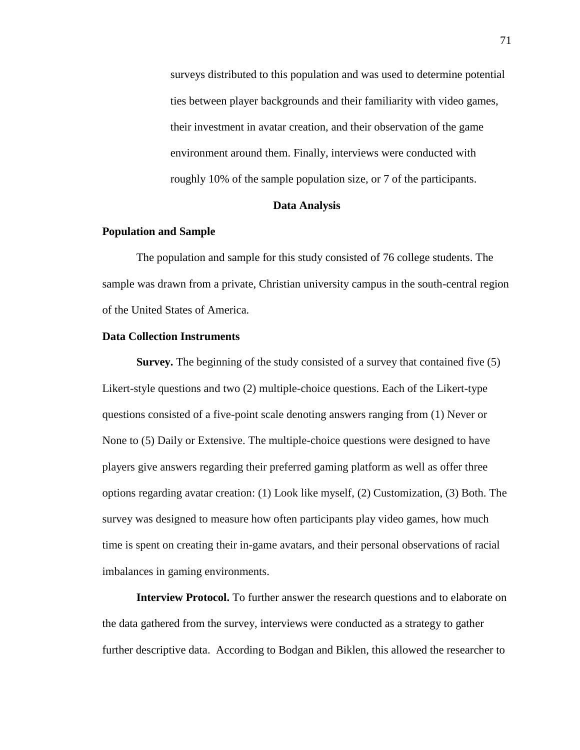surveys distributed to this population and was used to determine potential ties between player backgrounds and their familiarity with video games, their investment in avatar creation, and their observation of the game environment around them. Finally, interviews were conducted with roughly 10% of the sample population size, or 7 of the participants.

## Data Analysis

### Population and Sample

The population and sample for this study consisted of 76 college students. The sample was drawn from a private, Christian university campus in the south-central region of the United States of America.

### Data Collection Instruments

**Survey.** The beginning of the study consisted of a survey that contained five (5) Likert-style questions and two (2) multiple-choice questions. Each of the Likert-type questions consisted of a five-point scale denoting answers ranging from (1) Never or None to (5) Daily or Extensive. The multiple-choice questions were designed to have players give answers regarding their preferred gaming platform as well as offer three options regarding avatar creation: (1) Look like myself, (2) Customization, (3) Both. The survey was designed to measure how often participants play video games, how much time is spent on creating their in-game avatars, and their personal observations of racial imbalances in gaming environments.

**Interview Protocol.** To further answer the research questions and to elaborate on the data gathered from the survey, interviews were conducted as a strategy to gather further descriptive data. According to Bodgan and Biklen, this allowed the researcher to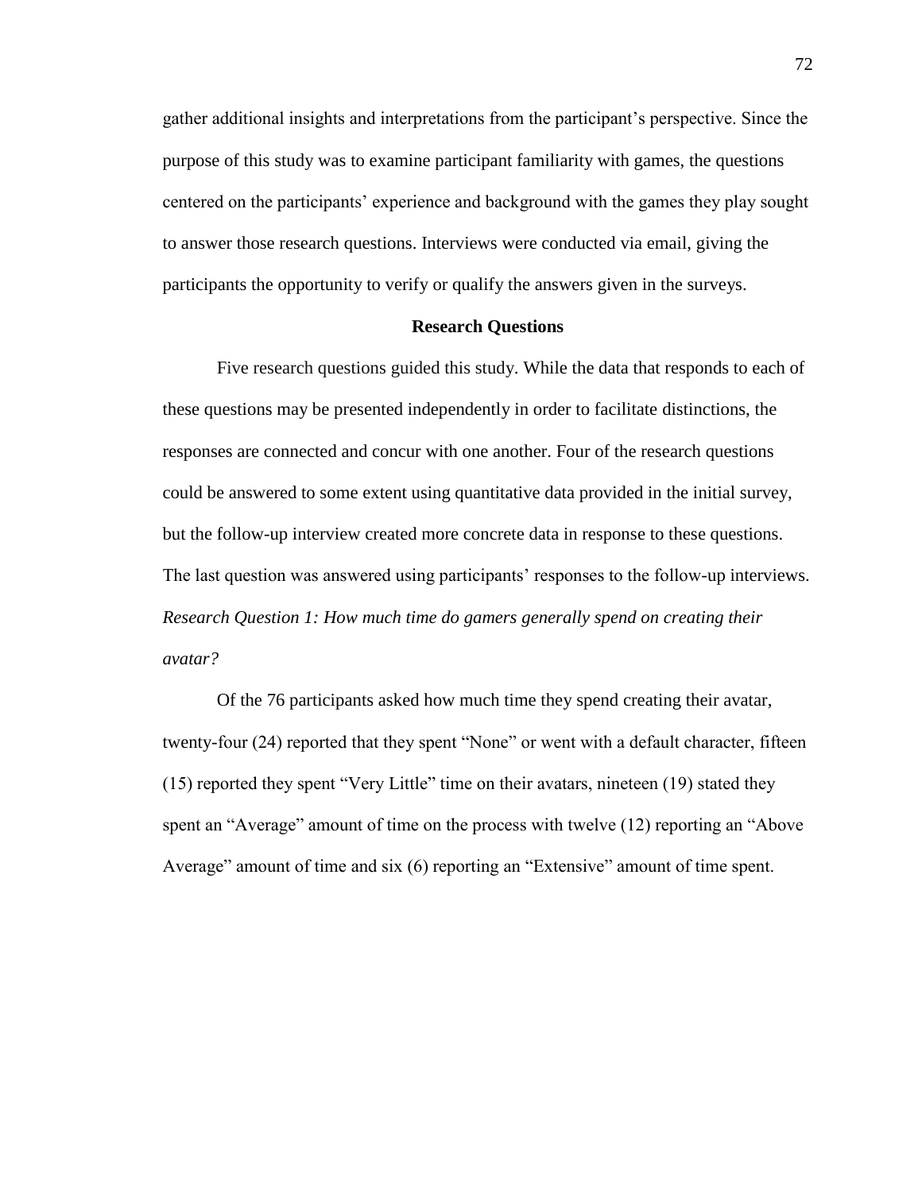gather additional insights and interpretations from the participant's perspective. Since the purpose of this study was to examine participant familiarity with games, the questions centered on the participants' experience and background with the games they play sought to answer those research questions. Interviews were conducted via email, giving the participants the opportunity to verify or qualify the answers given in the surveys.

## Research Questions

Five research questions guided this study. While the data that responds to each of these questions may be presented independently in order to facilitate distinctions, the responses are connected and concur with one another. Four of the research questions could be answered to some extent using quantitative data provided in the initial survey, but the follow-up interview created more concrete data in response to these questions. The last question was answered using participants' responses to the follow-up interviews.

*Research Question 1: How much time do gamers generally spend on creating their avatar?*

Of the 76 participants asked how much time they spend creating their avatar, twenty-four (24) reported that they spent "None" or went with a default character, fifteen (15) reported they spent "Very Little" time on their avatars, nineteen (19) stated they spent an "Average" amount of time on the process with twelve (12) reporting an "Above Average" amount of time and six (6) reporting an "Extensive" amount of time spent.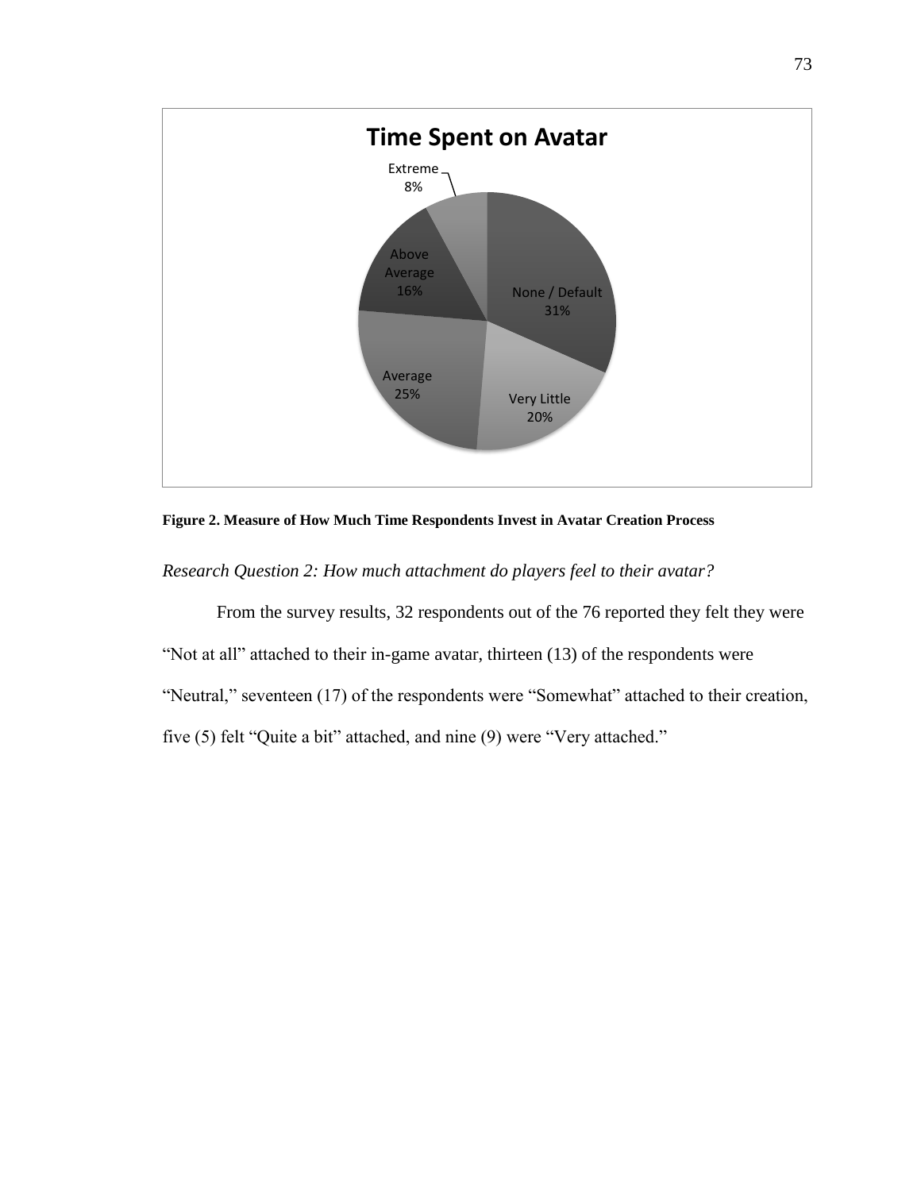**Figure 2. Measure of How Much Time Respondents Invest in Avatar Creation Process**

*Research Question 2: How much attachment do players feel to their avatar?*

From the survey results, 32 respondents out of the 76 reported they felt they were "Not at all" attached to their in-game avatar, thirteen (13) of the respondents were "Neutral," seventeen (17) of the respondents were "Somewhat" attached to their creation, five (5) felt "Quite a bit" attached, and nine (9) were "Very attached."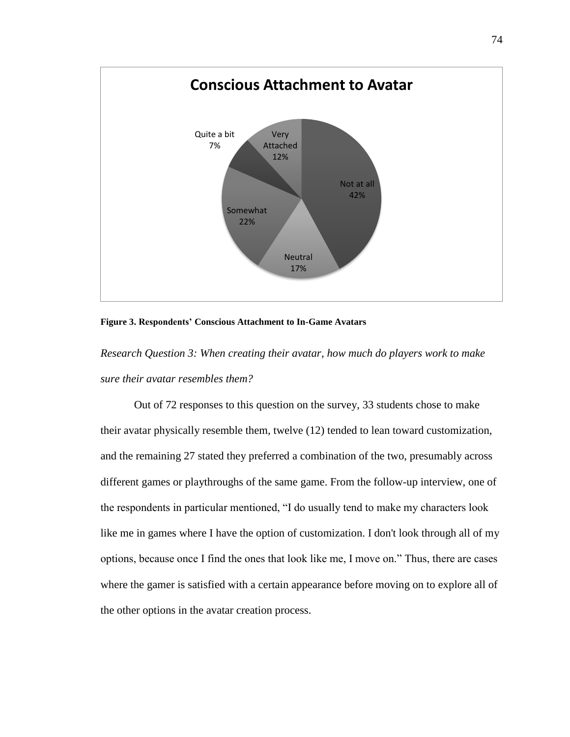**Conscious Attachment to Avatar**

| Response | Percentage |
| --- | --- |
| Not at all | 42% |
| Neutral | 17% |
| Somewhat | 22% |
| Quite a bit | 7% |
| Very Attached | 12% |

**Figure 3. Respondents' Conscious Attachment to In-Game Avatars**

*Research Question 3: When creating their avatar, how much do players work to make sure their avatar resembles them?*

Out of 72 responses to this question on the survey, 33 students chose to make their avatar physically resemble them, twelve (12) tended to lean toward customization, and the remaining 27 stated they preferred a combination of the two, presumably across different games or playthroughs of the same game. From the follow-up interview, one of the respondents in particular mentioned, "I do usually tend to make my characters look like me in games where I have the option of customization. I don't look through all of my options, because once I find the ones that look like me, I move on." Thus, there are cases where the gamer is satisfied with a certain appearance before moving on to explore all of the other options in the avatar creation process.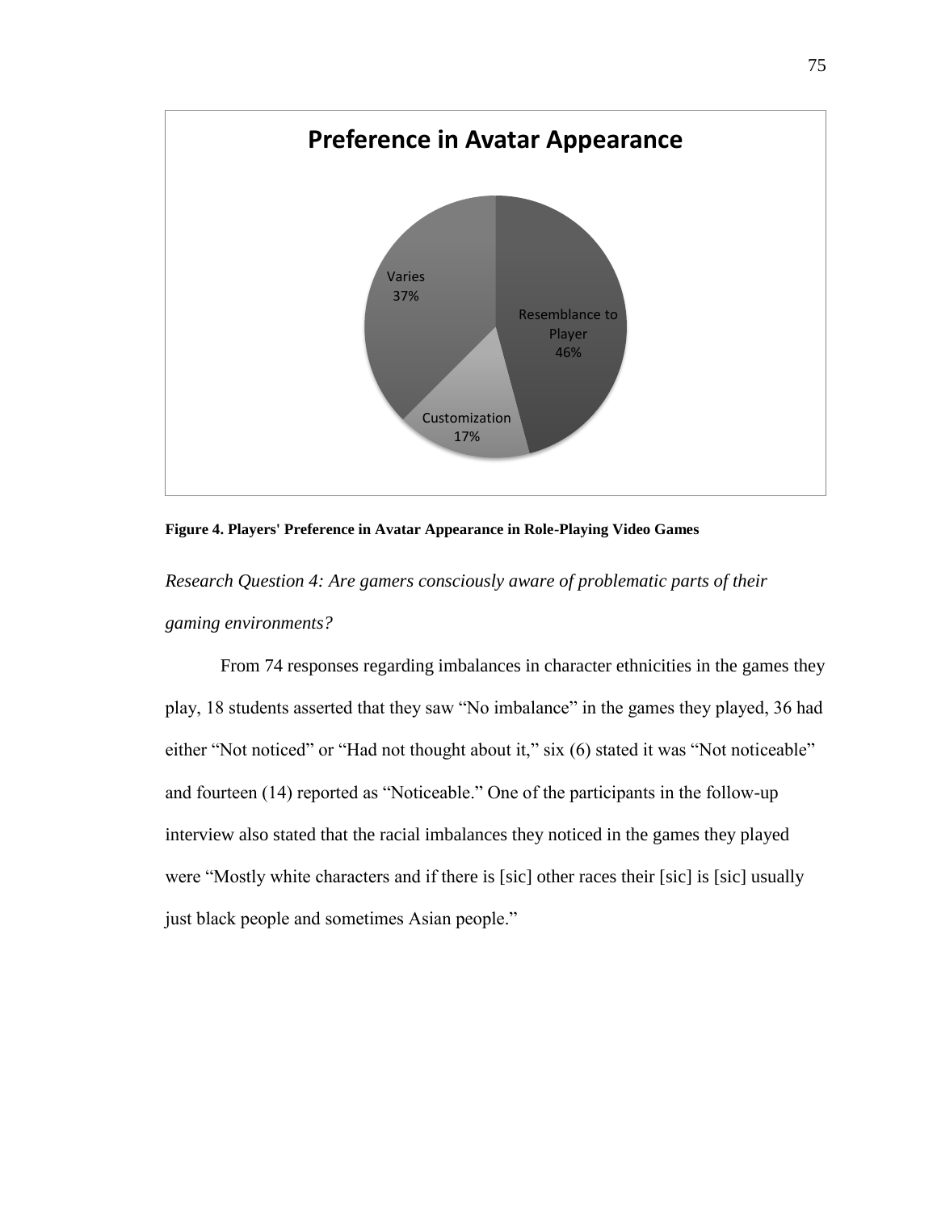**Figure 4. Players' Preference in Avatar Appearance in Role-Playing Video Games**

*Research Question 4: Are gamers consciously aware of problematic parts of their gaming environments?*

From 74 responses regarding imbalances in character ethnicities in the games they play, 18 students asserted that they saw "No imbalance" in the games they played, 36 had either "Not noticed" or "Had not thought about it," six (6) stated it was "Not noticeable" and fourteen (14) reported as "Noticeable." One of the participants in the follow-up interview also stated that the racial imbalances they noticed in the games they played were "Mostly white characters and if there is [sic] other races their [sic] is [sic] usually just black people and sometimes Asian people."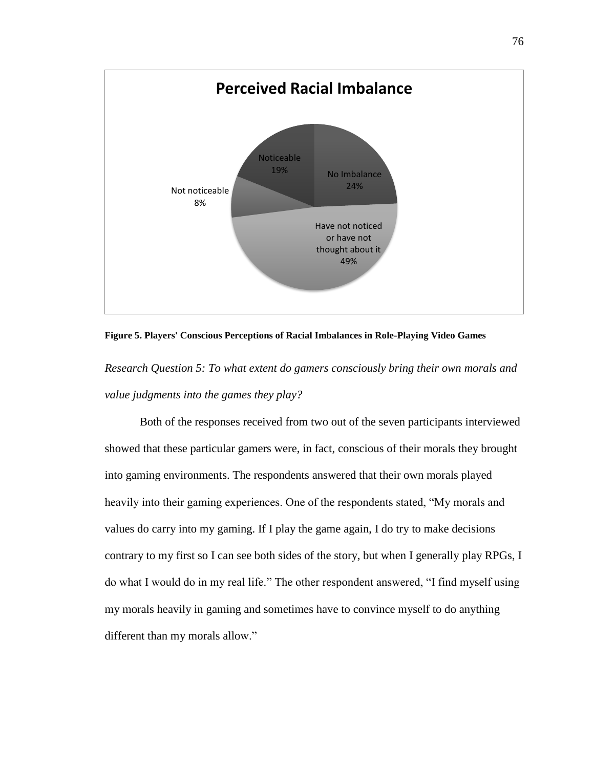**Perceived Racial Imbalance**

- Noticeable 19%
- No Imbalance 24%
- Not noticeable 8%
- Have not noticed or have not thought about it 49%

**Figure 5. Players' Conscious Perceptions of Racial Imbalances in Role-Playing Video Games**

*Research Question 5: To what extent do gamers consciously bring their own morals and value judgments into the games they play?*

Both of the responses received from two out of the seven participants interviewed showed that these particular gamers were, in fact, conscious of their morals they brought into gaming environments. The respondents answered that their own morals played heavily into their gaming experiences. One of the respondents stated, "My morals and values do carry into my gaming. If I play the game again, I do try to make decisions contrary to my first so I can see both sides of the story, but when I generally play RPGs, I do what I would do in my real life." The other respondent answered, "I find myself using my morals heavily in gaming and sometimes have to convince myself to do anything different than my morals allow."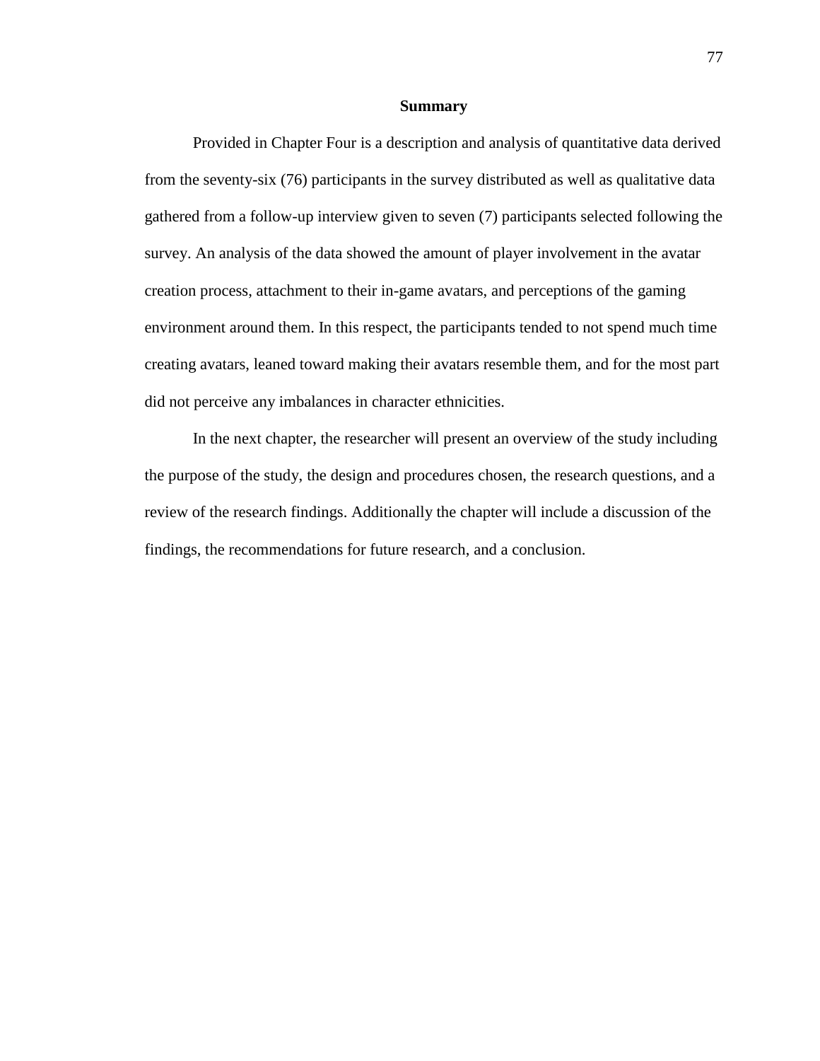## Summary

Provided in Chapter Four is a description and analysis of quantitative data derived from the seventy-six (76) participants in the survey distributed as well as qualitative data gathered from a follow-up interview given to seven (7) participants selected following the survey. An analysis of the data showed the amount of player involvement in the avatar creation process, attachment to their in-game avatars, and perceptions of the gaming environment around them. In this respect, the participants tended to not spend much time creating avatars, leaned toward making their avatars resemble them, and for the most part did not perceive any imbalances in character ethnicities.

In the next chapter, the researcher will present an overview of the study including the purpose of the study, the design and procedures chosen, the research questions, and a review of the research findings. Additionally the chapter will include a discussion of the findings, the recommendations for future research, and a conclusion.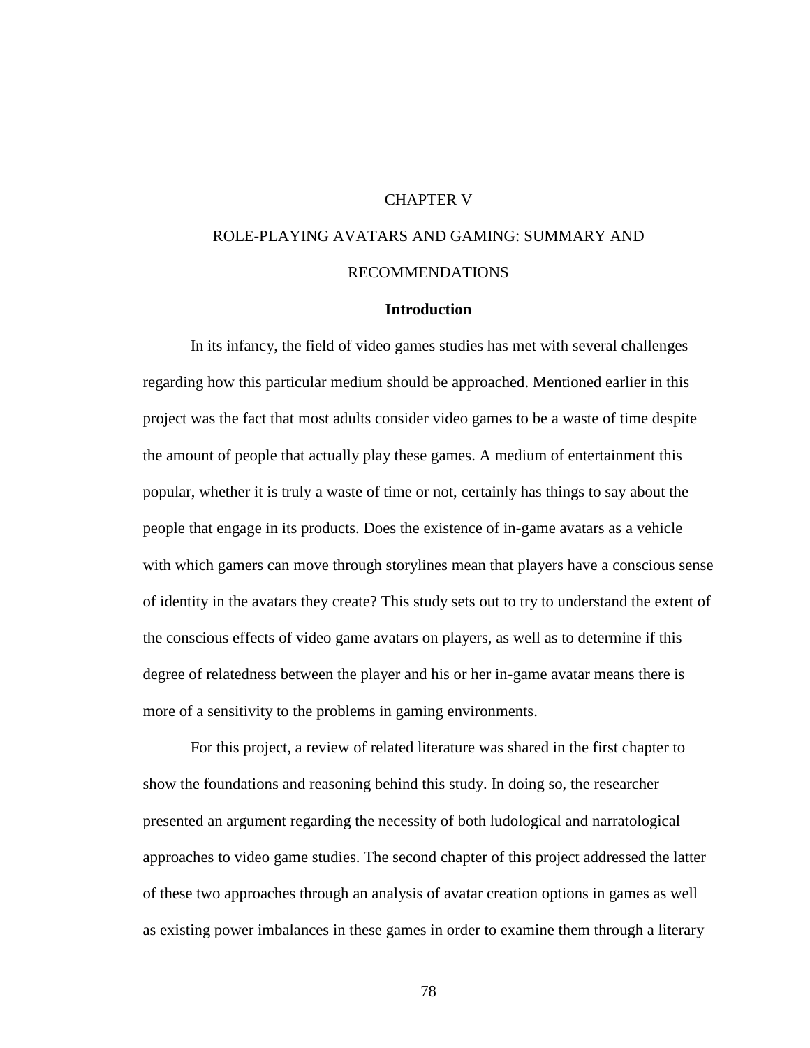# CHAPTER V

# ROLE-PLAYING AVATARS AND GAMING: SUMMARY AND RECOMMENDATIONS

## Introduction

In its infancy, the field of video games studies has met with several challenges regarding how this particular medium should be approached. Mentioned earlier in this project was the fact that most adults consider video games to be a waste of time despite the amount of people that actually play these games. A medium of entertainment this popular, whether it is truly a waste of time or not, certainly has things to say about the people that engage in its products. Does the existence of in-game avatars as a vehicle with which gamers can move through storylines mean that players have a conscious sense of identity in the avatars they create? This study sets out to try to understand the extent of the conscious effects of video game avatars on players, as well as to determine if this degree of relatedness between the player and his or her in-game avatar means there is more of a sensitivity to the problems in gaming environments.

For this project, a review of related literature was shared in the first chapter to show the foundations and reasoning behind this study. In doing so, the researcher presented an argument regarding the necessity of both ludological and narratological approaches to video game studies. The second chapter of this project addressed the latter of these two approaches through an analysis of avatar creation options in games as well as existing power imbalances in these games in order to examine them through a literary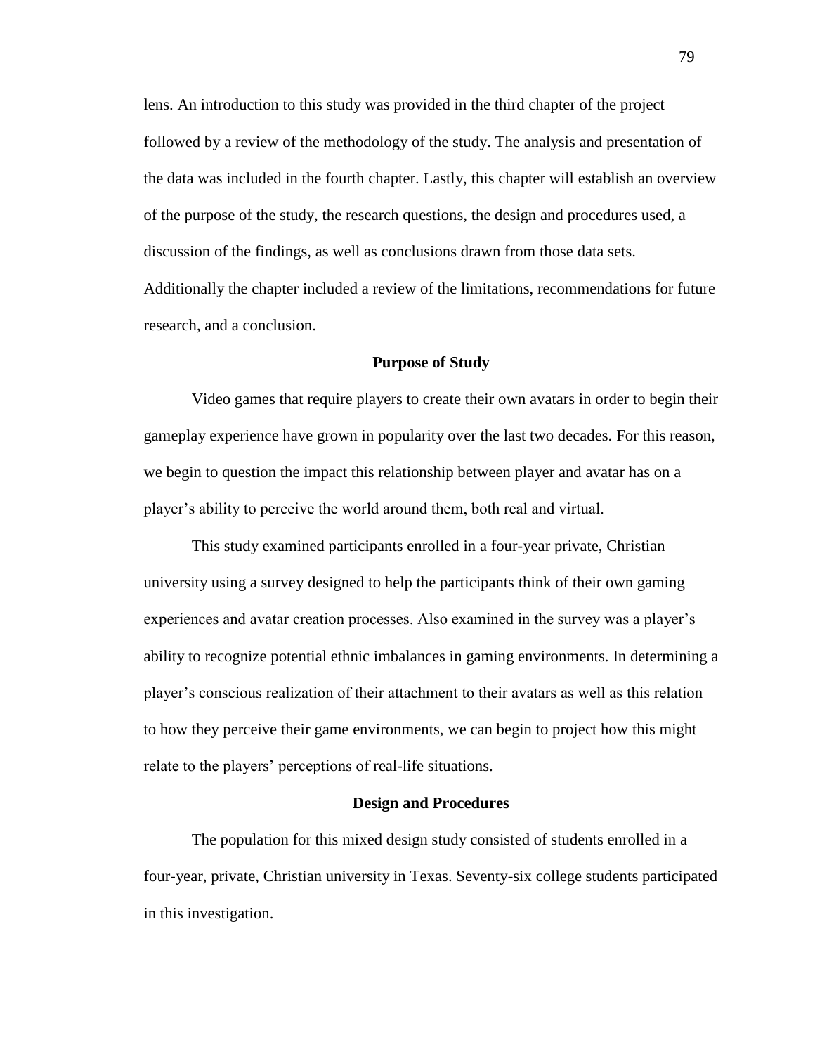lens. An introduction to this study was provided in the third chapter of the project followed by a review of the methodology of the study. The analysis and presentation of the data was included in the fourth chapter. Lastly, this chapter will establish an overview of the purpose of the study, the research questions, the design and procedures used, a discussion of the findings, as well as conclusions drawn from those data sets. Additionally the chapter included a review of the limitations, recommendations for future research, and a conclusion.

## Purpose of Study

Video games that require players to create their own avatars in order to begin their gameplay experience have grown in popularity over the last two decades. For this reason, we begin to question the impact this relationship between player and avatar has on a player's ability to perceive the world around them, both real and virtual.

This study examined participants enrolled in a four-year private, Christian university using a survey designed to help the participants think of their own gaming experiences and avatar creation processes. Also examined in the survey was a player's ability to recognize potential ethnic imbalances in gaming environments. In determining a player's conscious realization of their attachment to their avatars as well as this relation to how they perceive their game environments, we can begin to project how this might relate to the players' perceptions of real-life situations.

## Design and Procedures

The population for this mixed design study consisted of students enrolled in a four-year, private, Christian university in Texas. Seventy-six college students participated in this investigation.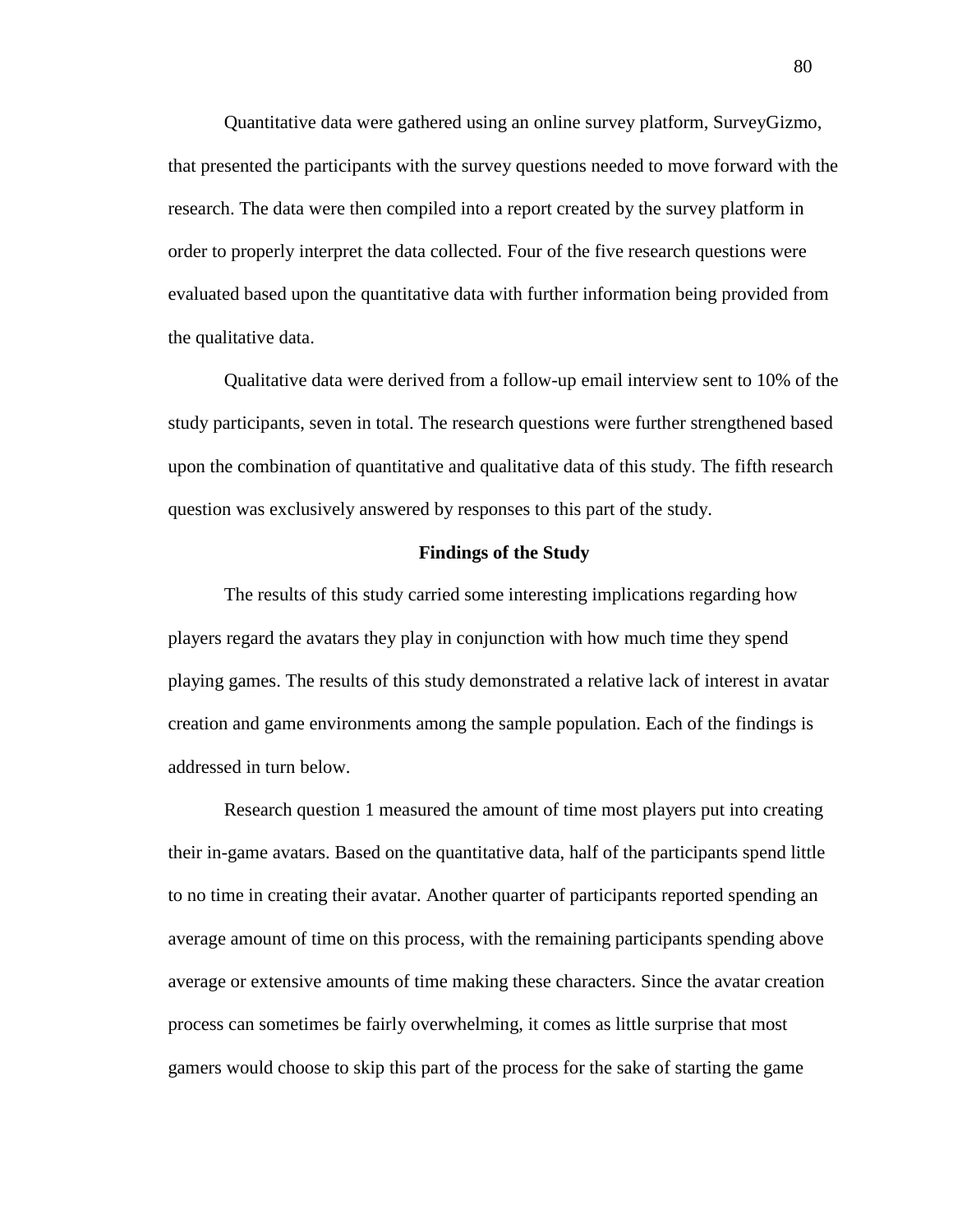Quantitative data were gathered using an online survey platform, SurveyGizmo, that presented the participants with the survey questions needed to move forward with the research. The data were then compiled into a report created by the survey platform in order to properly interpret the data collected. Four of the five research questions were evaluated based upon the quantitative data with further information being provided from the qualitative data.

Qualitative data were derived from a follow-up email interview sent to 10% of the study participants, seven in total. The research questions were further strengthened based upon the combination of quantitative and qualitative data of this study. The fifth research question was exclusively answered by responses to this part of the study.

## Findings of the Study

The results of this study carried some interesting implications regarding how players regard the avatars they play in conjunction with how much time they spend playing games. The results of this study demonstrated a relative lack of interest in avatar creation and game environments among the sample population. Each of the findings is addressed in turn below.

Research question 1 measured the amount of time most players put into creating their in-game avatars. Based on the quantitative data, half of the participants spend little to no time in creating their avatar. Another quarter of participants reported spending an average amount of time on this process, with the remaining participants spending above average or extensive amounts of time making these characters. Since the avatar creation process can sometimes be fairly overwhelming, it comes as little surprise that most gamers would choose to skip this part of the process for the sake of starting the game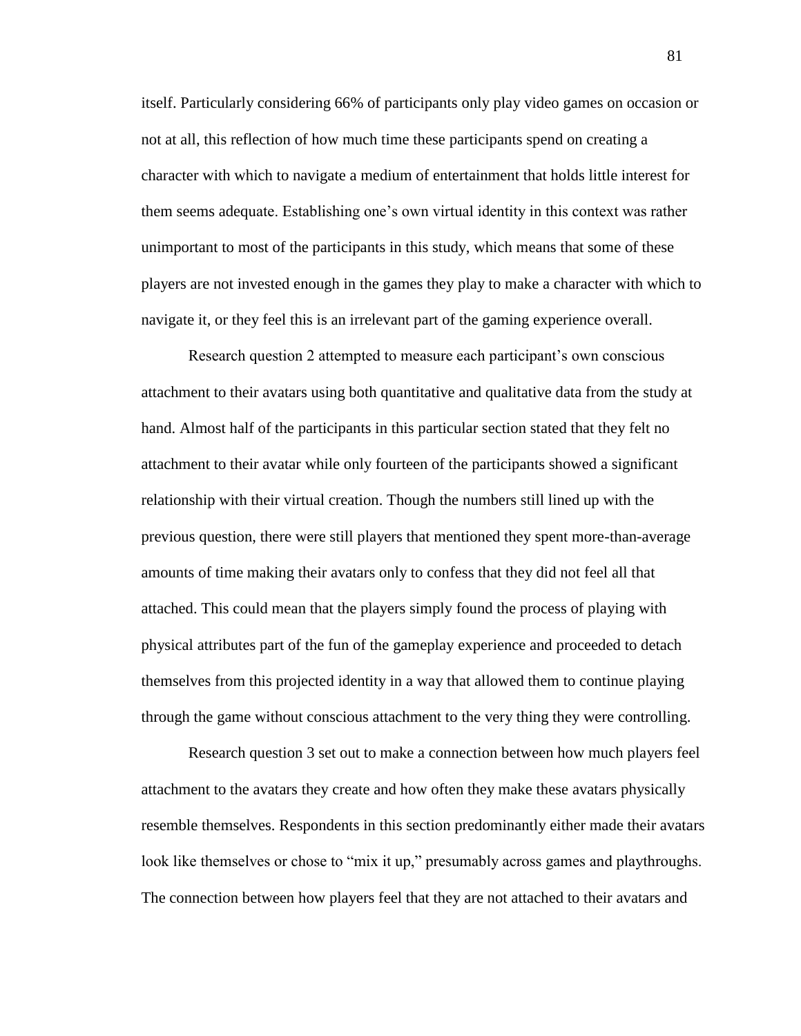itself. Particularly considering 66% of participants only play video games on occasion or not at all, this reflection of how much time these participants spend on creating a character with which to navigate a medium of entertainment that holds little interest for them seems adequate. Establishing one's own virtual identity in this context was rather unimportant to most of the participants in this study, which means that some of these players are not invested enough in the games they play to make a character with which to navigate it, or they feel this is an irrelevant part of the gaming experience overall.

Research question 2 attempted to measure each participant's own conscious attachment to their avatars using both quantitative and qualitative data from the study at hand. Almost half of the participants in this particular section stated that they felt no attachment to their avatar while only fourteen of the participants showed a significant relationship with their virtual creation. Though the numbers still lined up with the previous question, there were still players that mentioned they spent more-than-average amounts of time making their avatars only to confess that they did not feel all that attached. This could mean that the players simply found the process of playing with physical attributes part of the fun of the gameplay experience and proceeded to detach themselves from this projected identity in a way that allowed them to continue playing through the game without conscious attachment to the very thing they were controlling.

Research question 3 set out to make a connection between how much players feel attachment to the avatars they create and how often they make these avatars physically resemble themselves. Respondents in this section predominantly either made their avatars look like themselves or chose to "mix it up," presumably across games and playthroughs. The connection between how players feel that they are not attached to their avatars and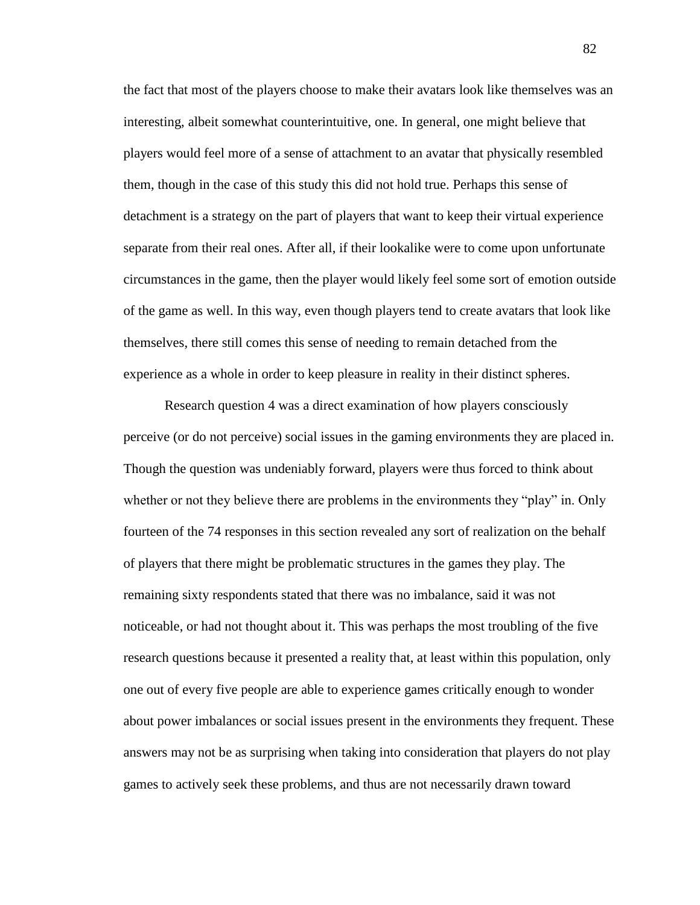the fact that most of the players choose to make their avatars look like themselves was an interesting, albeit somewhat counterintuitive, one. In general, one might believe that players would feel more of a sense of attachment to an avatar that physically resembled them, though in the case of this study this did not hold true. Perhaps this sense of detachment is a strategy on the part of players that want to keep their virtual experience separate from their real ones. After all, if their lookalike were to come upon unfortunate circumstances in the game, then the player would likely feel some sort of emotion outside of the game as well. In this way, even though players tend to create avatars that look like themselves, there still comes this sense of needing to remain detached from the experience as a whole in order to keep pleasure in reality in their distinct spheres.

Research question 4 was a direct examination of how players consciously perceive (or do not perceive) social issues in the gaming environments they are placed in. Though the question was undeniably forward, players were thus forced to think about whether or not they believe there are problems in the environments they "play" in. Only fourteen of the 74 responses in this section revealed any sort of realization on the behalf of players that there might be problematic structures in the games they play. The remaining sixty respondents stated that there was no imbalance, said it was not noticeable, or had not thought about it. This was perhaps the most troubling of the five research questions because it presented a reality that, at least within this population, only one out of every five people are able to experience games critically enough to wonder about power imbalances or social issues present in the environments they frequent. These answers may not be as surprising when taking into consideration that players do not play games to actively seek these problems, and thus are not necessarily drawn toward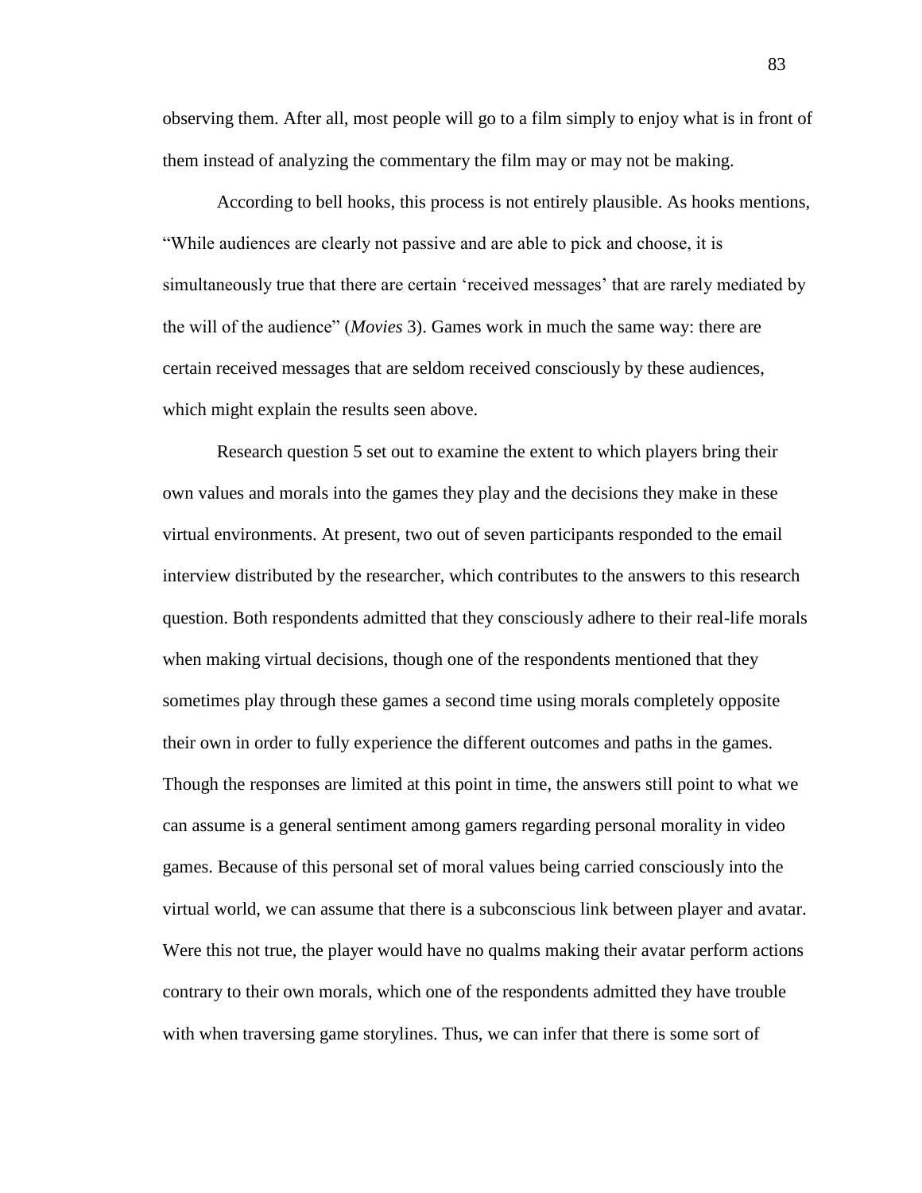observing them. After all, most people will go to a film simply to enjoy what is in front of them instead of analyzing the commentary the film may or may not be making.

According to bell hooks, this process is not entirely plausible. As hooks mentions, "While audiences are clearly not passive and are able to pick and choose, it is simultaneously true that there are certain 'received messages' that are rarely mediated by the will of the audience" (*Movies* 3). Games work in much the same way: there are certain received messages that are seldom received consciously by these audiences, which might explain the results seen above.

Research question 5 set out to examine the extent to which players bring their own values and morals into the games they play and the decisions they make in these virtual environments. At present, two out of seven participants responded to the email interview distributed by the researcher, which contributes to the answers to this research question. Both respondents admitted that they consciously adhere to their real-life morals when making virtual decisions, though one of the respondents mentioned that they sometimes play through these games a second time using morals completely opposite their own in order to fully experience the different outcomes and paths in the games. Though the responses are limited at this point in time, the answers still point to what we can assume is a general sentiment among gamers regarding personal morality in video games. Because of this personal set of moral values being carried consciously into the virtual world, we can assume that there is a subconscious link between player and avatar. Were this not true, the player would have no qualms making their avatar perform actions contrary to their own morals, which one of the respondents admitted they have trouble with when traversing game storylines. Thus, we can infer that there is some sort of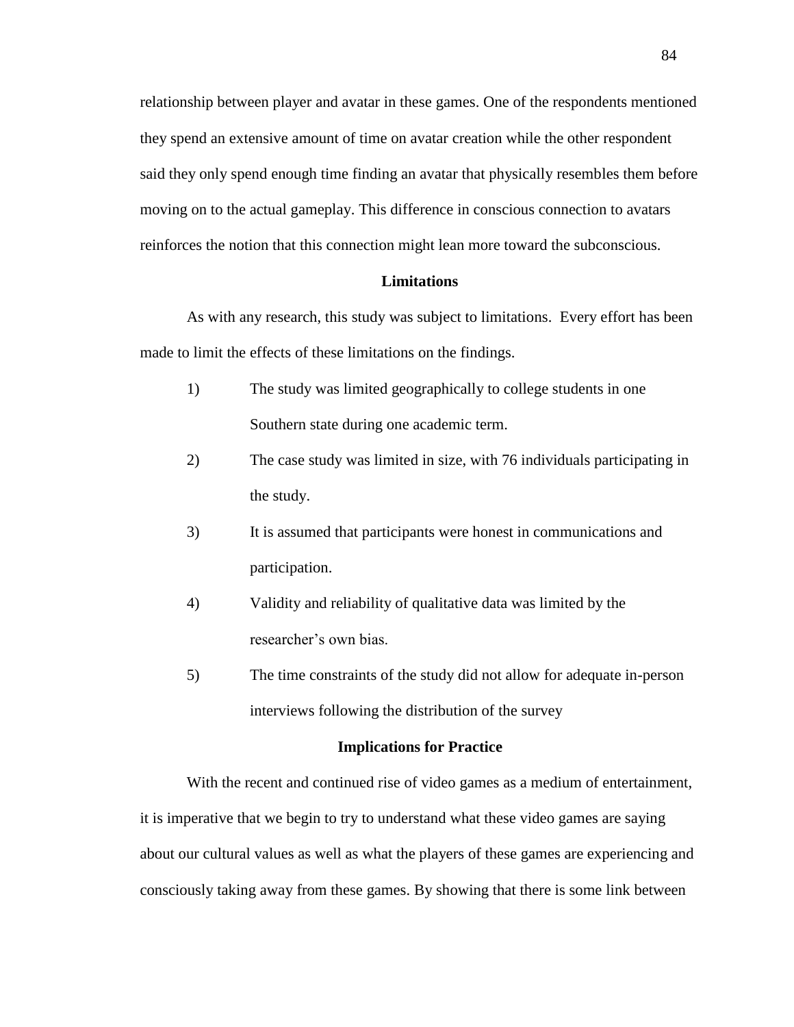relationship between player and avatar in these games. One of the respondents mentioned they spend an extensive amount of time on avatar creation while the other respondent said they only spend enough time finding an avatar that physically resembles them before moving on to the actual gameplay. This difference in conscious connection to avatars reinforces the notion that this connection might lean more toward the subconscious.

## Limitations

As with any research, this study was subject to limitations. Every effort has been made to limit the effects of these limitations on the findings.

1) The study was limited geographically to college students in one Southern state during one academic term.
2) The case study was limited in size, with 76 individuals participating in the study.
3) It is assumed that participants were honest in communications and participation.
4) Validity and reliability of qualitative data was limited by the researcher's own bias.
5) The time constraints of the study did not allow for adequate in-person interviews following the distribution of the survey

## Implications for Practice

With the recent and continued rise of video games as a medium of entertainment, it is imperative that we begin to try to understand what these video games are saying about our cultural values as well as what the players of these games are experiencing and consciously taking away from these games. By showing that there is some link between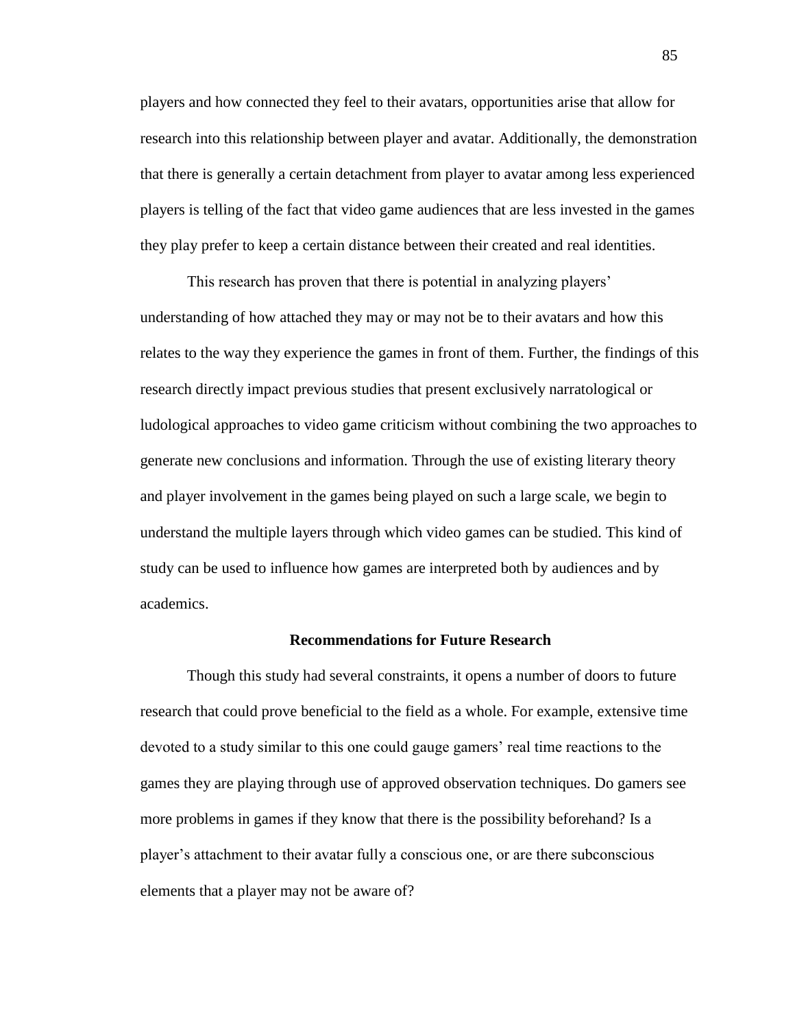players and how connected they feel to their avatars, opportunities arise that allow for research into this relationship between player and avatar. Additionally, the demonstration that there is generally a certain detachment from player to avatar among less experienced players is telling of the fact that video game audiences that are less invested in the games they play prefer to keep a certain distance between their created and real identities.

This research has proven that there is potential in analyzing players' understanding of how attached they may or may not be to their avatars and how this relates to the way they experience the games in front of them. Further, the findings of this research directly impact previous studies that present exclusively narratological or ludological approaches to video game criticism without combining the two approaches to generate new conclusions and information. Through the use of existing literary theory and player involvement in the games being played on such a large scale, we begin to understand the multiple layers through which video games can be studied. This kind of study can be used to influence how games are interpreted both by audiences and by academics.

## Recommendations for Future Research

Though this study had several constraints, it opens a number of doors to future research that could prove beneficial to the field as a whole. For example, extensive time devoted to a study similar to this one could gauge gamers' real time reactions to the games they are playing through use of approved observation techniques. Do gamers see more problems in games if they know that there is the possibility beforehand? Is a player's attachment to their avatar fully a conscious one, or are there subconscious elements that a player may not be aware of?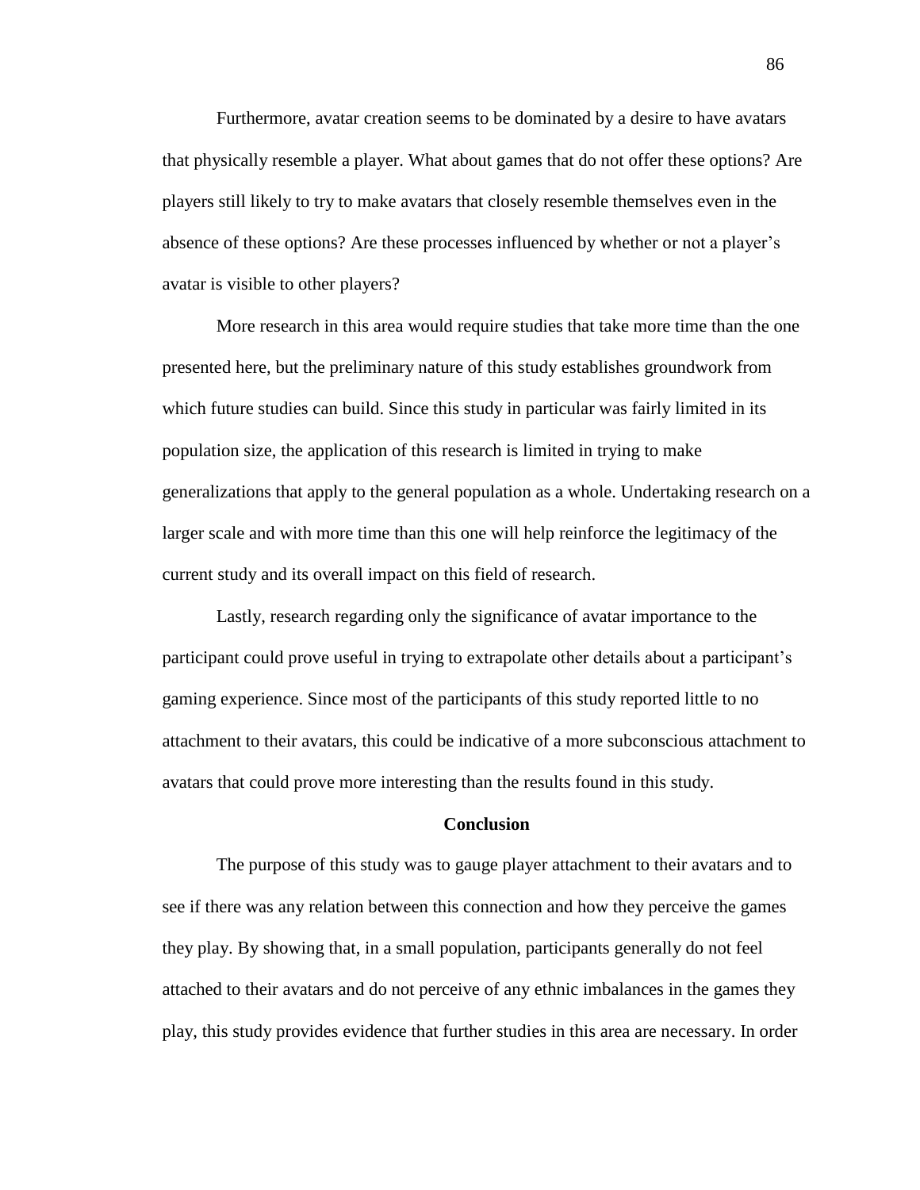Furthermore, avatar creation seems to be dominated by a desire to have avatars that physically resemble a player. What about games that do not offer these options? Are players still likely to try to make avatars that closely resemble themselves even in the absence of these options? Are these processes influenced by whether or not a player's avatar is visible to other players?

More research in this area would require studies that take more time than the one presented here, but the preliminary nature of this study establishes groundwork from which future studies can build. Since this study in particular was fairly limited in its population size, the application of this research is limited in trying to make generalizations that apply to the general population as a whole. Undertaking research on a larger scale and with more time than this one will help reinforce the legitimacy of the current study and its overall impact on this field of research.

Lastly, research regarding only the significance of avatar importance to the participant could prove useful in trying to extrapolate other details about a participant's gaming experience. Since most of the participants of this study reported little to no attachment to their avatars, this could be indicative of a more subconscious attachment to avatars that could prove more interesting than the results found in this study.

## Conclusion

The purpose of this study was to gauge player attachment to their avatars and to see if there was any relation between this connection and how they perceive the games they play. By showing that, in a small population, participants generally do not feel attached to their avatars and do not perceive of any ethnic imbalances in the games they play, this study provides evidence that further studies in this area are necessary. In order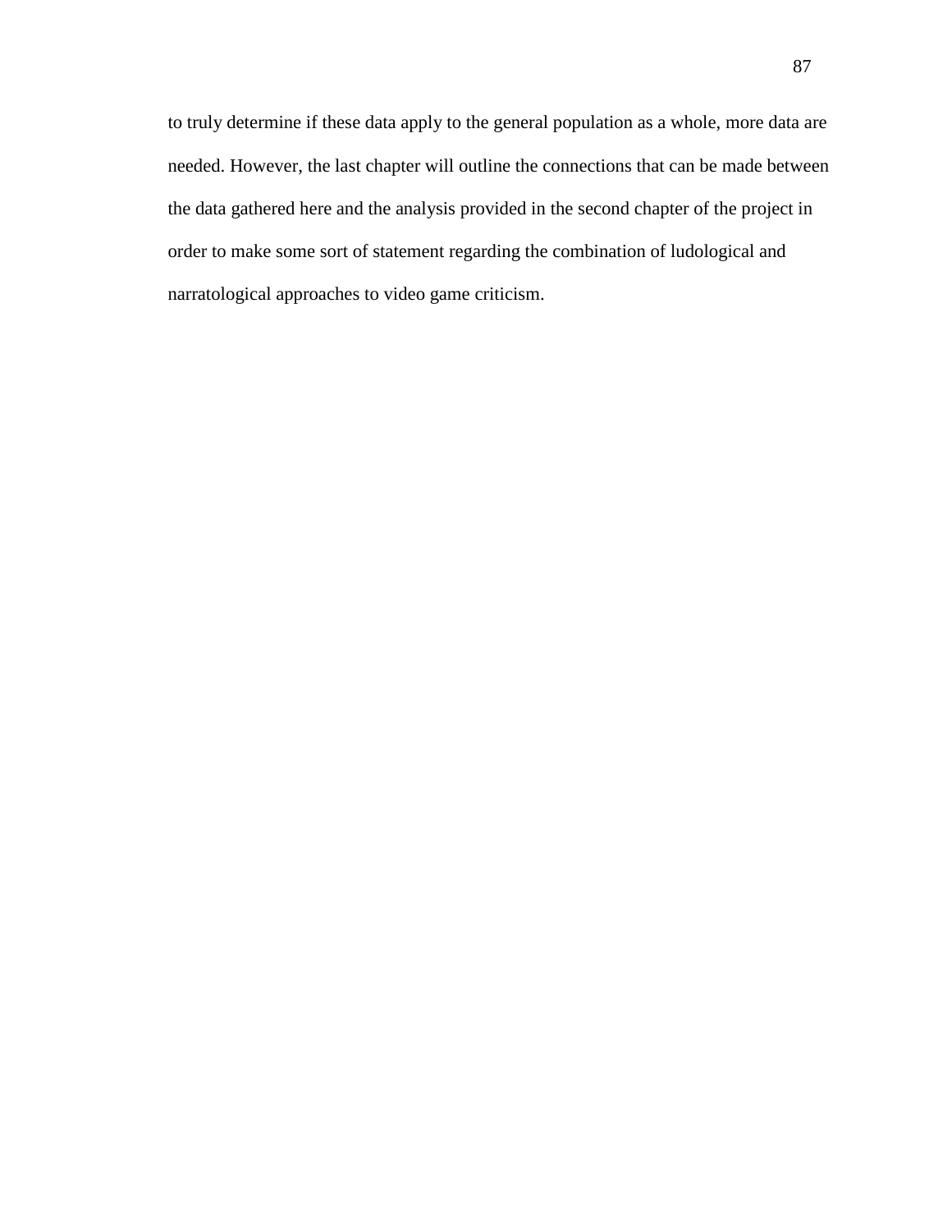to truly determine if these data apply to the general population as a whole, more data are needed. However, the last chapter will outline the connections that can be made between the data gathered here and the analysis provided in the second chapter of the project in order to make some sort of statement regarding the combination of ludological and narratological approaches to video game criticism.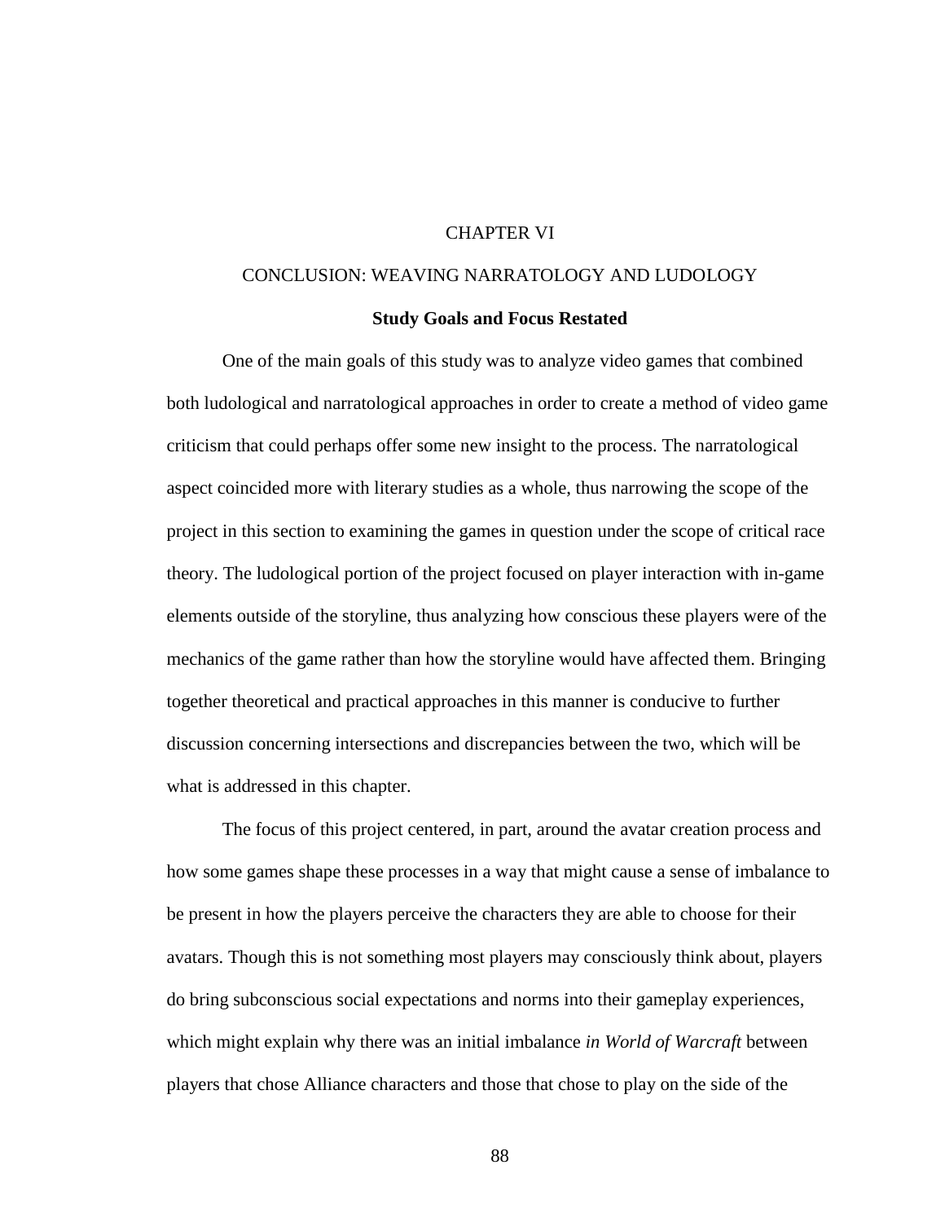# CHAPTER VI

# CONCLUSION: WEAVING NARRATOLOGY AND LUDOLOGY

## Study Goals and Focus Restated

One of the main goals of this study was to analyze video games that combined both ludological and narratological approaches in order to create a method of video game criticism that could perhaps offer some new insight to the process. The narratological aspect coincided more with literary studies as a whole, thus narrowing the scope of the project in this section to examining the games in question under the scope of critical race theory. The ludological portion of the project focused on player interaction with in-game elements outside of the storyline, thus analyzing how conscious these players were of the mechanics of the game rather than how the storyline would have affected them. Bringing together theoretical and practical approaches in this manner is conducive to further discussion concerning intersections and discrepancies between the two, which will be what is addressed in this chapter.

The focus of this project centered, in part, around the avatar creation process and how some games shape these processes in a way that might cause a sense of imbalance to be present in how the players perceive the characters they are able to choose for their avatars. Though this is not something most players may consciously think about, players do bring subconscious social expectations and norms into their gameplay experiences, which might explain why there was an initial imbalance *in World of Warcraft* between players that chose Alliance characters and those that chose to play on the side of the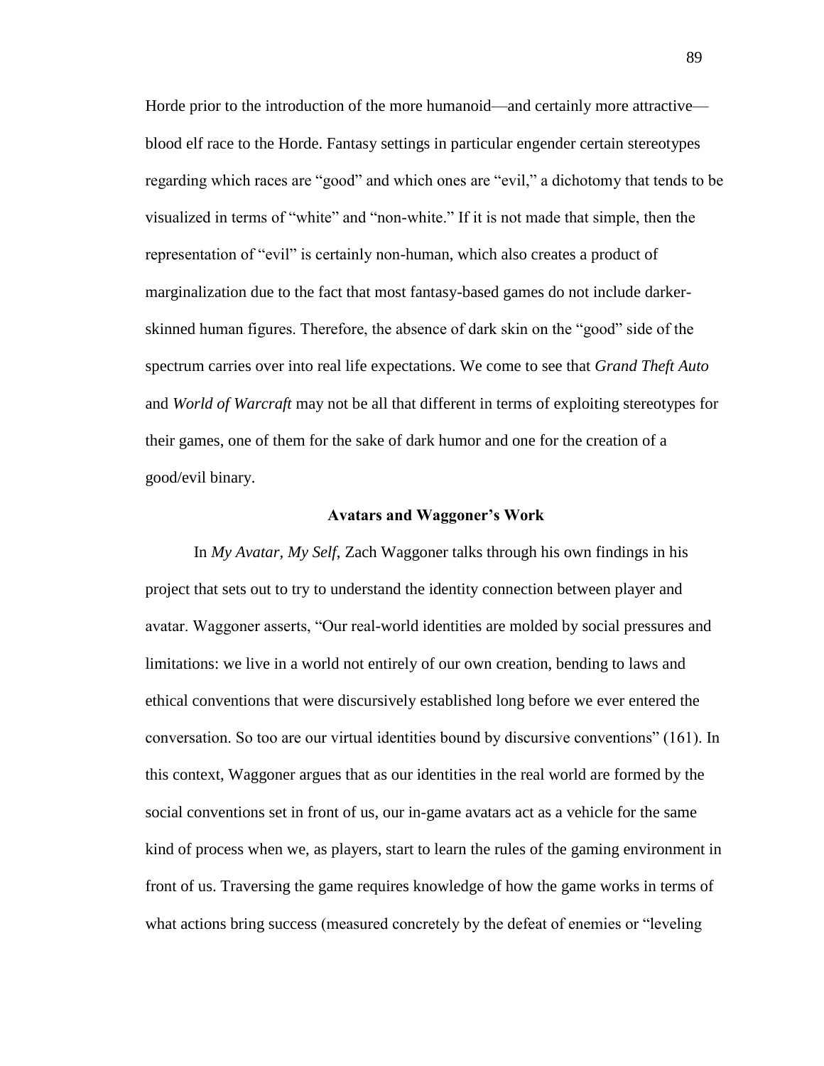Horde prior to the introduction of the more humanoid—and certainly more attractive—blood elf race to the Horde. Fantasy settings in particular engender certain stereotypes regarding which races are "good" and which ones are "evil," a dichotomy that tends to be visualized in terms of "white" and "non-white." If it is not made that simple, then the representation of "evil" is certainly non-human, which also creates a product of marginalization due to the fact that most fantasy-based games do not include darker-skinned human figures. Therefore, the absence of dark skin on the "good" side of the spectrum carries over into real life expectations. We come to see that *Grand Theft Auto* and *World of Warcraft* may not be all that different in terms of exploiting stereotypes for their games, one of them for the sake of dark humor and one for the creation of a good/evil binary.

### Avatars and Waggoner's Work

In *My Avatar, My Self*, Zach Waggoner talks through his own findings in his project that sets out to try to understand the identity connection between player and avatar. Waggoner asserts, "Our real-world identities are molded by social pressures and limitations: we live in a world not entirely of our own creation, bending to laws and ethical conventions that were discursively established long before we ever entered the conversation. So too are our virtual identities bound by discursive conventions" (161). In this context, Waggoner argues that as our identities in the real world are formed by the social conventions set in front of us, our in-game avatars act as a vehicle for the same kind of process when we, as players, start to learn the rules of the gaming environment in front of us. Traversing the game requires knowledge of how the game works in terms of what actions bring success (measured concretely by the defeat of enemies or "leveling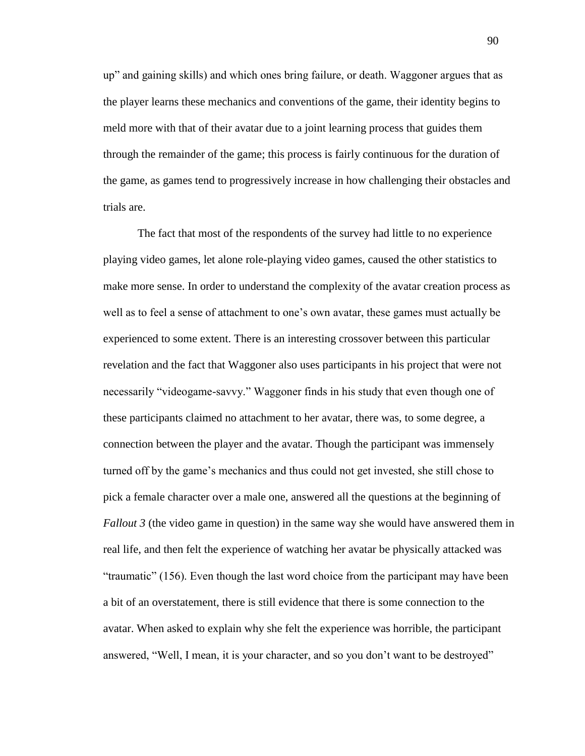up" and gaining skills) and which ones bring failure, or death. Waggoner argues that as the player learns these mechanics and conventions of the game, their identity begins to meld more with that of their avatar due to a joint learning process that guides them through the remainder of the game; this process is fairly continuous for the duration of the game, as games tend to progressively increase in how challenging their obstacles and trials are.

The fact that most of the respondents of the survey had little to no experience playing video games, let alone role-playing video games, caused the other statistics to make more sense. In order to understand the complexity of the avatar creation process as well as to feel a sense of attachment to one's own avatar, these games must actually be experienced to some extent. There is an interesting crossover between this particular revelation and the fact that Waggoner also uses participants in his project that were not necessarily "videogame-savvy." Waggoner finds in his study that even though one of these participants claimed no attachment to her avatar, there was, to some degree, a connection between the player and the avatar. Though the participant was immensely turned off by the game's mechanics and thus could not get invested, she still chose to pick a female character over a male one, answered all the questions at the beginning of *Fallout 3* (the video game in question) in the same way she would have answered them in real life, and then felt the experience of watching her avatar be physically attacked was "traumatic" (156). Even though the last word choice from the participant may have been a bit of an overstatement, there is still evidence that there is some connection to the avatar. When asked to explain why she felt the experience was horrible, the participant answered, "Well, I mean, it is your character, and so you don't want to be destroyed"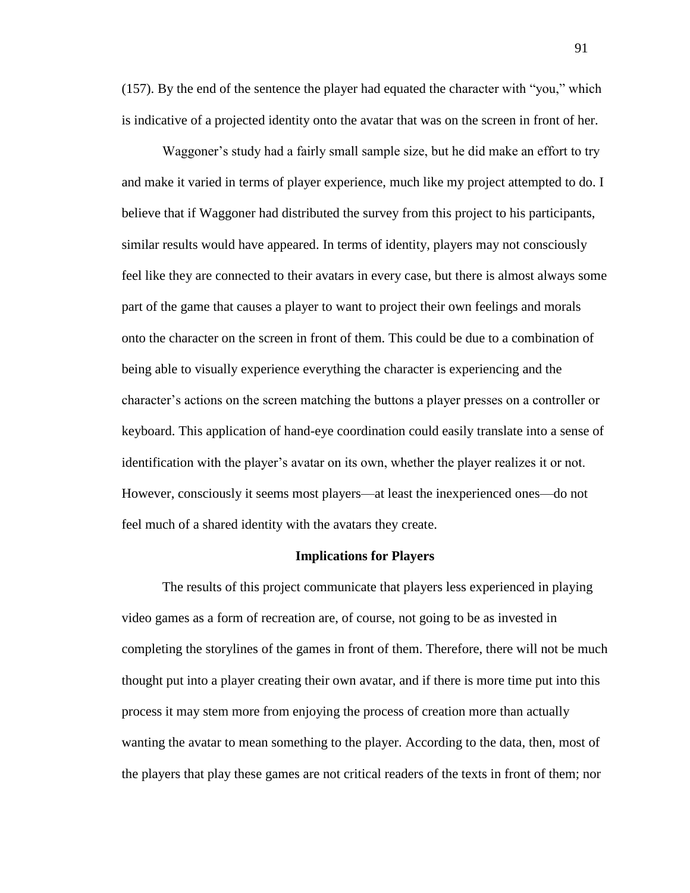(157). By the end of the sentence the player had equated the character with "you," which is indicative of a projected identity onto the avatar that was on the screen in front of her.

Waggoner's study had a fairly small sample size, but he did make an effort to try and make it varied in terms of player experience, much like my project attempted to do. I believe that if Waggoner had distributed the survey from this project to his participants, similar results would have appeared. In terms of identity, players may not consciously feel like they are connected to their avatars in every case, but there is almost always some part of the game that causes a player to want to project their own feelings and morals onto the character on the screen in front of them. This could be due to a combination of being able to visually experience everything the character is experiencing and the character's actions on the screen matching the buttons a player presses on a controller or keyboard. This application of hand-eye coordination could easily translate into a sense of identification with the player's avatar on its own, whether the player realizes it or not. However, consciously it seems most players—at least the inexperienced ones—do not feel much of a shared identity with the avatars they create.

## Implications for Players

The results of this project communicate that players less experienced in playing video games as a form of recreation are, of course, not going to be as invested in completing the storylines of the games in front of them. Therefore, there will not be much thought put into a player creating their own avatar, and if there is more time put into this process it may stem more from enjoying the process of creation more than actually wanting the avatar to mean something to the player. According to the data, then, most of the players that play these games are not critical readers of the texts in front of them; nor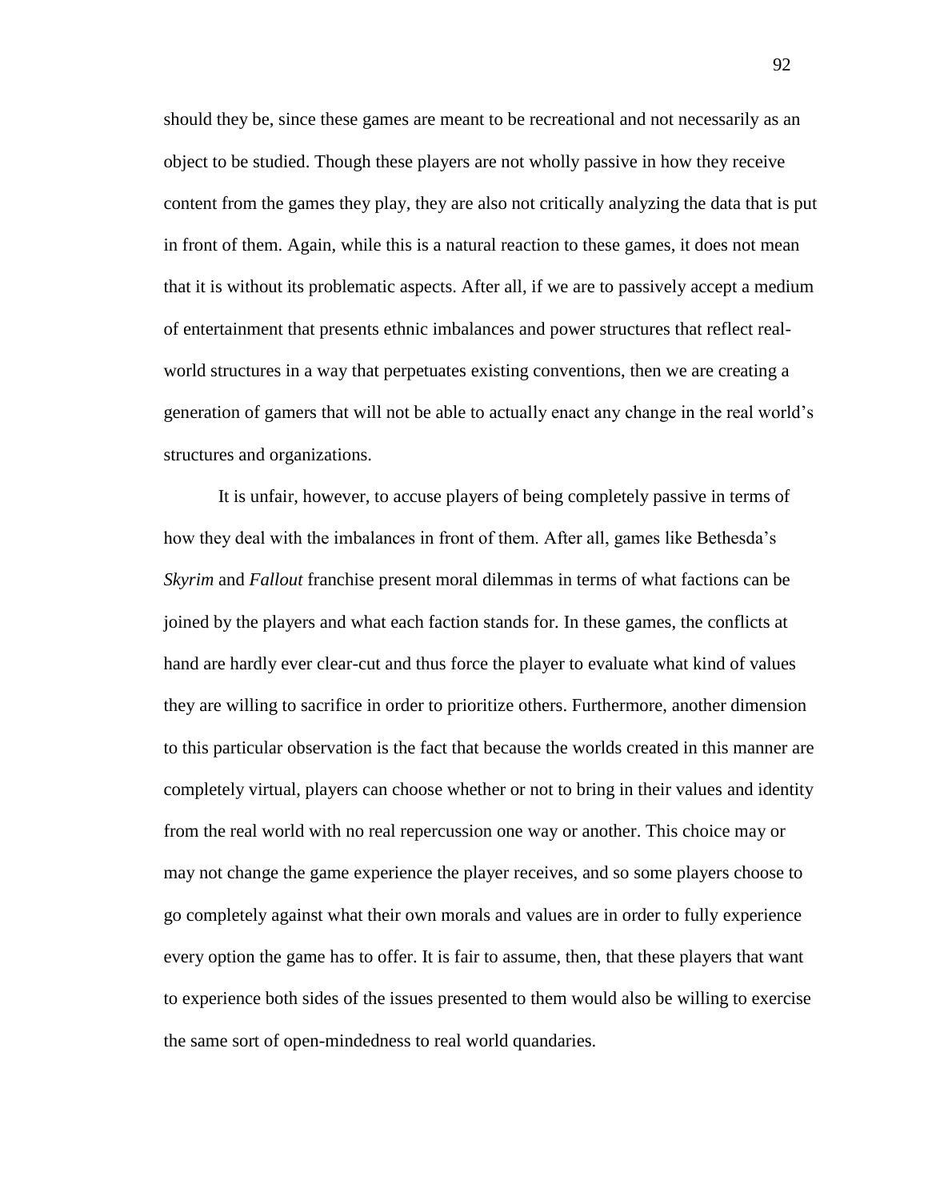should they be, since these games are meant to be recreational and not necessarily as an object to be studied. Though these players are not wholly passive in how they receive content from the games they play, they are also not critically analyzing the data that is put in front of them. Again, while this is a natural reaction to these games, it does not mean that it is without its problematic aspects. After all, if we are to passively accept a medium of entertainment that presents ethnic imbalances and power structures that reflect real-world structures in a way that perpetuates existing conventions, then we are creating a generation of gamers that will not be able to actually enact any change in the real world's structures and organizations.

It is unfair, however, to accuse players of being completely passive in terms of how they deal with the imbalances in front of them. After all, games like Bethesda's *Skyrim* and *Fallout* franchise present moral dilemmas in terms of what factions can be joined by the players and what each faction stands for. In these games, the conflicts at hand are hardly ever clear-cut and thus force the player to evaluate what kind of values they are willing to sacrifice in order to prioritize others. Furthermore, another dimension to this particular observation is the fact that because the worlds created in this manner are completely virtual, players can choose whether or not to bring in their values and identity from the real world with no real repercussion one way or another. This choice may or may not change the game experience the player receives, and so some players choose to go completely against what their own morals and values are in order to fully experience every option the game has to offer. It is fair to assume, then, that these players that want to experience both sides of the issues presented to them would also be willing to exercise the same sort of open-mindedness to real world quandaries.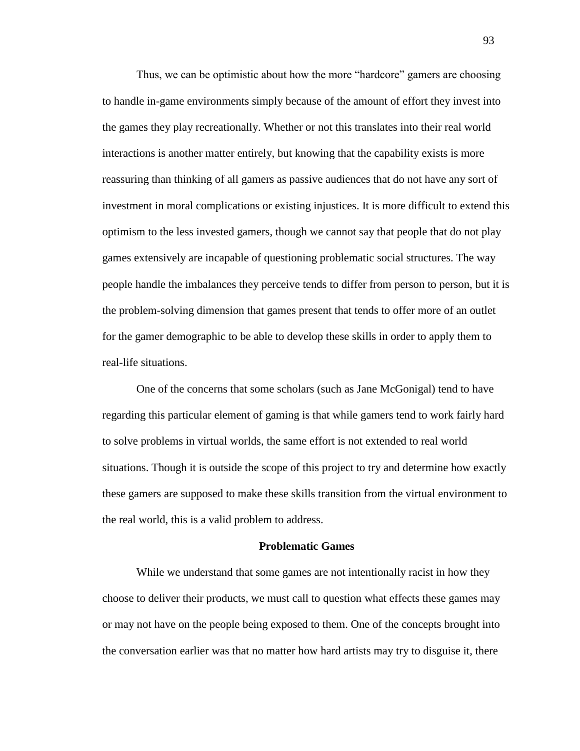Thus, we can be optimistic about how the more "hardcore" gamers are choosing to handle in-game environments simply because of the amount of effort they invest into the games they play recreationally. Whether or not this translates into their real world interactions is another matter entirely, but knowing that the capability exists is more reassuring than thinking of all gamers as passive audiences that do not have any sort of investment in moral complications or existing injustices. It is more difficult to extend this optimism to the less invested gamers, though we cannot say that people that do not play games extensively are incapable of questioning problematic social structures. The way people handle the imbalances they perceive tends to differ from person to person, but it is the problem-solving dimension that games present that tends to offer more of an outlet for the gamer demographic to be able to develop these skills in order to apply them to real-life situations.

One of the concerns that some scholars (such as Jane McGonigal) tend to have regarding this particular element of gaming is that while gamers tend to work fairly hard to solve problems in virtual worlds, the same effort is not extended to real world situations. Though it is outside the scope of this project to try and determine how exactly these gamers are supposed to make these skills transition from the virtual environment to the real world, this is a valid problem to address.

## Problematic Games

While we understand that some games are not intentionally racist in how they choose to deliver their products, we must call to question what effects these games may or may not have on the people being exposed to them. One of the concepts brought into the conversation earlier was that no matter how hard artists may try to disguise it, there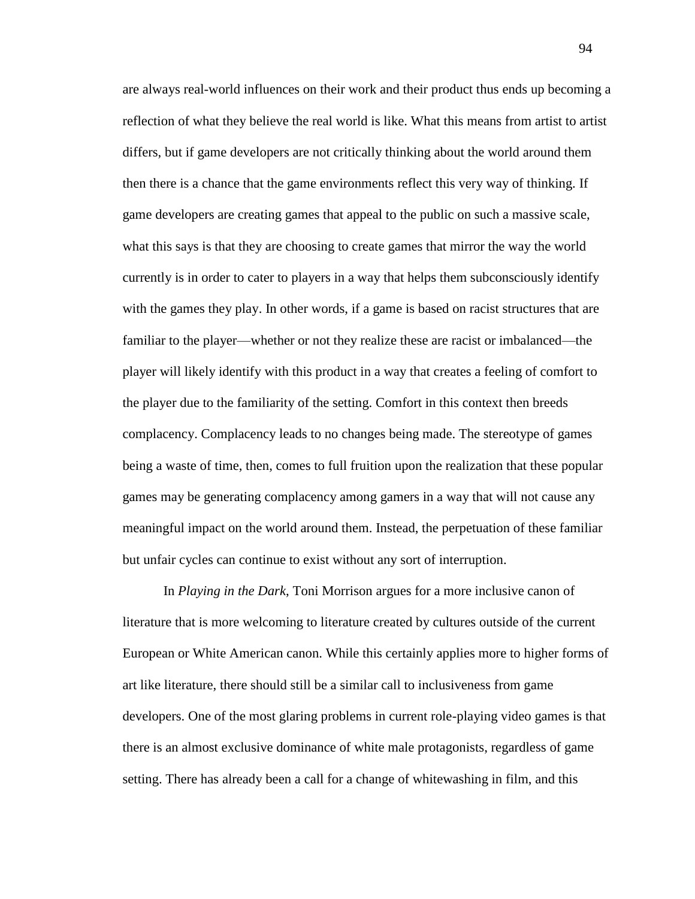are always real-world influences on their work and their product thus ends up becoming a reflection of what they believe the real world is like. What this means from artist to artist differs, but if game developers are not critically thinking about the world around them then there is a chance that the game environments reflect this very way of thinking. If game developers are creating games that appeal to the public on such a massive scale, what this says is that they are choosing to create games that mirror the way the world currently is in order to cater to players in a way that helps them subconsciously identify with the games they play. In other words, if a game is based on racist structures that are familiar to the player—whether or not they realize these are racist or imbalanced—the player will likely identify with this product in a way that creates a feeling of comfort to the player due to the familiarity of the setting. Comfort in this context then breeds complacency. Complacency leads to no changes being made. The stereotype of games being a waste of time, then, comes to full fruition upon the realization that these popular games may be generating complacency among gamers in a way that will not cause any meaningful impact on the world around them. Instead, the perpetuation of these familiar but unfair cycles can continue to exist without any sort of interruption.

In *Playing in the Dark*, Toni Morrison argues for a more inclusive canon of literature that is more welcoming to literature created by cultures outside of the current European or White American canon. While this certainly applies more to higher forms of art like literature, there should still be a similar call to inclusiveness from game developers. One of the most glaring problems in current role-playing video games is that there is an almost exclusive dominance of white male protagonists, regardless of game setting. There has already been a call for a change of whitewashing in film, and this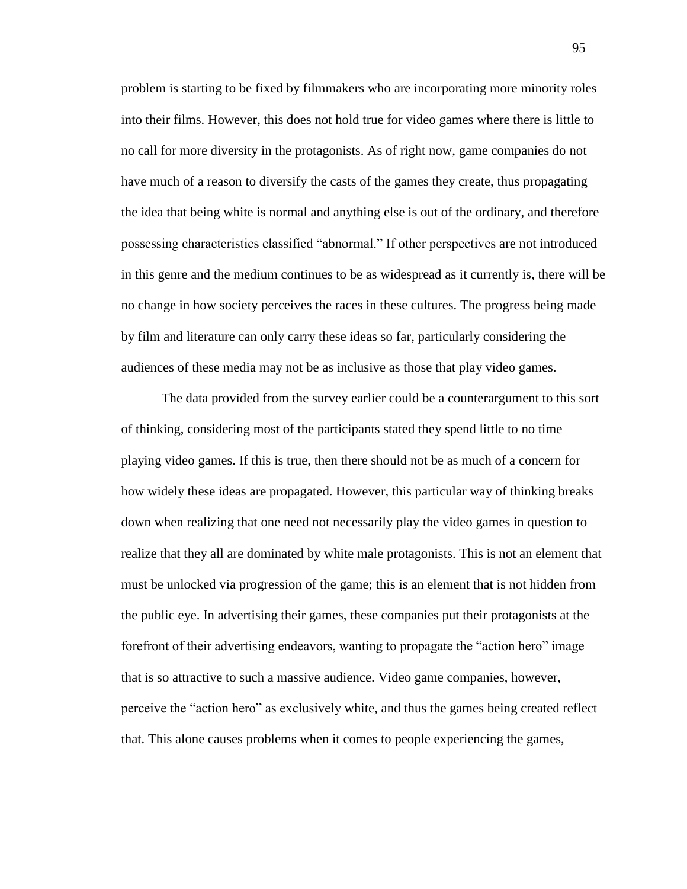problem is starting to be fixed by filmmakers who are incorporating more minority roles into their films. However, this does not hold true for video games where there is little to no call for more diversity in the protagonists. As of right now, game companies do not have much of a reason to diversify the casts of the games they create, thus propagating the idea that being white is normal and anything else is out of the ordinary, and therefore possessing characteristics classified "abnormal." If other perspectives are not introduced in this genre and the medium continues to be as widespread as it currently is, there will be no change in how society perceives the races in these cultures. The progress being made by film and literature can only carry these ideas so far, particularly considering the audiences of these media may not be as inclusive as those that play video games.

The data provided from the survey earlier could be a counterargument to this sort of thinking, considering most of the participants stated they spend little to no time playing video games. If this is true, then there should not be as much of a concern for how widely these ideas are propagated. However, this particular way of thinking breaks down when realizing that one need not necessarily play the video games in question to realize that they all are dominated by white male protagonists. This is not an element that must be unlocked via progression of the game; this is an element that is not hidden from the public eye. In advertising their games, these companies put their protagonists at the forefront of their advertising endeavors, wanting to propagate the "action hero" image that is so attractive to such a massive audience. Video game companies, however, perceive the "action hero" as exclusively white, and thus the games being created reflect that. This alone causes problems when it comes to people experiencing the games,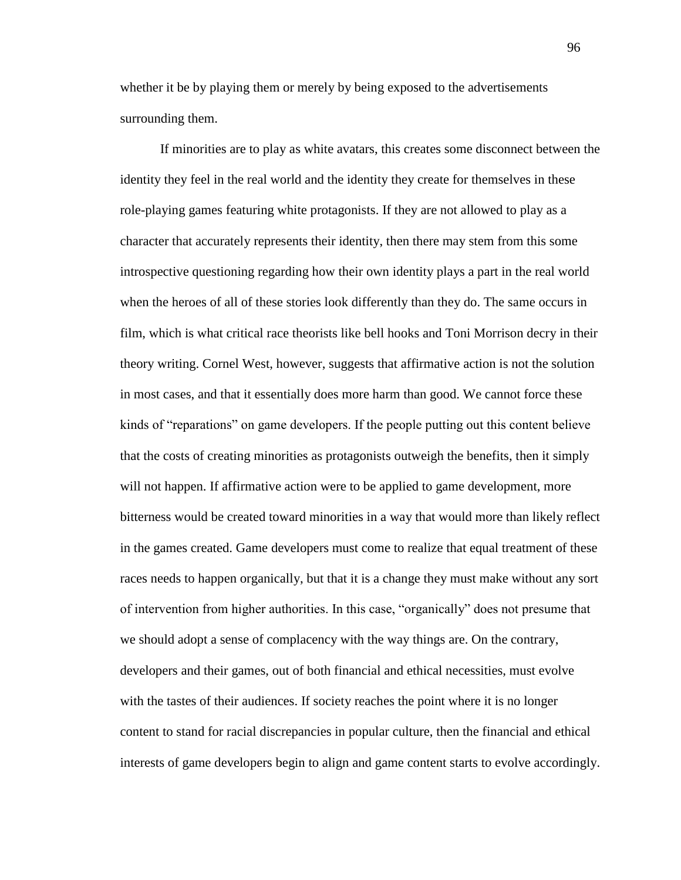whether it be by playing them or merely by being exposed to the advertisements surrounding them.

If minorities are to play as white avatars, this creates some disconnect between the identity they feel in the real world and the identity they create for themselves in these role-playing games featuring white protagonists. If they are not allowed to play as a character that accurately represents their identity, then there may stem from this some introspective questioning regarding how their own identity plays a part in the real world when the heroes of all of these stories look differently than they do. The same occurs in film, which is what critical race theorists like bell hooks and Toni Morrison decry in their theory writing. Cornel West, however, suggests that affirmative action is not the solution in most cases, and that it essentially does more harm than good. We cannot force these kinds of "reparations" on game developers. If the people putting out this content believe that the costs of creating minorities as protagonists outweigh the benefits, then it simply will not happen. If affirmative action were to be applied to game development, more bitterness would be created toward minorities in a way that would more than likely reflect in the games created. Game developers must come to realize that equal treatment of these races needs to happen organically, but that it is a change they must make without any sort of intervention from higher authorities. In this case, "organically" does not presume that we should adopt a sense of complacency with the way things are. On the contrary, developers and their games, out of both financial and ethical necessities, must evolve with the tastes of their audiences. If society reaches the point where it is no longer content to stand for racial discrepancies in popular culture, then the financial and ethical interests of game developers begin to align and game content starts to evolve accordingly.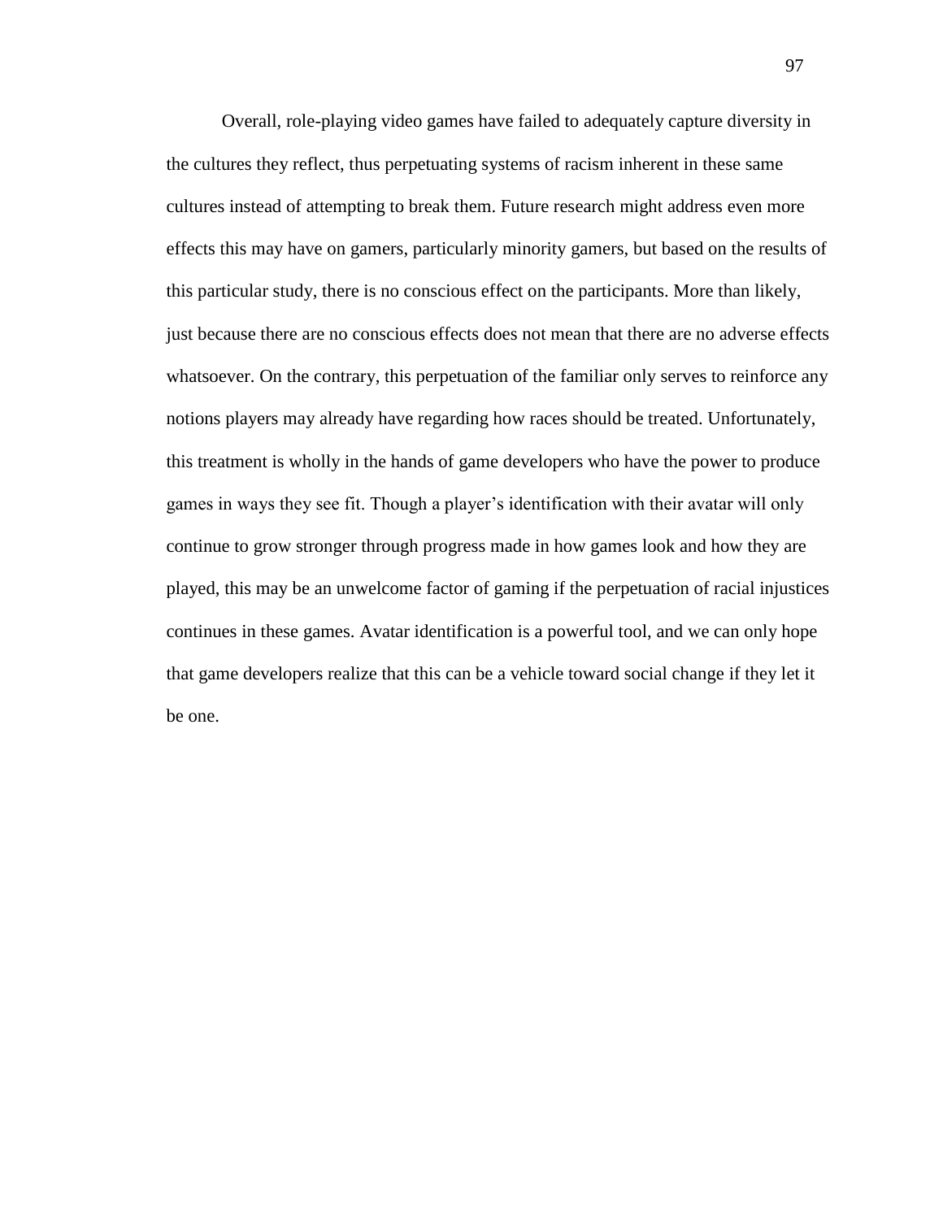Overall, role-playing video games have failed to adequately capture diversity in the cultures they reflect, thus perpetuating systems of racism inherent in these same cultures instead of attempting to break them. Future research might address even more effects this may have on gamers, particularly minority gamers, but based on the results of this particular study, there is no conscious effect on the participants. More than likely, just because there are no conscious effects does not mean that there are no adverse effects whatsoever. On the contrary, this perpetuation of the familiar only serves to reinforce any notions players may already have regarding how races should be treated. Unfortunately, this treatment is wholly in the hands of game developers who have the power to produce games in ways they see fit. Though a player's identification with their avatar will only continue to grow stronger through progress made in how games look and how they are played, this may be an unwelcome factor of gaming if the perpetuation of racial injustices continues in these games. Avatar identification is a powerful tool, and we can only hope that game developers realize that this can be a vehicle toward social change if they let it be one.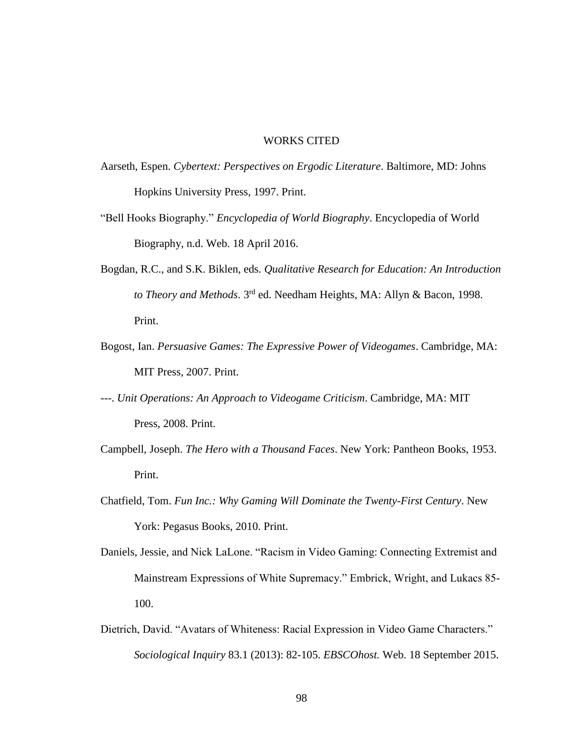# WORKS CITED

Aarseth, Espen. *Cybertext: Perspectives on Ergodic Literature*. Baltimore, MD: Johns Hopkins University Press, 1997. Print.

"Bell Hooks Biography." *Encyclopedia of World Biography*. Encyclopedia of World Biography, n.d. Web. 18 April 2016.

Bogdan, R.C., and S.K. Biklen, eds. *Qualitative Research for Education: An Introduction to Theory and Methods*. 3rd ed. Needham Heights, MA: Allyn & Bacon, 1998. Print.

Bogost, Ian. *Persuasive Games: The Expressive Power of Videogames*. Cambridge, MA: MIT Press, 2007. Print.

---. *Unit Operations: An Approach to Videogame Criticism*. Cambridge, MA: MIT Press, 2008. Print.

Campbell, Joseph. *The Hero with a Thousand Faces*. New York: Pantheon Books, 1953. Print.

Chatfield, Tom. *Fun Inc.: Why Gaming Will Dominate the Twenty-First Century*. New York: Pegasus Books, 2010. Print.

Daniels, Jessie, and Nick LaLone. "Racism in Video Gaming: Connecting Extremist and Mainstream Expressions of White Supremacy." Embrick, Wright, and Lukacs 85-100.

Dietrich, David. "Avatars of Whiteness: Racial Expression in Video Game Characters." *Sociological Inquiry* 83.1 (2013): 82-105. *EBSCOhost.* Web. 18 September 2015.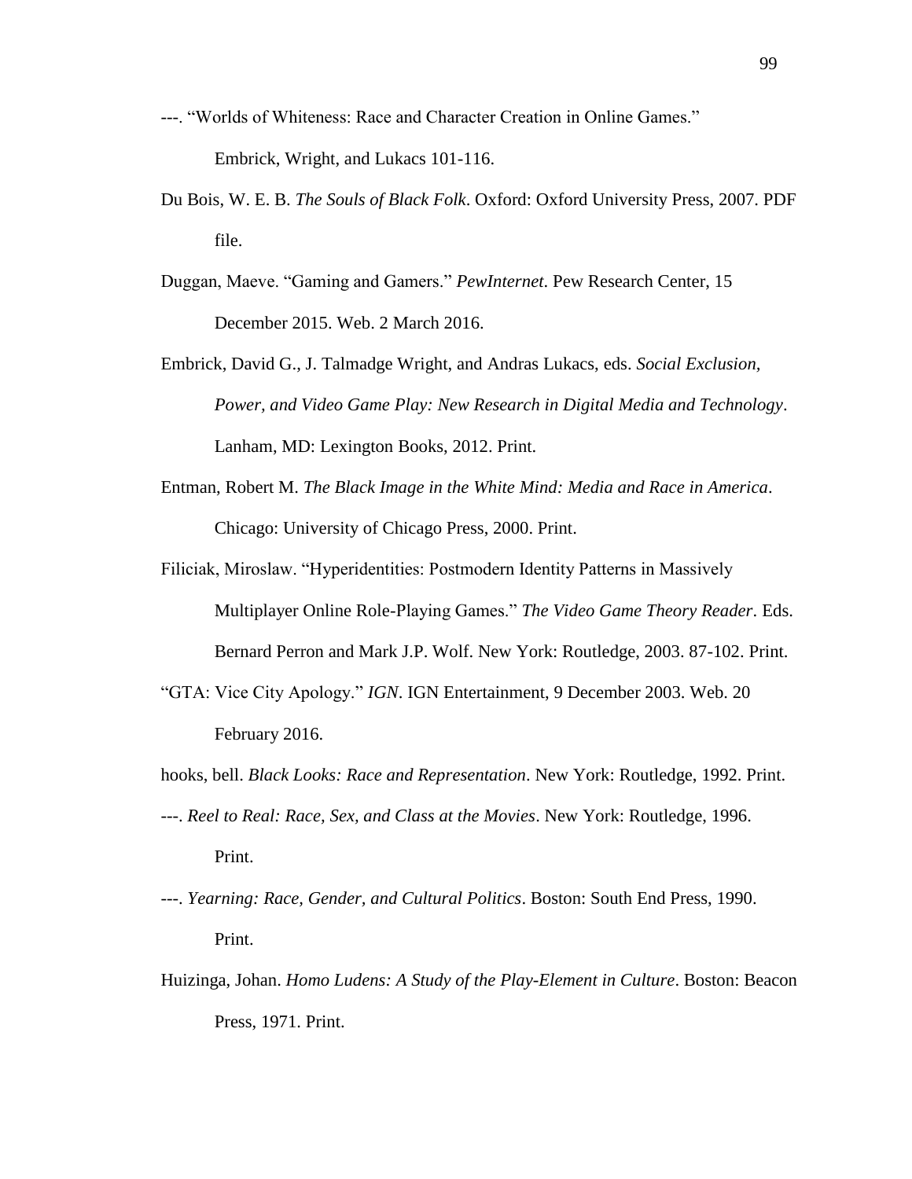---. “Worlds of Whiteness: Race and Character Creation in Online Games.” Embrick, Wright, and Lukacs 101-116.

Du Bois, W. E. B. *The Souls of Black Folk*. Oxford: Oxford University Press, 2007. PDF file.

Duggan, Maeve. “Gaming and Gamers.” *PewInternet*. Pew Research Center, 15 December 2015. Web. 2 March 2016.

Embrick, David G., J. Talmadge Wright, and Andras Lukacs, eds. *Social Exclusion, Power, and Video Game Play: New Research in Digital Media and Technology*. Lanham, MD: Lexington Books, 2012. Print.

Entman, Robert M. *The Black Image in the White Mind: Media and Race in America*. Chicago: University of Chicago Press, 2000. Print.

Filiciak, Miroslaw. “Hyperidentities: Postmodern Identity Patterns in Massively Multiplayer Online Role-Playing Games.” *The Video Game Theory Reader*. Eds. Bernard Perron and Mark J.P. Wolf. New York: Routledge, 2003. 87-102. Print.

“GTA: Vice City Apology.” *IGN*. IGN Entertainment, 9 December 2003. Web. 20 February 2016.

hooks, bell. *Black Looks: Race and Representation*. New York: Routledge, 1992. Print.

---. *Reel to Real: Race, Sex, and Class at the Movies*. New York: Routledge, 1996. Print.

---. *Yearning: Race, Gender, and Cultural Politics*. Boston: South End Press, 1990. Print.

Huizinga, Johan. *Homo Ludens: A Study of the Play-Element in Culture*. Boston: Beacon Press, 1971. Print.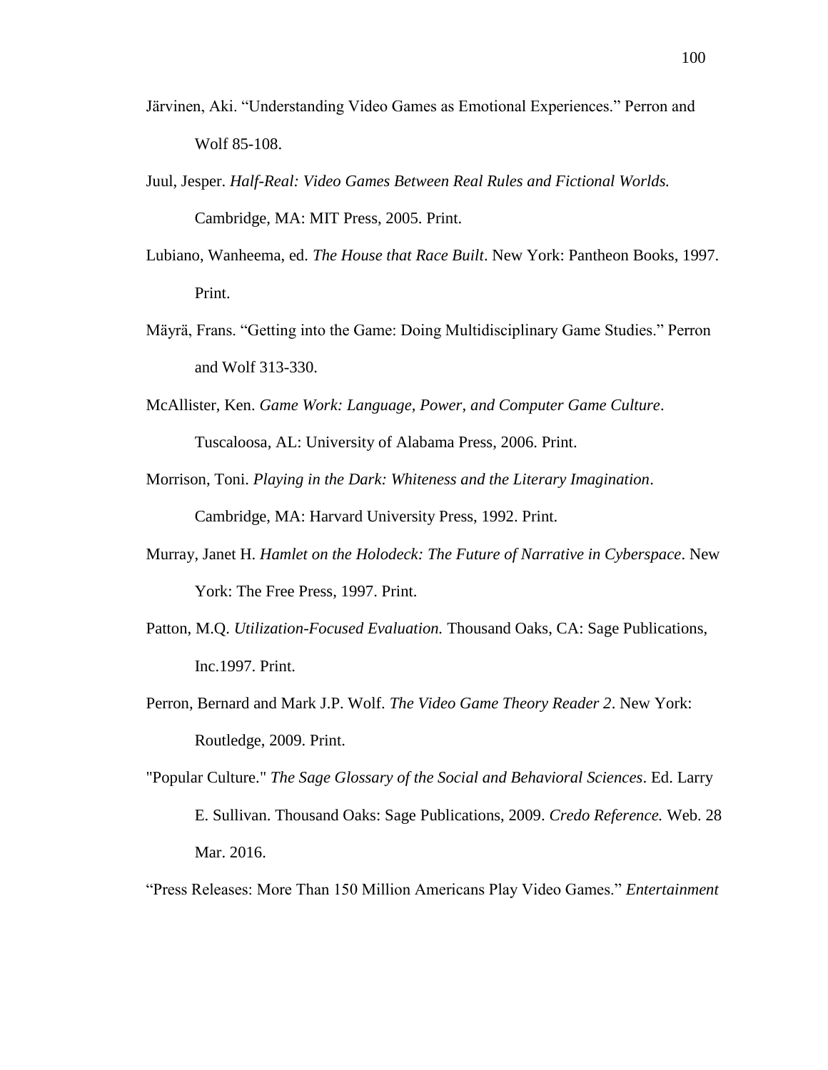Järvinen, Aki. “Understanding Video Games as Emotional Experiences.” Perron and Wolf 85-108.

Juul, Jesper. *Half-Real: Video Games Between Real Rules and Fictional Worlds.* Cambridge, MA: MIT Press, 2005. Print.

Lubiano, Wanheema, ed. *The House that Race Built*. New York: Pantheon Books, 1997. Print.

Mäyrä, Frans. “Getting into the Game: Doing Multidisciplinary Game Studies.” Perron and Wolf 313-330.

McAllister, Ken. *Game Work: Language, Power, and Computer Game Culture*. Tuscaloosa, AL: University of Alabama Press, 2006. Print.

Morrison, Toni. *Playing in the Dark: Whiteness and the Literary Imagination*. Cambridge, MA: Harvard University Press, 1992. Print.

Murray, Janet H. *Hamlet on the Holodeck: The Future of Narrative in Cyberspace*. New York: The Free Press, 1997. Print.

Patton, M.Q. *Utilization-Focused Evaluation.* Thousand Oaks, CA: Sage Publications, Inc.1997. Print.

Perron, Bernard and Mark J.P. Wolf. *The Video Game Theory Reader 2*. New York: Routledge, 2009. Print.

"Popular Culture." *The Sage Glossary of the Social and Behavioral Sciences*. Ed. Larry E. Sullivan. Thousand Oaks: Sage Publications, 2009. *Credo Reference.* Web. 28 Mar. 2016.

“Press Releases: More Than 150 Million Americans Play Video Games.” *Entertainment*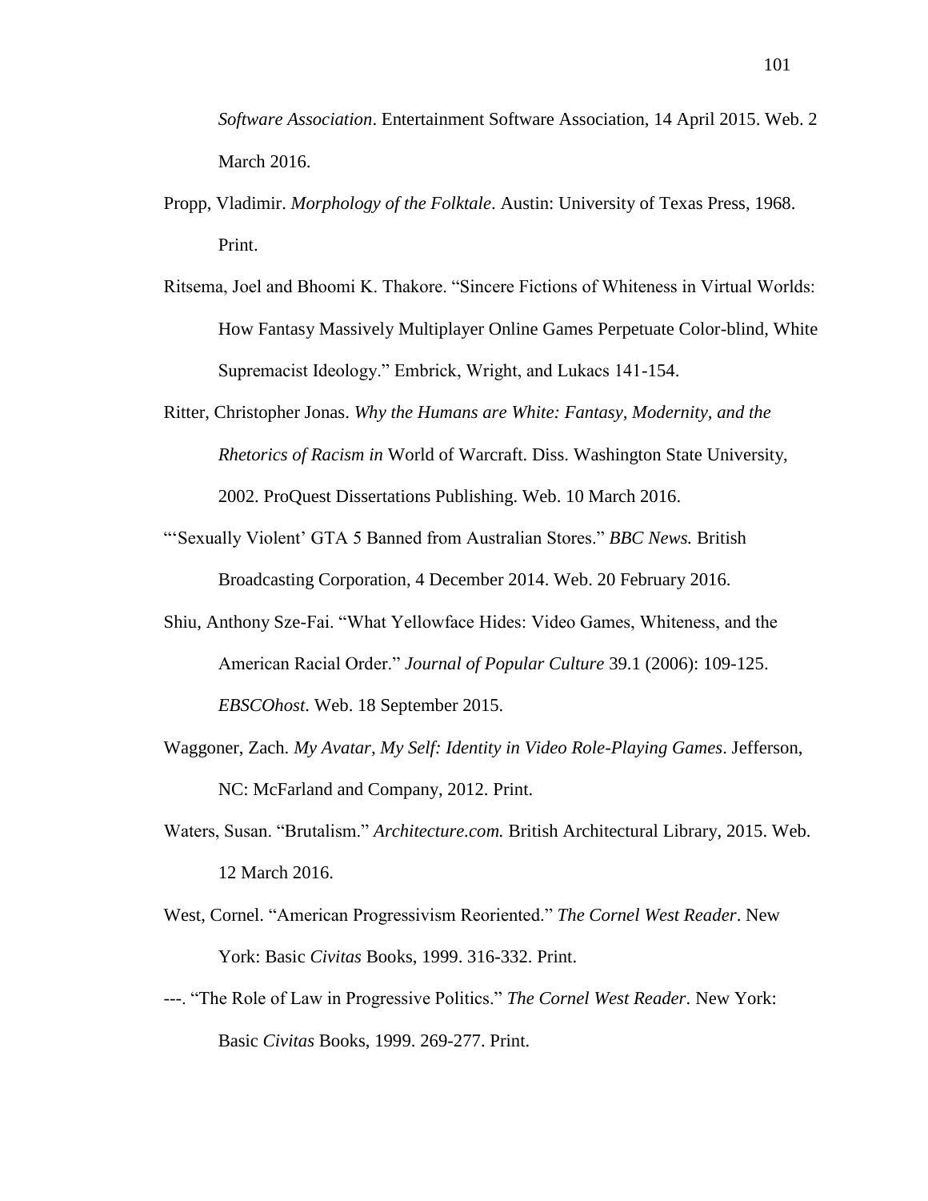*Software Association*. Entertainment Software Association, 14 April 2015. Web. 2 March 2016.

Propp, Vladimir. *Morphology of the Folktale*. Austin: University of Texas Press, 1968. Print.

Ritsema, Joel and Bhoomi K. Thakore. "Sincere Fictions of Whiteness in Virtual Worlds: How Fantasy Massively Multiplayer Online Games Perpetuate Color-blind, White Supremacist Ideology." Embrick, Wright, and Lukacs 141-154.

Ritter, Christopher Jonas. *Why the Humans are White: Fantasy, Modernity, and the Rhetorics of Racism in* World of Warcraft. Diss. Washington State University, 2002. ProQuest Dissertations Publishing. Web. 10 March 2016.

"'Sexually Violent' GTA 5 Banned from Australian Stores." *BBC News.* British Broadcasting Corporation, 4 December 2014. Web. 20 February 2016.

Shiu, Anthony Sze-Fai. "What Yellowface Hides: Video Games, Whiteness, and the American Racial Order." *Journal of Popular Culture* 39.1 (2006): 109-125. *EBSCOhost.* Web. 18 September 2015.

Waggoner, Zach. *My Avatar, My Self: Identity in Video Role-Playing Games*. Jefferson, NC: McFarland and Company, 2012. Print.

Waters, Susan. "Brutalism." *Architecture.com.* British Architectural Library, 2015. Web. 12 March 2016.

West, Cornel. "American Progressivism Reoriented." *The Cornel West Reader*. New York: Basic *Civitas* Books, 1999. 316-332. Print.

---. "The Role of Law in Progressive Politics." *The Cornel West Reader*. New York: Basic *Civitas* Books, 1999. 269-277. Print.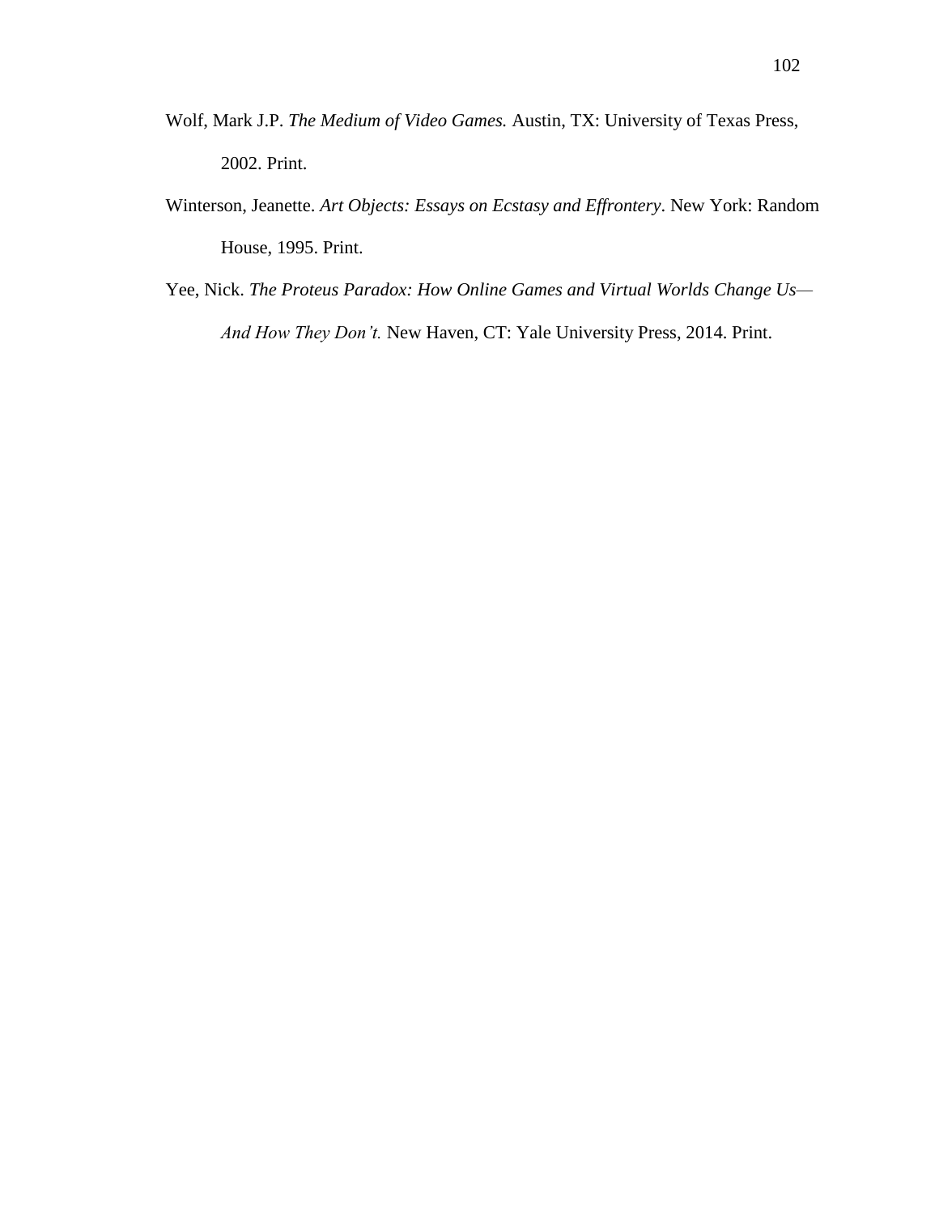Wolf, Mark J.P. *The Medium of Video Games.* Austin, TX: University of Texas Press, 2002. Print.

Winterson, Jeanette. *Art Objects: Essays on Ecstasy and Effrontery*. New York: Random House, 1995. Print.

Yee, Nick. *The Proteus Paradox: How Online Games and Virtual Worlds Change Us—And How They Don't.* New Haven, CT: Yale University Press, 2014. Print.